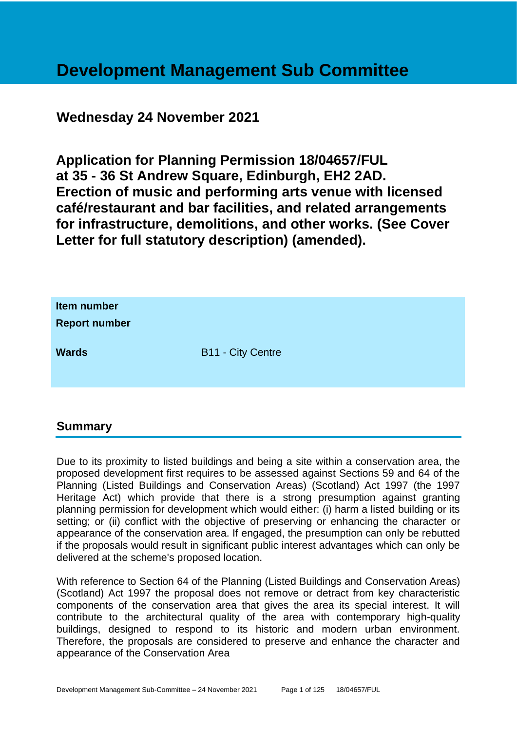# Development Management Sub Committee

## Wednesday 24 November 2021

## Application for Planning Permission 18/04657/FUL at 35 - 36 St Andrew Square, Edinburgh, EH2 2AD. Erection of music and performing arts venue with licensed café/restaurant and bar facilities, and related arrangements for infrastructure, demolitions, and other works. (See Cover Letter for full statutory description) (amended).

| | |
|---|---|
| **Item number** | |
| **Report number** | |
| **Wards** | B11 - City Centre |

## Summary

Due to its proximity to listed buildings and being a site within a conservation area, the proposed development first requires to be assessed against Sections 59 and 64 of the Planning (Listed Buildings and Conservation Areas) (Scotland) Act 1997 (the 1997 Heritage Act) which provide that there is a strong presumption against granting planning permission for development which would either: (i) harm a listed building or its setting; or (ii) conflict with the objective of preserving or enhancing the character or appearance of the conservation area. If engaged, the presumption can only be rebutted if the proposals would result in significant public interest advantages which can only be delivered at the scheme's proposed location.

With reference to Section 64 of the Planning (Listed Buildings and Conservation Areas) (Scotland) Act 1997 the proposal does not remove or detract from key characteristic components of the conservation area that gives the area its special interest. It will contribute to the architectural quality of the area with contemporary high-quality buildings, designed to respond to its historic and modern urban environment. Therefore, the proposals are considered to preserve and enhance the character and appearance of the Conservation Area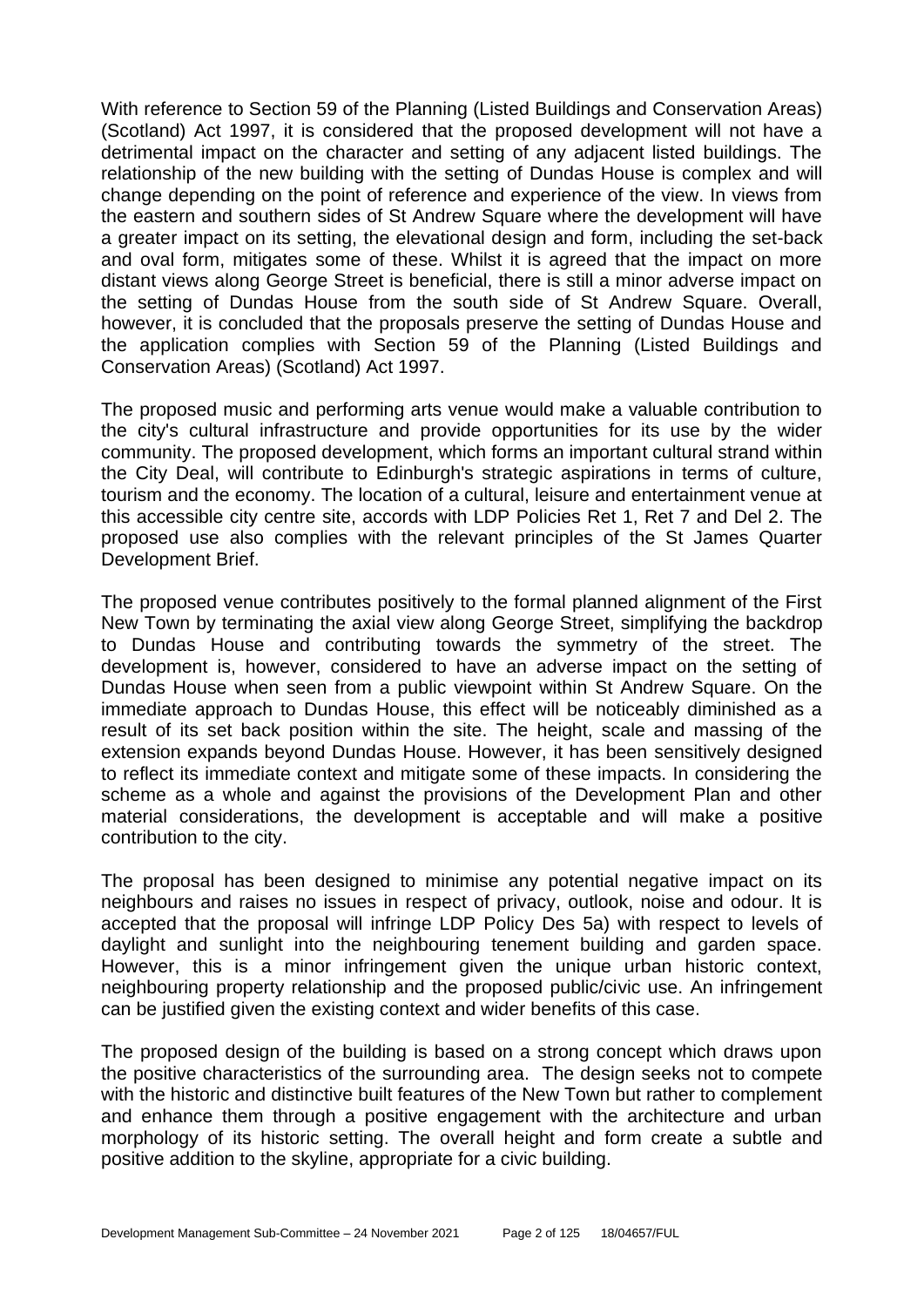With reference to Section 59 of the Planning (Listed Buildings and Conservation Areas) (Scotland) Act 1997, it is considered that the proposed development will not have a detrimental impact on the character and setting of any adjacent listed buildings. The relationship of the new building with the setting of Dundas House is complex and will change depending on the point of reference and experience of the view. In views from the eastern and southern sides of St Andrew Square where the development will have a greater impact on its setting, the elevational design and form, including the set-back and oval form, mitigates some of these. Whilst it is agreed that the impact on more distant views along George Street is beneficial, there is still a minor adverse impact on the setting of Dundas House from the south side of St Andrew Square. Overall, however, it is concluded that the proposals preserve the setting of Dundas House and the application complies with Section 59 of the Planning (Listed Buildings and Conservation Areas) (Scotland) Act 1997.

The proposed music and performing arts venue would make a valuable contribution to the city's cultural infrastructure and provide opportunities for its use by the wider community. The proposed development, which forms an important cultural strand within the City Deal, will contribute to Edinburgh's strategic aspirations in terms of culture, tourism and the economy. The location of a cultural, leisure and entertainment venue at this accessible city centre site, accords with LDP Policies Ret 1, Ret 7 and Del 2. The proposed use also complies with the relevant principles of the St James Quarter Development Brief.

The proposed venue contributes positively to the formal planned alignment of the First New Town by terminating the axial view along George Street, simplifying the backdrop to Dundas House and contributing towards the symmetry of the street. The development is, however, considered to have an adverse impact on the setting of Dundas House when seen from a public viewpoint within St Andrew Square. On the immediate approach to Dundas House, this effect will be noticeably diminished as a result of its set back position within the site. The height, scale and massing of the extension expands beyond Dundas House. However, it has been sensitively designed to reflect its immediate context and mitigate some of these impacts. In considering the scheme as a whole and against the provisions of the Development Plan and other material considerations, the development is acceptable and will make a positive contribution to the city.

The proposal has been designed to minimise any potential negative impact on its neighbours and raises no issues in respect of privacy, outlook, noise and odour. It is accepted that the proposal will infringe LDP Policy Des 5a) with respect to levels of daylight and sunlight into the neighbouring tenement building and garden space. However, this is a minor infringement given the unique urban historic context, neighbouring property relationship and the proposed public/civic use. An infringement can be justified given the existing context and wider benefits of this case.

The proposed design of the building is based on a strong concept which draws upon the positive characteristics of the surrounding area. The design seeks not to compete with the historic and distinctive built features of the New Town but rather to complement and enhance them through a positive engagement with the architecture and urban morphology of its historic setting. The overall height and form create a subtle and positive addition to the skyline, appropriate for a civic building.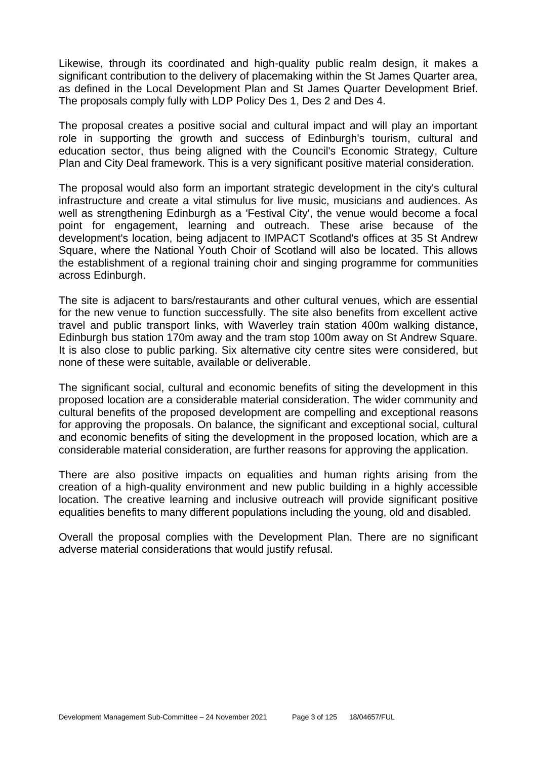Likewise, through its coordinated and high-quality public realm design, it makes a significant contribution to the delivery of placemaking within the St James Quarter area, as defined in the Local Development Plan and St James Quarter Development Brief. The proposals comply fully with LDP Policy Des 1, Des 2 and Des 4.

The proposal creates a positive social and cultural impact and will play an important role in supporting the growth and success of Edinburgh's tourism, cultural and education sector, thus being aligned with the Council's Economic Strategy, Culture Plan and City Deal framework. This is a very significant positive material consideration.

The proposal would also form an important strategic development in the city's cultural infrastructure and create a vital stimulus for live music, musicians and audiences. As well as strengthening Edinburgh as a 'Festival City', the venue would become a focal point for engagement, learning and outreach. These arise because of the development's location, being adjacent to IMPACT Scotland's offices at 35 St Andrew Square, where the National Youth Choir of Scotland will also be located. This allows the establishment of a regional training choir and singing programme for communities across Edinburgh.

The site is adjacent to bars/restaurants and other cultural venues, which are essential for the new venue to function successfully. The site also benefits from excellent active travel and public transport links, with Waverley train station 400m walking distance, Edinburgh bus station 170m away and the tram stop 100m away on St Andrew Square. It is also close to public parking. Six alternative city centre sites were considered, but none of these were suitable, available or deliverable.

The significant social, cultural and economic benefits of siting the development in this proposed location are a considerable material consideration. The wider community and cultural benefits of the proposed development are compelling and exceptional reasons for approving the proposals. On balance, the significant and exceptional social, cultural and economic benefits of siting the development in the proposed location, which are a considerable material consideration, are further reasons for approving the application.

There are also positive impacts on equalities and human rights arising from the creation of a high-quality environment and new public building in a highly accessible location. The creative learning and inclusive outreach will provide significant positive equalities benefits to many different populations including the young, old and disabled.

Overall the proposal complies with the Development Plan. There are no significant adverse material considerations that would justify refusal.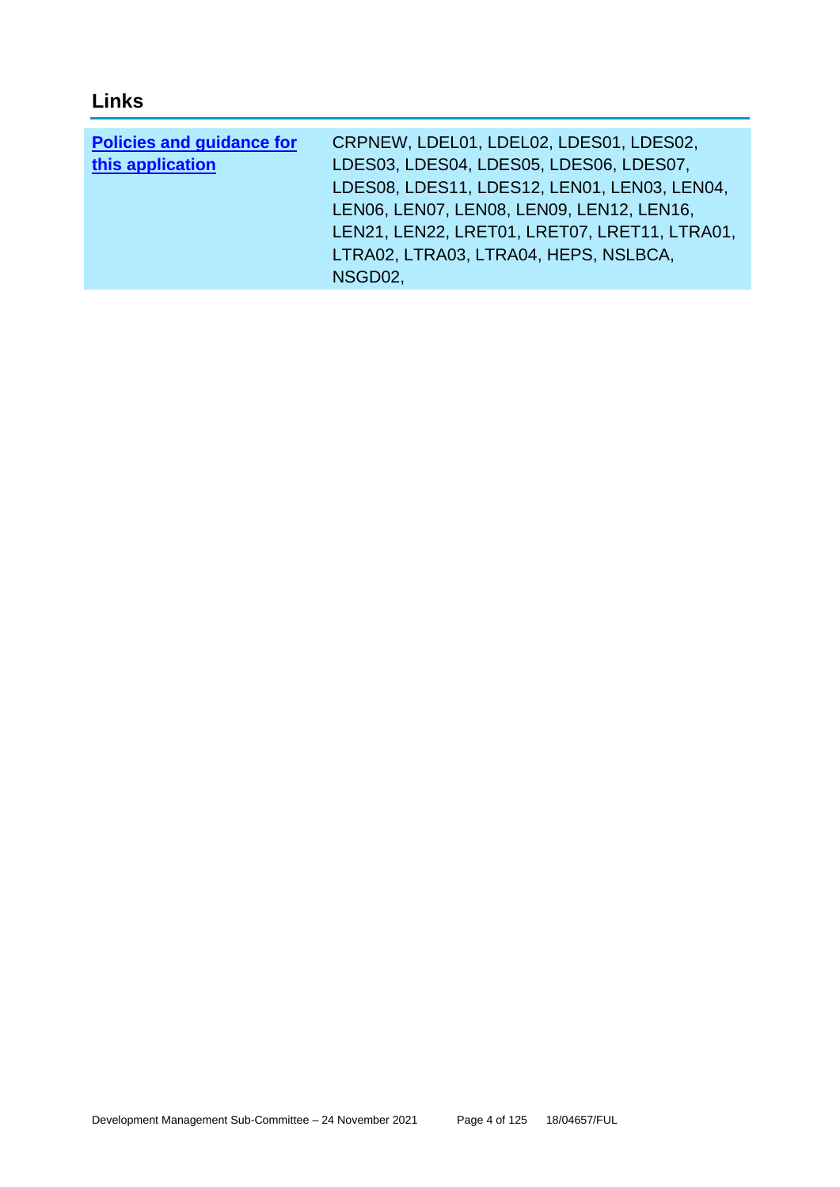## Links

| Policies and guidance for this application | CRPNEW, LDEL01, LDEL02, LDES01, LDES02, LDES03, LDES04, LDES05, LDES06, LDES07, LDES08, LDES11, LDES12, LEN01, LEN03, LEN04, LEN06, LEN07, LEN08, LEN09, LEN12, LEN16, LEN21, LEN22, LRET01, LRET07, LRET11, LTRA01, LTRA02, LTRA03, LTRA04, HEPS, NSLBCA, NSGD02, |
|---|---|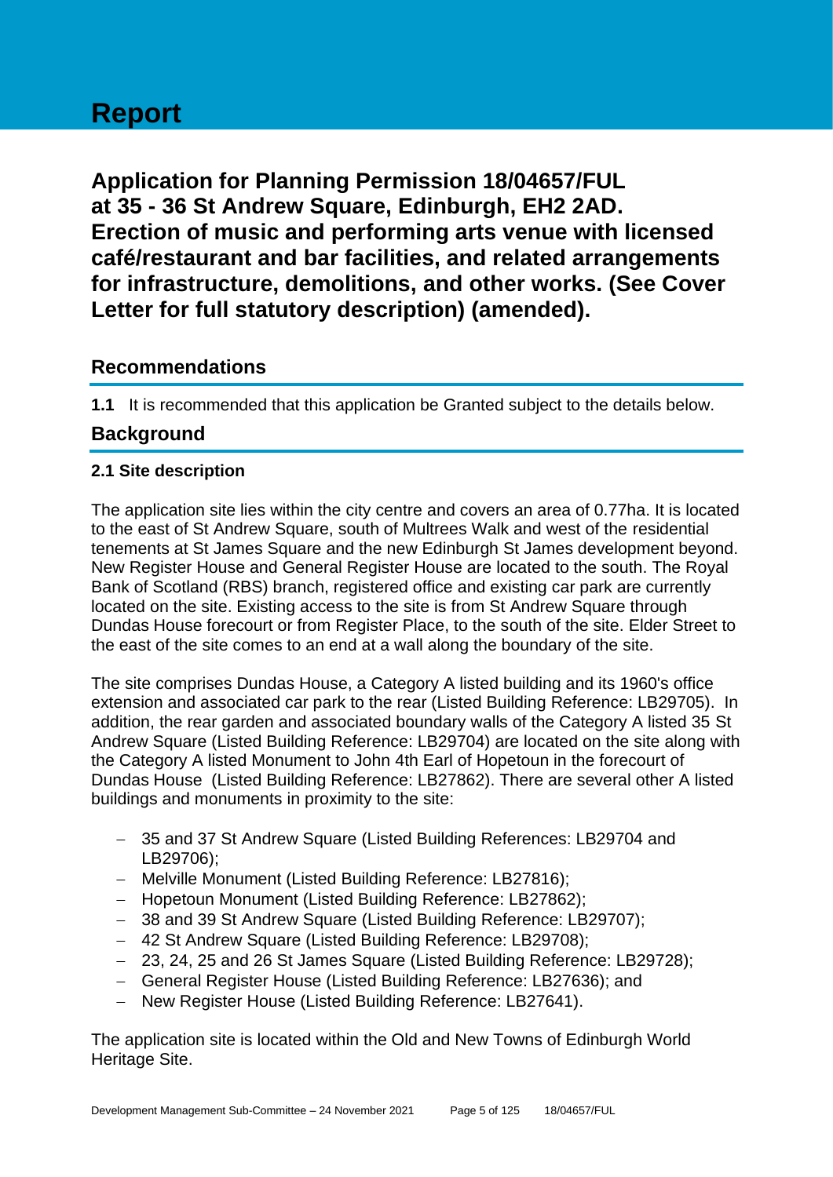# Report

## Application for Planning Permission 18/04657/FUL at 35 - 36 St Andrew Square, Edinburgh, EH2 2AD. Erection of music and performing arts venue with licensed café/restaurant and bar facilities, and related arrangements for infrastructure, demolitions, and other works. (See Cover Letter for full statutory description) (amended).

### Recommendations

**1.1** It is recommended that this application be Granted subject to the details below.

### Background

**2.1 Site description**

The application site lies within the city centre and covers an area of 0.77ha. It is located to the east of St Andrew Square, south of Multrees Walk and west of the residential tenements at St James Square and the new Edinburgh St James development beyond. New Register House and General Register House are located to the south. The Royal Bank of Scotland (RBS) branch, registered office and existing car park are currently located on the site. Existing access to the site is from St Andrew Square through Dundas House forecourt or from Register Place, to the south of the site. Elder Street to the east of the site comes to an end at a wall along the boundary of the site.

The site comprises Dundas House, a Category A listed building and its 1960's office extension and associated car park to the rear (Listed Building Reference: LB29705). In addition, the rear garden and associated boundary walls of the Category A listed 35 St Andrew Square (Listed Building Reference: LB29704) are located on the site along with the Category A listed Monument to John 4th Earl of Hopetoun in the forecourt of Dundas House (Listed Building Reference: LB27862). There are several other A listed buildings and monuments in proximity to the site:

- 35 and 37 St Andrew Square (Listed Building References: LB29704 and LB29706);
- Melville Monument (Listed Building Reference: LB27816);
- Hopetoun Monument (Listed Building Reference: LB27862);
- 38 and 39 St Andrew Square (Listed Building Reference: LB29707);
- 42 St Andrew Square (Listed Building Reference: LB29708);
- 23, 24, 25 and 26 St James Square (Listed Building Reference: LB29728);
- General Register House (Listed Building Reference: LB27636); and
- New Register House (Listed Building Reference: LB27641).

The application site is located within the Old and New Towns of Edinburgh World Heritage Site.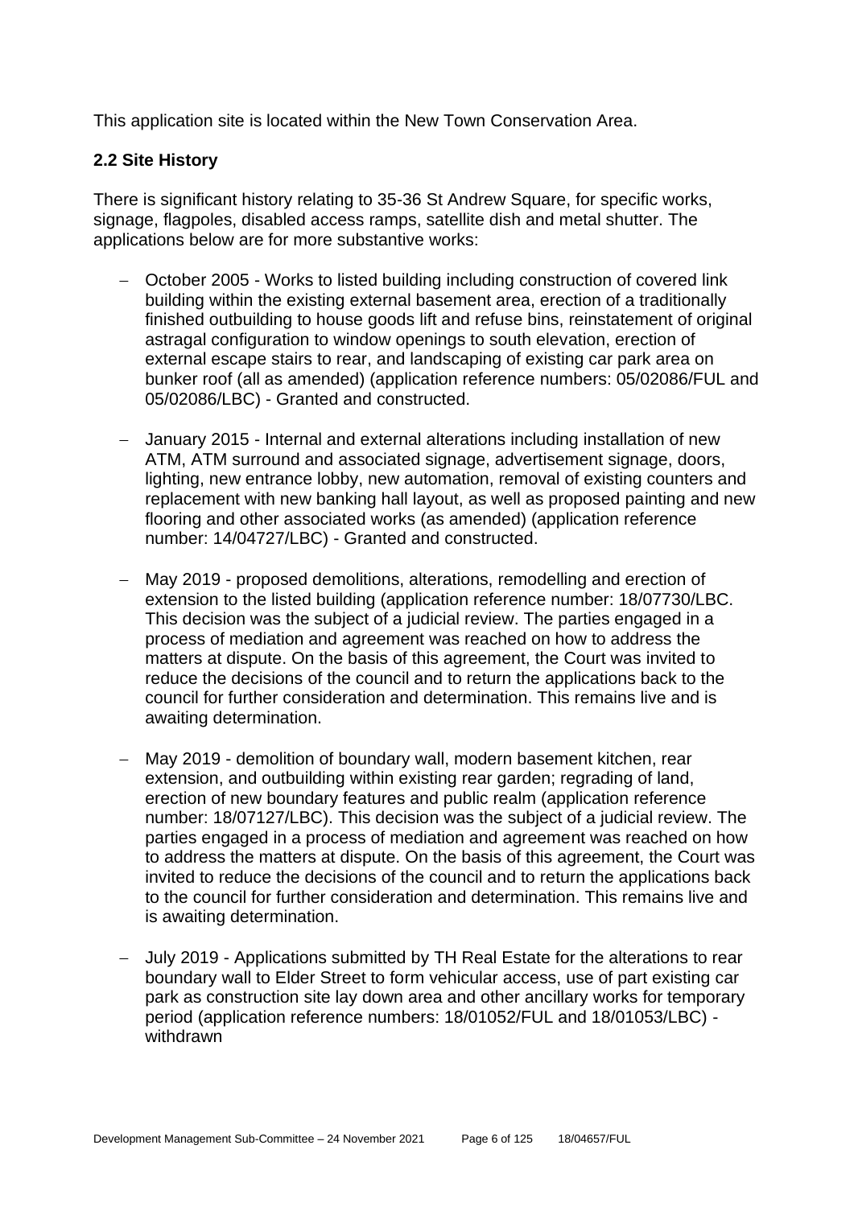This application site is located within the New Town Conservation Area.

### 2.2 Site History

There is significant history relating to 35-36 St Andrew Square, for specific works, signage, flagpoles, disabled access ramps, satellite dish and metal shutter. The applications below are for more substantive works:

- October 2005 - Works to listed building including construction of covered link building within the existing external basement area, erection of a traditionally finished outbuilding to house goods lift and refuse bins, reinstatement of original astragal configuration to window openings to south elevation, erection of external escape stairs to rear, and landscaping of existing car park area on bunker roof (all as amended) (application reference numbers: 05/02086/FUL and 05/02086/LBC) - Granted and constructed.

- January 2015 - Internal and external alterations including installation of new ATM, ATM surround and associated signage, advertisement signage, doors, lighting, new entrance lobby, new automation, removal of existing counters and replacement with new banking hall layout, as well as proposed painting and new flooring and other associated works (as amended) (application reference number: 14/04727/LBC) - Granted and constructed.

- May 2019 - proposed demolitions, alterations, remodelling and erection of extension to the listed building (application reference number: 18/07730/LBC. This decision was the subject of a judicial review. The parties engaged in a process of mediation and agreement was reached on how to address the matters at dispute. On the basis of this agreement, the Court was invited to reduce the decisions of the council and to return the applications back to the council for further consideration and determination. This remains live and is awaiting determination.

- May 2019 - demolition of boundary wall, modern basement kitchen, rear extension, and outbuilding within existing rear garden; regrading of land, erection of new boundary features and public realm (application reference number: 18/07127/LBC). This decision was the subject of a judicial review. The parties engaged in a process of mediation and agreement was reached on how to address the matters at dispute. On the basis of this agreement, the Court was invited to reduce the decisions of the council and to return the applications back to the council for further consideration and determination. This remains live and is awaiting determination.

- July 2019 - Applications submitted by TH Real Estate for the alterations to rear boundary wall to Elder Street to form vehicular access, use of part existing car park as construction site lay down area and other ancillary works for temporary period (application reference numbers: 18/01052/FUL and 18/01053/LBC) - withdrawn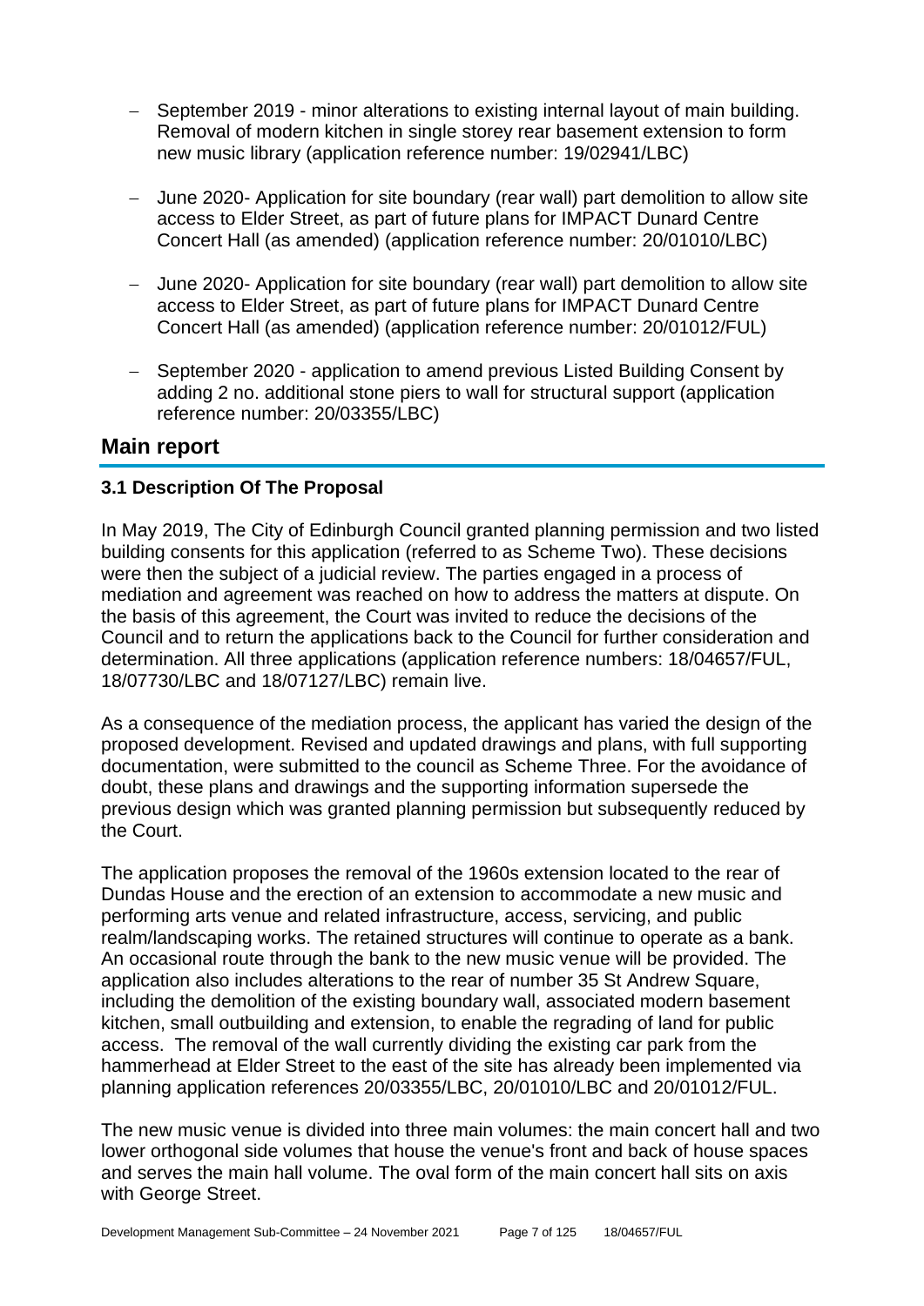- September 2019 - minor alterations to existing internal layout of main building. Removal of modern kitchen in single storey rear basement extension to form new music library (application reference number: 19/02941/LBC)

- June 2020- Application for site boundary (rear wall) part demolition to allow site access to Elder Street, as part of future plans for IMPACT Dunard Centre Concert Hall (as amended) (application reference number: 20/01010/LBC)

- June 2020- Application for site boundary (rear wall) part demolition to allow site access to Elder Street, as part of future plans for IMPACT Dunard Centre Concert Hall (as amended) (application reference number: 20/01012/FUL)

- September 2020 - application to amend previous Listed Building Consent by adding 2 no. additional stone piers to wall for structural support (application reference number: 20/03355/LBC)

## Main report

### 3.1 Description Of The Proposal

In May 2019, The City of Edinburgh Council granted planning permission and two listed building consents for this application (referred to as Scheme Two). These decisions were then the subject of a judicial review. The parties engaged in a process of mediation and agreement was reached on how to address the matters at dispute. On the basis of this agreement, the Court was invited to reduce the decisions of the Council and to return the applications back to the Council for further consideration and determination. All three applications (application reference numbers: 18/04657/FUL, 18/07730/LBC and 18/07127/LBC) remain live.

As a consequence of the mediation process, the applicant has varied the design of the proposed development. Revised and updated drawings and plans, with full supporting documentation, were submitted to the council as Scheme Three. For the avoidance of doubt, these plans and drawings and the supporting information supersede the previous design which was granted planning permission but subsequently reduced by the Court.

The application proposes the removal of the 1960s extension located to the rear of Dundas House and the erection of an extension to accommodate a new music and performing arts venue and related infrastructure, access, servicing, and public realm/landscaping works. The retained structures will continue to operate as a bank. An occasional route through the bank to the new music venue will be provided. The application also includes alterations to the rear of number 35 St Andrew Square, including the demolition of the existing boundary wall, associated modern basement kitchen, small outbuilding and extension, to enable the regrading of land for public access. The removal of the wall currently dividing the existing car park from the hammerhead at Elder Street to the east of the site has already been implemented via planning application references 20/03355/LBC, 20/01010/LBC and 20/01012/FUL.

The new music venue is divided into three main volumes: the main concert hall and two lower orthogonal side volumes that house the venue's front and back of house spaces and serves the main hall volume. The oval form of the main concert hall sits on axis with George Street.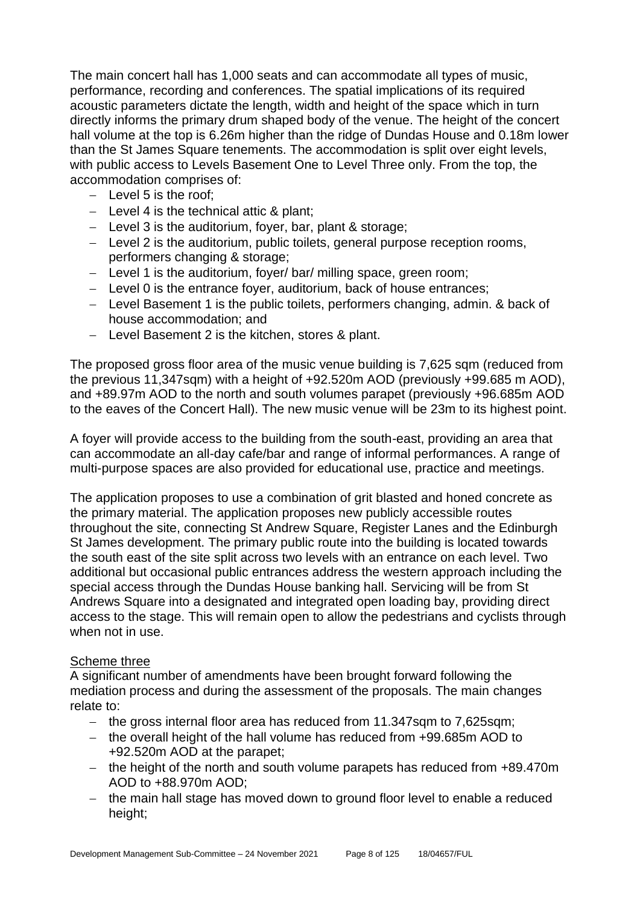The main concert hall has 1,000 seats and can accommodate all types of music, performance, recording and conferences. The spatial implications of its required acoustic parameters dictate the length, width and height of the space which in turn directly informs the primary drum shaped body of the venue. The height of the concert hall volume at the top is 6.26m higher than the ridge of Dundas House and 0.18m lower than the St James Square tenements. The accommodation is split over eight levels, with public access to Levels Basement One to Level Three only. From the top, the accommodation comprises of:

- Level 5 is the roof;
- Level 4 is the technical attic & plant;
- Level 3 is the auditorium, foyer, bar, plant & storage;
- Level 2 is the auditorium, public toilets, general purpose reception rooms, performers changing & storage;
- Level 1 is the auditorium, foyer/ bar/ milling space, green room;
- Level 0 is the entrance foyer, auditorium, back of house entrances;
- Level Basement 1 is the public toilets, performers changing, admin. & back of house accommodation; and
- Level Basement 2 is the kitchen, stores & plant.

The proposed gross floor area of the music venue building is 7,625 sqm (reduced from the previous 11,347sqm) with a height of +92.520m AOD (previously +99.685 m AOD), and +89.97m AOD to the north and south volumes parapet (previously +96.685m AOD to the eaves of the Concert Hall). The new music venue will be 23m to its highest point.

A foyer will provide access to the building from the south-east, providing an area that can accommodate an all-day cafe/bar and range of informal performances. A range of multi-purpose spaces are also provided for educational use, practice and meetings.

The application proposes to use a combination of grit blasted and honed concrete as the primary material. The application proposes new publicly accessible routes throughout the site, connecting St Andrew Square, Register Lanes and the Edinburgh St James development. The primary public route into the building is located towards the south east of the site split across two levels with an entrance on each level. Two additional but occasional public entrances address the western approach including the special access through the Dundas House banking hall. Servicing will be from St Andrews Square into a designated and integrated open loading bay, providing direct access to the stage. This will remain open to allow the pedestrians and cyclists through when not in use.

Scheme three

A significant number of amendments have been brought forward following the mediation process and during the assessment of the proposals. The main changes relate to:

- the gross internal floor area has reduced from 11.347sqm to 7,625sqm;
- the overall height of the hall volume has reduced from +99.685m AOD to +92.520m AOD at the parapet;
- the height of the north and south volume parapets has reduced from +89.470m AOD to +88.970m AOD;
- the main hall stage has moved down to ground floor level to enable a reduced height;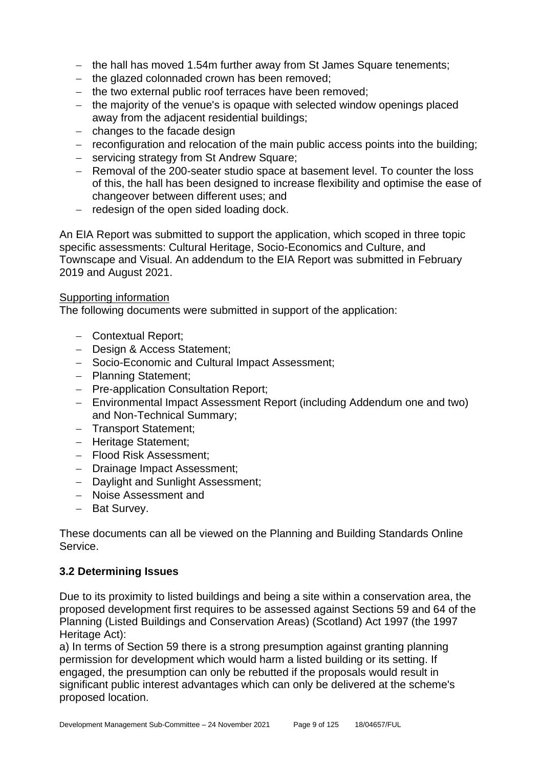- the hall has moved 1.54m further away from St James Square tenements;
- the glazed colonnaded crown has been removed;
- the two external public roof terraces have been removed;
- the majority of the venue's is opaque with selected window openings placed away from the adjacent residential buildings;
- changes to the facade design
- reconfiguration and relocation of the main public access points into the building;
- servicing strategy from St Andrew Square;
- Removal of the 200-seater studio space at basement level. To counter the loss of this, the hall has been designed to increase flexibility and optimise the ease of changeover between different uses; and
- redesign of the open sided loading dock.

An EIA Report was submitted to support the application, which scoped in three topic specific assessments: Cultural Heritage, Socio-Economics and Culture, and Townscape and Visual. An addendum to the EIA Report was submitted in February 2019 and August 2021.

Supporting information

The following documents were submitted in support of the application:

- Contextual Report;
- Design & Access Statement;
- Socio-Economic and Cultural Impact Assessment;
- Planning Statement;
- Pre-application Consultation Report;
- Environmental Impact Assessment Report (including Addendum one and two) and Non-Technical Summary;
- Transport Statement;
- Heritage Statement;
- Flood Risk Assessment;
- Drainage Impact Assessment;
- Daylight and Sunlight Assessment;
- Noise Assessment and
- Bat Survey.

These documents can all be viewed on the Planning and Building Standards Online Service.

### 3.2 Determining Issues

Due to its proximity to listed buildings and being a site within a conservation area, the proposed development first requires to be assessed against Sections 59 and 64 of the Planning (Listed Buildings and Conservation Areas) (Scotland) Act 1997 (the 1997 Heritage Act):

a) In terms of Section 59 there is a strong presumption against granting planning permission for development which would harm a listed building or its setting. If engaged, the presumption can only be rebutted if the proposals would result in significant public interest advantages which can only be delivered at the scheme's proposed location.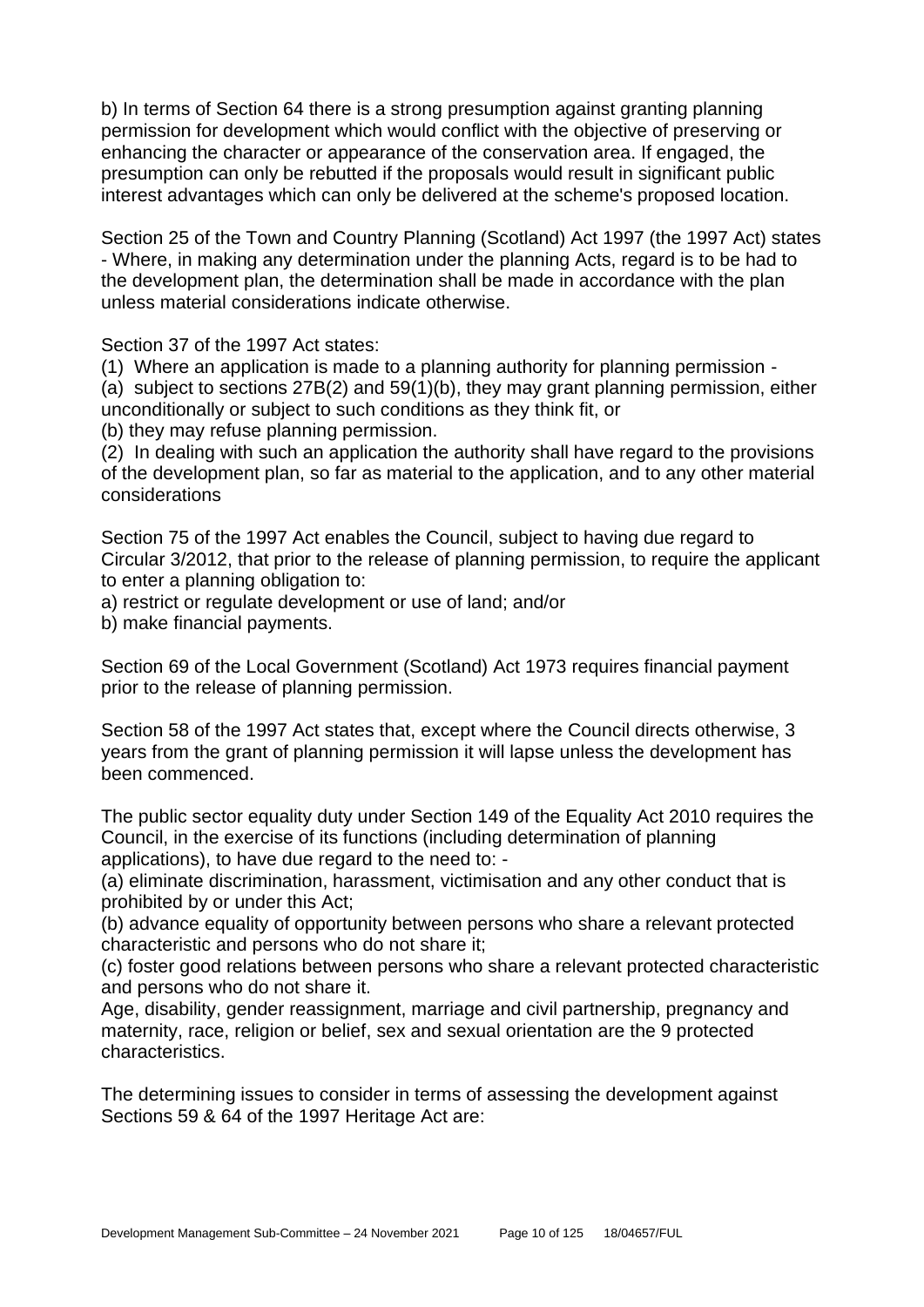b) In terms of Section 64 there is a strong presumption against granting planning permission for development which would conflict with the objective of preserving or enhancing the character or appearance of the conservation area. If engaged, the presumption can only be rebutted if the proposals would result in significant public interest advantages which can only be delivered at the scheme's proposed location.

Section 25 of the Town and Country Planning (Scotland) Act 1997 (the 1997 Act) states - Where, in making any determination under the planning Acts, regard is to be had to the development plan, the determination shall be made in accordance with the plan unless material considerations indicate otherwise.

Section 37 of the 1997 Act states:

(1) Where an application is made to a planning authority for planning permission -
(a) subject to sections 27B(2) and 59(1)(b), they may grant planning permission, either unconditionally or subject to such conditions as they think fit, or
(b) they may refuse planning permission.
(2) In dealing with such an application the authority shall have regard to the provisions of the development plan, so far as material to the application, and to any other material considerations

Section 75 of the 1997 Act enables the Council, subject to having due regard to Circular 3/2012, that prior to the release of planning permission, to require the applicant to enter a planning obligation to:

a) restrict or regulate development or use of land; and/or
b) make financial payments.

Section 69 of the Local Government (Scotland) Act 1973 requires financial payment prior to the release of planning permission.

Section 58 of the 1997 Act states that, except where the Council directs otherwise, 3 years from the grant of planning permission it will lapse unless the development has been commenced.

The public sector equality duty under Section 149 of the Equality Act 2010 requires the Council, in the exercise of its functions (including determination of planning applications), to have due regard to the need to: -

(a) eliminate discrimination, harassment, victimisation and any other conduct that is prohibited by or under this Act;
(b) advance equality of opportunity between persons who share a relevant protected characteristic and persons who do not share it;
(c) foster good relations between persons who share a relevant protected characteristic and persons who do not share it.

Age, disability, gender reassignment, marriage and civil partnership, pregnancy and maternity, race, religion or belief, sex and sexual orientation are the 9 protected characteristics.

The determining issues to consider in terms of assessing the development against Sections 59 & 64 of the 1997 Heritage Act are: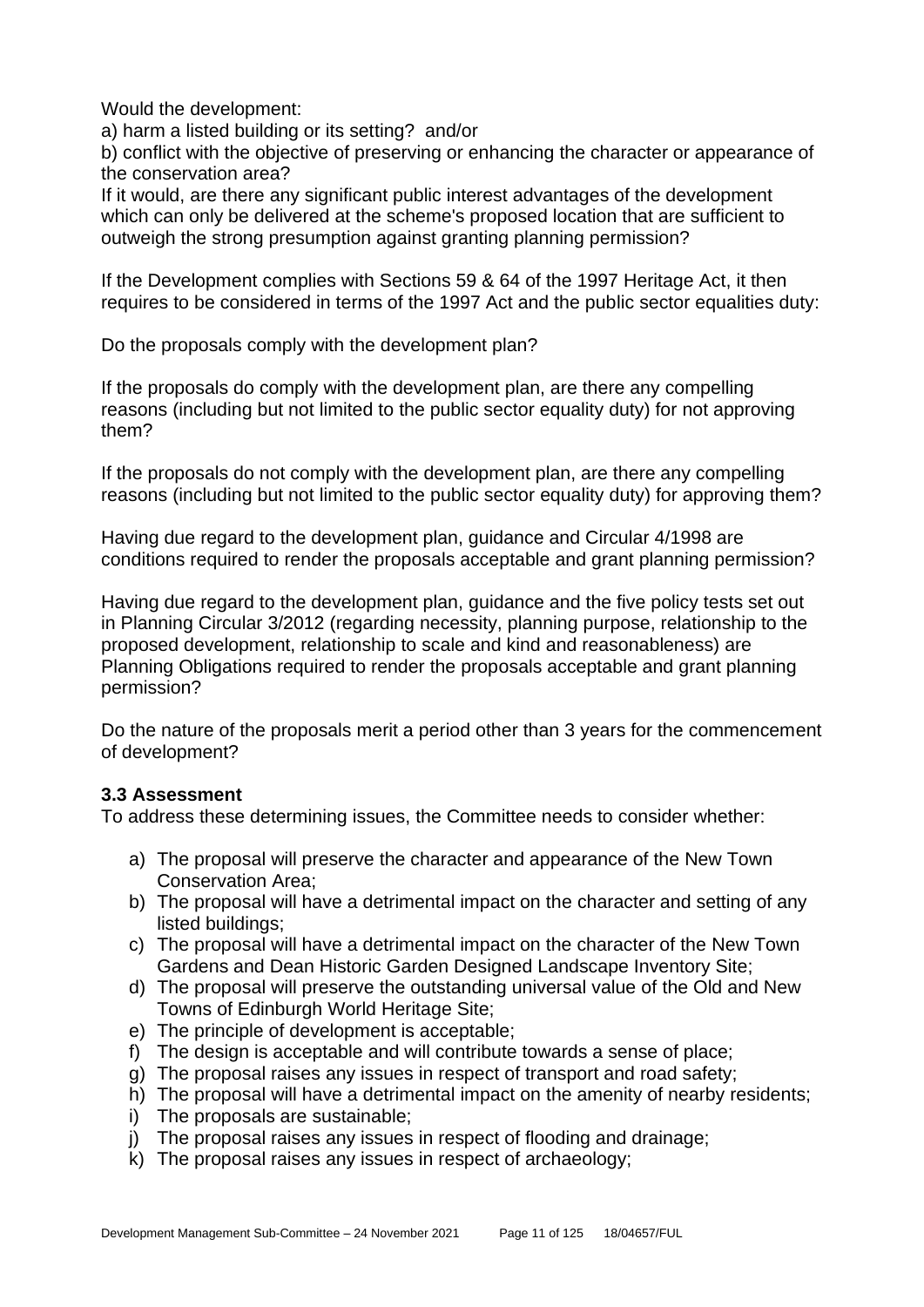Would the development:

a) harm a listed building or its setting? and/or

b) conflict with the objective of preserving or enhancing the character or appearance of the conservation area?

If it would, are there any significant public interest advantages of the development which can only be delivered at the scheme's proposed location that are sufficient to outweigh the strong presumption against granting planning permission?

If the Development complies with Sections 59 & 64 of the 1997 Heritage Act, it then requires to be considered in terms of the 1997 Act and the public sector equalities duty:

Do the proposals comply with the development plan?

If the proposals do comply with the development plan, are there any compelling reasons (including but not limited to the public sector equality duty) for not approving them?

If the proposals do not comply with the development plan, are there any compelling reasons (including but not limited to the public sector equality duty) for approving them?

Having due regard to the development plan, guidance and Circular 4/1998 are conditions required to render the proposals acceptable and grant planning permission?

Having due regard to the development plan, guidance and the five policy tests set out in Planning Circular 3/2012 (regarding necessity, planning purpose, relationship to the proposed development, relationship to scale and kind and reasonableness) are Planning Obligations required to render the proposals acceptable and grant planning permission?

Do the nature of the proposals merit a period other than 3 years for the commencement of development?

### 3.3 Assessment

To address these determining issues, the Committee needs to consider whether:

a) The proposal will preserve the character and appearance of the New Town Conservation Area;
b) The proposal will have a detrimental impact on the character and setting of any listed buildings;
c) The proposal will have a detrimental impact on the character of the New Town Gardens and Dean Historic Garden Designed Landscape Inventory Site;
d) The proposal will preserve the outstanding universal value of the Old and New Towns of Edinburgh World Heritage Site;
e) The principle of development is acceptable;
f) The design is acceptable and will contribute towards a sense of place;
g) The proposal raises any issues in respect of transport and road safety;
h) The proposal will have a detrimental impact on the amenity of nearby residents;
i) The proposals are sustainable;
j) The proposal raises any issues in respect of flooding and drainage;
k) The proposal raises any issues in respect of archaeology;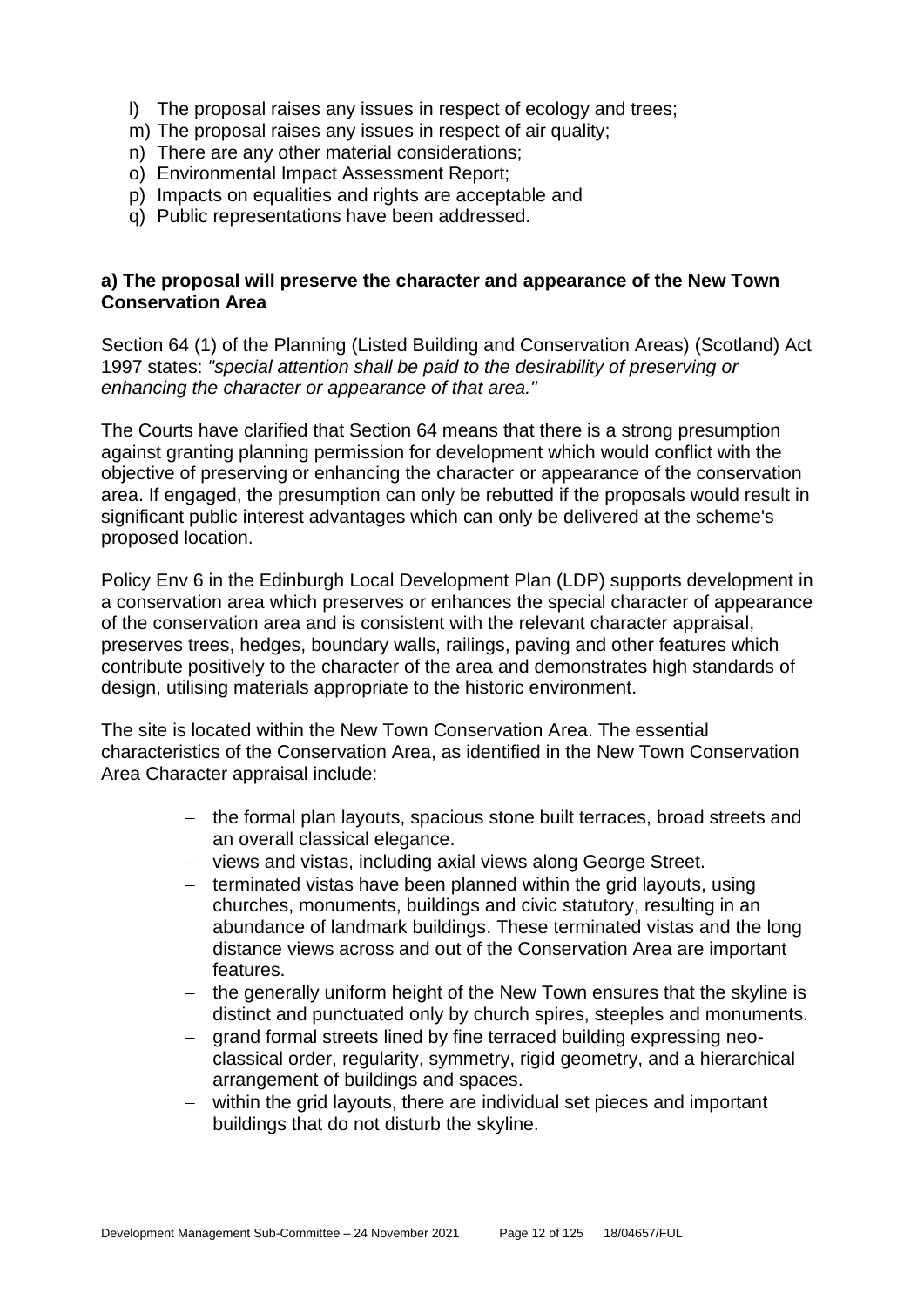l) The proposal raises any issues in respect of ecology and trees;
m) The proposal raises any issues in respect of air quality;
n) There are any other material considerations;
o) Environmental Impact Assessment Report;
p) Impacts on equalities and rights are acceptable and
q) Public representations have been addressed.

**a) The proposal will preserve the character and appearance of the New Town Conservation Area**

Section 64 (1) of the Planning (Listed Building and Conservation Areas) (Scotland) Act 1997 states: *"special attention shall be paid to the desirability of preserving or enhancing the character or appearance of that area."*

The Courts have clarified that Section 64 means that there is a strong presumption against granting planning permission for development which would conflict with the objective of preserving or enhancing the character or appearance of the conservation area. If engaged, the presumption can only be rebutted if the proposals would result in significant public interest advantages which can only be delivered at the scheme's proposed location.

Policy Env 6 in the Edinburgh Local Development Plan (LDP) supports development in a conservation area which preserves or enhances the special character of appearance of the conservation area and is consistent with the relevant character appraisal, preserves trees, hedges, boundary walls, railings, paving and other features which contribute positively to the character of the area and demonstrates high standards of design, utilising materials appropriate to the historic environment.

The site is located within the New Town Conservation Area. The essential characteristics of the Conservation Area, as identified in the New Town Conservation Area Character appraisal include:

- the formal plan layouts, spacious stone built terraces, broad streets and an overall classical elegance.
- views and vistas, including axial views along George Street.
- terminated vistas have been planned within the grid layouts, using churches, monuments, buildings and civic statutory, resulting in an abundance of landmark buildings. These terminated vistas and the long distance views across and out of the Conservation Area are important features.
- the generally uniform height of the New Town ensures that the skyline is distinct and punctuated only by church spires, steeples and monuments.
- grand formal streets lined by fine terraced building expressing neo-classical order, regularity, symmetry, rigid geometry, and a hierarchical arrangement of buildings and spaces.
- within the grid layouts, there are individual set pieces and important buildings that do not disturb the skyline.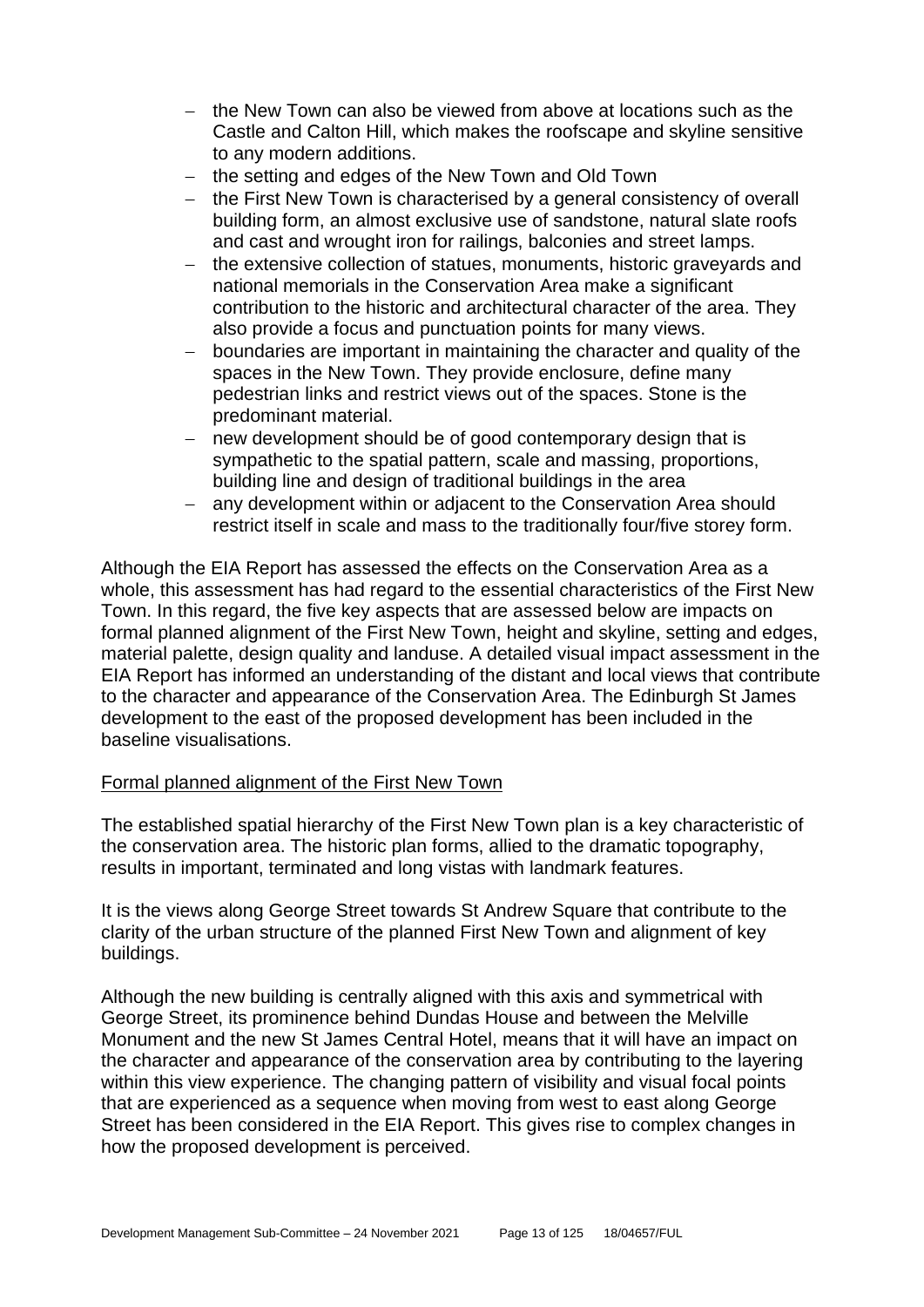- the New Town can also be viewed from above at locations such as the Castle and Calton Hill, which makes the roofscape and skyline sensitive to any modern additions.
- the setting and edges of the New Town and Old Town
- the First New Town is characterised by a general consistency of overall building form, an almost exclusive use of sandstone, natural slate roofs and cast and wrought iron for railings, balconies and street lamps.
- the extensive collection of statues, monuments, historic graveyards and national memorials in the Conservation Area make a significant contribution to the historic and architectural character of the area. They also provide a focus and punctuation points for many views.
- boundaries are important in maintaining the character and quality of the spaces in the New Town. They provide enclosure, define many pedestrian links and restrict views out of the spaces. Stone is the predominant material.
- new development should be of good contemporary design that is sympathetic to the spatial pattern, scale and massing, proportions, building line and design of traditional buildings in the area
- any development within or adjacent to the Conservation Area should restrict itself in scale and mass to the traditionally four/five storey form.

Although the EIA Report has assessed the effects on the Conservation Area as a whole, this assessment has had regard to the essential characteristics of the First New Town. In this regard, the five key aspects that are assessed below are impacts on formal planned alignment of the First New Town, height and skyline, setting and edges, material palette, design quality and landuse. A detailed visual impact assessment in the EIA Report has informed an understanding of the distant and local views that contribute to the character and appearance of the Conservation Area. The Edinburgh St James development to the east of the proposed development has been included in the baseline visualisations.

Formal planned alignment of the First New Town

The established spatial hierarchy of the First New Town plan is a key characteristic of the conservation area. The historic plan forms, allied to the dramatic topography, results in important, terminated and long vistas with landmark features.

It is the views along George Street towards St Andrew Square that contribute to the clarity of the urban structure of the planned First New Town and alignment of key buildings.

Although the new building is centrally aligned with this axis and symmetrical with George Street, its prominence behind Dundas House and between the Melville Monument and the new St James Central Hotel, means that it will have an impact on the character and appearance of the conservation area by contributing to the layering within this view experience. The changing pattern of visibility and visual focal points that are experienced as a sequence when moving from west to east along George Street has been considered in the EIA Report. This gives rise to complex changes in how the proposed development is perceived.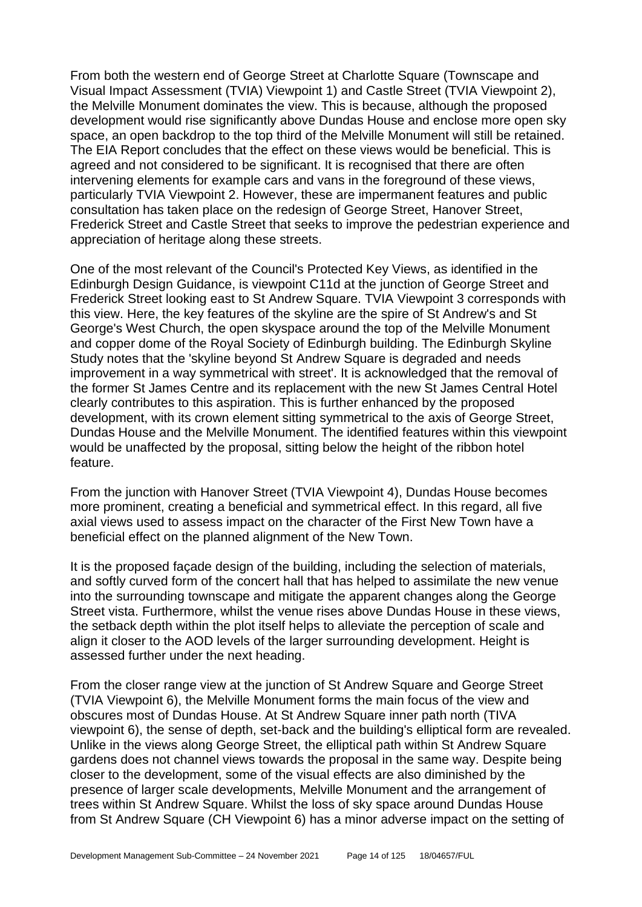From both the western end of George Street at Charlotte Square (Townscape and Visual Impact Assessment (TVIA) Viewpoint 1) and Castle Street (TVIA Viewpoint 2), the Melville Monument dominates the view. This is because, although the proposed development would rise significantly above Dundas House and enclose more open sky space, an open backdrop to the top third of the Melville Monument will still be retained. The EIA Report concludes that the effect on these views would be beneficial. This is agreed and not considered to be significant. It is recognised that there are often intervening elements for example cars and vans in the foreground of these views, particularly TVIA Viewpoint 2. However, these are impermanent features and public consultation has taken place on the redesign of George Street, Hanover Street, Frederick Street and Castle Street that seeks to improve the pedestrian experience and appreciation of heritage along these streets.

One of the most relevant of the Council's Protected Key Views, as identified in the Edinburgh Design Guidance, is viewpoint C11d at the junction of George Street and Frederick Street looking east to St Andrew Square. TVIA Viewpoint 3 corresponds with this view. Here, the key features of the skyline are the spire of St Andrew's and St George's West Church, the open skyspace around the top of the Melville Monument and copper dome of the Royal Society of Edinburgh building. The Edinburgh Skyline Study notes that the 'skyline beyond St Andrew Square is degraded and needs improvement in a way symmetrical with street'. It is acknowledged that the removal of the former St James Centre and its replacement with the new St James Central Hotel clearly contributes to this aspiration. This is further enhanced by the proposed development, with its crown element sitting symmetrical to the axis of George Street, Dundas House and the Melville Monument. The identified features within this viewpoint would be unaffected by the proposal, sitting below the height of the ribbon hotel feature.

From the junction with Hanover Street (TVIA Viewpoint 4), Dundas House becomes more prominent, creating a beneficial and symmetrical effect. In this regard, all five axial views used to assess impact on the character of the First New Town have a beneficial effect on the planned alignment of the New Town.

It is the proposed façade design of the building, including the selection of materials, and softly curved form of the concert hall that has helped to assimilate the new venue into the surrounding townscape and mitigate the apparent changes along the George Street vista. Furthermore, whilst the venue rises above Dundas House in these views, the setback depth within the plot itself helps to alleviate the perception of scale and align it closer to the AOD levels of the larger surrounding development. Height is assessed further under the next heading.

From the closer range view at the junction of St Andrew Square and George Street (TVIA Viewpoint 6), the Melville Monument forms the main focus of the view and obscures most of Dundas House. At St Andrew Square inner path north (TIVA viewpoint 6), the sense of depth, set-back and the building's elliptical form are revealed. Unlike in the views along George Street, the elliptical path within St Andrew Square gardens does not channel views towards the proposal in the same way. Despite being closer to the development, some of the visual effects are also diminished by the presence of larger scale developments, Melville Monument and the arrangement of trees within St Andrew Square. Whilst the loss of sky space around Dundas House from St Andrew Square (CH Viewpoint 6) has a minor adverse impact on the setting of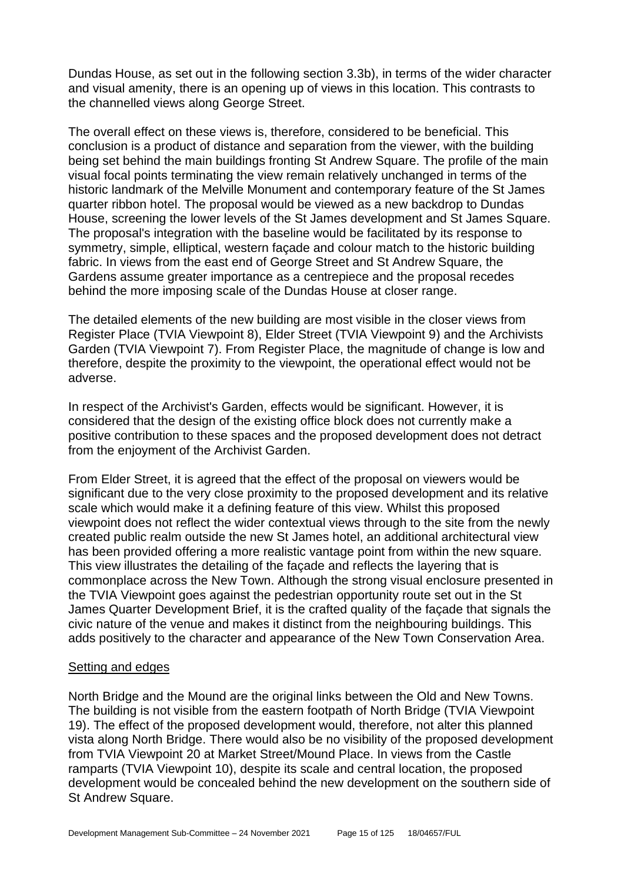Dundas House, as set out in the following section 3.3b), in terms of the wider character and visual amenity, there is an opening up of views in this location. This contrasts to the channelled views along George Street.

The overall effect on these views is, therefore, considered to be beneficial. This conclusion is a product of distance and separation from the viewer, with the building being set behind the main buildings fronting St Andrew Square. The profile of the main visual focal points terminating the view remain relatively unchanged in terms of the historic landmark of the Melville Monument and contemporary feature of the St James quarter ribbon hotel. The proposal would be viewed as a new backdrop to Dundas House, screening the lower levels of the St James development and St James Square. The proposal's integration with the baseline would be facilitated by its response to symmetry, simple, elliptical, western façade and colour match to the historic building fabric. In views from the east end of George Street and St Andrew Square, the Gardens assume greater importance as a centrepiece and the proposal recedes behind the more imposing scale of the Dundas House at closer range.

The detailed elements of the new building are most visible in the closer views from Register Place (TVIA Viewpoint 8), Elder Street (TVIA Viewpoint 9) and the Archivists Garden (TVIA Viewpoint 7). From Register Place, the magnitude of change is low and therefore, despite the proximity to the viewpoint, the operational effect would not be adverse.

In respect of the Archivist's Garden, effects would be significant. However, it is considered that the design of the existing office block does not currently make a positive contribution to these spaces and the proposed development does not detract from the enjoyment of the Archivist Garden.

From Elder Street, it is agreed that the effect of the proposal on viewers would be significant due to the very close proximity to the proposed development and its relative scale which would make it a defining feature of this view. Whilst this proposed viewpoint does not reflect the wider contextual views through to the site from the newly created public realm outside the new St James hotel, an additional architectural view has been provided offering a more realistic vantage point from within the new square. This view illustrates the detailing of the façade and reflects the layering that is commonplace across the New Town. Although the strong visual enclosure presented in the TVIA Viewpoint goes against the pedestrian opportunity route set out in the St James Quarter Development Brief, it is the crafted quality of the façade that signals the civic nature of the venue and makes it distinct from the neighbouring buildings. This adds positively to the character and appearance of the New Town Conservation Area.

Setting and edges

North Bridge and the Mound are the original links between the Old and New Towns. The building is not visible from the eastern footpath of North Bridge (TVIA Viewpoint 19). The effect of the proposed development would, therefore, not alter this planned vista along North Bridge. There would also be no visibility of the proposed development from TVIA Viewpoint 20 at Market Street/Mound Place. In views from the Castle ramparts (TVIA Viewpoint 10), despite its scale and central location, the proposed development would be concealed behind the new development on the southern side of St Andrew Square.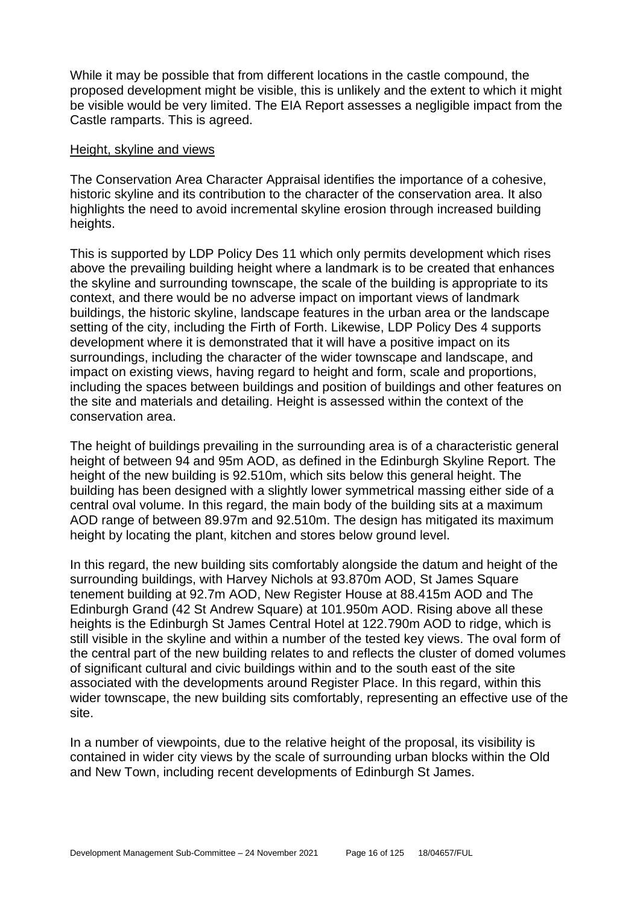While it may be possible that from different locations in the castle compound, the proposed development might be visible, this is unlikely and the extent to which it might be visible would be very limited. The EIA Report assesses a negligible impact from the Castle ramparts. This is agreed.

Height, skyline and views

The Conservation Area Character Appraisal identifies the importance of a cohesive, historic skyline and its contribution to the character of the conservation area. It also highlights the need to avoid incremental skyline erosion through increased building heights.

This is supported by LDP Policy Des 11 which only permits development which rises above the prevailing building height where a landmark is to be created that enhances the skyline and surrounding townscape, the scale of the building is appropriate to its context, and there would be no adverse impact on important views of landmark buildings, the historic skyline, landscape features in the urban area or the landscape setting of the city, including the Firth of Forth. Likewise, LDP Policy Des 4 supports development where it is demonstrated that it will have a positive impact on its surroundings, including the character of the wider townscape and landscape, and impact on existing views, having regard to height and form, scale and proportions, including the spaces between buildings and position of buildings and other features on the site and materials and detailing. Height is assessed within the context of the conservation area.

The height of buildings prevailing in the surrounding area is of a characteristic general height of between 94 and 95m AOD, as defined in the Edinburgh Skyline Report. The height of the new building is 92.510m, which sits below this general height. The building has been designed with a slightly lower symmetrical massing either side of a central oval volume. In this regard, the main body of the building sits at a maximum AOD range of between 89.97m and 92.510m. The design has mitigated its maximum height by locating the plant, kitchen and stores below ground level.

In this regard, the new building sits comfortably alongside the datum and height of the surrounding buildings, with Harvey Nichols at 93.870m AOD, St James Square tenement building at 92.7m AOD, New Register House at 88.415m AOD and The Edinburgh Grand (42 St Andrew Square) at 101.950m AOD. Rising above all these heights is the Edinburgh St James Central Hotel at 122.790m AOD to ridge, which is still visible in the skyline and within a number of the tested key views. The oval form of the central part of the new building relates to and reflects the cluster of domed volumes of significant cultural and civic buildings within and to the south east of the site associated with the developments around Register Place. In this regard, within this wider townscape, the new building sits comfortably, representing an effective use of the site.

In a number of viewpoints, due to the relative height of the proposal, its visibility is contained in wider city views by the scale of surrounding urban blocks within the Old and New Town, including recent developments of Edinburgh St James.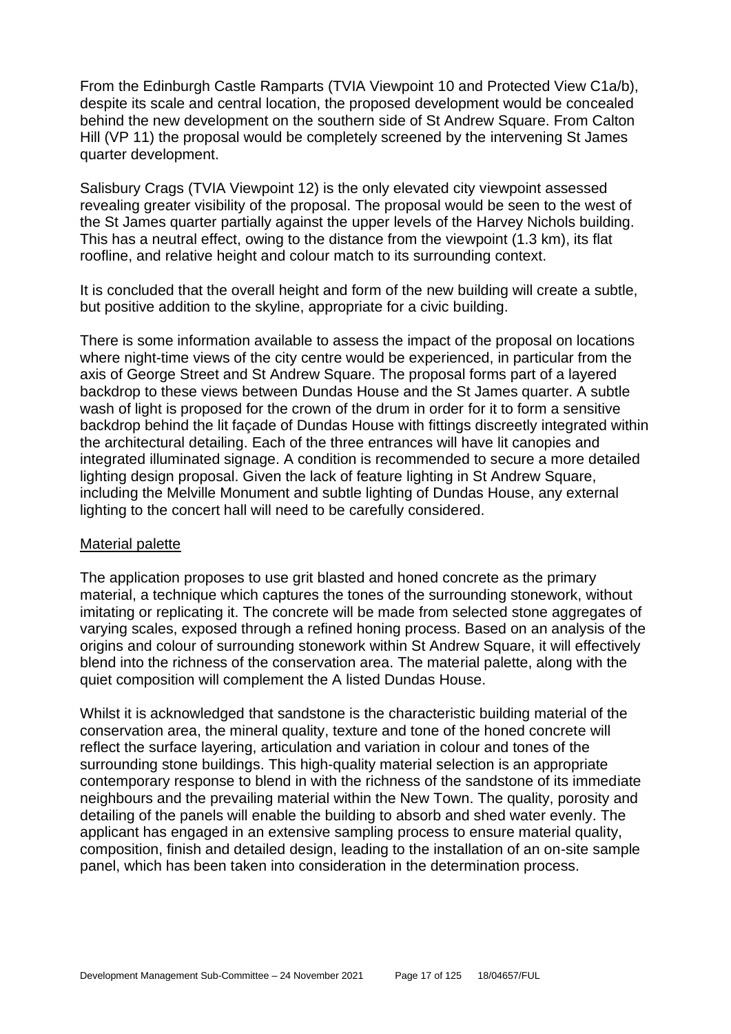From the Edinburgh Castle Ramparts (TVIA Viewpoint 10 and Protected View C1a/b), despite its scale and central location, the proposed development would be concealed behind the new development on the southern side of St Andrew Square. From Calton Hill (VP 11) the proposal would be completely screened by the intervening St James quarter development.

Salisbury Crags (TVIA Viewpoint 12) is the only elevated city viewpoint assessed revealing greater visibility of the proposal. The proposal would be seen to the west of the St James quarter partially against the upper levels of the Harvey Nichols building. This has a neutral effect, owing to the distance from the viewpoint (1.3 km), its flat roofline, and relative height and colour match to its surrounding context.

It is concluded that the overall height and form of the new building will create a subtle, but positive addition to the skyline, appropriate for a civic building.

There is some information available to assess the impact of the proposal on locations where night-time views of the city centre would be experienced, in particular from the axis of George Street and St Andrew Square. The proposal forms part of a layered backdrop to these views between Dundas House and the St James quarter. A subtle wash of light is proposed for the crown of the drum in order for it to form a sensitive backdrop behind the lit façade of Dundas House with fittings discreetly integrated within the architectural detailing. Each of the three entrances will have lit canopies and integrated illuminated signage. A condition is recommended to secure a more detailed lighting design proposal. Given the lack of feature lighting in St Andrew Square, including the Melville Monument and subtle lighting of Dundas House, any external lighting to the concert hall will need to be carefully considered.

<u>Material palette</u>

The application proposes to use grit blasted and honed concrete as the primary material, a technique which captures the tones of the surrounding stonework, without imitating or replicating it. The concrete will be made from selected stone aggregates of varying scales, exposed through a refined honing process. Based on an analysis of the origins and colour of surrounding stonework within St Andrew Square, it will effectively blend into the richness of the conservation area. The material palette, along with the quiet composition will complement the A listed Dundas House.

Whilst it is acknowledged that sandstone is the characteristic building material of the conservation area, the mineral quality, texture and tone of the honed concrete will reflect the surface layering, articulation and variation in colour and tones of the surrounding stone buildings. This high-quality material selection is an appropriate contemporary response to blend in with the richness of the sandstone of its immediate neighbours and the prevailing material within the New Town. The quality, porosity and detailing of the panels will enable the building to absorb and shed water evenly. The applicant has engaged in an extensive sampling process to ensure material quality, composition, finish and detailed design, leading to the installation of an on-site sample panel, which has been taken into consideration in the determination process.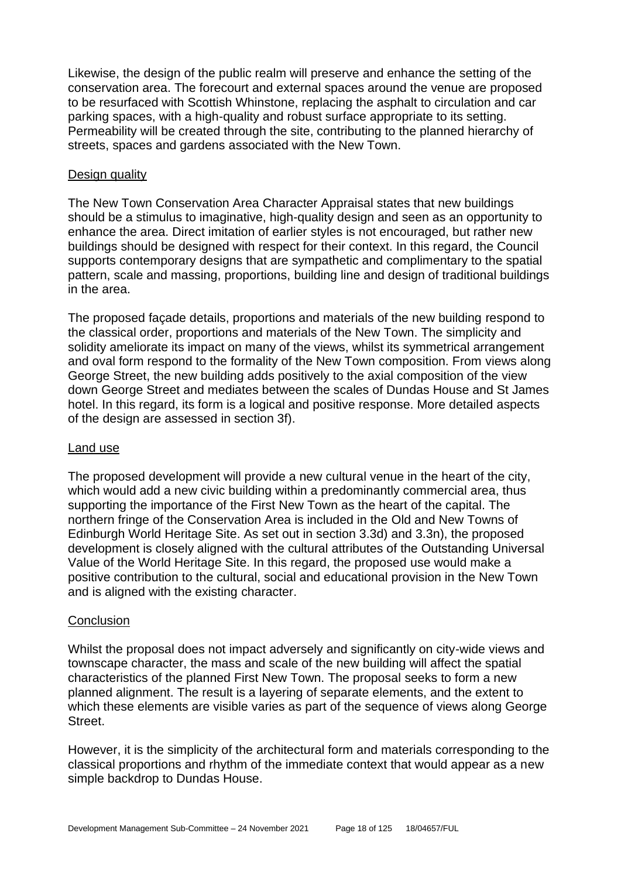Likewise, the design of the public realm will preserve and enhance the setting of the conservation area. The forecourt and external spaces around the venue are proposed to be resurfaced with Scottish Whinstone, replacing the asphalt to circulation and car parking spaces, with a high-quality and robust surface appropriate to its setting. Permeability will be created through the site, contributing to the planned hierarchy of streets, spaces and gardens associated with the New Town.

### Design quality

The New Town Conservation Area Character Appraisal states that new buildings should be a stimulus to imaginative, high-quality design and seen as an opportunity to enhance the area. Direct imitation of earlier styles is not encouraged, but rather new buildings should be designed with respect for their context. In this regard, the Council supports contemporary designs that are sympathetic and complimentary to the spatial pattern, scale and massing, proportions, building line and design of traditional buildings in the area.

The proposed façade details, proportions and materials of the new building respond to the classical order, proportions and materials of the New Town. The simplicity and solidity ameliorate its impact on many of the views, whilst its symmetrical arrangement and oval form respond to the formality of the New Town composition. From views along George Street, the new building adds positively to the axial composition of the view down George Street and mediates between the scales of Dundas House and St James hotel. In this regard, its form is a logical and positive response. More detailed aspects of the design are assessed in section 3f).

### Land use

The proposed development will provide a new cultural venue in the heart of the city, which would add a new civic building within a predominantly commercial area, thus supporting the importance of the First New Town as the heart of the capital. The northern fringe of the Conservation Area is included in the Old and New Towns of Edinburgh World Heritage Site. As set out in section 3.3d) and 3.3n), the proposed development is closely aligned with the cultural attributes of the Outstanding Universal Value of the World Heritage Site. In this regard, the proposed use would make a positive contribution to the cultural, social and educational provision in the New Town and is aligned with the existing character.

### Conclusion

Whilst the proposal does not impact adversely and significantly on city-wide views and townscape character, the mass and scale of the new building will affect the spatial characteristics of the planned First New Town. The proposal seeks to form a new planned alignment. The result is a layering of separate elements, and the extent to which these elements are visible varies as part of the sequence of views along George Street.

However, it is the simplicity of the architectural form and materials corresponding to the classical proportions and rhythm of the immediate context that would appear as a new simple backdrop to Dundas House.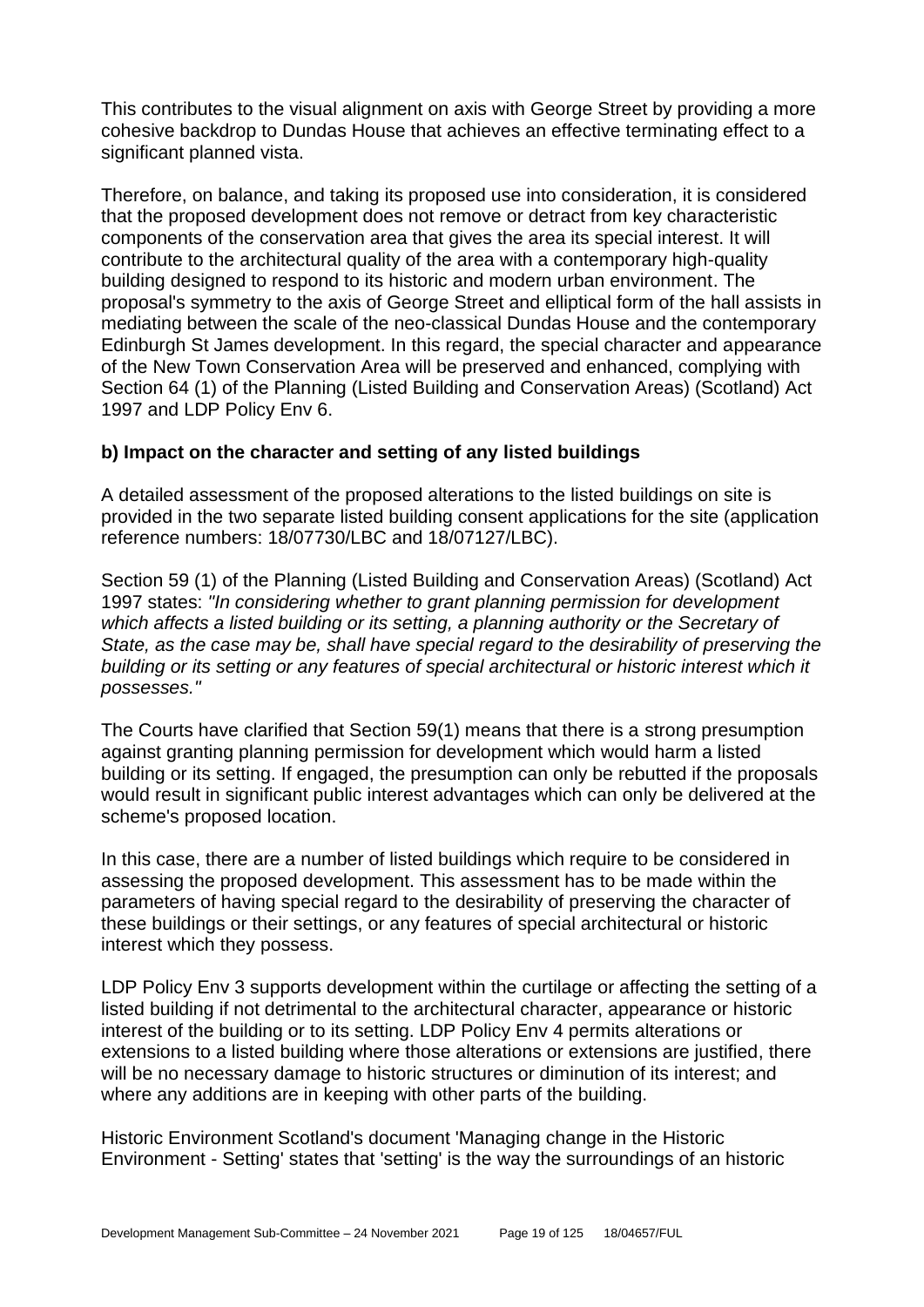This contributes to the visual alignment on axis with George Street by providing a more cohesive backdrop to Dundas House that achieves an effective terminating effect to a significant planned vista.

Therefore, on balance, and taking its proposed use into consideration, it is considered that the proposed development does not remove or detract from key characteristic components of the conservation area that gives the area its special interest. It will contribute to the architectural quality of the area with a contemporary high-quality building designed to respond to its historic and modern urban environment. The proposal's symmetry to the axis of George Street and elliptical form of the hall assists in mediating between the scale of the neo-classical Dundas House and the contemporary Edinburgh St James development. In this regard, the special character and appearance of the New Town Conservation Area will be preserved and enhanced, complying with Section 64 (1) of the Planning (Listed Building and Conservation Areas) (Scotland) Act 1997 and LDP Policy Env 6.

**b) Impact on the character and setting of any listed buildings**

A detailed assessment of the proposed alterations to the listed buildings on site is provided in the two separate listed building consent applications for the site (application reference numbers: 18/07730/LBC and 18/07127/LBC).

Section 59 (1) of the Planning (Listed Building and Conservation Areas) (Scotland) Act 1997 states: *"In considering whether to grant planning permission for development which affects a listed building or its setting, a planning authority or the Secretary of State, as the case may be, shall have special regard to the desirability of preserving the building or its setting or any features of special architectural or historic interest which it possesses."*

The Courts have clarified that Section 59(1) means that there is a strong presumption against granting planning permission for development which would harm a listed building or its setting. If engaged, the presumption can only be rebutted if the proposals would result in significant public interest advantages which can only be delivered at the scheme's proposed location.

In this case, there are a number of listed buildings which require to be considered in assessing the proposed development. This assessment has to be made within the parameters of having special regard to the desirability of preserving the character of these buildings or their settings, or any features of special architectural or historic interest which they possess.

LDP Policy Env 3 supports development within the curtilage or affecting the setting of a listed building if not detrimental to the architectural character, appearance or historic interest of the building or to its setting. LDP Policy Env 4 permits alterations or extensions to a listed building where those alterations or extensions are justified, there will be no necessary damage to historic structures or diminution of its interest; and where any additions are in keeping with other parts of the building.

Historic Environment Scotland's document 'Managing change in the Historic Environment - Setting' states that 'setting' is the way the surroundings of an historic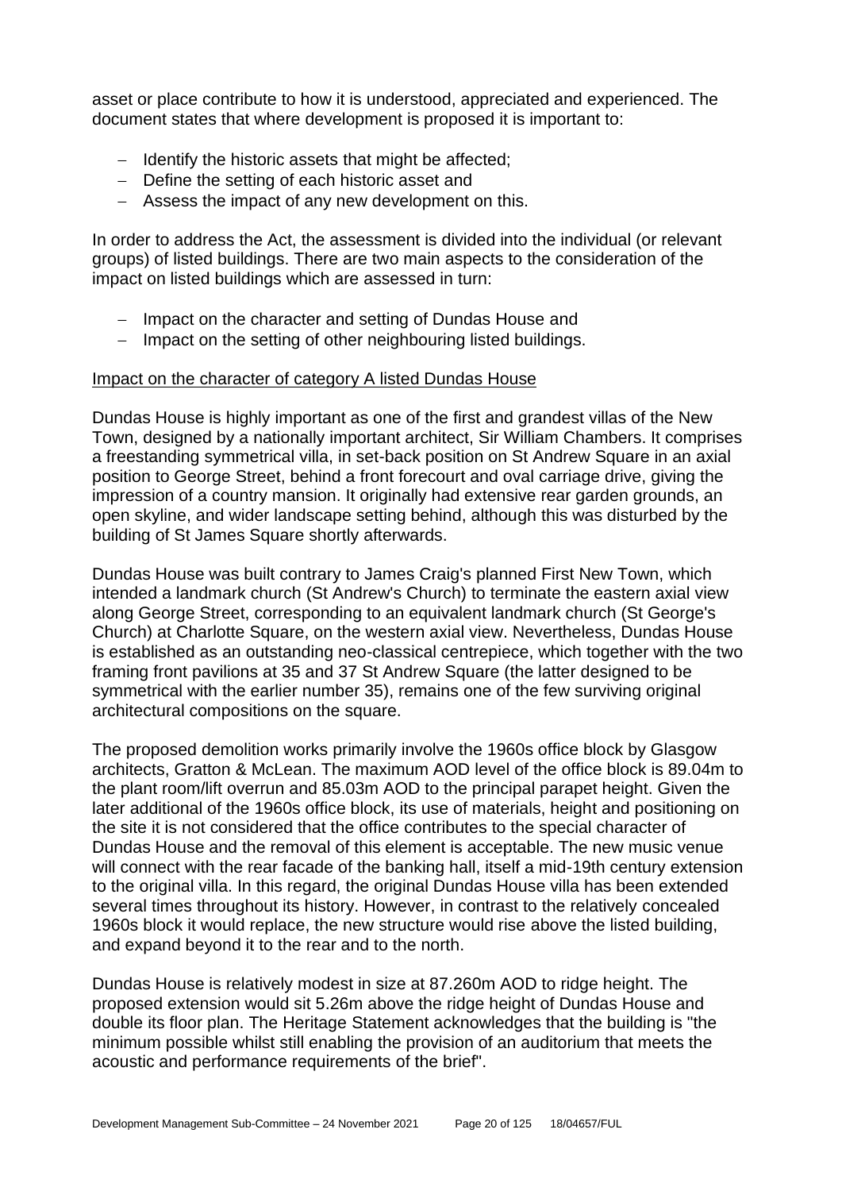asset or place contribute to how it is understood, appreciated and experienced. The document states that where development is proposed it is important to:

- Identify the historic assets that might be affected;
- Define the setting of each historic asset and
- Assess the impact of any new development on this.

In order to address the Act, the assessment is divided into the individual (or relevant groups) of listed buildings. There are two main aspects to the consideration of the impact on listed buildings which are assessed in turn:

- Impact on the character and setting of Dundas House and
- Impact on the setting of other neighbouring listed buildings.

Impact on the character of category A listed Dundas House

Dundas House is highly important as one of the first and grandest villas of the New Town, designed by a nationally important architect, Sir William Chambers. It comprises a freestanding symmetrical villa, in set-back position on St Andrew Square in an axial position to George Street, behind a front forecourt and oval carriage drive, giving the impression of a country mansion. It originally had extensive rear garden grounds, an open skyline, and wider landscape setting behind, although this was disturbed by the building of St James Square shortly afterwards.

Dundas House was built contrary to James Craig's planned First New Town, which intended a landmark church (St Andrew's Church) to terminate the eastern axial view along George Street, corresponding to an equivalent landmark church (St George's Church) at Charlotte Square, on the western axial view. Nevertheless, Dundas House is established as an outstanding neo-classical centrepiece, which together with the two framing front pavilions at 35 and 37 St Andrew Square (the latter designed to be symmetrical with the earlier number 35), remains one of the few surviving original architectural compositions on the square.

The proposed demolition works primarily involve the 1960s office block by Glasgow architects, Gratton & McLean. The maximum AOD level of the office block is 89.04m to the plant room/lift overrun and 85.03m AOD to the principal parapet height. Given the later additional of the 1960s office block, its use of materials, height and positioning on the site it is not considered that the office contributes to the special character of Dundas House and the removal of this element is acceptable. The new music venue will connect with the rear facade of the banking hall, itself a mid-19th century extension to the original villa. In this regard, the original Dundas House villa has been extended several times throughout its history. However, in contrast to the relatively concealed 1960s block it would replace, the new structure would rise above the listed building, and expand beyond it to the rear and to the north.

Dundas House is relatively modest in size at 87.260m AOD to ridge height. The proposed extension would sit 5.26m above the ridge height of Dundas House and double its floor plan. The Heritage Statement acknowledges that the building is "the minimum possible whilst still enabling the provision of an auditorium that meets the acoustic and performance requirements of the brief".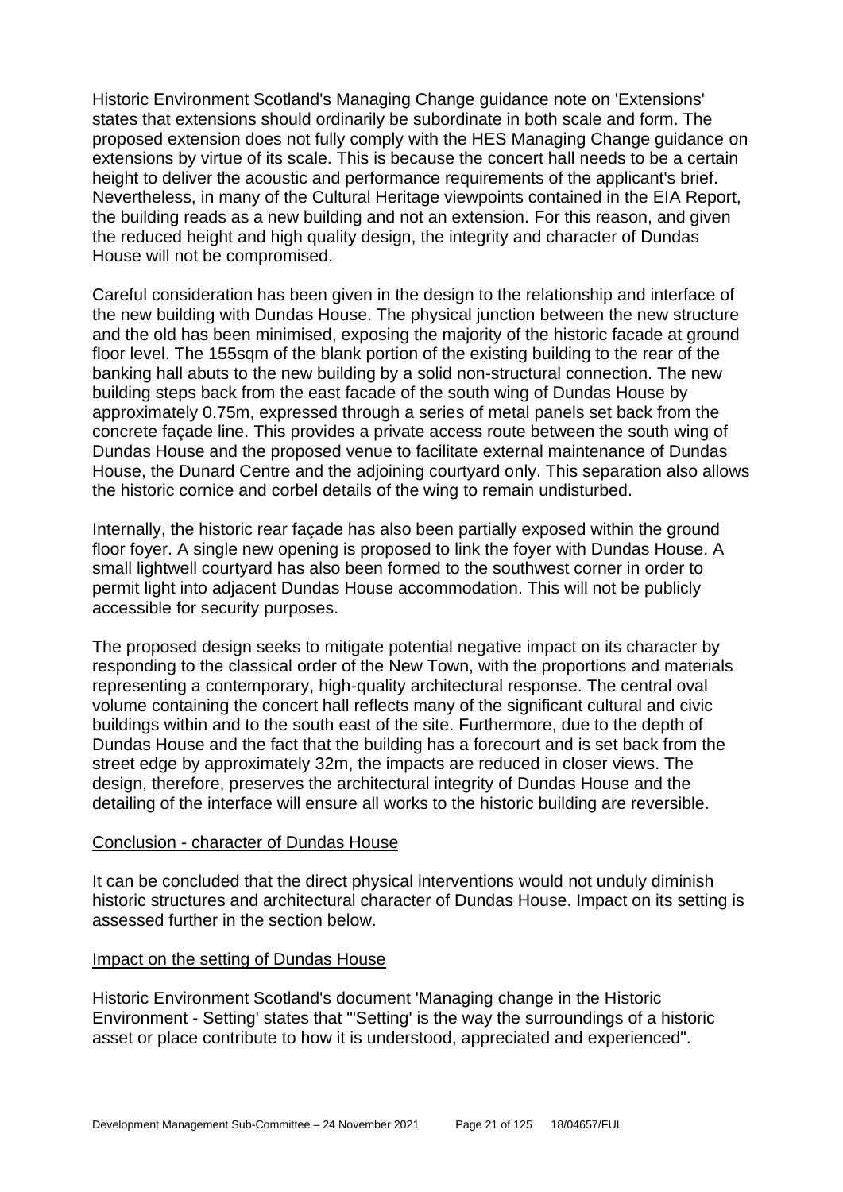Historic Environment Scotland's Managing Change guidance note on 'Extensions' states that extensions should ordinarily be subordinate in both scale and form. The proposed extension does not fully comply with the HES Managing Change guidance on extensions by virtue of its scale. This is because the concert hall needs to be a certain height to deliver the acoustic and performance requirements of the applicant's brief. Nevertheless, in many of the Cultural Heritage viewpoints contained in the EIA Report, the building reads as a new building and not an extension. For this reason, and given the reduced height and high quality design, the integrity and character of Dundas House will not be compromised.

Careful consideration has been given in the design to the relationship and interface of the new building with Dundas House. The physical junction between the new structure and the old has been minimised, exposing the majority of the historic facade at ground floor level. The 155sqm of the blank portion of the existing building to the rear of the banking hall abuts to the new building by a solid non-structural connection. The new building steps back from the east facade of the south wing of Dundas House by approximately 0.75m, expressed through a series of metal panels set back from the concrete façade line. This provides a private access route between the south wing of Dundas House and the proposed venue to facilitate external maintenance of Dundas House, the Dunard Centre and the adjoining courtyard only. This separation also allows the historic cornice and corbel details of the wing to remain undisturbed.

Internally, the historic rear façade has also been partially exposed within the ground floor foyer. A single new opening is proposed to link the foyer with Dundas House. A small lightwell courtyard has also been formed to the southwest corner in order to permit light into adjacent Dundas House accommodation. This will not be publicly accessible for security purposes.

The proposed design seeks to mitigate potential negative impact on its character by responding to the classical order of the New Town, with the proportions and materials representing a contemporary, high-quality architectural response. The central oval volume containing the concert hall reflects many of the significant cultural and civic buildings within and to the south east of the site. Furthermore, due to the depth of Dundas House and the fact that the building has a forecourt and is set back from the street edge by approximately 32m, the impacts are reduced in closer views. The design, therefore, preserves the architectural integrity of Dundas House and the detailing of the interface will ensure all works to the historic building are reversible.

### Conclusion - character of Dundas House

It can be concluded that the direct physical interventions would not unduly diminish historic structures and architectural character of Dundas House. Impact on its setting is assessed further in the section below.

### Impact on the setting of Dundas House

Historic Environment Scotland's document 'Managing change in the Historic Environment - Setting' states that "'Setting' is the way the surroundings of a historic asset or place contribute to how it is understood, appreciated and experienced".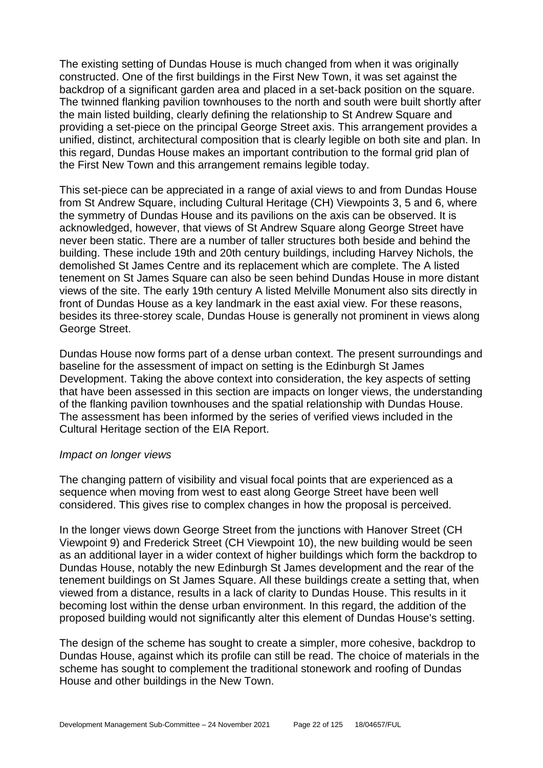The existing setting of Dundas House is much changed from when it was originally constructed. One of the first buildings in the First New Town, it was set against the backdrop of a significant garden area and placed in a set-back position on the square. The twinned flanking pavilion townhouses to the north and south were built shortly after the main listed building, clearly defining the relationship to St Andrew Square and providing a set-piece on the principal George Street axis. This arrangement provides a unified, distinct, architectural composition that is clearly legible on both site and plan. In this regard, Dundas House makes an important contribution to the formal grid plan of the First New Town and this arrangement remains legible today.

This set-piece can be appreciated in a range of axial views to and from Dundas House from St Andrew Square, including Cultural Heritage (CH) Viewpoints 3, 5 and 6, where the symmetry of Dundas House and its pavilions on the axis can be observed. It is acknowledged, however, that views of St Andrew Square along George Street have never been static. There are a number of taller structures both beside and behind the building. These include 19th and 20th century buildings, including Harvey Nichols, the demolished St James Centre and its replacement which are complete. The A listed tenement on St James Square can also be seen behind Dundas House in more distant views of the site. The early 19th century A listed Melville Monument also sits directly in front of Dundas House as a key landmark in the east axial view. For these reasons, besides its three-storey scale, Dundas House is generally not prominent in views along George Street.

Dundas House now forms part of a dense urban context. The present surroundings and baseline for the assessment of impact on setting is the Edinburgh St James Development. Taking the above context into consideration, the key aspects of setting that have been assessed in this section are impacts on longer views, the understanding of the flanking pavilion townhouses and the spatial relationship with Dundas House. The assessment has been informed by the series of verified views included in the Cultural Heritage section of the EIA Report.

*Impact on longer views*

The changing pattern of visibility and visual focal points that are experienced as a sequence when moving from west to east along George Street have been well considered. This gives rise to complex changes in how the proposal is perceived.

In the longer views down George Street from the junctions with Hanover Street (CH Viewpoint 9) and Frederick Street (CH Viewpoint 10), the new building would be seen as an additional layer in a wider context of higher buildings which form the backdrop to Dundas House, notably the new Edinburgh St James development and the rear of the tenement buildings on St James Square. All these buildings create a setting that, when viewed from a distance, results in a lack of clarity to Dundas House. This results in it becoming lost within the dense urban environment. In this regard, the addition of the proposed building would not significantly alter this element of Dundas House's setting.

The design of the scheme has sought to create a simpler, more cohesive, backdrop to Dundas House, against which its profile can still be read. The choice of materials in the scheme has sought to complement the traditional stonework and roofing of Dundas House and other buildings in the New Town.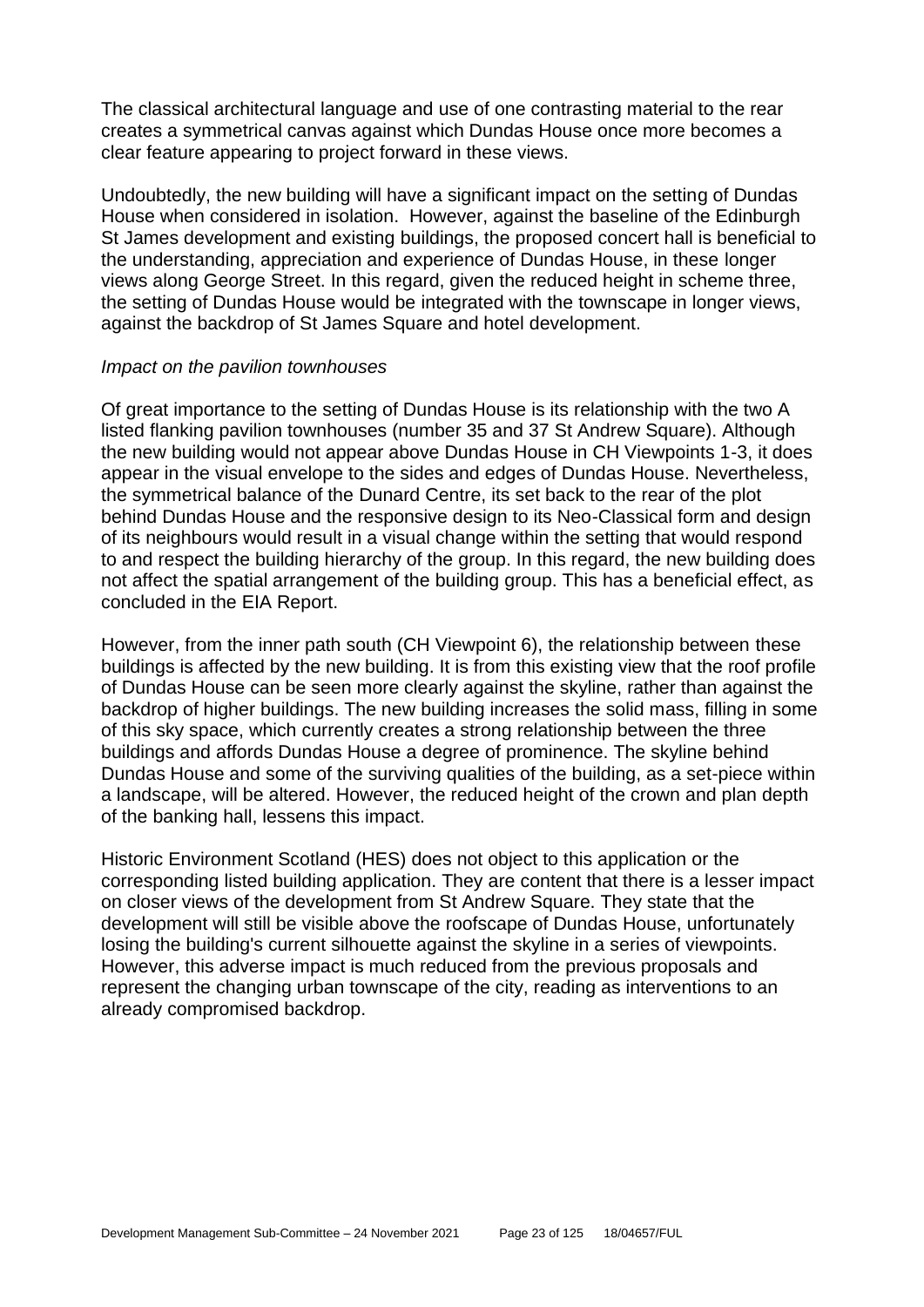The classical architectural language and use of one contrasting material to the rear creates a symmetrical canvas against which Dundas House once more becomes a clear feature appearing to project forward in these views.

Undoubtedly, the new building will have a significant impact on the setting of Dundas House when considered in isolation. However, against the baseline of the Edinburgh St James development and existing buildings, the proposed concert hall is beneficial to the understanding, appreciation and experience of Dundas House, in these longer views along George Street. In this regard, given the reduced height in scheme three, the setting of Dundas House would be integrated with the townscape in longer views, against the backdrop of St James Square and hotel development.

*Impact on the pavilion townhouses*

Of great importance to the setting of Dundas House is its relationship with the two A listed flanking pavilion townhouses (number 35 and 37 St Andrew Square). Although the new building would not appear above Dundas House in CH Viewpoints 1-3, it does appear in the visual envelope to the sides and edges of Dundas House. Nevertheless, the symmetrical balance of the Dunard Centre, its set back to the rear of the plot behind Dundas House and the responsive design to its Neo-Classical form and design of its neighbours would result in a visual change within the setting that would respond to and respect the building hierarchy of the group. In this regard, the new building does not affect the spatial arrangement of the building group. This has a beneficial effect, as concluded in the EIA Report.

However, from the inner path south (CH Viewpoint 6), the relationship between these buildings is affected by the new building. It is from this existing view that the roof profile of Dundas House can be seen more clearly against the skyline, rather than against the backdrop of higher buildings. The new building increases the solid mass, filling in some of this sky space, which currently creates a strong relationship between the three buildings and affords Dundas House a degree of prominence. The skyline behind Dundas House and some of the surviving qualities of the building, as a set-piece within a landscape, will be altered. However, the reduced height of the crown and plan depth of the banking hall, lessens this impact.

Historic Environment Scotland (HES) does not object to this application or the corresponding listed building application. They are content that there is a lesser impact on closer views of the development from St Andrew Square. They state that the development will still be visible above the roofscape of Dundas House, unfortunately losing the building's current silhouette against the skyline in a series of viewpoints. However, this adverse impact is much reduced from the previous proposals and represent the changing urban townscape of the city, reading as interventions to an already compromised backdrop.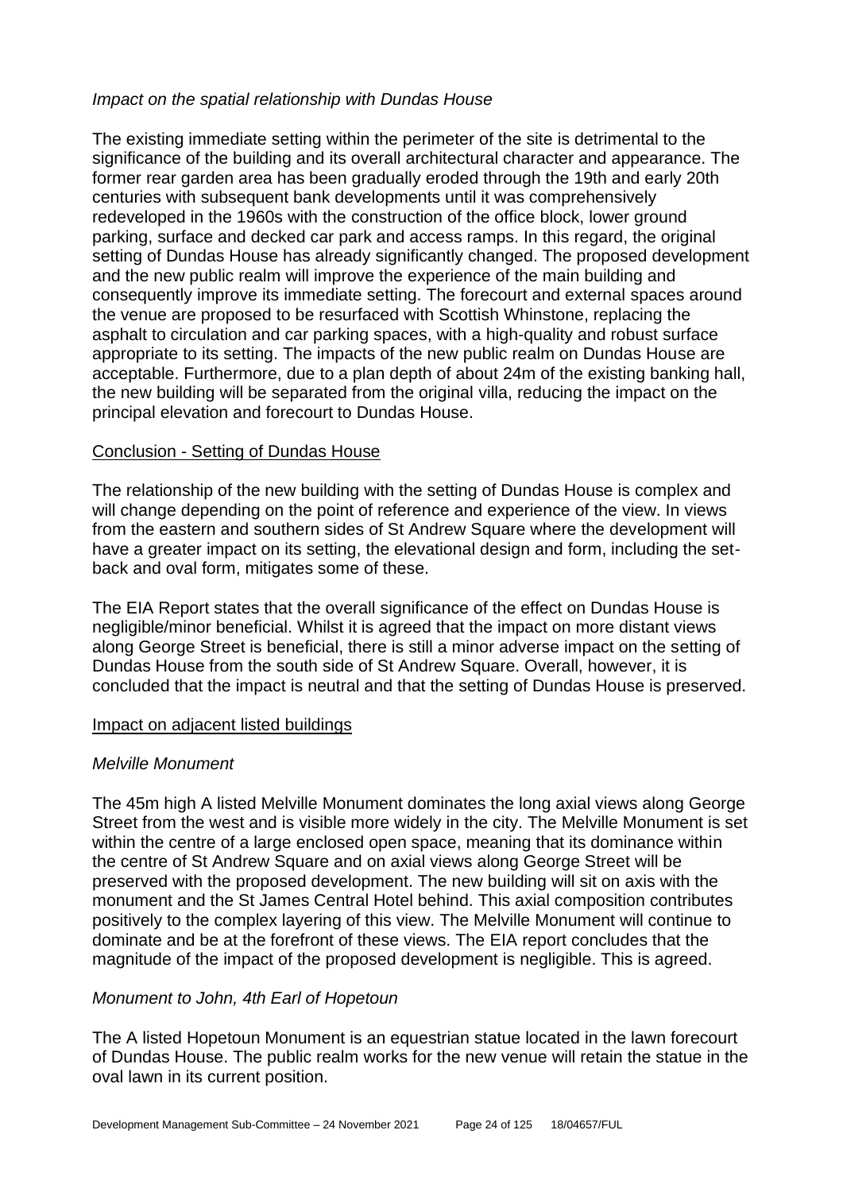*Impact on the spatial relationship with Dundas House*

The existing immediate setting within the perimeter of the site is detrimental to the significance of the building and its overall architectural character and appearance. The former rear garden area has been gradually eroded through the 19th and early 20th centuries with subsequent bank developments until it was comprehensively redeveloped in the 1960s with the construction of the office block, lower ground parking, surface and decked car park and access ramps. In this regard, the original setting of Dundas House has already significantly changed. The proposed development and the new public realm will improve the experience of the main building and consequently improve its immediate setting. The forecourt and external spaces around the venue are proposed to be resurfaced with Scottish Whinstone, replacing the asphalt to circulation and car parking spaces, with a high-quality and robust surface appropriate to its setting. The impacts of the new public realm on Dundas House are acceptable. Furthermore, due to a plan depth of about 24m of the existing banking hall, the new building will be separated from the original villa, reducing the impact on the principal elevation and forecourt to Dundas House.

<u>Conclusion - Setting of Dundas House</u>

The relationship of the new building with the setting of Dundas House is complex and will change depending on the point of reference and experience of the view. In views from the eastern and southern sides of St Andrew Square where the development will have a greater impact on its setting, the elevational design and form, including the set-back and oval form, mitigates some of these.

The EIA Report states that the overall significance of the effect on Dundas House is negligible/minor beneficial. Whilst it is agreed that the impact on more distant views along George Street is beneficial, there is still a minor adverse impact on the setting of Dundas House from the south side of St Andrew Square. Overall, however, it is concluded that the impact is neutral and that the setting of Dundas House is preserved.

<u>Impact on adjacent listed buildings</u>

*Melville Monument*

The 45m high A listed Melville Monument dominates the long axial views along George Street from the west and is visible more widely in the city. The Melville Monument is set within the centre of a large enclosed open space, meaning that its dominance within the centre of St Andrew Square and on axial views along George Street will be preserved with the proposed development. The new building will sit on axis with the monument and the St James Central Hotel behind. This axial composition contributes positively to the complex layering of this view. The Melville Monument will continue to dominate and be at the forefront of these views. The EIA report concludes that the magnitude of the impact of the proposed development is negligible. This is agreed.

*Monument to John, 4th Earl of Hopetoun*

The A listed Hopetoun Monument is an equestrian statue located in the lawn forecourt of Dundas House. The public realm works for the new venue will retain the statue in the oval lawn in its current position.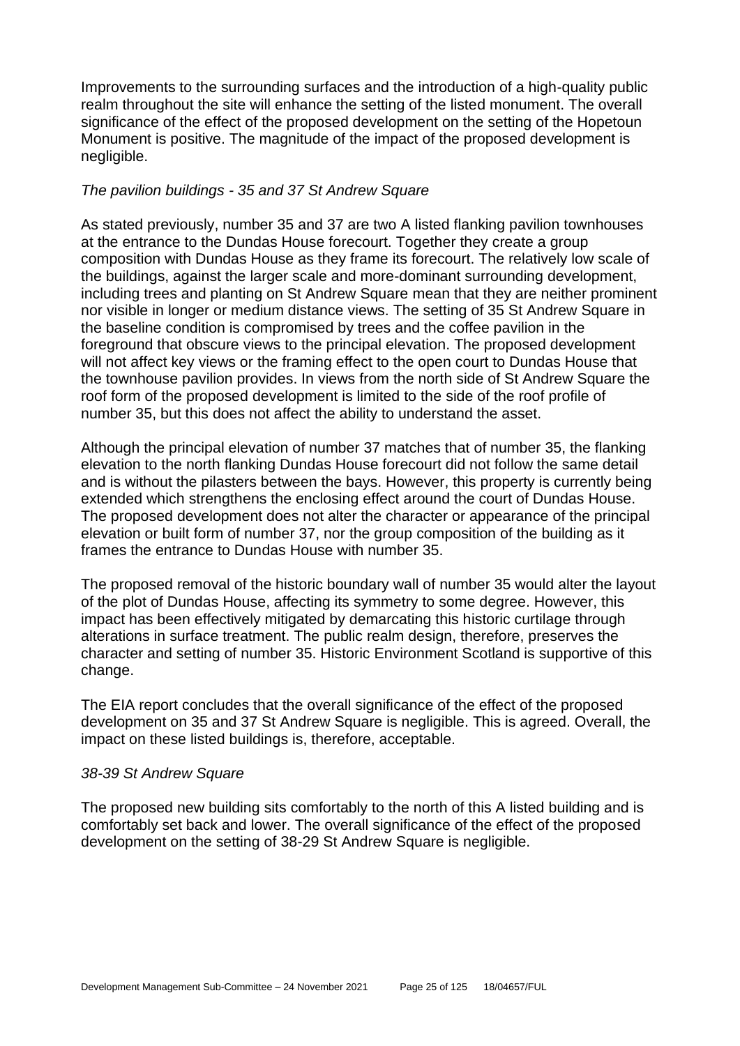Improvements to the surrounding surfaces and the introduction of a high-quality public realm throughout the site will enhance the setting of the listed monument. The overall significance of the effect of the proposed development on the setting of the Hopetoun Monument is positive. The magnitude of the impact of the proposed development is negligible.

*The pavilion buildings - 35 and 37 St Andrew Square*

As stated previously, number 35 and 37 are two A listed flanking pavilion townhouses at the entrance to the Dundas House forecourt. Together they create a group composition with Dundas House as they frame its forecourt. The relatively low scale of the buildings, against the larger scale and more-dominant surrounding development, including trees and planting on St Andrew Square mean that they are neither prominent nor visible in longer or medium distance views. The setting of 35 St Andrew Square in the baseline condition is compromised by trees and the coffee pavilion in the foreground that obscure views to the principal elevation. The proposed development will not affect key views or the framing effect to the open court to Dundas House that the townhouse pavilion provides. In views from the north side of St Andrew Square the roof form of the proposed development is limited to the side of the roof profile of number 35, but this does not affect the ability to understand the asset.

Although the principal elevation of number 37 matches that of number 35, the flanking elevation to the north flanking Dundas House forecourt did not follow the same detail and is without the pilasters between the bays. However, this property is currently being extended which strengthens the enclosing effect around the court of Dundas House. The proposed development does not alter the character or appearance of the principal elevation or built form of number 37, nor the group composition of the building as it frames the entrance to Dundas House with number 35.

The proposed removal of the historic boundary wall of number 35 would alter the layout of the plot of Dundas House, affecting its symmetry to some degree. However, this impact has been effectively mitigated by demarcating this historic curtilage through alterations in surface treatment. The public realm design, therefore, preserves the character and setting of number 35. Historic Environment Scotland is supportive of this change.

The EIA report concludes that the overall significance of the effect of the proposed development on 35 and 37 St Andrew Square is negligible. This is agreed. Overall, the impact on these listed buildings is, therefore, acceptable.

*38-39 St Andrew Square*

The proposed new building sits comfortably to the north of this A listed building and is comfortably set back and lower. The overall significance of the effect of the proposed development on the setting of 38-29 St Andrew Square is negligible.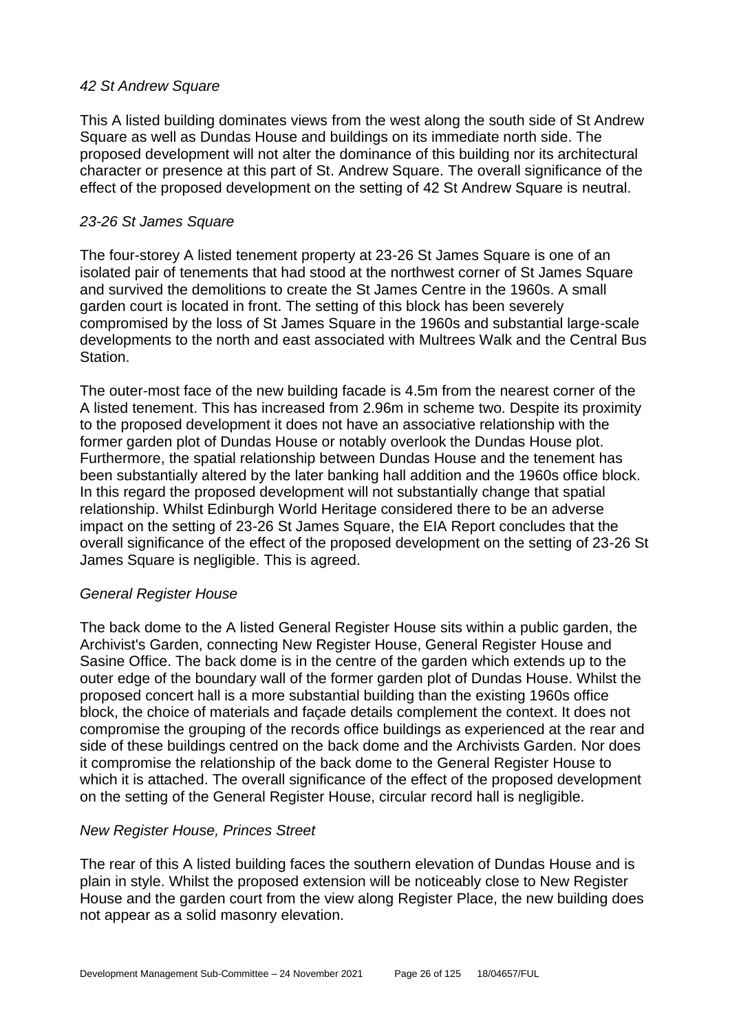*42 St Andrew Square*

This A listed building dominates views from the west along the south side of St Andrew Square as well as Dundas House and buildings on its immediate north side. The proposed development will not alter the dominance of this building nor its architectural character or presence at this part of St. Andrew Square. The overall significance of the effect of the proposed development on the setting of 42 St Andrew Square is neutral.

*23-26 St James Square*

The four-storey A listed tenement property at 23-26 St James Square is one of an isolated pair of tenements that had stood at the northwest corner of St James Square and survived the demolitions to create the St James Centre in the 1960s. A small garden court is located in front. The setting of this block has been severely compromised by the loss of St James Square in the 1960s and substantial large-scale developments to the north and east associated with Multrees Walk and the Central Bus Station.

The outer-most face of the new building facade is 4.5m from the nearest corner of the A listed tenement. This has increased from 2.96m in scheme two. Despite its proximity to the proposed development it does not have an associative relationship with the former garden plot of Dundas House or notably overlook the Dundas House plot. Furthermore, the spatial relationship between Dundas House and the tenement has been substantially altered by the later banking hall addition and the 1960s office block. In this regard the proposed development will not substantially change that spatial relationship. Whilst Edinburgh World Heritage considered there to be an adverse impact on the setting of 23-26 St James Square, the EIA Report concludes that the overall significance of the effect of the proposed development on the setting of 23-26 St James Square is negligible. This is agreed.

*General Register House*

The back dome to the A listed General Register House sits within a public garden, the Archivist's Garden, connecting New Register House, General Register House and Sasine Office. The back dome is in the centre of the garden which extends up to the outer edge of the boundary wall of the former garden plot of Dundas House. Whilst the proposed concert hall is a more substantial building than the existing 1960s office block, the choice of materials and façade details complement the context. It does not compromise the grouping of the records office buildings as experienced at the rear and side of these buildings centred on the back dome and the Archivists Garden. Nor does it compromise the relationship of the back dome to the General Register House to which it is attached. The overall significance of the effect of the proposed development on the setting of the General Register House, circular record hall is negligible.

*New Register House, Princes Street*

The rear of this A listed building faces the southern elevation of Dundas House and is plain in style. Whilst the proposed extension will be noticeably close to New Register House and the garden court from the view along Register Place, the new building does not appear as a solid masonry elevation.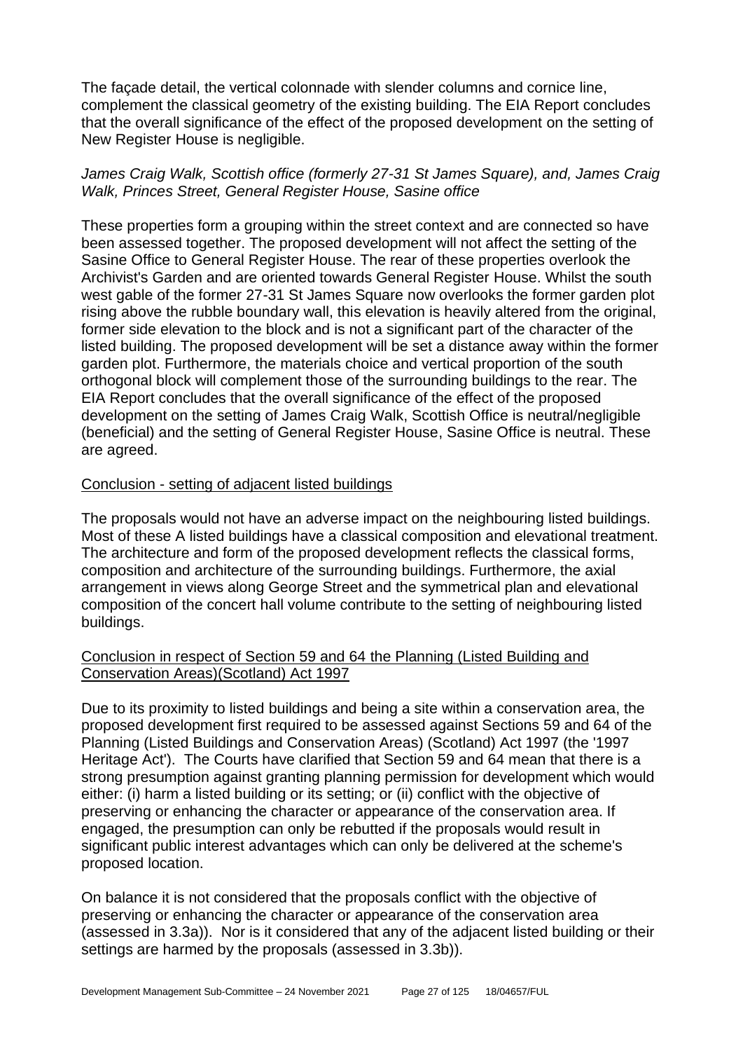The façade detail, the vertical colonnade with slender columns and cornice line, complement the classical geometry of the existing building. The EIA Report concludes that the overall significance of the effect of the proposed development on the setting of New Register House is negligible.

*James Craig Walk, Scottish office (formerly 27-31 St James Square), and, James Craig Walk, Princes Street, General Register House, Sasine office*

These properties form a grouping within the street context and are connected so have been assessed together. The proposed development will not affect the setting of the Sasine Office to General Register House. The rear of these properties overlook the Archivist's Garden and are oriented towards General Register House. Whilst the south west gable of the former 27-31 St James Square now overlooks the former garden plot rising above the rubble boundary wall, this elevation is heavily altered from the original, former side elevation to the block and is not a significant part of the character of the listed building. The proposed development will be set a distance away within the former garden plot. Furthermore, the materials choice and vertical proportion of the south orthogonal block will complement those of the surrounding buildings to the rear. The EIA Report concludes that the overall significance of the effect of the proposed development on the setting of James Craig Walk, Scottish Office is neutral/negligible (beneficial) and the setting of General Register House, Sasine Office is neutral. These are agreed.

<u>Conclusion - setting of adjacent listed buildings</u>

The proposals would not have an adverse impact on the neighbouring listed buildings. Most of these A listed buildings have a classical composition and elevational treatment. The architecture and form of the proposed development reflects the classical forms, composition and architecture of the surrounding buildings. Furthermore, the axial arrangement in views along George Street and the symmetrical plan and elevational composition of the concert hall volume contribute to the setting of neighbouring listed buildings.

<u>Conclusion in respect of Section 59 and 64 the Planning (Listed Building and Conservation Areas)(Scotland) Act 1997</u>

Due to its proximity to listed buildings and being a site within a conservation area, the proposed development first required to be assessed against Sections 59 and 64 of the Planning (Listed Buildings and Conservation Areas) (Scotland) Act 1997 (the '1997 Heritage Act'). The Courts have clarified that Section 59 and 64 mean that there is a strong presumption against granting planning permission for development which would either: (i) harm a listed building or its setting; or (ii) conflict with the objective of preserving or enhancing the character or appearance of the conservation area. If engaged, the presumption can only be rebutted if the proposals would result in significant public interest advantages which can only be delivered at the scheme's proposed location.

On balance it is not considered that the proposals conflict with the objective of preserving or enhancing the character or appearance of the conservation area (assessed in 3.3a)). Nor is it considered that any of the adjacent listed building or their settings are harmed by the proposals (assessed in 3.3b)).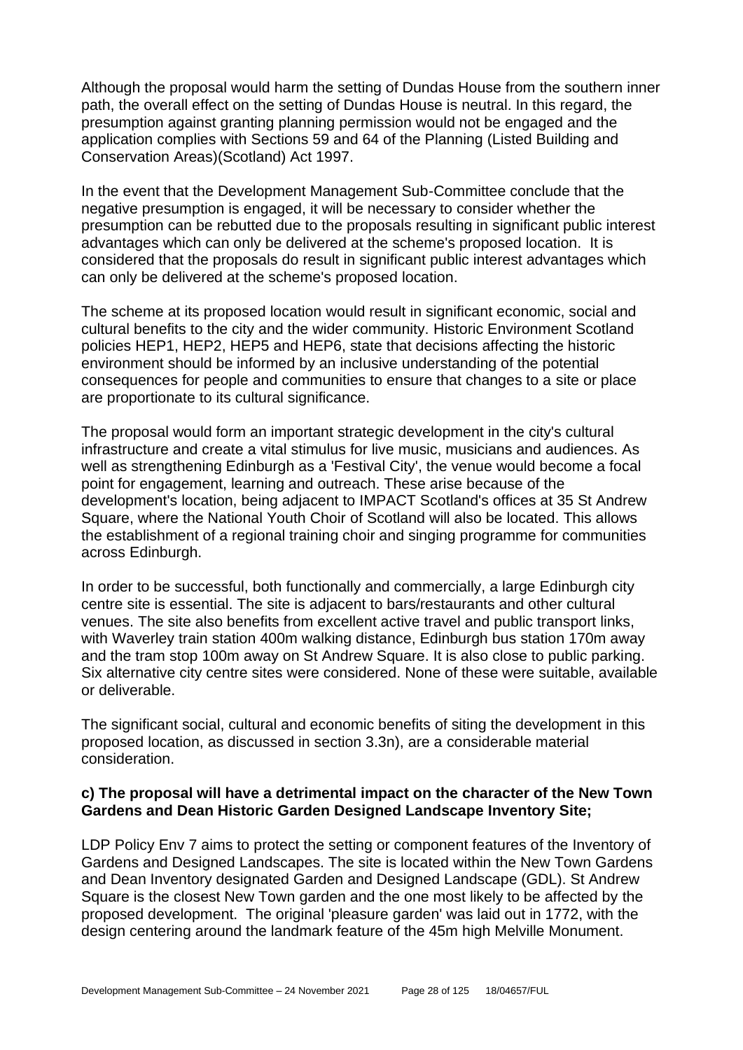Although the proposal would harm the setting of Dundas House from the southern inner path, the overall effect on the setting of Dundas House is neutral. In this regard, the presumption against granting planning permission would not be engaged and the application complies with Sections 59 and 64 of the Planning (Listed Building and Conservation Areas)(Scotland) Act 1997.

In the event that the Development Management Sub-Committee conclude that the negative presumption is engaged, it will be necessary to consider whether the presumption can be rebutted due to the proposals resulting in significant public interest advantages which can only be delivered at the scheme's proposed location. It is considered that the proposals do result in significant public interest advantages which can only be delivered at the scheme's proposed location.

The scheme at its proposed location would result in significant economic, social and cultural benefits to the city and the wider community. Historic Environment Scotland policies HEP1, HEP2, HEP5 and HEP6, state that decisions affecting the historic environment should be informed by an inclusive understanding of the potential consequences for people and communities to ensure that changes to a site or place are proportionate to its cultural significance.

The proposal would form an important strategic development in the city's cultural infrastructure and create a vital stimulus for live music, musicians and audiences. As well as strengthening Edinburgh as a 'Festival City', the venue would become a focal point for engagement, learning and outreach. These arise because of the development's location, being adjacent to IMPACT Scotland's offices at 35 St Andrew Square, where the National Youth Choir of Scotland will also be located. This allows the establishment of a regional training choir and singing programme for communities across Edinburgh.

In order to be successful, both functionally and commercially, a large Edinburgh city centre site is essential. The site is adjacent to bars/restaurants and other cultural venues. The site also benefits from excellent active travel and public transport links, with Waverley train station 400m walking distance, Edinburgh bus station 170m away and the tram stop 100m away on St Andrew Square. It is also close to public parking. Six alternative city centre sites were considered. None of these were suitable, available or deliverable.

The significant social, cultural and economic benefits of siting the development in this proposed location, as discussed in section 3.3n), are a considerable material consideration.

**c) The proposal will have a detrimental impact on the character of the New Town Gardens and Dean Historic Garden Designed Landscape Inventory Site;**

LDP Policy Env 7 aims to protect the setting or component features of the Inventory of Gardens and Designed Landscapes. The site is located within the New Town Gardens and Dean Inventory designated Garden and Designed Landscape (GDL). St Andrew Square is the closest New Town garden and the one most likely to be affected by the proposed development. The original 'pleasure garden' was laid out in 1772, with the design centering around the landmark feature of the 45m high Melville Monument.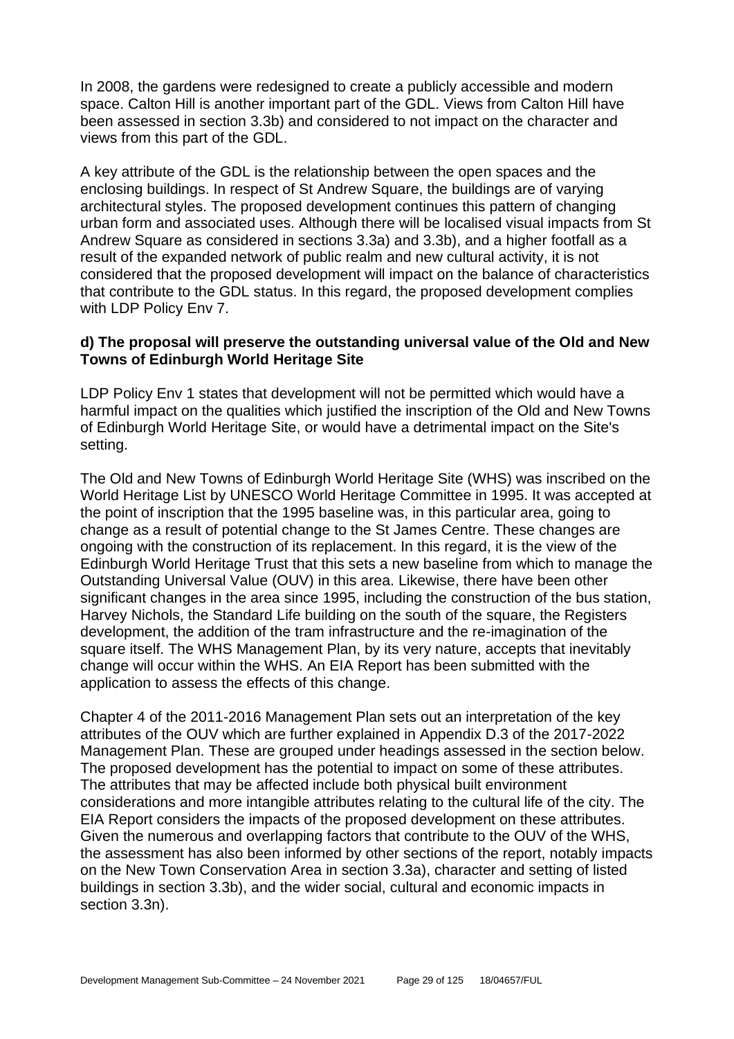In 2008, the gardens were redesigned to create a publicly accessible and modern space. Calton Hill is another important part of the GDL. Views from Calton Hill have been assessed in section 3.3b) and considered to not impact on the character and views from this part of the GDL.

A key attribute of the GDL is the relationship between the open spaces and the enclosing buildings. In respect of St Andrew Square, the buildings are of varying architectural styles. The proposed development continues this pattern of changing urban form and associated uses. Although there will be localised visual impacts from St Andrew Square as considered in sections 3.3a) and 3.3b), and a higher footfall as a result of the expanded network of public realm and new cultural activity, it is not considered that the proposed development will impact on the balance of characteristics that contribute to the GDL status. In this regard, the proposed development complies with LDP Policy Env 7.

**d) The proposal will preserve the outstanding universal value of the Old and New Towns of Edinburgh World Heritage Site**

LDP Policy Env 1 states that development will not be permitted which would have a harmful impact on the qualities which justified the inscription of the Old and New Towns of Edinburgh World Heritage Site, or would have a detrimental impact on the Site's setting.

The Old and New Towns of Edinburgh World Heritage Site (WHS) was inscribed on the World Heritage List by UNESCO World Heritage Committee in 1995. It was accepted at the point of inscription that the 1995 baseline was, in this particular area, going to change as a result of potential change to the St James Centre. These changes are ongoing with the construction of its replacement. In this regard, it is the view of the Edinburgh World Heritage Trust that this sets a new baseline from which to manage the Outstanding Universal Value (OUV) in this area. Likewise, there have been other significant changes in the area since 1995, including the construction of the bus station, Harvey Nichols, the Standard Life building on the south of the square, the Registers development, the addition of the tram infrastructure and the re-imagination of the square itself. The WHS Management Plan, by its very nature, accepts that inevitably change will occur within the WHS. An EIA Report has been submitted with the application to assess the effects of this change.

Chapter 4 of the 2011-2016 Management Plan sets out an interpretation of the key attributes of the OUV which are further explained in Appendix D.3 of the 2017-2022 Management Plan. These are grouped under headings assessed in the section below. The proposed development has the potential to impact on some of these attributes. The attributes that may be affected include both physical built environment considerations and more intangible attributes relating to the cultural life of the city. The EIA Report considers the impacts of the proposed development on these attributes. Given the numerous and overlapping factors that contribute to the OUV of the WHS, the assessment has also been informed by other sections of the report, notably impacts on the New Town Conservation Area in section 3.3a), character and setting of listed buildings in section 3.3b), and the wider social, cultural and economic impacts in section 3.3n).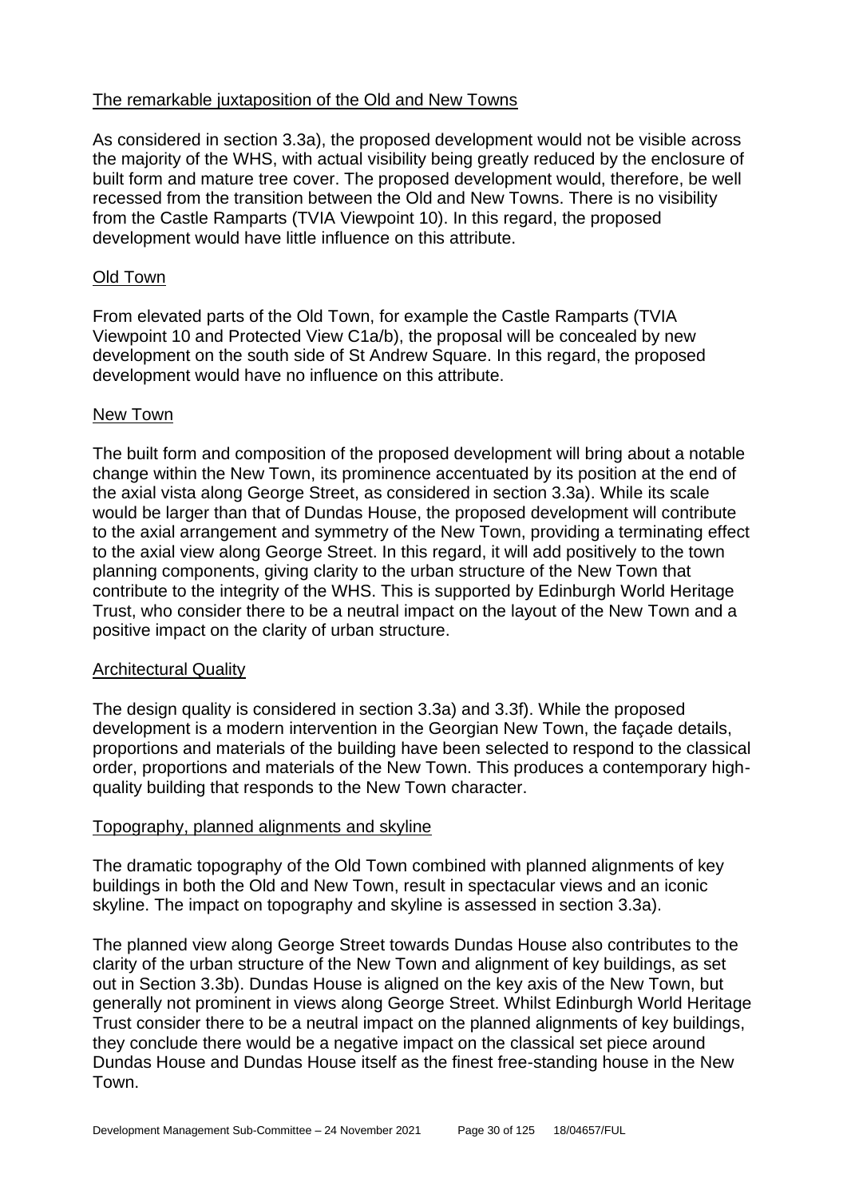The remarkable juxtaposition of the Old and New Towns

As considered in section 3.3a), the proposed development would not be visible across the majority of the WHS, with actual visibility being greatly reduced by the enclosure of built form and mature tree cover. The proposed development would, therefore, be well recessed from the transition between the Old and New Towns. There is no visibility from the Castle Ramparts (TVIA Viewpoint 10). In this regard, the proposed development would have little influence on this attribute.

Old Town

From elevated parts of the Old Town, for example the Castle Ramparts (TVIA Viewpoint 10 and Protected View C1a/b), the proposal will be concealed by new development on the south side of St Andrew Square. In this regard, the proposed development would have no influence on this attribute.

New Town

The built form and composition of the proposed development will bring about a notable change within the New Town, its prominence accentuated by its position at the end of the axial vista along George Street, as considered in section 3.3a). While its scale would be larger than that of Dundas House, the proposed development will contribute to the axial arrangement and symmetry of the New Town, providing a terminating effect to the axial view along George Street. In this regard, it will add positively to the town planning components, giving clarity to the urban structure of the New Town that contribute to the integrity of the WHS. This is supported by Edinburgh World Heritage Trust, who consider there to be a neutral impact on the layout of the New Town and a positive impact on the clarity of urban structure.

Architectural Quality

The design quality is considered in section 3.3a) and 3.3f). While the proposed development is a modern intervention in the Georgian New Town, the façade details, proportions and materials of the building have been selected to respond to the classical order, proportions and materials of the New Town. This produces a contemporary high-quality building that responds to the New Town character.

Topography, planned alignments and skyline

The dramatic topography of the Old Town combined with planned alignments of key buildings in both the Old and New Town, result in spectacular views and an iconic skyline. The impact on topography and skyline is assessed in section 3.3a).

The planned view along George Street towards Dundas House also contributes to the clarity of the urban structure of the New Town and alignment of key buildings, as set out in Section 3.3b). Dundas House is aligned on the key axis of the New Town, but generally not prominent in views along George Street. Whilst Edinburgh World Heritage Trust consider there to be a neutral impact on the planned alignments of key buildings, they conclude there would be a negative impact on the classical set piece around Dundas House and Dundas House itself as the finest free-standing house in the New Town.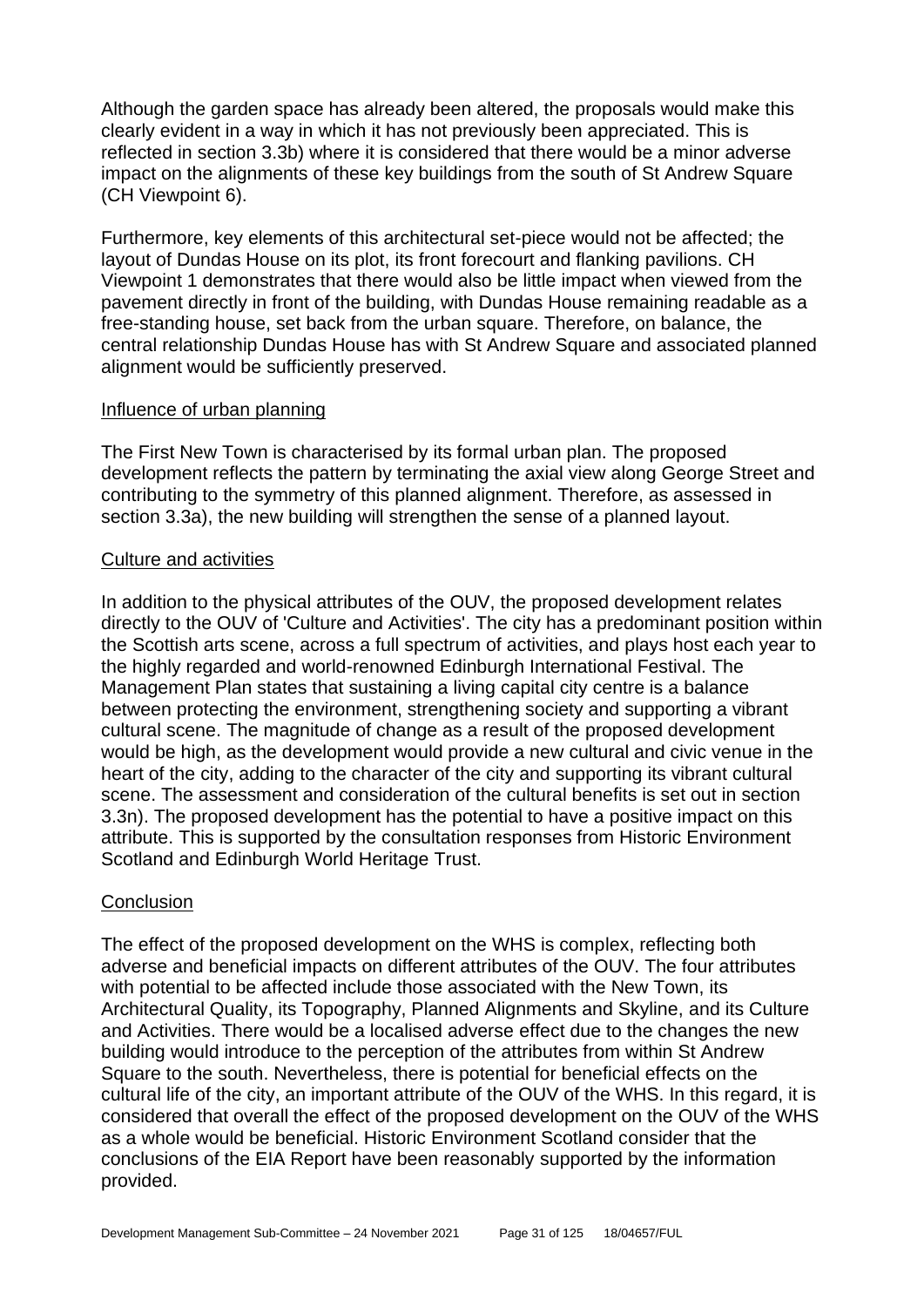Although the garden space has already been altered, the proposals would make this clearly evident in a way in which it has not previously been appreciated. This is reflected in section 3.3b) where it is considered that there would be a minor adverse impact on the alignments of these key buildings from the south of St Andrew Square (CH Viewpoint 6).

Furthermore, key elements of this architectural set-piece would not be affected; the layout of Dundas House on its plot, its front forecourt and flanking pavilions. CH Viewpoint 1 demonstrates that there would also be little impact when viewed from the pavement directly in front of the building, with Dundas House remaining readable as a free-standing house, set back from the urban square. Therefore, on balance, the central relationship Dundas House has with St Andrew Square and associated planned alignment would be sufficiently preserved.

Influence of urban planning

The First New Town is characterised by its formal urban plan. The proposed development reflects the pattern by terminating the axial view along George Street and contributing to the symmetry of this planned alignment. Therefore, as assessed in section 3.3a), the new building will strengthen the sense of a planned layout.

Culture and activities

In addition to the physical attributes of the OUV, the proposed development relates directly to the OUV of 'Culture and Activities'. The city has a predominant position within the Scottish arts scene, across a full spectrum of activities, and plays host each year to the highly regarded and world-renowned Edinburgh International Festival. The Management Plan states that sustaining a living capital city centre is a balance between protecting the environment, strengthening society and supporting a vibrant cultural scene. The magnitude of change as a result of the proposed development would be high, as the development would provide a new cultural and civic venue in the heart of the city, adding to the character of the city and supporting its vibrant cultural scene. The assessment and consideration of the cultural benefits is set out in section 3.3n). The proposed development has the potential to have a positive impact on this attribute. This is supported by the consultation responses from Historic Environment Scotland and Edinburgh World Heritage Trust.

Conclusion

The effect of the proposed development on the WHS is complex, reflecting both adverse and beneficial impacts on different attributes of the OUV. The four attributes with potential to be affected include those associated with the New Town, its Architectural Quality, its Topography, Planned Alignments and Skyline, and its Culture and Activities. There would be a localised adverse effect due to the changes the new building would introduce to the perception of the attributes from within St Andrew Square to the south. Nevertheless, there is potential for beneficial effects on the cultural life of the city, an important attribute of the OUV of the WHS. In this regard, it is considered that overall the effect of the proposed development on the OUV of the WHS as a whole would be beneficial. Historic Environment Scotland consider that the conclusions of the EIA Report have been reasonably supported by the information provided.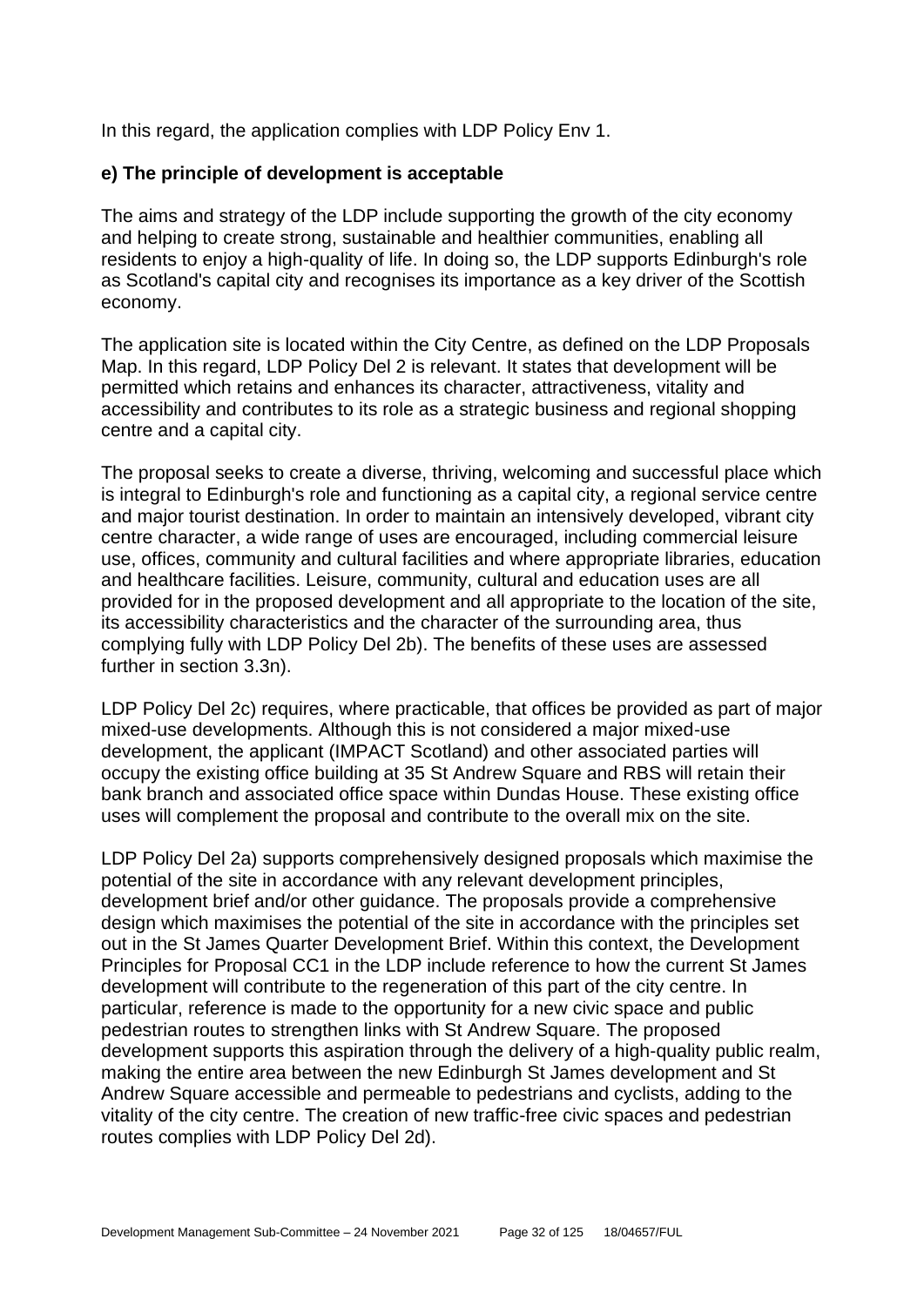In this regard, the application complies with LDP Policy Env 1.

**e) The principle of development is acceptable**

The aims and strategy of the LDP include supporting the growth of the city economy and helping to create strong, sustainable and healthier communities, enabling all residents to enjoy a high-quality of life. In doing so, the LDP supports Edinburgh's role as Scotland's capital city and recognises its importance as a key driver of the Scottish economy.

The application site is located within the City Centre, as defined on the LDP Proposals Map. In this regard, LDP Policy Del 2 is relevant. It states that development will be permitted which retains and enhances its character, attractiveness, vitality and accessibility and contributes to its role as a strategic business and regional shopping centre and a capital city.

The proposal seeks to create a diverse, thriving, welcoming and successful place which is integral to Edinburgh's role and functioning as a capital city, a regional service centre and major tourist destination. In order to maintain an intensively developed, vibrant city centre character, a wide range of uses are encouraged, including commercial leisure use, offices, community and cultural facilities and where appropriate libraries, education and healthcare facilities. Leisure, community, cultural and education uses are all provided for in the proposed development and all appropriate to the location of the site, its accessibility characteristics and the character of the surrounding area, thus complying fully with LDP Policy Del 2b). The benefits of these uses are assessed further in section 3.3n).

LDP Policy Del 2c) requires, where practicable, that offices be provided as part of major mixed-use developments. Although this is not considered a major mixed-use development, the applicant (IMPACT Scotland) and other associated parties will occupy the existing office building at 35 St Andrew Square and RBS will retain their bank branch and associated office space within Dundas House. These existing office uses will complement the proposal and contribute to the overall mix on the site.

LDP Policy Del 2a) supports comprehensively designed proposals which maximise the potential of the site in accordance with any relevant development principles, development brief and/or other guidance. The proposals provide a comprehensive design which maximises the potential of the site in accordance with the principles set out in the St James Quarter Development Brief. Within this context, the Development Principles for Proposal CC1 in the LDP include reference to how the current St James development will contribute to the regeneration of this part of the city centre. In particular, reference is made to the opportunity for a new civic space and public pedestrian routes to strengthen links with St Andrew Square. The proposed development supports this aspiration through the delivery of a high-quality public realm, making the entire area between the new Edinburgh St James development and St Andrew Square accessible and permeable to pedestrians and cyclists, adding to the vitality of the city centre. The creation of new traffic-free civic spaces and pedestrian routes complies with LDP Policy Del 2d).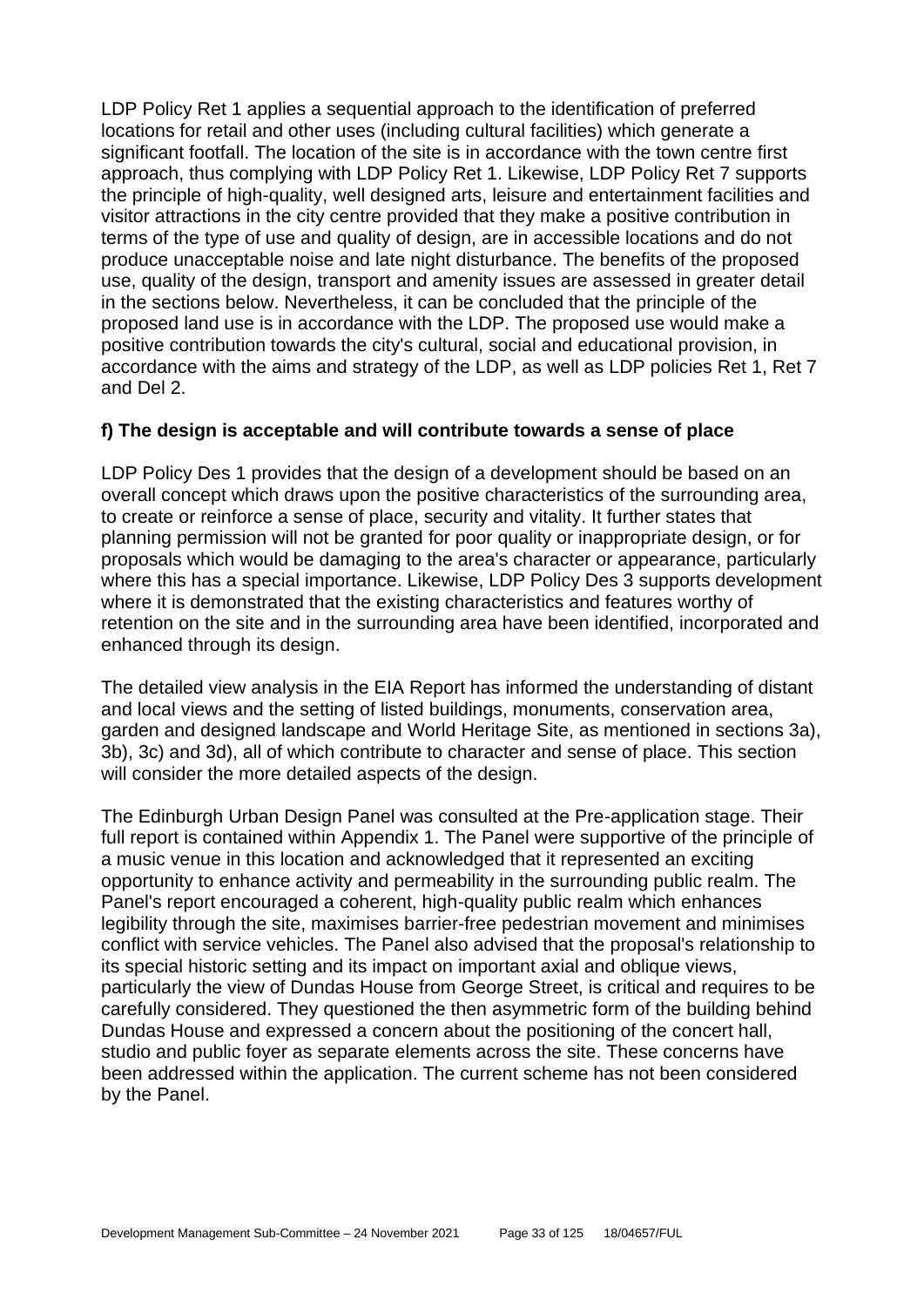LDP Policy Ret 1 applies a sequential approach to the identification of preferred locations for retail and other uses (including cultural facilities) which generate a significant footfall. The location of the site is in accordance with the town centre first approach, thus complying with LDP Policy Ret 1. Likewise, LDP Policy Ret 7 supports the principle of high-quality, well designed arts, leisure and entertainment facilities and visitor attractions in the city centre provided that they make a positive contribution in terms of the type of use and quality of design, are in accessible locations and do not produce unacceptable noise and late night disturbance. The benefits of the proposed use, quality of the design, transport and amenity issues are assessed in greater detail in the sections below. Nevertheless, it can be concluded that the principle of the proposed land use is in accordance with the LDP. The proposed use would make a positive contribution towards the city's cultural, social and educational provision, in accordance with the aims and strategy of the LDP, as well as LDP policies Ret 1, Ret 7 and Del 2.

**f) The design is acceptable and will contribute towards a sense of place**

LDP Policy Des 1 provides that the design of a development should be based on an overall concept which draws upon the positive characteristics of the surrounding area, to create or reinforce a sense of place, security and vitality. It further states that planning permission will not be granted for poor quality or inappropriate design, or for proposals which would be damaging to the area's character or appearance, particularly where this has a special importance. Likewise, LDP Policy Des 3 supports development where it is demonstrated that the existing characteristics and features worthy of retention on the site and in the surrounding area have been identified, incorporated and enhanced through its design.

The detailed view analysis in the EIA Report has informed the understanding of distant and local views and the setting of listed buildings, monuments, conservation area, garden and designed landscape and World Heritage Site, as mentioned in sections 3a), 3b), 3c) and 3d), all of which contribute to character and sense of place. This section will consider the more detailed aspects of the design.

The Edinburgh Urban Design Panel was consulted at the Pre-application stage. Their full report is contained within Appendix 1. The Panel were supportive of the principle of a music venue in this location and acknowledged that it represented an exciting opportunity to enhance activity and permeability in the surrounding public realm. The Panel's report encouraged a coherent, high-quality public realm which enhances legibility through the site, maximises barrier-free pedestrian movement and minimises conflict with service vehicles. The Panel also advised that the proposal's relationship to its special historic setting and its impact on important axial and oblique views, particularly the view of Dundas House from George Street, is critical and requires to be carefully considered. They questioned the then asymmetric form of the building behind Dundas House and expressed a concern about the positioning of the concert hall, studio and public foyer as separate elements across the site. These concerns have been addressed within the application. The current scheme has not been considered by the Panel.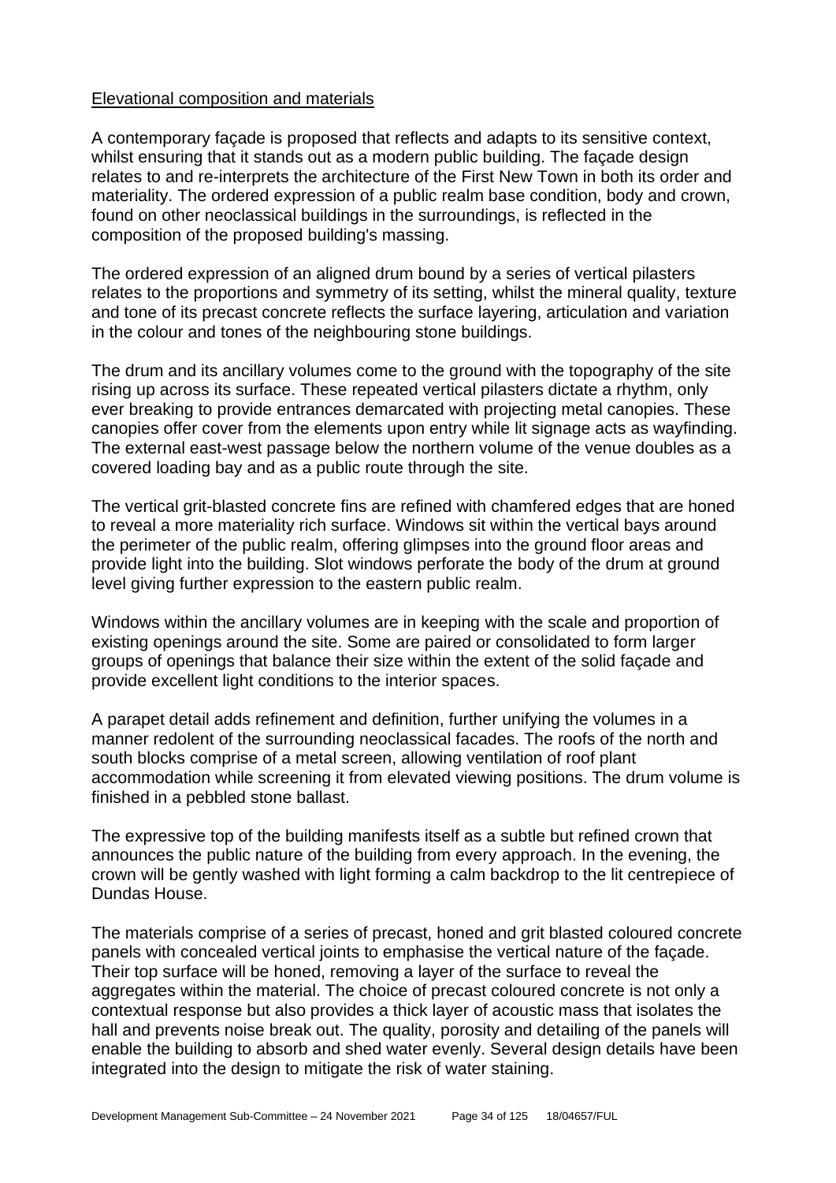Elevational composition and materials

A contemporary façade is proposed that reflects and adapts to its sensitive context, whilst ensuring that it stands out as a modern public building. The façade design relates to and re-interprets the architecture of the First New Town in both its order and materiality. The ordered expression of a public realm base condition, body and crown, found on other neoclassical buildings in the surroundings, is reflected in the composition of the proposed building's massing.

The ordered expression of an aligned drum bound by a series of vertical pilasters relates to the proportions and symmetry of its setting, whilst the mineral quality, texture and tone of its precast concrete reflects the surface layering, articulation and variation in the colour and tones of the neighbouring stone buildings.

The drum and its ancillary volumes come to the ground with the topography of the site rising up across its surface. These repeated vertical pilasters dictate a rhythm, only ever breaking to provide entrances demarcated with projecting metal canopies. These canopies offer cover from the elements upon entry while lit signage acts as wayfinding. The external east-west passage below the northern volume of the venue doubles as a covered loading bay and as a public route through the site.

The vertical grit-blasted concrete fins are refined with chamfered edges that are honed to reveal a more materiality rich surface. Windows sit within the vertical bays around the perimeter of the public realm, offering glimpses into the ground floor areas and provide light into the building. Slot windows perforate the body of the drum at ground level giving further expression to the eastern public realm.

Windows within the ancillary volumes are in keeping with the scale and proportion of existing openings around the site. Some are paired or consolidated to form larger groups of openings that balance their size within the extent of the solid façade and provide excellent light conditions to the interior spaces.

A parapet detail adds refinement and definition, further unifying the volumes in a manner redolent of the surrounding neoclassical facades. The roofs of the north and south blocks comprise of a metal screen, allowing ventilation of roof plant accommodation while screening it from elevated viewing positions. The drum volume is finished in a pebbled stone ballast.

The expressive top of the building manifests itself as a subtle but refined crown that announces the public nature of the building from every approach. In the evening, the crown will be gently washed with light forming a calm backdrop to the lit centrepiece of Dundas House.

The materials comprise of a series of precast, honed and grit blasted coloured concrete panels with concealed vertical joints to emphasise the vertical nature of the façade. Their top surface will be honed, removing a layer of the surface to reveal the aggregates within the material. The choice of precast coloured concrete is not only a contextual response but also provides a thick layer of acoustic mass that isolates the hall and prevents noise break out. The quality, porosity and detailing of the panels will enable the building to absorb and shed water evenly. Several design details have been integrated into the design to mitigate the risk of water staining.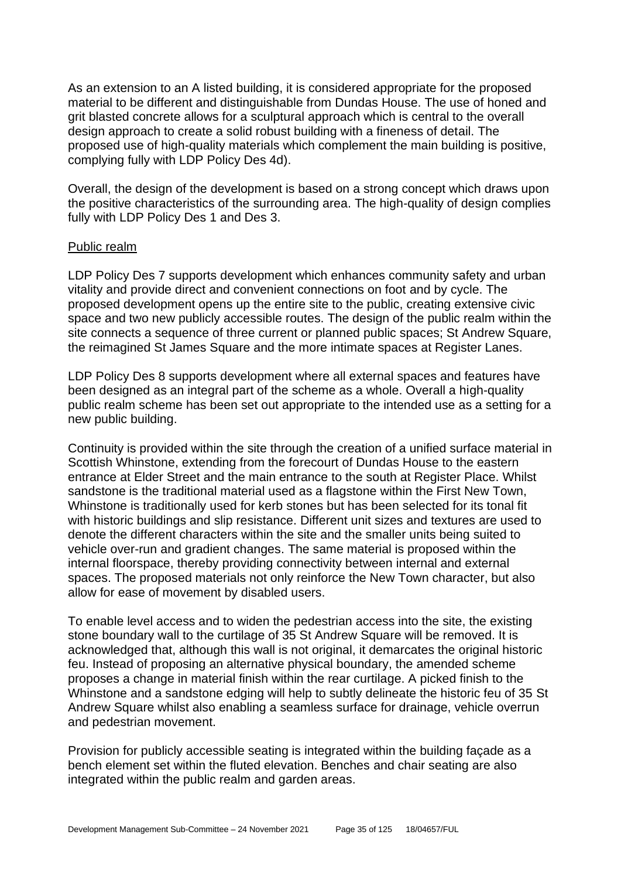As an extension to an A listed building, it is considered appropriate for the proposed material to be different and distinguishable from Dundas House. The use of honed and grit blasted concrete allows for a sculptural approach which is central to the overall design approach to create a solid robust building with a fineness of detail. The proposed use of high-quality materials which complement the main building is positive, complying fully with LDP Policy Des 4d).

Overall, the design of the development is based on a strong concept which draws upon the positive characteristics of the surrounding area. The high-quality of design complies fully with LDP Policy Des 1 and Des 3.

Public realm

LDP Policy Des 7 supports development which enhances community safety and urban vitality and provide direct and convenient connections on foot and by cycle. The proposed development opens up the entire site to the public, creating extensive civic space and two new publicly accessible routes. The design of the public realm within the site connects a sequence of three current or planned public spaces; St Andrew Square, the reimagined St James Square and the more intimate spaces at Register Lanes.

LDP Policy Des 8 supports development where all external spaces and features have been designed as an integral part of the scheme as a whole. Overall a high-quality public realm scheme has been set out appropriate to the intended use as a setting for a new public building.

Continuity is provided within the site through the creation of a unified surface material in Scottish Whinstone, extending from the forecourt of Dundas House to the eastern entrance at Elder Street and the main entrance to the south at Register Place. Whilst sandstone is the traditional material used as a flagstone within the First New Town, Whinstone is traditionally used for kerb stones but has been selected for its tonal fit with historic buildings and slip resistance. Different unit sizes and textures are used to denote the different characters within the site and the smaller units being suited to vehicle over-run and gradient changes. The same material is proposed within the internal floorspace, thereby providing connectivity between internal and external spaces. The proposed materials not only reinforce the New Town character, but also allow for ease of movement by disabled users.

To enable level access and to widen the pedestrian access into the site, the existing stone boundary wall to the curtilage of 35 St Andrew Square will be removed. It is acknowledged that, although this wall is not original, it demarcates the original historic feu. Instead of proposing an alternative physical boundary, the amended scheme proposes a change in material finish within the rear curtilage. A picked finish to the Whinstone and a sandstone edging will help to subtly delineate the historic feu of 35 St Andrew Square whilst also enabling a seamless surface for drainage, vehicle overrun and pedestrian movement.

Provision for publicly accessible seating is integrated within the building façade as a bench element set within the fluted elevation. Benches and chair seating are also integrated within the public realm and garden areas.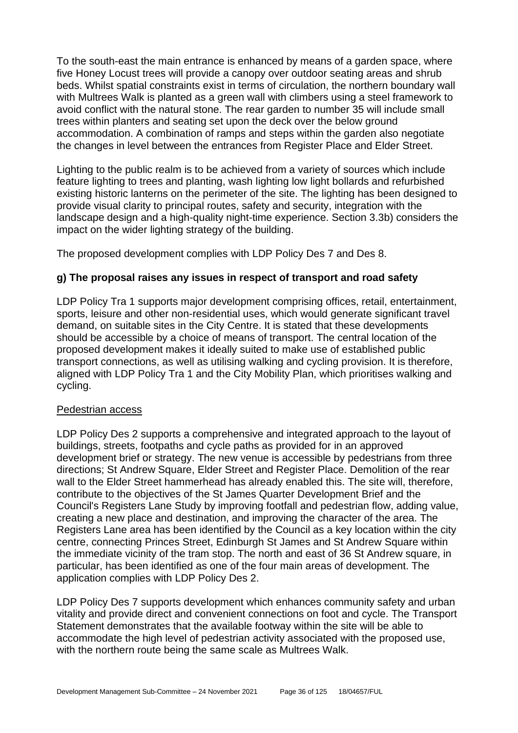To the south-east the main entrance is enhanced by means of a garden space, where five Honey Locust trees will provide a canopy over outdoor seating areas and shrub beds. Whilst spatial constraints exist in terms of circulation, the northern boundary wall with Multrees Walk is planted as a green wall with climbers using a steel framework to avoid conflict with the natural stone. The rear garden to number 35 will include small trees within planters and seating set upon the deck over the below ground accommodation. A combination of ramps and steps within the garden also negotiate the changes in level between the entrances from Register Place and Elder Street.

Lighting to the public realm is to be achieved from a variety of sources which include feature lighting to trees and planting, wash lighting low light bollards and refurbished existing historic lanterns on the perimeter of the site. The lighting has been designed to provide visual clarity to principal routes, safety and security, integration with the landscape design and a high-quality night-time experience. Section 3.3b) considers the impact on the wider lighting strategy of the building.

The proposed development complies with LDP Policy Des 7 and Des 8.

**g) The proposal raises any issues in respect of transport and road safety**

LDP Policy Tra 1 supports major development comprising offices, retail, entertainment, sports, leisure and other non-residential uses, which would generate significant travel demand, on suitable sites in the City Centre. It is stated that these developments should be accessible by a choice of means of transport. The central location of the proposed development makes it ideally suited to make use of established public transport connections, as well as utilising walking and cycling provision. It is therefore, aligned with LDP Policy Tra 1 and the City Mobility Plan, which prioritises walking and cycling.

Pedestrian access

LDP Policy Des 2 supports a comprehensive and integrated approach to the layout of buildings, streets, footpaths and cycle paths as provided for in an approved development brief or strategy. The new venue is accessible by pedestrians from three directions; St Andrew Square, Elder Street and Register Place. Demolition of the rear wall to the Elder Street hammerhead has already enabled this. The site will, therefore, contribute to the objectives of the St James Quarter Development Brief and the Council's Registers Lane Study by improving footfall and pedestrian flow, adding value, creating a new place and destination, and improving the character of the area. The Registers Lane area has been identified by the Council as a key location within the city centre, connecting Princes Street, Edinburgh St James and St Andrew Square within the immediate vicinity of the tram stop. The north and east of 36 St Andrew square, in particular, has been identified as one of the four main areas of development. The application complies with LDP Policy Des 2.

LDP Policy Des 7 supports development which enhances community safety and urban vitality and provide direct and convenient connections on foot and cycle. The Transport Statement demonstrates that the available footway within the site will be able to accommodate the high level of pedestrian activity associated with the proposed use, with the northern route being the same scale as Multrees Walk.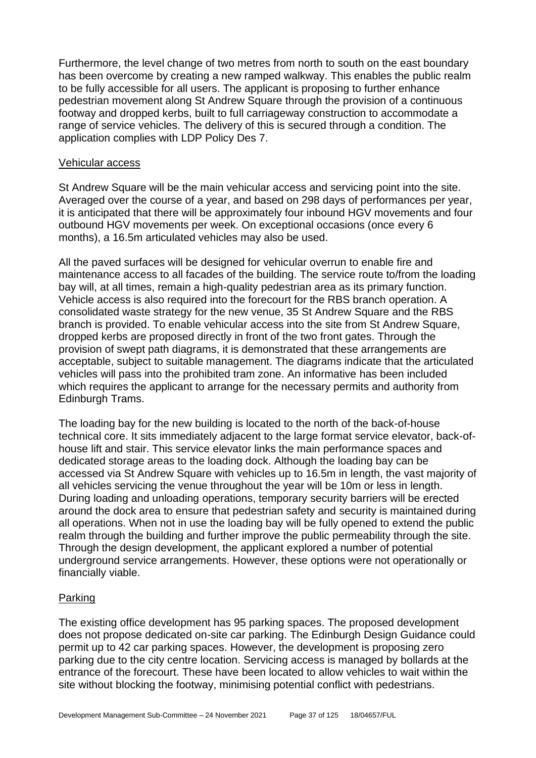Furthermore, the level change of two metres from north to south on the east boundary has been overcome by creating a new ramped walkway. This enables the public realm to be fully accessible for all users. The applicant is proposing to further enhance pedestrian movement along St Andrew Square through the provision of a continuous footway and dropped kerbs, built to full carriageway construction to accommodate a range of service vehicles. The delivery of this is secured through a condition. The application complies with LDP Policy Des 7.

### Vehicular access

St Andrew Square will be the main vehicular access and servicing point into the site. Averaged over the course of a year, and based on 298 days of performances per year, it is anticipated that there will be approximately four inbound HGV movements and four outbound HGV movements per week. On exceptional occasions (once every 6 months), a 16.5m articulated vehicles may also be used.

All the paved surfaces will be designed for vehicular overrun to enable fire and maintenance access to all facades of the building. The service route to/from the loading bay will, at all times, remain a high-quality pedestrian area as its primary function. Vehicle access is also required into the forecourt for the RBS branch operation. A consolidated waste strategy for the new venue, 35 St Andrew Square and the RBS branch is provided. To enable vehicular access into the site from St Andrew Square, dropped kerbs are proposed directly in front of the two front gates. Through the provision of swept path diagrams, it is demonstrated that these arrangements are acceptable, subject to suitable management. The diagrams indicate that the articulated vehicles will pass into the prohibited tram zone. An informative has been included which requires the applicant to arrange for the necessary permits and authority from Edinburgh Trams.

The loading bay for the new building is located to the north of the back-of-house technical core. It sits immediately adjacent to the large format service elevator, back-of-house lift and stair. This service elevator links the main performance spaces and dedicated storage areas to the loading dock. Although the loading bay can be accessed via St Andrew Square with vehicles up to 16.5m in length, the vast majority of all vehicles servicing the venue throughout the year will be 10m or less in length. During loading and unloading operations, temporary security barriers will be erected around the dock area to ensure that pedestrian safety and security is maintained during all operations. When not in use the loading bay will be fully opened to extend the public realm through the building and further improve the public permeability through the site. Through the design development, the applicant explored a number of potential underground service arrangements. However, these options were not operationally or financially viable.

### Parking

The existing office development has 95 parking spaces. The proposed development does not propose dedicated on-site car parking. The Edinburgh Design Guidance could permit up to 42 car parking spaces. However, the development is proposing zero parking due to the city centre location. Servicing access is managed by bollards at the entrance of the forecourt. These have been located to allow vehicles to wait within the site without blocking the footway, minimising potential conflict with pedestrians.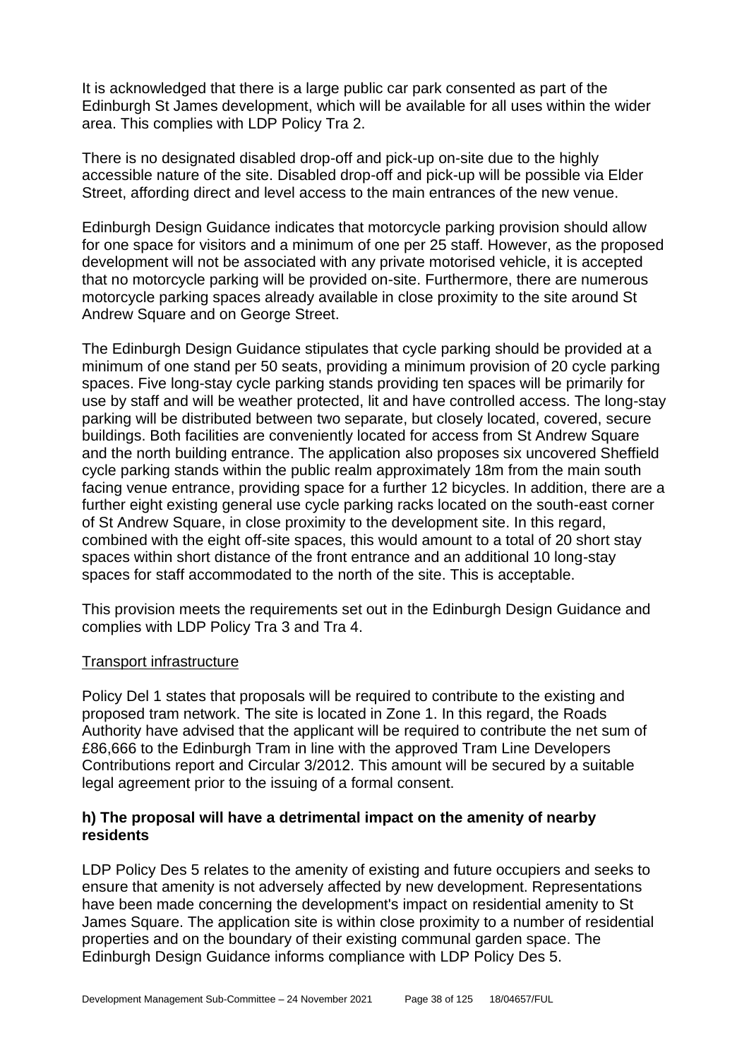It is acknowledged that there is a large public car park consented as part of the Edinburgh St James development, which will be available for all uses within the wider area. This complies with LDP Policy Tra 2.

There is no designated disabled drop-off and pick-up on-site due to the highly accessible nature of the site. Disabled drop-off and pick-up will be possible via Elder Street, affording direct and level access to the main entrances of the new venue.

Edinburgh Design Guidance indicates that motorcycle parking provision should allow for one space for visitors and a minimum of one per 25 staff. However, as the proposed development will not be associated with any private motorised vehicle, it is accepted that no motorcycle parking will be provided on-site. Furthermore, there are numerous motorcycle parking spaces already available in close proximity to the site around St Andrew Square and on George Street.

The Edinburgh Design Guidance stipulates that cycle parking should be provided at a minimum of one stand per 50 seats, providing a minimum provision of 20 cycle parking spaces. Five long-stay cycle parking stands providing ten spaces will be primarily for use by staff and will be weather protected, lit and have controlled access. The long-stay parking will be distributed between two separate, but closely located, covered, secure buildings. Both facilities are conveniently located for access from St Andrew Square and the north building entrance. The application also proposes six uncovered Sheffield cycle parking stands within the public realm approximately 18m from the main south facing venue entrance, providing space for a further 12 bicycles. In addition, there are a further eight existing general use cycle parking racks located on the south-east corner of St Andrew Square, in close proximity to the development site. In this regard, combined with the eight off-site spaces, this would amount to a total of 20 short stay spaces within short distance of the front entrance and an additional 10 long-stay spaces for staff accommodated to the north of the site. This is acceptable.

This provision meets the requirements set out in the Edinburgh Design Guidance and complies with LDP Policy Tra 3 and Tra 4.

Transport infrastructure

Policy Del 1 states that proposals will be required to contribute to the existing and proposed tram network. The site is located in Zone 1. In this regard, the Roads Authority have advised that the applicant will be required to contribute the net sum of £86,666 to the Edinburgh Tram in line with the approved Tram Line Developers Contributions report and Circular 3/2012. This amount will be secured by a suitable legal agreement prior to the issuing of a formal consent.

### h) The proposal will have a detrimental impact on the amenity of nearby residents

LDP Policy Des 5 relates to the amenity of existing and future occupiers and seeks to ensure that amenity is not adversely affected by new development. Representations have been made concerning the development's impact on residential amenity to St James Square. The application site is within close proximity to a number of residential properties and on the boundary of their existing communal garden space. The Edinburgh Design Guidance informs compliance with LDP Policy Des 5.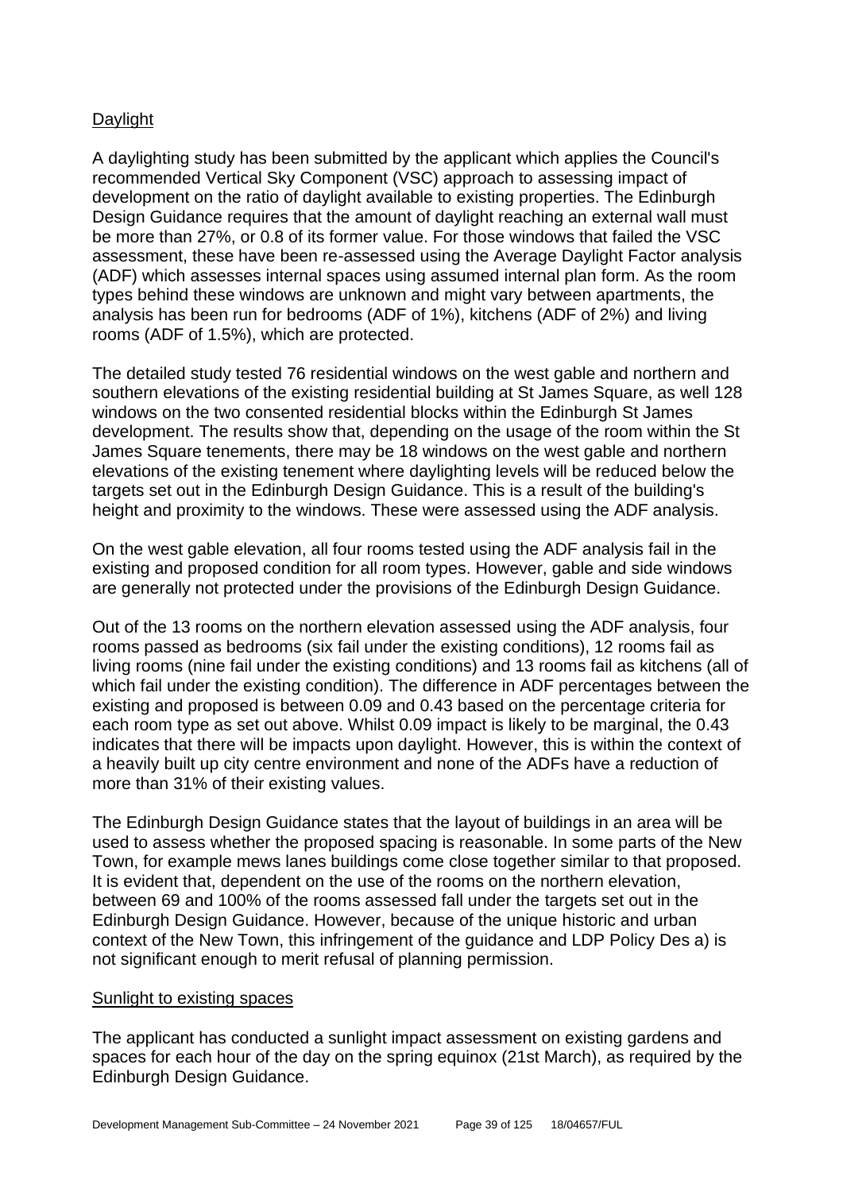Daylight

A daylighting study has been submitted by the applicant which applies the Council's recommended Vertical Sky Component (VSC) approach to assessing impact of development on the ratio of daylight available to existing properties. The Edinburgh Design Guidance requires that the amount of daylight reaching an external wall must be more than 27%, or 0.8 of its former value. For those windows that failed the VSC assessment, these have been re-assessed using the Average Daylight Factor analysis (ADF) which assesses internal spaces using assumed internal plan form. As the room types behind these windows are unknown and might vary between apartments, the analysis has been run for bedrooms (ADF of 1%), kitchens (ADF of 2%) and living rooms (ADF of 1.5%), which are protected.

The detailed study tested 76 residential windows on the west gable and northern and southern elevations of the existing residential building at St James Square, as well 128 windows on the two consented residential blocks within the Edinburgh St James development. The results show that, depending on the usage of the room within the St James Square tenements, there may be 18 windows on the west gable and northern elevations of the existing tenement where daylighting levels will be reduced below the targets set out in the Edinburgh Design Guidance. This is a result of the building's height and proximity to the windows. These were assessed using the ADF analysis.

On the west gable elevation, all four rooms tested using the ADF analysis fail in the existing and proposed condition for all room types. However, gable and side windows are generally not protected under the provisions of the Edinburgh Design Guidance.

Out of the 13 rooms on the northern elevation assessed using the ADF analysis, four rooms passed as bedrooms (six fail under the existing conditions), 12 rooms fail as living rooms (nine fail under the existing conditions) and 13 rooms fail as kitchens (all of which fail under the existing condition). The difference in ADF percentages between the existing and proposed is between 0.09 and 0.43 based on the percentage criteria for each room type as set out above. Whilst 0.09 impact is likely to be marginal, the 0.43 indicates that there will be impacts upon daylight. However, this is within the context of a heavily built up city centre environment and none of the ADFs have a reduction of more than 31% of their existing values.

The Edinburgh Design Guidance states that the layout of buildings in an area will be used to assess whether the proposed spacing is reasonable. In some parts of the New Town, for example mews lanes buildings come close together similar to that proposed. It is evident that, dependent on the use of the rooms on the northern elevation, between 69 and 100% of the rooms assessed fall under the targets set out in the Edinburgh Design Guidance. However, because of the unique historic and urban context of the New Town, this infringement of the guidance and LDP Policy Des a) is not significant enough to merit refusal of planning permission.

Sunlight to existing spaces

The applicant has conducted a sunlight impact assessment on existing gardens and spaces for each hour of the day on the spring equinox (21st March), as required by the Edinburgh Design Guidance.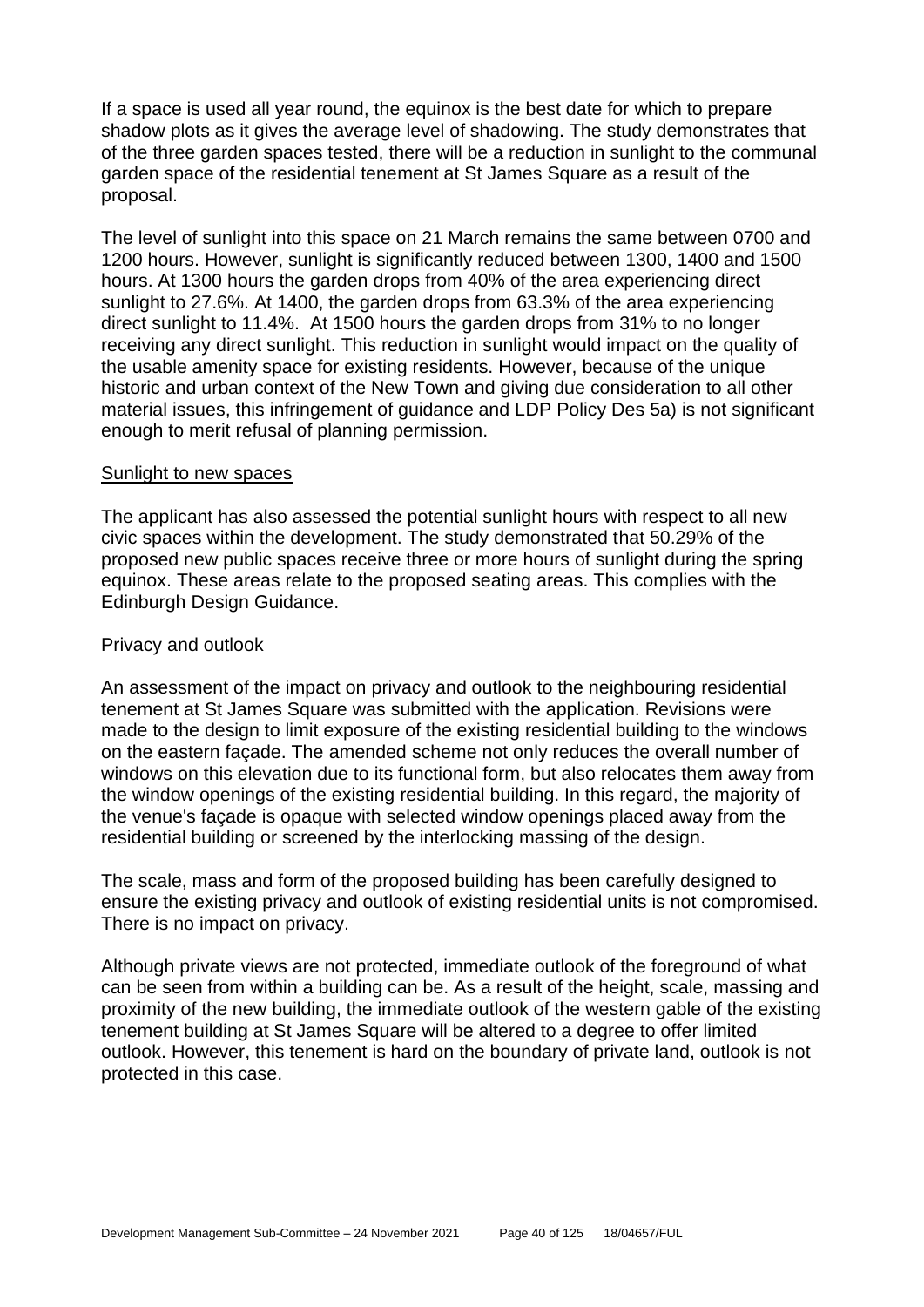If a space is used all year round, the equinox is the best date for which to prepare shadow plots as it gives the average level of shadowing. The study demonstrates that of the three garden spaces tested, there will be a reduction in sunlight to the communal garden space of the residential tenement at St James Square as a result of the proposal.

The level of sunlight into this space on 21 March remains the same between 0700 and 1200 hours. However, sunlight is significantly reduced between 1300, 1400 and 1500 hours. At 1300 hours the garden drops from 40% of the area experiencing direct sunlight to 27.6%. At 1400, the garden drops from 63.3% of the area experiencing direct sunlight to 11.4%. At 1500 hours the garden drops from 31% to no longer receiving any direct sunlight. This reduction in sunlight would impact on the quality of the usable amenity space for existing residents. However, because of the unique historic and urban context of the New Town and giving due consideration to all other material issues, this infringement of guidance and LDP Policy Des 5a) is not significant enough to merit refusal of planning permission.

## Sunlight to new spaces

The applicant has also assessed the potential sunlight hours with respect to all new civic spaces within the development. The study demonstrated that 50.29% of the proposed new public spaces receive three or more hours of sunlight during the spring equinox. These areas relate to the proposed seating areas. This complies with the Edinburgh Design Guidance.

## Privacy and outlook

An assessment of the impact on privacy and outlook to the neighbouring residential tenement at St James Square was submitted with the application. Revisions were made to the design to limit exposure of the existing residential building to the windows on the eastern façade. The amended scheme not only reduces the overall number of windows on this elevation due to its functional form, but also relocates them away from the window openings of the existing residential building. In this regard, the majority of the venue's façade is opaque with selected window openings placed away from the residential building or screened by the interlocking massing of the design.

The scale, mass and form of the proposed building has been carefully designed to ensure the existing privacy and outlook of existing residential units is not compromised. There is no impact on privacy.

Although private views are not protected, immediate outlook of the foreground of what can be seen from within a building can be. As a result of the height, scale, massing and proximity of the new building, the immediate outlook of the western gable of the existing tenement building at St James Square will be altered to a degree to offer limited outlook. However, this tenement is hard on the boundary of private land, outlook is not protected in this case.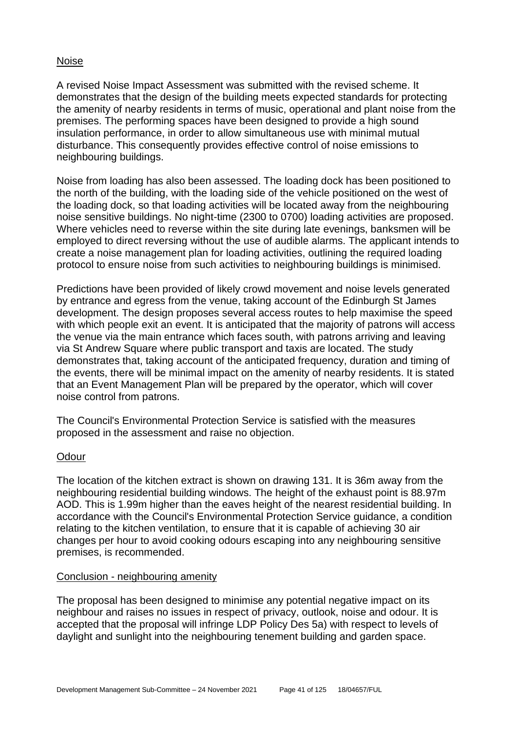## Noise

A revised Noise Impact Assessment was submitted with the revised scheme. It demonstrates that the design of the building meets expected standards for protecting the amenity of nearby residents in terms of music, operational and plant noise from the premises. The performing spaces have been designed to provide a high sound insulation performance, in order to allow simultaneous use with minimal mutual disturbance. This consequently provides effective control of noise emissions to neighbouring buildings.

Noise from loading has also been assessed. The loading dock has been positioned to the north of the building, with the loading side of the vehicle positioned on the west of the loading dock, so that loading activities will be located away from the neighbouring noise sensitive buildings. No night-time (2300 to 0700) loading activities are proposed. Where vehicles need to reverse within the site during late evenings, banksmen will be employed to direct reversing without the use of audible alarms. The applicant intends to create a noise management plan for loading activities, outlining the required loading protocol to ensure noise from such activities to neighbouring buildings is minimised.

Predictions have been provided of likely crowd movement and noise levels generated by entrance and egress from the venue, taking account of the Edinburgh St James development. The design proposes several access routes to help maximise the speed with which people exit an event. It is anticipated that the majority of patrons will access the venue via the main entrance which faces south, with patrons arriving and leaving via St Andrew Square where public transport and taxis are located. The study demonstrates that, taking account of the anticipated frequency, duration and timing of the events, there will be minimal impact on the amenity of nearby residents. It is stated that an Event Management Plan will be prepared by the operator, which will cover noise control from patrons.

The Council's Environmental Protection Service is satisfied with the measures proposed in the assessment and raise no objection.

## Odour

The location of the kitchen extract is shown on drawing 131. It is 36m away from the neighbouring residential building windows. The height of the exhaust point is 88.97m AOD. This is 1.99m higher than the eaves height of the nearest residential building. In accordance with the Council's Environmental Protection Service guidance, a condition relating to the kitchen ventilation, to ensure that it is capable of achieving 30 air changes per hour to avoid cooking odours escaping into any neighbouring sensitive premises, is recommended.

## Conclusion - neighbouring amenity

The proposal has been designed to minimise any potential negative impact on its neighbour and raises no issues in respect of privacy, outlook, noise and odour. It is accepted that the proposal will infringe LDP Policy Des 5a) with respect to levels of daylight and sunlight into the neighbouring tenement building and garden space.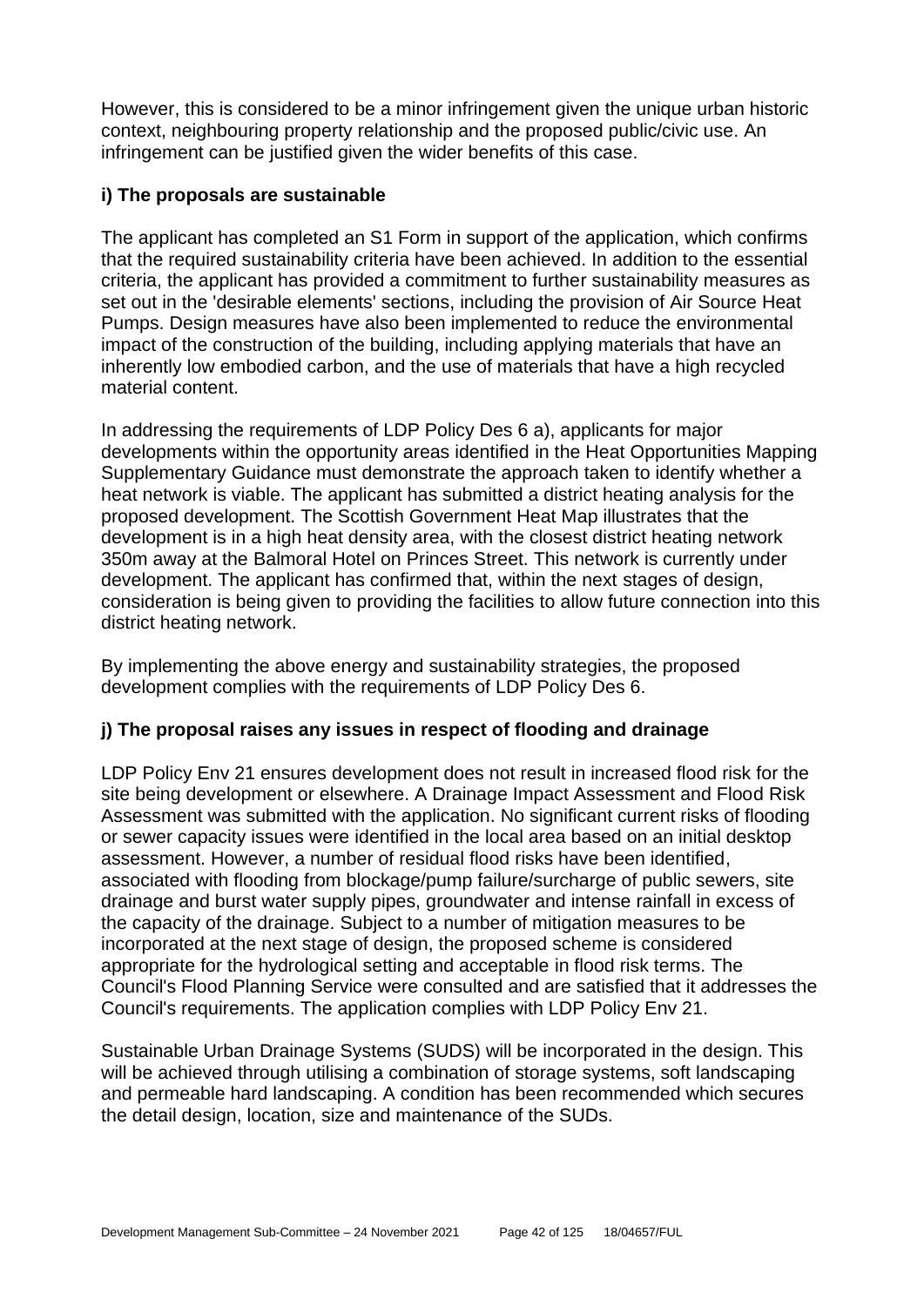However, this is considered to be a minor infringement given the unique urban historic context, neighbouring property relationship and the proposed public/civic use. An infringement can be justified given the wider benefits of this case.

### i) The proposals are sustainable

The applicant has completed an S1 Form in support of the application, which confirms that the required sustainability criteria have been achieved. In addition to the essential criteria, the applicant has provided a commitment to further sustainability measures as set out in the 'desirable elements' sections, including the provision of Air Source Heat Pumps. Design measures have also been implemented to reduce the environmental impact of the construction of the building, including applying materials that have an inherently low embodied carbon, and the use of materials that have a high recycled material content.

In addressing the requirements of LDP Policy Des 6 a), applicants for major developments within the opportunity areas identified in the Heat Opportunities Mapping Supplementary Guidance must demonstrate the approach taken to identify whether a heat network is viable. The applicant has submitted a district heating analysis for the proposed development. The Scottish Government Heat Map illustrates that the development is in a high heat density area, with the closest district heating network 350m away at the Balmoral Hotel on Princes Street. This network is currently under development. The applicant has confirmed that, within the next stages of design, consideration is being given to providing the facilities to allow future connection into this district heating network.

By implementing the above energy and sustainability strategies, the proposed development complies with the requirements of LDP Policy Des 6.

### j) The proposal raises any issues in respect of flooding and drainage

LDP Policy Env 21 ensures development does not result in increased flood risk for the site being development or elsewhere. A Drainage Impact Assessment and Flood Risk Assessment was submitted with the application. No significant current risks of flooding or sewer capacity issues were identified in the local area based on an initial desktop assessment. However, a number of residual flood risks have been identified, associated with flooding from blockage/pump failure/surcharge of public sewers, site drainage and burst water supply pipes, groundwater and intense rainfall in excess of the capacity of the drainage. Subject to a number of mitigation measures to be incorporated at the next stage of design, the proposed scheme is considered appropriate for the hydrological setting and acceptable in flood risk terms. The Council's Flood Planning Service were consulted and are satisfied that it addresses the Council's requirements. The application complies with LDP Policy Env 21.

Sustainable Urban Drainage Systems (SUDS) will be incorporated in the design. This will be achieved through utilising a combination of storage systems, soft landscaping and permeable hard landscaping. A condition has been recommended which secures the detail design, location, size and maintenance of the SUDs.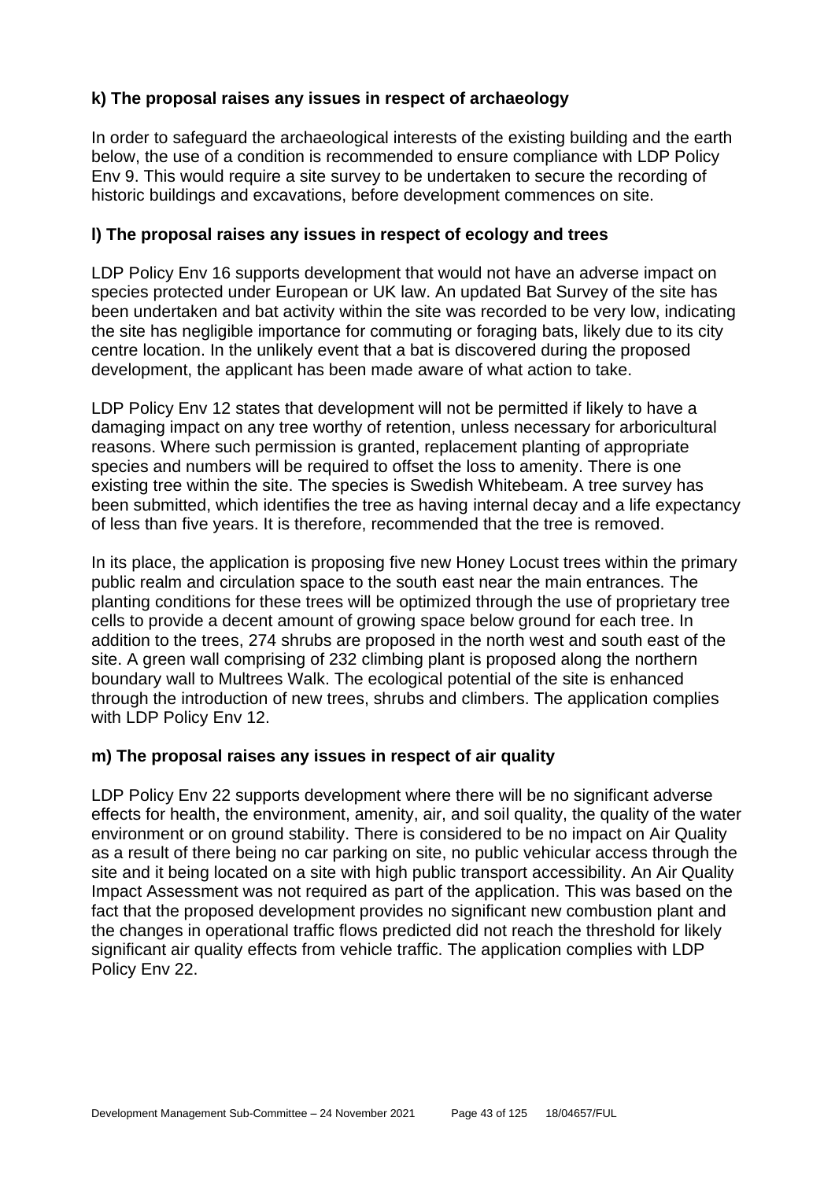### k) The proposal raises any issues in respect of archaeology

In order to safeguard the archaeological interests of the existing building and the earth below, the use of a condition is recommended to ensure compliance with LDP Policy Env 9. This would require a site survey to be undertaken to secure the recording of historic buildings and excavations, before development commences on site.

### l) The proposal raises any issues in respect of ecology and trees

LDP Policy Env 16 supports development that would not have an adverse impact on species protected under European or UK law. An updated Bat Survey of the site has been undertaken and bat activity within the site was recorded to be very low, indicating the site has negligible importance for commuting or foraging bats, likely due to its city centre location. In the unlikely event that a bat is discovered during the proposed development, the applicant has been made aware of what action to take.

LDP Policy Env 12 states that development will not be permitted if likely to have a damaging impact on any tree worthy of retention, unless necessary for arboricultural reasons. Where such permission is granted, replacement planting of appropriate species and numbers will be required to offset the loss to amenity. There is one existing tree within the site. The species is Swedish Whitebeam. A tree survey has been submitted, which identifies the tree as having internal decay and a life expectancy of less than five years. It is therefore, recommended that the tree is removed.

In its place, the application is proposing five new Honey Locust trees within the primary public realm and circulation space to the south east near the main entrances. The planting conditions for these trees will be optimized through the use of proprietary tree cells to provide a decent amount of growing space below ground for each tree. In addition to the trees, 274 shrubs are proposed in the north west and south east of the site. A green wall comprising of 232 climbing plant is proposed along the northern boundary wall to Multrees Walk. The ecological potential of the site is enhanced through the introduction of new trees, shrubs and climbers. The application complies with LDP Policy Env 12.

### m) The proposal raises any issues in respect of air quality

LDP Policy Env 22 supports development where there will be no significant adverse effects for health, the environment, amenity, air, and soil quality, the quality of the water environment or on ground stability. There is considered to be no impact on Air Quality as a result of there being no car parking on site, no public vehicular access through the site and it being located on a site with high public transport accessibility. An Air Quality Impact Assessment was not required as part of the application. This was based on the fact that the proposed development provides no significant new combustion plant and the changes in operational traffic flows predicted did not reach the threshold for likely significant air quality effects from vehicle traffic. The application complies with LDP Policy Env 22.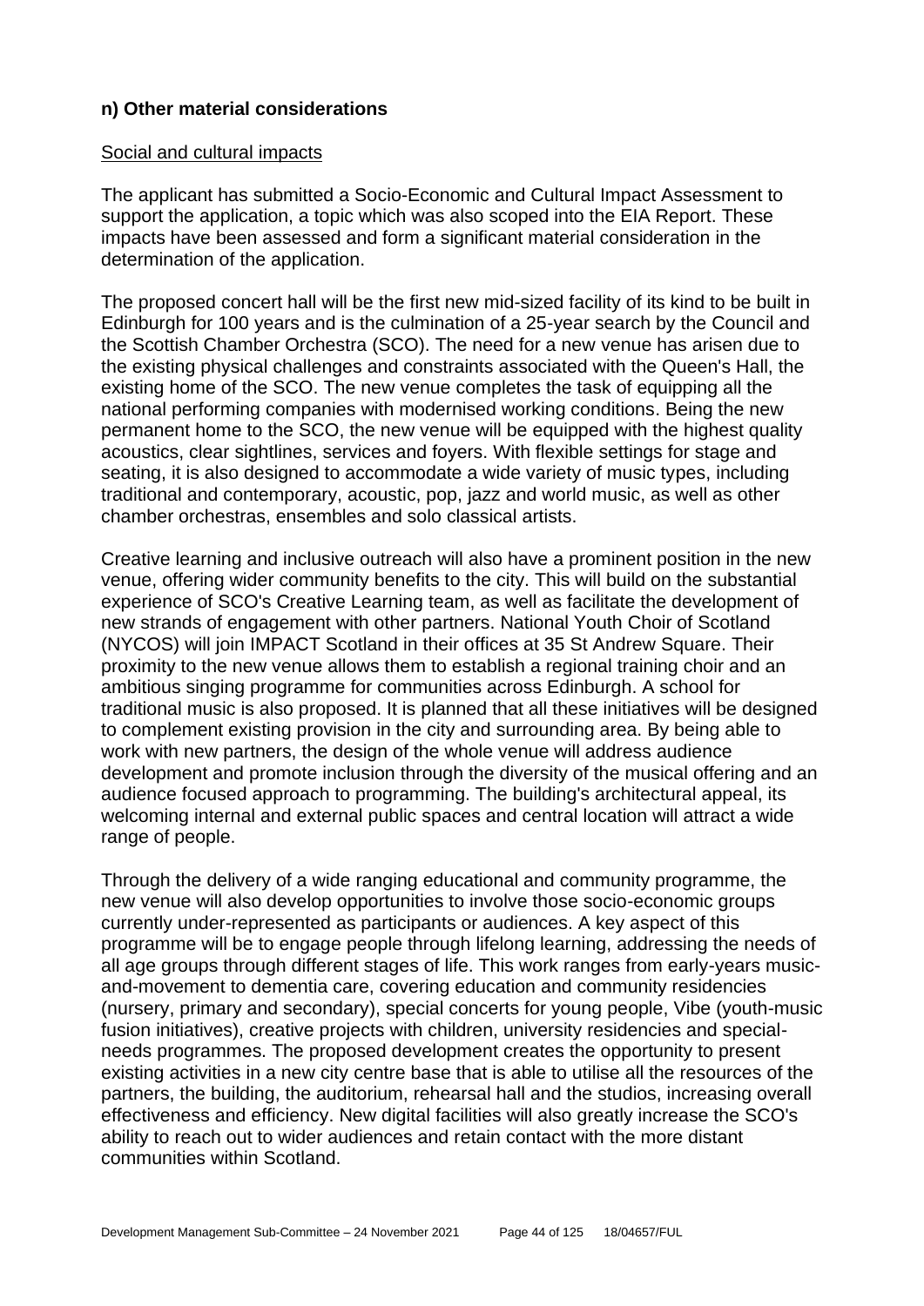**n) Other material considerations**

Social and cultural impacts

The applicant has submitted a Socio-Economic and Cultural Impact Assessment to support the application, a topic which was also scoped into the EIA Report. These impacts have been assessed and form a significant material consideration in the determination of the application.

The proposed concert hall will be the first new mid-sized facility of its kind to be built in Edinburgh for 100 years and is the culmination of a 25-year search by the Council and the Scottish Chamber Orchestra (SCO). The need for a new venue has arisen due to the existing physical challenges and constraints associated with the Queen's Hall, the existing home of the SCO. The new venue completes the task of equipping all the national performing companies with modernised working conditions. Being the new permanent home to the SCO, the new venue will be equipped with the highest quality acoustics, clear sightlines, services and foyers. With flexible settings for stage and seating, it is also designed to accommodate a wide variety of music types, including traditional and contemporary, acoustic, pop, jazz and world music, as well as other chamber orchestras, ensembles and solo classical artists.

Creative learning and inclusive outreach will also have a prominent position in the new venue, offering wider community benefits to the city. This will build on the substantial experience of SCO's Creative Learning team, as well as facilitate the development of new strands of engagement with other partners. National Youth Choir of Scotland (NYCOS) will join IMPACT Scotland in their offices at 35 St Andrew Square. Their proximity to the new venue allows them to establish a regional training choir and an ambitious singing programme for communities across Edinburgh. A school for traditional music is also proposed. It is planned that all these initiatives will be designed to complement existing provision in the city and surrounding area. By being able to work with new partners, the design of the whole venue will address audience development and promote inclusion through the diversity of the musical offering and an audience focused approach to programming. The building's architectural appeal, its welcoming internal and external public spaces and central location will attract a wide range of people.

Through the delivery of a wide ranging educational and community programme, the new venue will also develop opportunities to involve those socio-economic groups currently under-represented as participants or audiences. A key aspect of this programme will be to engage people through lifelong learning, addressing the needs of all age groups through different stages of life. This work ranges from early-years music-and-movement to dementia care, covering education and community residencies (nursery, primary and secondary), special concerts for young people, Vibe (youth-music fusion initiatives), creative projects with children, university residencies and special-needs programmes. The proposed development creates the opportunity to present existing activities in a new city centre base that is able to utilise all the resources of the partners, the building, the auditorium, rehearsal hall and the studios, increasing overall effectiveness and efficiency. New digital facilities will also greatly increase the SCO's ability to reach out to wider audiences and retain contact with the more distant communities within Scotland.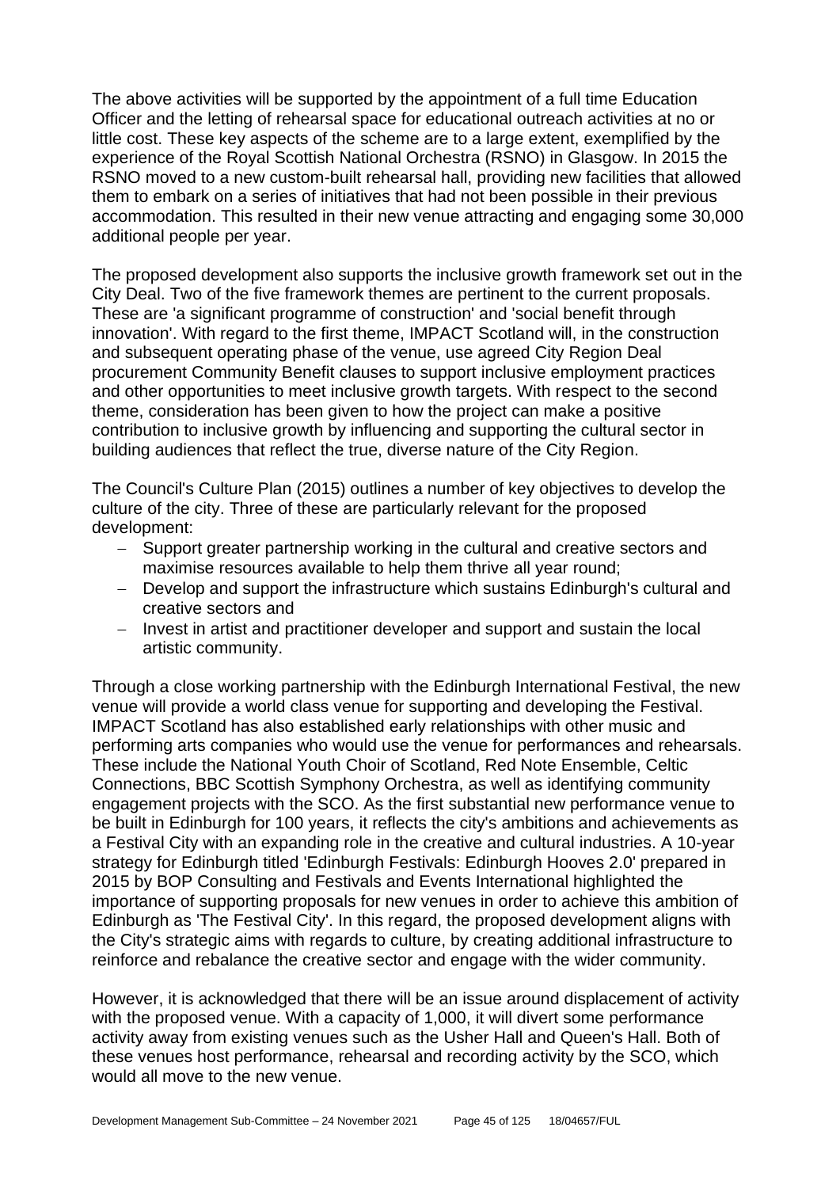The above activities will be supported by the appointment of a full time Education Officer and the letting of rehearsal space for educational outreach activities at no or little cost. These key aspects of the scheme are to a large extent, exemplified by the experience of the Royal Scottish National Orchestra (RSNO) in Glasgow. In 2015 the RSNO moved to a new custom-built rehearsal hall, providing new facilities that allowed them to embark on a series of initiatives that had not been possible in their previous accommodation. This resulted in their new venue attracting and engaging some 30,000 additional people per year.

The proposed development also supports the inclusive growth framework set out in the City Deal. Two of the five framework themes are pertinent to the current proposals. These are 'a significant programme of construction' and 'social benefit through innovation'. With regard to the first theme, IMPACT Scotland will, in the construction and subsequent operating phase of the venue, use agreed City Region Deal procurement Community Benefit clauses to support inclusive employment practices and other opportunities to meet inclusive growth targets. With respect to the second theme, consideration has been given to how the project can make a positive contribution to inclusive growth by influencing and supporting the cultural sector in building audiences that reflect the true, diverse nature of the City Region.

The Council's Culture Plan (2015) outlines a number of key objectives to develop the culture of the city. Three of these are particularly relevant for the proposed development:

- Support greater partnership working in the cultural and creative sectors and maximise resources available to help them thrive all year round;
- Develop and support the infrastructure which sustains Edinburgh's cultural and creative sectors and
- Invest in artist and practitioner developer and support and sustain the local artistic community.

Through a close working partnership with the Edinburgh International Festival, the new venue will provide a world class venue for supporting and developing the Festival. IMPACT Scotland has also established early relationships with other music and performing arts companies who would use the venue for performances and rehearsals. These include the National Youth Choir of Scotland, Red Note Ensemble, Celtic Connections, BBC Scottish Symphony Orchestra, as well as identifying community engagement projects with the SCO. As the first substantial new performance venue to be built in Edinburgh for 100 years, it reflects the city's ambitions and achievements as a Festival City with an expanding role in the creative and cultural industries. A 10-year strategy for Edinburgh titled 'Edinburgh Festivals: Edinburgh Hooves 2.0' prepared in 2015 by BOP Consulting and Festivals and Events International highlighted the importance of supporting proposals for new venues in order to achieve this ambition of Edinburgh as 'The Festival City'. In this regard, the proposed development aligns with the City's strategic aims with regards to culture, by creating additional infrastructure to reinforce and rebalance the creative sector and engage with the wider community.

However, it is acknowledged that there will be an issue around displacement of activity with the proposed venue. With a capacity of 1,000, it will divert some performance activity away from existing venues such as the Usher Hall and Queen's Hall. Both of these venues host performance, rehearsal and recording activity by the SCO, which would all move to the new venue.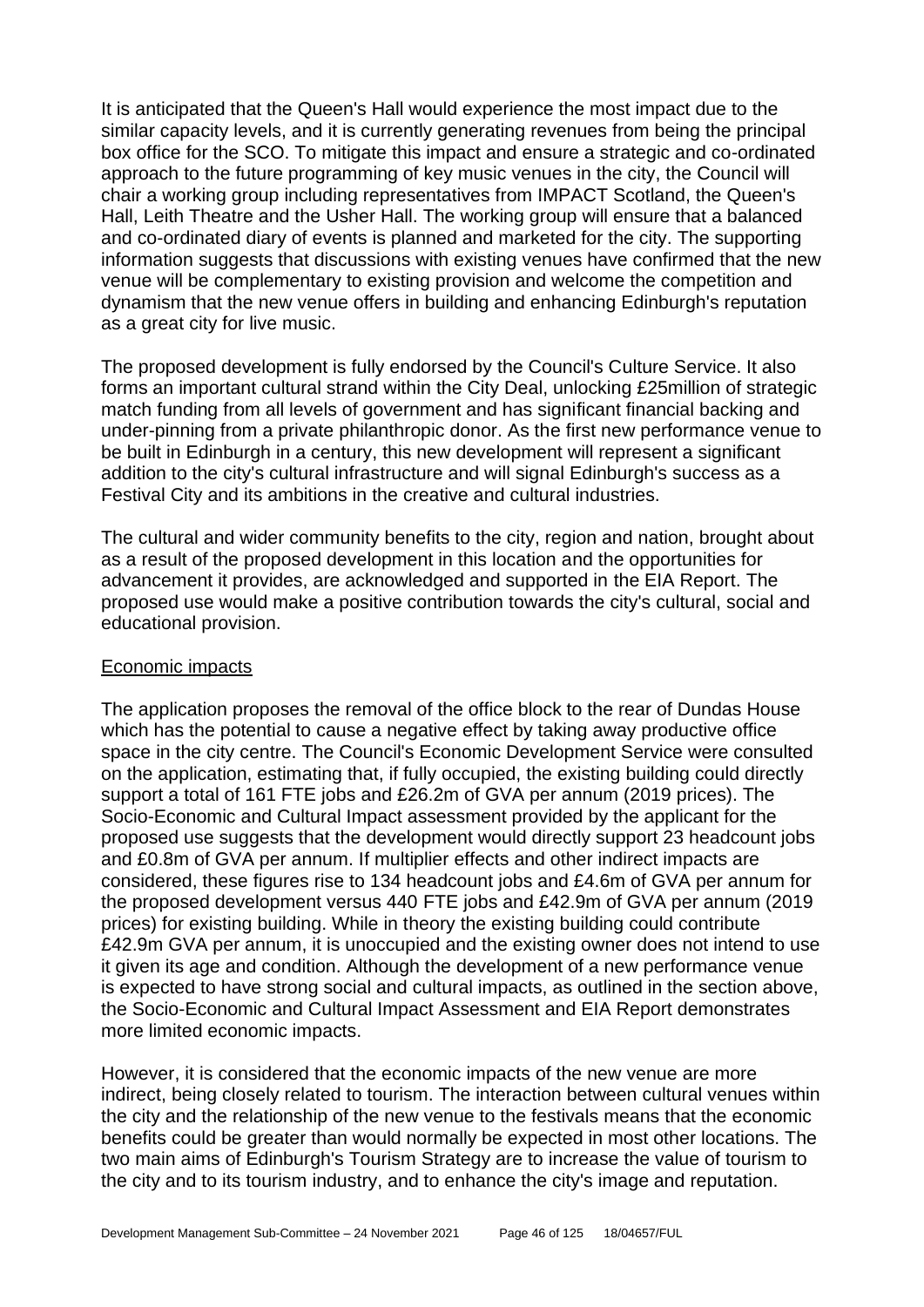It is anticipated that the Queen's Hall would experience the most impact due to the similar capacity levels, and it is currently generating revenues from being the principal box office for the SCO. To mitigate this impact and ensure a strategic and co-ordinated approach to the future programming of key music venues in the city, the Council will chair a working group including representatives from IMPACT Scotland, the Queen's Hall, Leith Theatre and the Usher Hall. The working group will ensure that a balanced and co-ordinated diary of events is planned and marketed for the city. The supporting information suggests that discussions with existing venues have confirmed that the new venue will be complementary to existing provision and welcome the competition and dynamism that the new venue offers in building and enhancing Edinburgh's reputation as a great city for live music.

The proposed development is fully endorsed by the Council's Culture Service. It also forms an important cultural strand within the City Deal, unlocking £25million of strategic match funding from all levels of government and has significant financial backing and under-pinning from a private philanthropic donor. As the first new performance venue to be built in Edinburgh in a century, this new development will represent a significant addition to the city's cultural infrastructure and will signal Edinburgh's success as a Festival City and its ambitions in the creative and cultural industries.

The cultural and wider community benefits to the city, region and nation, brought about as a result of the proposed development in this location and the opportunities for advancement it provides, are acknowledged and supported in the EIA Report. The proposed use would make a positive contribution towards the city's cultural, social and educational provision.

<u>Economic impacts</u>

The application proposes the removal of the office block to the rear of Dundas House which has the potential to cause a negative effect by taking away productive office space in the city centre. The Council's Economic Development Service were consulted on the application, estimating that, if fully occupied, the existing building could directly support a total of 161 FTE jobs and £26.2m of GVA per annum (2019 prices). The Socio-Economic and Cultural Impact assessment provided by the applicant for the proposed use suggests that the development would directly support 23 headcount jobs and £0.8m of GVA per annum. If multiplier effects and other indirect impacts are considered, these figures rise to 134 headcount jobs and £4.6m of GVA per annum for the proposed development versus 440 FTE jobs and £42.9m of GVA per annum (2019 prices) for existing building. While in theory the existing building could contribute £42.9m GVA per annum, it is unoccupied and the existing owner does not intend to use it given its age and condition. Although the development of a new performance venue is expected to have strong social and cultural impacts, as outlined in the section above, the Socio-Economic and Cultural Impact Assessment and EIA Report demonstrates more limited economic impacts.

However, it is considered that the economic impacts of the new venue are more indirect, being closely related to tourism. The interaction between cultural venues within the city and the relationship of the new venue to the festivals means that the economic benefits could be greater than would normally be expected in most other locations. The two main aims of Edinburgh's Tourism Strategy are to increase the value of tourism to the city and to its tourism industry, and to enhance the city's image and reputation.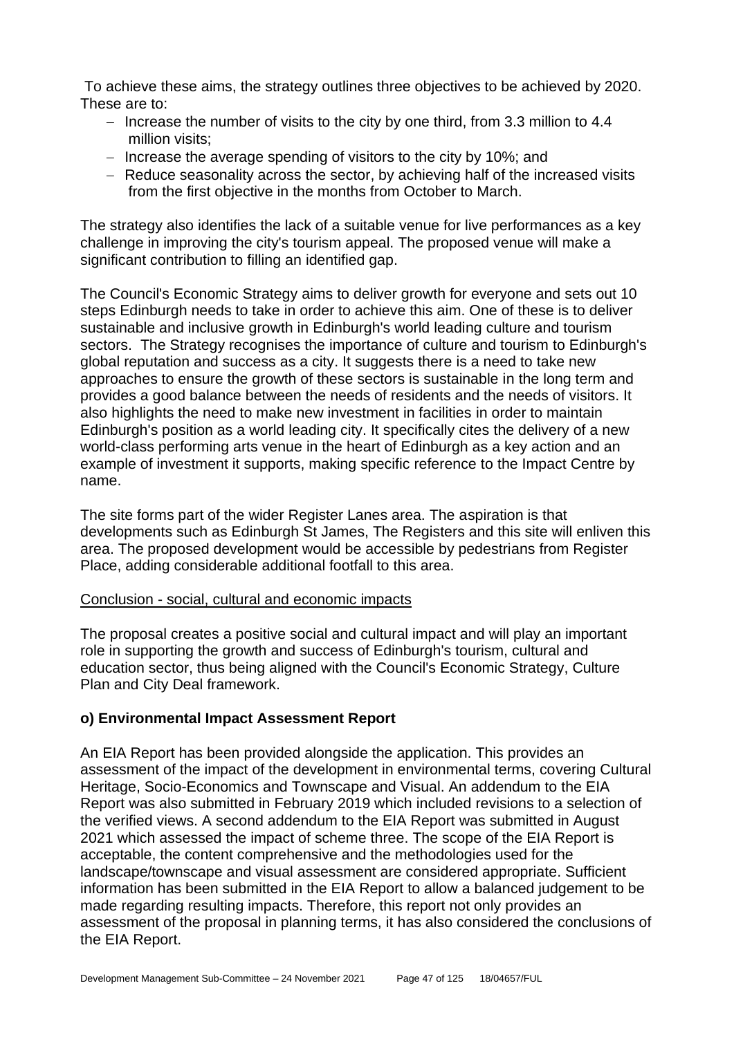To achieve these aims, the strategy outlines three objectives to be achieved by 2020. These are to:

- Increase the number of visits to the city by one third, from 3.3 million to 4.4 million visits;
- Increase the average spending of visitors to the city by 10%; and
- Reduce seasonality across the sector, by achieving half of the increased visits from the first objective in the months from October to March.

The strategy also identifies the lack of a suitable venue for live performances as a key challenge in improving the city's tourism appeal. The proposed venue will make a significant contribution to filling an identified gap.

The Council's Economic Strategy aims to deliver growth for everyone and sets out 10 steps Edinburgh needs to take in order to achieve this aim. One of these is to deliver sustainable and inclusive growth in Edinburgh's world leading culture and tourism sectors. The Strategy recognises the importance of culture and tourism to Edinburgh's global reputation and success as a city. It suggests there is a need to take new approaches to ensure the growth of these sectors is sustainable in the long term and provides a good balance between the needs of residents and the needs of visitors. It also highlights the need to make new investment in facilities in order to maintain Edinburgh's position as a world leading city. It specifically cites the delivery of a new world-class performing arts venue in the heart of Edinburgh as a key action and an example of investment it supports, making specific reference to the Impact Centre by name.

The site forms part of the wider Register Lanes area. The aspiration is that developments such as Edinburgh St James, The Registers and this site will enliven this area. The proposed development would be accessible by pedestrians from Register Place, adding considerable additional footfall to this area.

Conclusion - social, cultural and economic impacts

The proposal creates a positive social and cultural impact and will play an important role in supporting the growth and success of Edinburgh's tourism, cultural and education sector, thus being aligned with the Council's Economic Strategy, Culture Plan and City Deal framework.

### o) Environmental Impact Assessment Report

An EIA Report has been provided alongside the application. This provides an assessment of the impact of the development in environmental terms, covering Cultural Heritage, Socio-Economics and Townscape and Visual. An addendum to the EIA Report was also submitted in February 2019 which included revisions to a selection of the verified views. A second addendum to the EIA Report was submitted in August 2021 which assessed the impact of scheme three. The scope of the EIA Report is acceptable, the content comprehensive and the methodologies used for the landscape/townscape and visual assessment are considered appropriate. Sufficient information has been submitted in the EIA Report to allow a balanced judgement to be made regarding resulting impacts. Therefore, this report not only provides an assessment of the proposal in planning terms, it has also considered the conclusions of the EIA Report.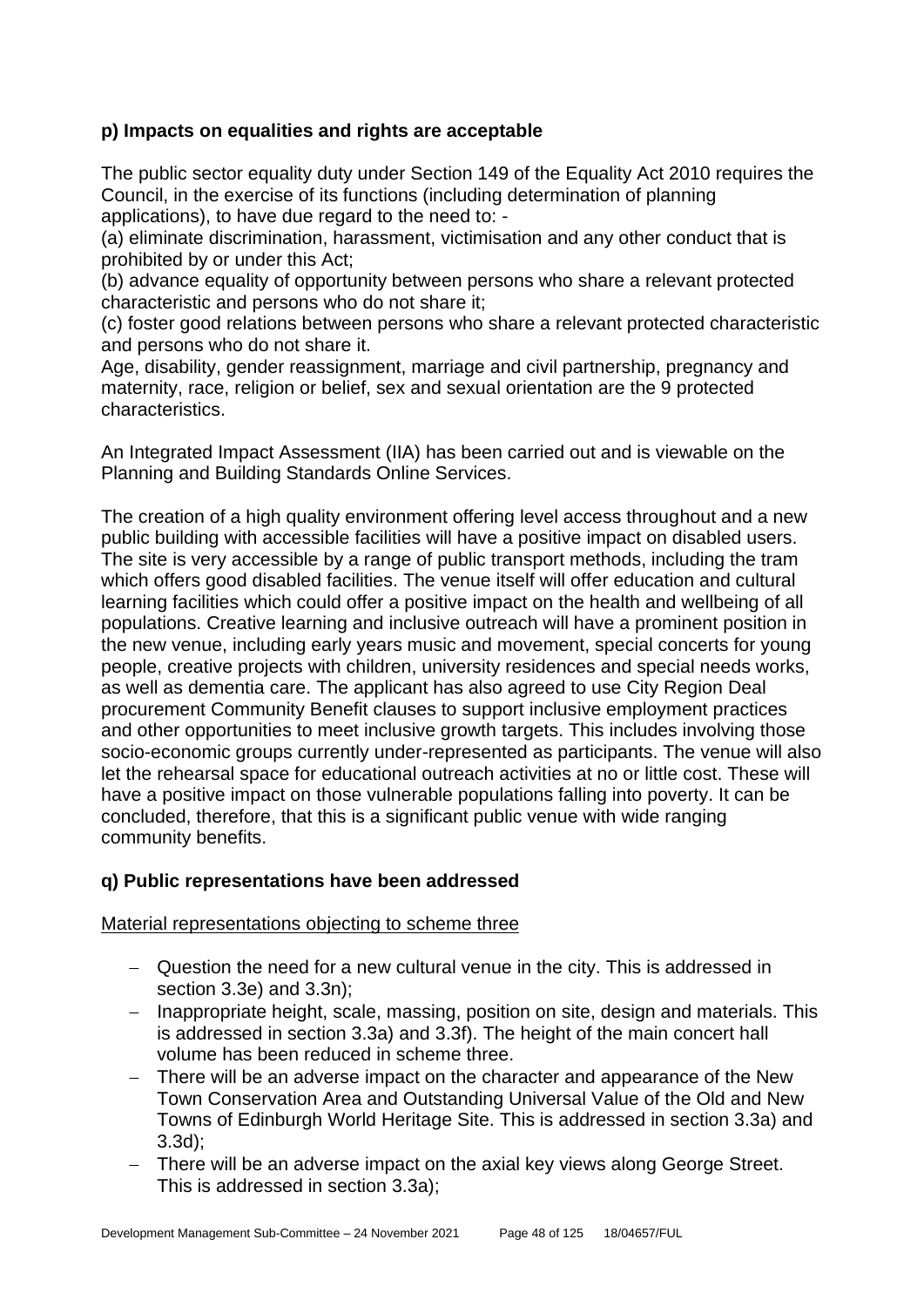### p) Impacts on equalities and rights are acceptable

The public sector equality duty under Section 149 of the Equality Act 2010 requires the Council, in the exercise of its functions (including determination of planning applications), to have due regard to the need to: -

(a) eliminate discrimination, harassment, victimisation and any other conduct that is prohibited by or under this Act;

(b) advance equality of opportunity between persons who share a relevant protected characteristic and persons who do not share it;

(c) foster good relations between persons who share a relevant protected characteristic and persons who do not share it.

Age, disability, gender reassignment, marriage and civil partnership, pregnancy and maternity, race, religion or belief, sex and sexual orientation are the 9 protected characteristics.

An Integrated Impact Assessment (IIA) has been carried out and is viewable on the Planning and Building Standards Online Services.

The creation of a high quality environment offering level access throughout and a new public building with accessible facilities will have a positive impact on disabled users. The site is very accessible by a range of public transport methods, including the tram which offers good disabled facilities. The venue itself will offer education and cultural learning facilities which could offer a positive impact on the health and wellbeing of all populations. Creative learning and inclusive outreach will have a prominent position in the new venue, including early years music and movement, special concerts for young people, creative projects with children, university residences and special needs works, as well as dementia care. The applicant has also agreed to use City Region Deal procurement Community Benefit clauses to support inclusive employment practices and other opportunities to meet inclusive growth targets. This includes involving those socio-economic groups currently under-represented as participants. The venue will also let the rehearsal space for educational outreach activities at no or little cost. These will have a positive impact on those vulnerable populations falling into poverty. It can be concluded, therefore, that this is a significant public venue with wide ranging community benefits.

### q) Public representations have been addressed

Material representations objecting to scheme three

- Question the need for a new cultural venue in the city. This is addressed in section 3.3e) and 3.3n);
- Inappropriate height, scale, massing, position on site, design and materials. This is addressed in section 3.3a) and 3.3f). The height of the main concert hall volume has been reduced in scheme three.
- There will be an adverse impact on the character and appearance of the New Town Conservation Area and Outstanding Universal Value of the Old and New Towns of Edinburgh World Heritage Site. This is addressed in section 3.3a) and 3.3d);
- There will be an adverse impact on the axial key views along George Street. This is addressed in section 3.3a);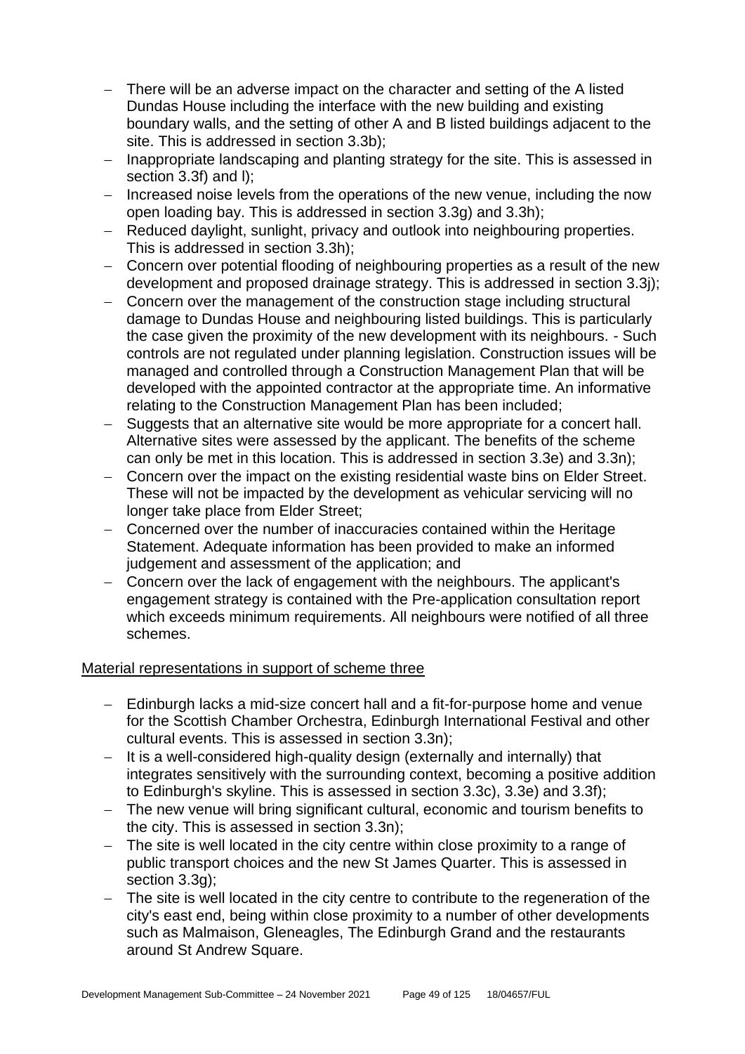- There will be an adverse impact on the character and setting of the A listed Dundas House including the interface with the new building and existing boundary walls, and the setting of other A and B listed buildings adjacent to the site. This is addressed in section 3.3b);
- Inappropriate landscaping and planting strategy for the site. This is assessed in section 3.3f) and l);
- Increased noise levels from the operations of the new venue, including the now open loading bay. This is addressed in section 3.3g) and 3.3h);
- Reduced daylight, sunlight, privacy and outlook into neighbouring properties. This is addressed in section 3.3h);
- Concern over potential flooding of neighbouring properties as a result of the new development and proposed drainage strategy. This is addressed in section 3.3j);
- Concern over the management of the construction stage including structural damage to Dundas House and neighbouring listed buildings. This is particularly the case given the proximity of the new development with its neighbours. - Such controls are not regulated under planning legislation. Construction issues will be managed and controlled through a Construction Management Plan that will be developed with the appointed contractor at the appropriate time. An informative relating to the Construction Management Plan has been included;
- Suggests that an alternative site would be more appropriate for a concert hall. Alternative sites were assessed by the applicant. The benefits of the scheme can only be met in this location. This is addressed in section 3.3e) and 3.3n);
- Concern over the impact on the existing residential waste bins on Elder Street. These will not be impacted by the development as vehicular servicing will no longer take place from Elder Street;
- Concerned over the number of inaccuracies contained within the Heritage Statement. Adequate information has been provided to make an informed judgement and assessment of the application; and
- Concern over the lack of engagement with the neighbours. The applicant's engagement strategy is contained with the Pre-application consultation report which exceeds minimum requirements. All neighbours were notified of all three schemes.

Material representations in support of scheme three

- Edinburgh lacks a mid-size concert hall and a fit-for-purpose home and venue for the Scottish Chamber Orchestra, Edinburgh International Festival and other cultural events. This is assessed in section 3.3n);
- It is a well-considered high-quality design (externally and internally) that integrates sensitively with the surrounding context, becoming a positive addition to Edinburgh's skyline. This is assessed in section 3.3c), 3.3e) and 3.3f);
- The new venue will bring significant cultural, economic and tourism benefits to the city. This is assessed in section 3.3n);
- The site is well located in the city centre within close proximity to a range of public transport choices and the new St James Quarter. This is assessed in section 3.3g);
- The site is well located in the city centre to contribute to the regeneration of the city's east end, being within close proximity to a number of other developments such as Malmaison, Gleneagles, The Edinburgh Grand and the restaurants around St Andrew Square.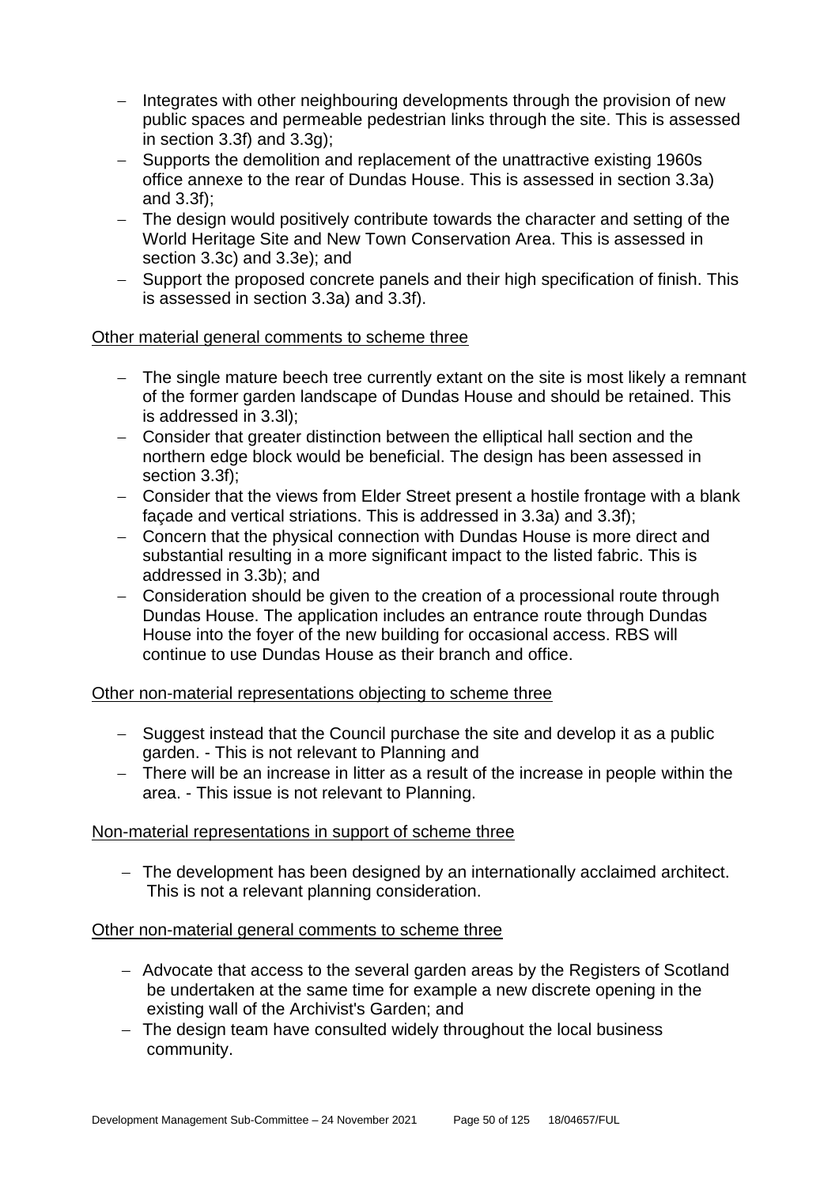- Integrates with other neighbouring developments through the provision of new public spaces and permeable pedestrian links through the site. This is assessed in section 3.3f) and 3.3g);
- Supports the demolition and replacement of the unattractive existing 1960s office annexe to the rear of Dundas House. This is assessed in section 3.3a) and 3.3f);
- The design would positively contribute towards the character and setting of the World Heritage Site and New Town Conservation Area. This is assessed in section 3.3c) and 3.3e); and
- Support the proposed concrete panels and their high specification of finish. This is assessed in section 3.3a) and 3.3f).

Other material general comments to scheme three

- The single mature beech tree currently extant on the site is most likely a remnant of the former garden landscape of Dundas House and should be retained. This is addressed in 3.3l);
- Consider that greater distinction between the elliptical hall section and the northern edge block would be beneficial. The design has been assessed in section 3.3f);
- Consider that the views from Elder Street present a hostile frontage with a blank façade and vertical striations. This is addressed in 3.3a) and 3.3f);
- Concern that the physical connection with Dundas House is more direct and substantial resulting in a more significant impact to the listed fabric. This is addressed in 3.3b); and
- Consideration should be given to the creation of a processional route through Dundas House. The application includes an entrance route through Dundas House into the foyer of the new building for occasional access. RBS will continue to use Dundas House as their branch and office.

Other non-material representations objecting to scheme three

- Suggest instead that the Council purchase the site and develop it as a public garden. - This is not relevant to Planning and
- There will be an increase in litter as a result of the increase in people within the area. - This issue is not relevant to Planning.

Non-material representations in support of scheme three

- The development has been designed by an internationally acclaimed architect. This is not a relevant planning consideration.

Other non-material general comments to scheme three

- Advocate that access to the several garden areas by the Registers of Scotland be undertaken at the same time for example a new discrete opening in the existing wall of the Archivist's Garden; and
- The design team have consulted widely throughout the local business community.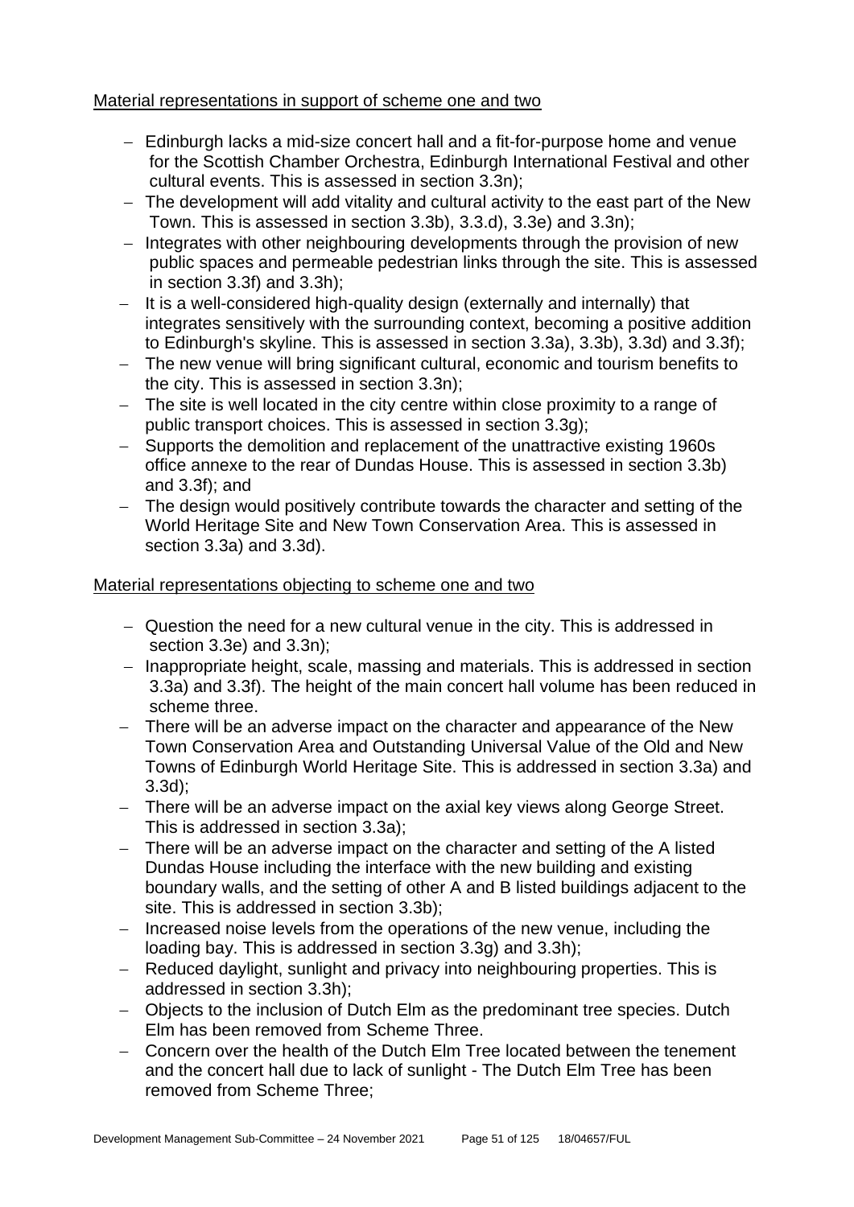Material representations in support of scheme one and two

- Edinburgh lacks a mid-size concert hall and a fit-for-purpose home and venue for the Scottish Chamber Orchestra, Edinburgh International Festival and other cultural events. This is assessed in section 3.3n);
- The development will add vitality and cultural activity to the east part of the New Town. This is assessed in section 3.3b), 3.3.d), 3.3e) and 3.3n);
- Integrates with other neighbouring developments through the provision of new public spaces and permeable pedestrian links through the site. This is assessed in section 3.3f) and 3.3h);
- It is a well-considered high-quality design (externally and internally) that integrates sensitively with the surrounding context, becoming a positive addition to Edinburgh's skyline. This is assessed in section 3.3a), 3.3b), 3.3d) and 3.3f);
- The new venue will bring significant cultural, economic and tourism benefits to the city. This is assessed in section 3.3n);
- The site is well located in the city centre within close proximity to a range of public transport choices. This is assessed in section 3.3g);
- Supports the demolition and replacement of the unattractive existing 1960s office annexe to the rear of Dundas House. This is assessed in section 3.3b) and 3.3f); and
- The design would positively contribute towards the character and setting of the World Heritage Site and New Town Conservation Area. This is assessed in section 3.3a) and 3.3d).

Material representations objecting to scheme one and two

- Question the need for a new cultural venue in the city. This is addressed in section 3.3e) and 3.3n);
- Inappropriate height, scale, massing and materials. This is addressed in section 3.3a) and 3.3f). The height of the main concert hall volume has been reduced in scheme three.
- There will be an adverse impact on the character and appearance of the New Town Conservation Area and Outstanding Universal Value of the Old and New Towns of Edinburgh World Heritage Site. This is addressed in section 3.3a) and 3.3d);
- There will be an adverse impact on the axial key views along George Street. This is addressed in section 3.3a);
- There will be an adverse impact on the character and setting of the A listed Dundas House including the interface with the new building and existing boundary walls, and the setting of other A and B listed buildings adjacent to the site. This is addressed in section 3.3b);
- Increased noise levels from the operations of the new venue, including the loading bay. This is addressed in section 3.3g) and 3.3h);
- Reduced daylight, sunlight and privacy into neighbouring properties. This is addressed in section 3.3h);
- Objects to the inclusion of Dutch Elm as the predominant tree species. Dutch Elm has been removed from Scheme Three.
- Concern over the health of the Dutch Elm Tree located between the tenement and the concert hall due to lack of sunlight - The Dutch Elm Tree has been removed from Scheme Three;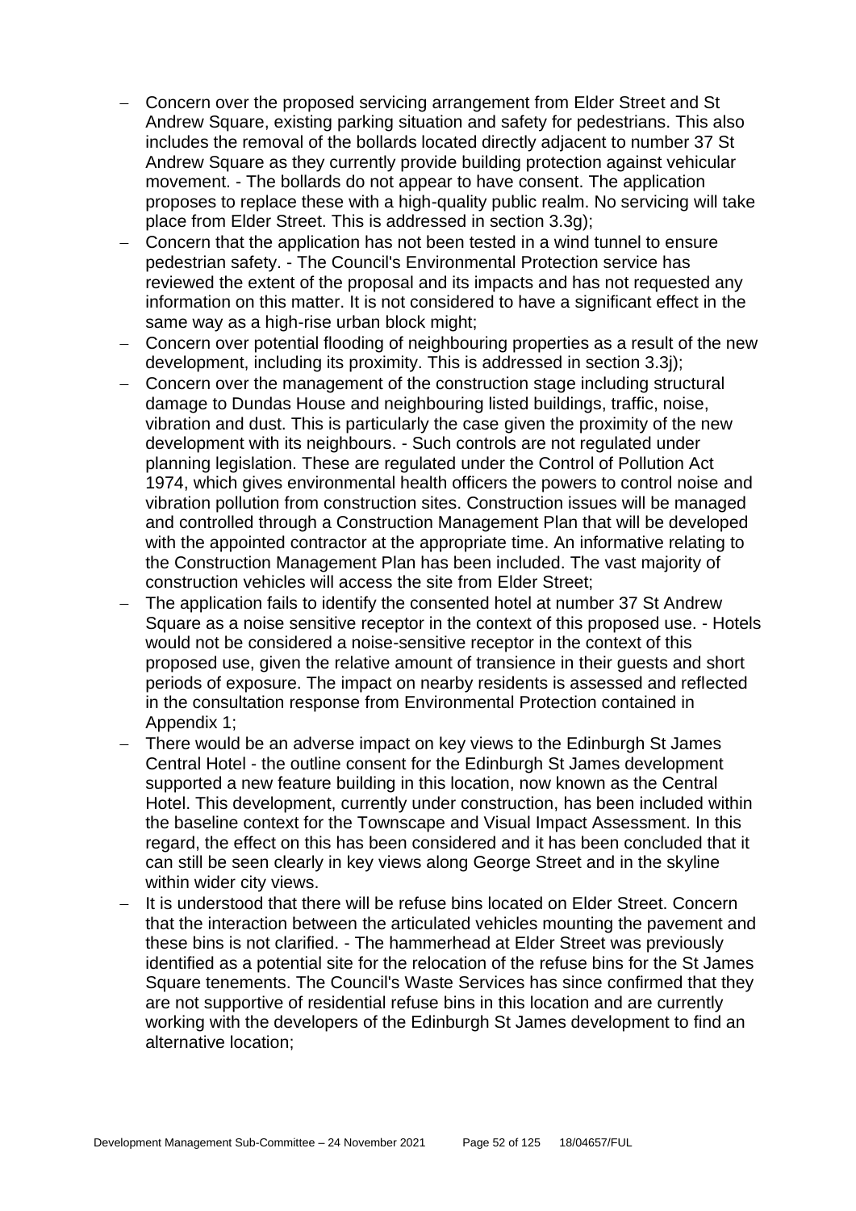- Concern over the proposed servicing arrangement from Elder Street and St Andrew Square, existing parking situation and safety for pedestrians. This also includes the removal of the bollards located directly adjacent to number 37 St Andrew Square as they currently provide building protection against vehicular movement. - The bollards do not appear to have consent. The application proposes to replace these with a high-quality public realm. No servicing will take place from Elder Street. This is addressed in section 3.3g);
- Concern that the application has not been tested in a wind tunnel to ensure pedestrian safety. - The Council's Environmental Protection service has reviewed the extent of the proposal and its impacts and has not requested any information on this matter. It is not considered to have a significant effect in the same way as a high-rise urban block might;
- Concern over potential flooding of neighbouring properties as a result of the new development, including its proximity. This is addressed in section 3.3j);
- Concern over the management of the construction stage including structural damage to Dundas House and neighbouring listed buildings, traffic, noise, vibration and dust. This is particularly the case given the proximity of the new development with its neighbours. - Such controls are not regulated under planning legislation. These are regulated under the Control of Pollution Act 1974, which gives environmental health officers the powers to control noise and vibration pollution from construction sites. Construction issues will be managed and controlled through a Construction Management Plan that will be developed with the appointed contractor at the appropriate time. An informative relating to the Construction Management Plan has been included. The vast majority of construction vehicles will access the site from Elder Street;
- The application fails to identify the consented hotel at number 37 St Andrew Square as a noise sensitive receptor in the context of this proposed use. - Hotels would not be considered a noise-sensitive receptor in the context of this proposed use, given the relative amount of transience in their guests and short periods of exposure. The impact on nearby residents is assessed and reflected in the consultation response from Environmental Protection contained in Appendix 1;
- There would be an adverse impact on key views to the Edinburgh St James Central Hotel - the outline consent for the Edinburgh St James development supported a new feature building in this location, now known as the Central Hotel. This development, currently under construction, has been included within the baseline context for the Townscape and Visual Impact Assessment. In this regard, the effect on this has been considered and it has been concluded that it can still be seen clearly in key views along George Street and in the skyline within wider city views.
- It is understood that there will be refuse bins located on Elder Street. Concern that the interaction between the articulated vehicles mounting the pavement and these bins is not clarified. - The hammerhead at Elder Street was previously identified as a potential site for the relocation of the refuse bins for the St James Square tenements. The Council's Waste Services has since confirmed that they are not supportive of residential refuse bins in this location and are currently working with the developers of the Edinburgh St James development to find an alternative location;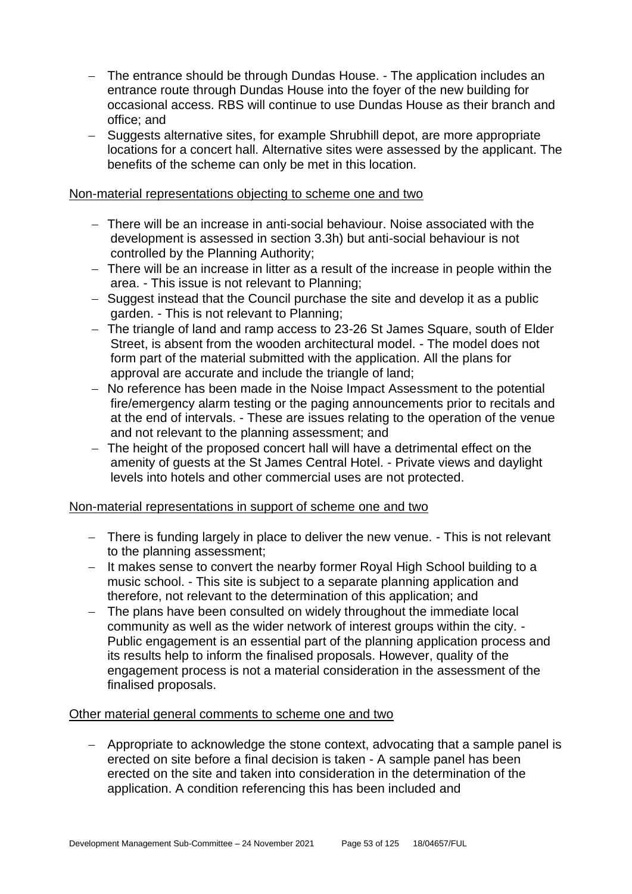- The entrance should be through Dundas House. - The application includes an entrance route through Dundas House into the foyer of the new building for occasional access. RBS will continue to use Dundas House as their branch and office; and
- Suggests alternative sites, for example Shrubhill depot, are more appropriate locations for a concert hall. Alternative sites were assessed by the applicant. The benefits of the scheme can only be met in this location.

Non-material representations objecting to scheme one and two

- There will be an increase in anti-social behaviour. Noise associated with the development is assessed in section 3.3h) but anti-social behaviour is not controlled by the Planning Authority;
- There will be an increase in litter as a result of the increase in people within the area. - This issue is not relevant to Planning;
- Suggest instead that the Council purchase the site and develop it as a public garden. - This is not relevant to Planning;
- The triangle of land and ramp access to 23-26 St James Square, south of Elder Street, is absent from the wooden architectural model. - The model does not form part of the material submitted with the application. All the plans for approval are accurate and include the triangle of land;
- No reference has been made in the Noise Impact Assessment to the potential fire/emergency alarm testing or the paging announcements prior to recitals and at the end of intervals. - These are issues relating to the operation of the venue and not relevant to the planning assessment; and
- The height of the proposed concert hall will have a detrimental effect on the amenity of guests at the St James Central Hotel. - Private views and daylight levels into hotels and other commercial uses are not protected.

Non-material representations in support of scheme one and two

- There is funding largely in place to deliver the new venue. - This is not relevant to the planning assessment;
- It makes sense to convert the nearby former Royal High School building to a music school. - This site is subject to a separate planning application and therefore, not relevant to the determination of this application; and
- The plans have been consulted on widely throughout the immediate local community as well as the wider network of interest groups within the city. - Public engagement is an essential part of the planning application process and its results help to inform the finalised proposals. However, quality of the engagement process is not a material consideration in the assessment of the finalised proposals.

Other material general comments to scheme one and two

- Appropriate to acknowledge the stone context, advocating that a sample panel is erected on site before a final decision is taken - A sample panel has been erected on the site and taken into consideration in the determination of the application. A condition referencing this has been included and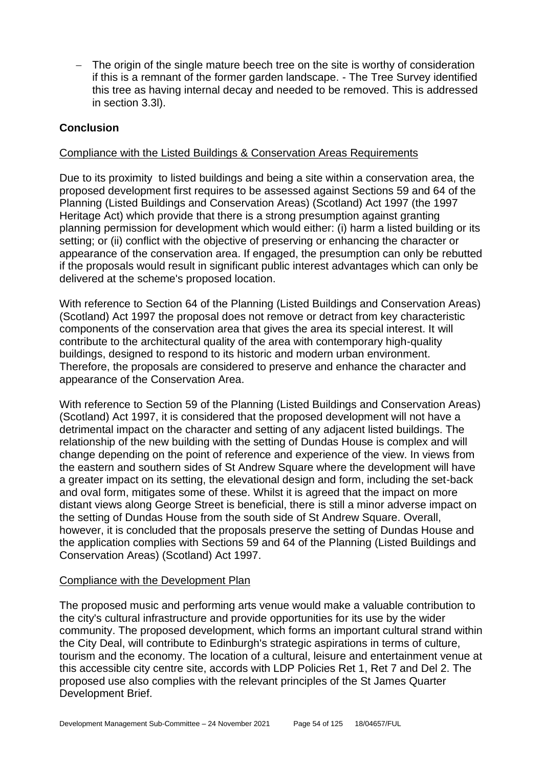- The origin of the single mature beech tree on the site is worthy of consideration if this is a remnant of the former garden landscape. - The Tree Survey identified this tree as having internal decay and needed to be removed. This is addressed in section 3.3l).

**Conclusion**

Compliance with the Listed Buildings & Conservation Areas Requirements

Due to its proximity to listed buildings and being a site within a conservation area, the proposed development first requires to be assessed against Sections 59 and 64 of the Planning (Listed Buildings and Conservation Areas) (Scotland) Act 1997 (the 1997 Heritage Act) which provide that there is a strong presumption against granting planning permission for development which would either: (i) harm a listed building or its setting; or (ii) conflict with the objective of preserving or enhancing the character or appearance of the conservation area. If engaged, the presumption can only be rebutted if the proposals would result in significant public interest advantages which can only be delivered at the scheme's proposed location.

With reference to Section 64 of the Planning (Listed Buildings and Conservation Areas) (Scotland) Act 1997 the proposal does not remove or detract from key characteristic components of the conservation area that gives the area its special interest. It will contribute to the architectural quality of the area with contemporary high-quality buildings, designed to respond to its historic and modern urban environment. Therefore, the proposals are considered to preserve and enhance the character and appearance of the Conservation Area.

With reference to Section 59 of the Planning (Listed Buildings and Conservation Areas) (Scotland) Act 1997, it is considered that the proposed development will not have a detrimental impact on the character and setting of any adjacent listed buildings. The relationship of the new building with the setting of Dundas House is complex and will change depending on the point of reference and experience of the view. In views from the eastern and southern sides of St Andrew Square where the development will have a greater impact on its setting, the elevational design and form, including the set-back and oval form, mitigates some of these. Whilst it is agreed that the impact on more distant views along George Street is beneficial, there is still a minor adverse impact on the setting of Dundas House from the south side of St Andrew Square. Overall, however, it is concluded that the proposals preserve the setting of Dundas House and the application complies with Sections 59 and 64 of the Planning (Listed Buildings and Conservation Areas) (Scotland) Act 1997.

Compliance with the Development Plan

The proposed music and performing arts venue would make a valuable contribution to the city's cultural infrastructure and provide opportunities for its use by the wider community. The proposed development, which forms an important cultural strand within the City Deal, will contribute to Edinburgh's strategic aspirations in terms of culture, tourism and the economy. The location of a cultural, leisure and entertainment venue at this accessible city centre site, accords with LDP Policies Ret 1, Ret 7 and Del 2. The proposed use also complies with the relevant principles of the St James Quarter Development Brief.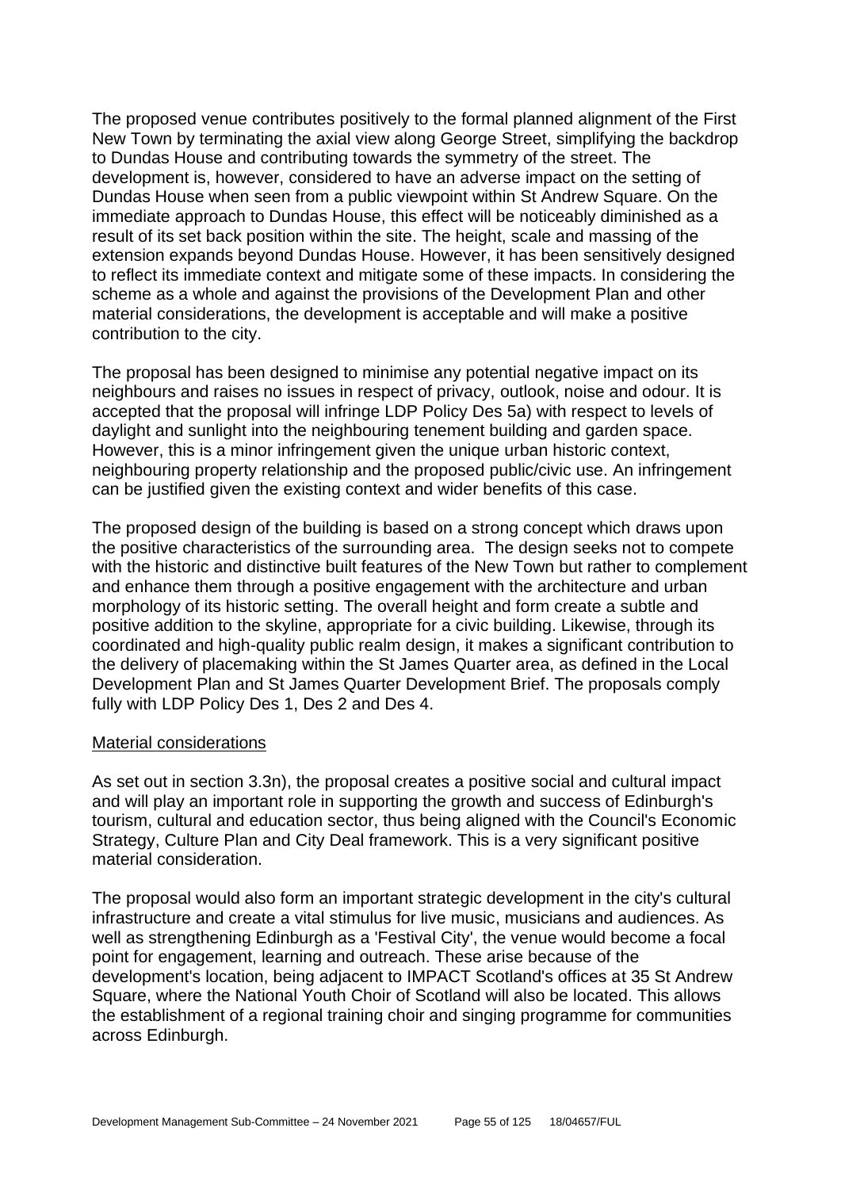The proposed venue contributes positively to the formal planned alignment of the First New Town by terminating the axial view along George Street, simplifying the backdrop to Dundas House and contributing towards the symmetry of the street. The development is, however, considered to have an adverse impact on the setting of Dundas House when seen from a public viewpoint within St Andrew Square. On the immediate approach to Dundas House, this effect will be noticeably diminished as a result of its set back position within the site. The height, scale and massing of the extension expands beyond Dundas House. However, it has been sensitively designed to reflect its immediate context and mitigate some of these impacts. In considering the scheme as a whole and against the provisions of the Development Plan and other material considerations, the development is acceptable and will make a positive contribution to the city.

The proposal has been designed to minimise any potential negative impact on its neighbours and raises no issues in respect of privacy, outlook, noise and odour. It is accepted that the proposal will infringe LDP Policy Des 5a) with respect to levels of daylight and sunlight into the neighbouring tenement building and garden space. However, this is a minor infringement given the unique urban historic context, neighbouring property relationship and the proposed public/civic use. An infringement can be justified given the existing context and wider benefits of this case.

The proposed design of the building is based on a strong concept which draws upon the positive characteristics of the surrounding area. The design seeks not to compete with the historic and distinctive built features of the New Town but rather to complement and enhance them through a positive engagement with the architecture and urban morphology of its historic setting. The overall height and form create a subtle and positive addition to the skyline, appropriate for a civic building. Likewise, through its coordinated and high-quality public realm design, it makes a significant contribution to the delivery of placemaking within the St James Quarter area, as defined in the Local Development Plan and St James Quarter Development Brief. The proposals comply fully with LDP Policy Des 1, Des 2 and Des 4.

Material considerations

As set out in section 3.3n), the proposal creates a positive social and cultural impact and will play an important role in supporting the growth and success of Edinburgh's tourism, cultural and education sector, thus being aligned with the Council's Economic Strategy, Culture Plan and City Deal framework. This is a very significant positive material consideration.

The proposal would also form an important strategic development in the city's cultural infrastructure and create a vital stimulus for live music, musicians and audiences. As well as strengthening Edinburgh as a 'Festival City', the venue would become a focal point for engagement, learning and outreach. These arise because of the development's location, being adjacent to IMPACT Scotland's offices at 35 St Andrew Square, where the National Youth Choir of Scotland will also be located. This allows the establishment of a regional training choir and singing programme for communities across Edinburgh.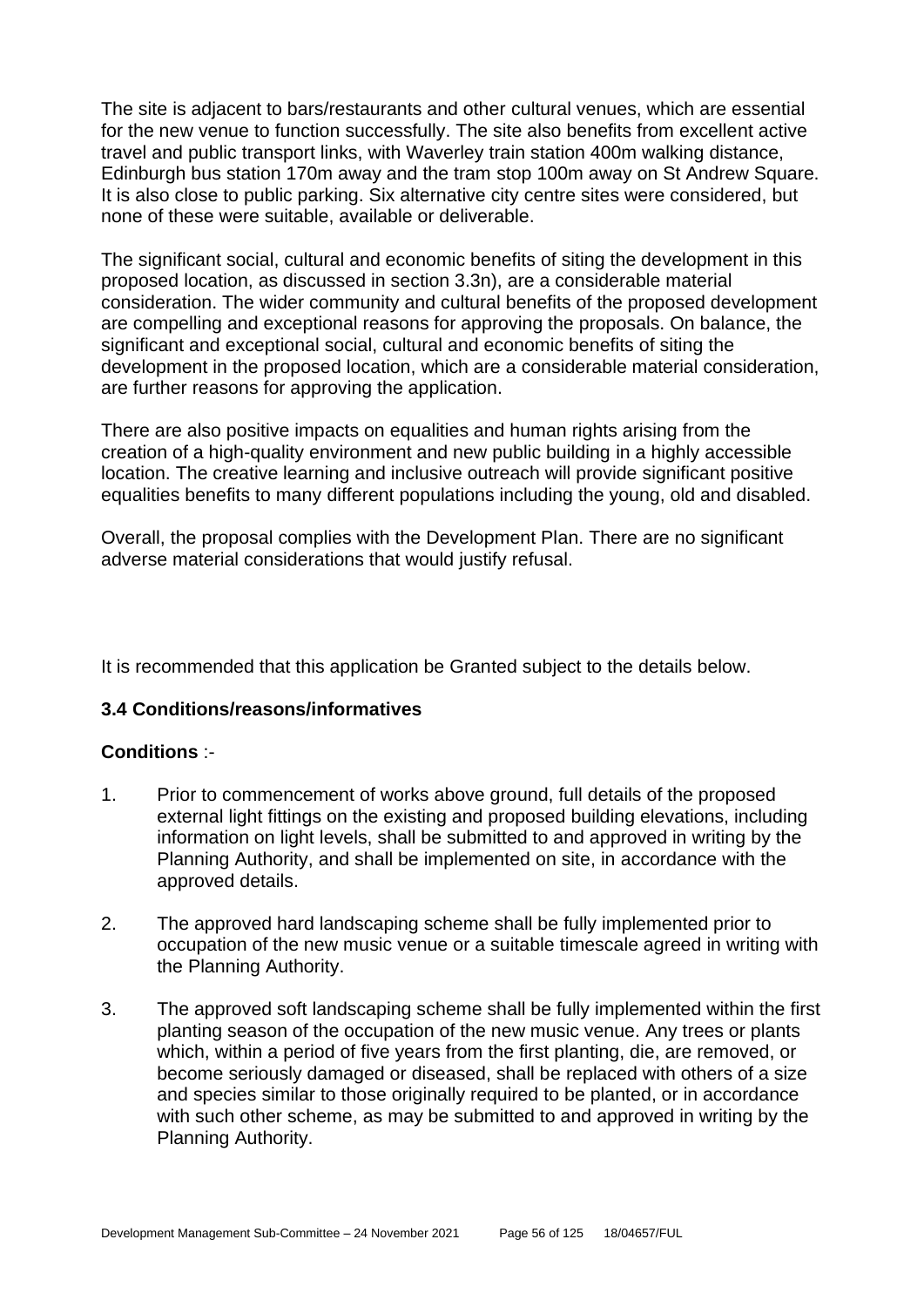The site is adjacent to bars/restaurants and other cultural venues, which are essential for the new venue to function successfully. The site also benefits from excellent active travel and public transport links, with Waverley train station 400m walking distance, Edinburgh bus station 170m away and the tram stop 100m away on St Andrew Square. It is also close to public parking. Six alternative city centre sites were considered, but none of these were suitable, available or deliverable.

The significant social, cultural and economic benefits of siting the development in this proposed location, as discussed in section 3.3n), are a considerable material consideration. The wider community and cultural benefits of the proposed development are compelling and exceptional reasons for approving the proposals. On balance, the significant and exceptional social, cultural and economic benefits of siting the development in the proposed location, which are a considerable material consideration, are further reasons for approving the application.

There are also positive impacts on equalities and human rights arising from the creation of a high-quality environment and new public building in a highly accessible location. The creative learning and inclusive outreach will provide significant positive equalities benefits to many different populations including the young, old and disabled.

Overall, the proposal complies with the Development Plan. There are no significant adverse material considerations that would justify refusal.

It is recommended that this application be Granted subject to the details below.

### 3.4 Conditions/reasons/informatives

**Conditions** :-

1. Prior to commencement of works above ground, full details of the proposed external light fittings on the existing and proposed building elevations, including information on light levels, shall be submitted to and approved in writing by the Planning Authority, and shall be implemented on site, in accordance with the approved details.

2. The approved hard landscaping scheme shall be fully implemented prior to occupation of the new music venue or a suitable timescale agreed in writing with the Planning Authority.

3. The approved soft landscaping scheme shall be fully implemented within the first planting season of the occupation of the new music venue. Any trees or plants which, within a period of five years from the first planting, die, are removed, or become seriously damaged or diseased, shall be replaced with others of a size and species similar to those originally required to be planted, or in accordance with such other scheme, as may be submitted to and approved in writing by the Planning Authority.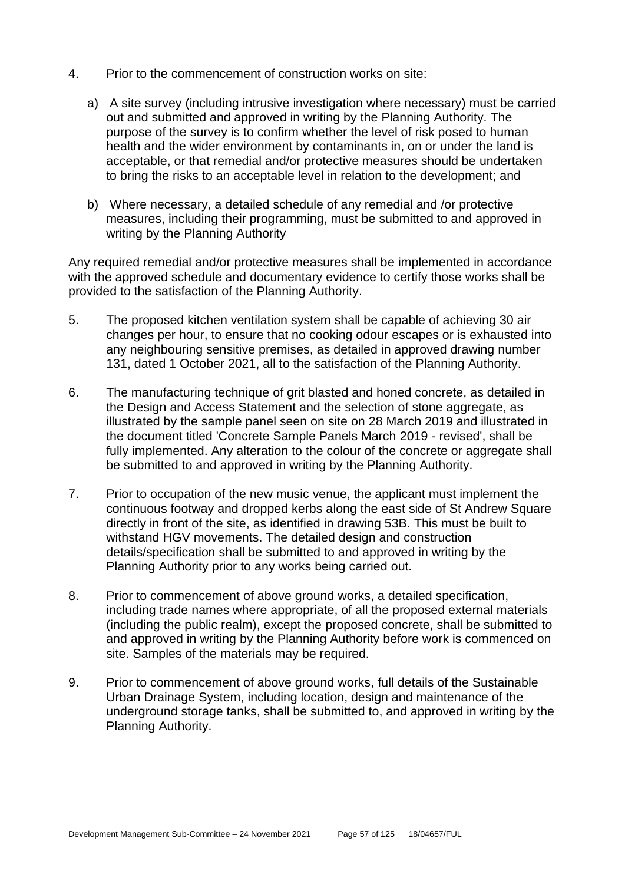4. Prior to the commencement of construction works on site:

   a) A site survey (including intrusive investigation where necessary) must be carried out and submitted and approved in writing by the Planning Authority. The purpose of the survey is to confirm whether the level of risk posed to human health and the wider environment by contaminants in, on or under the land is acceptable, or that remedial and/or protective measures should be undertaken to bring the risks to an acceptable level in relation to the development; and

   b) Where necessary, a detailed schedule of any remedial and /or protective measures, including their programming, must be submitted to and approved in writing by the Planning Authority

Any required remedial and/or protective measures shall be implemented in accordance with the approved schedule and documentary evidence to certify those works shall be provided to the satisfaction of the Planning Authority.

5. The proposed kitchen ventilation system shall be capable of achieving 30 air changes per hour, to ensure that no cooking odour escapes or is exhausted into any neighbouring sensitive premises, as detailed in approved drawing number 131, dated 1 October 2021, all to the satisfaction of the Planning Authority.

6. The manufacturing technique of grit blasted and honed concrete, as detailed in the Design and Access Statement and the selection of stone aggregate, as illustrated by the sample panel seen on site on 28 March 2019 and illustrated in the document titled 'Concrete Sample Panels March 2019 - revised', shall be fully implemented. Any alteration to the colour of the concrete or aggregate shall be submitted to and approved in writing by the Planning Authority.

7. Prior to occupation of the new music venue, the applicant must implement the continuous footway and dropped kerbs along the east side of St Andrew Square directly in front of the site, as identified in drawing 53B. This must be built to withstand HGV movements. The detailed design and construction details/specification shall be submitted to and approved in writing by the Planning Authority prior to any works being carried out.

8. Prior to commencement of above ground works, a detailed specification, including trade names where appropriate, of all the proposed external materials (including the public realm), except the proposed concrete, shall be submitted to and approved in writing by the Planning Authority before work is commenced on site. Samples of the materials may be required.

9. Prior to commencement of above ground works, full details of the Sustainable Urban Drainage System, including location, design and maintenance of the underground storage tanks, shall be submitted to, and approved in writing by the Planning Authority.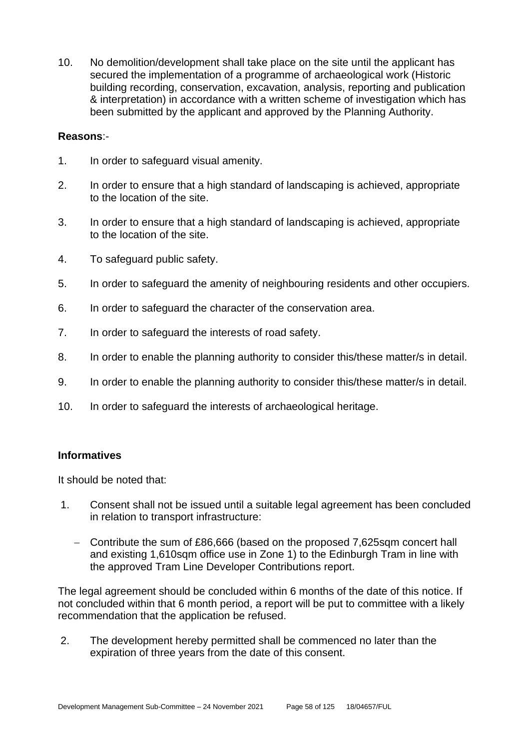10. No demolition/development shall take place on the site until the applicant has secured the implementation of a programme of archaeological work (Historic building recording, conservation, excavation, analysis, reporting and publication & interpretation) in accordance with a written scheme of investigation which has been submitted by the applicant and approved by the Planning Authority.

**Reasons**:-

1. In order to safeguard visual amenity.

2. In order to ensure that a high standard of landscaping is achieved, appropriate to the location of the site.

3. In order to ensure that a high standard of landscaping is achieved, appropriate to the location of the site.

4. To safeguard public safety.

5. In order to safeguard the amenity of neighbouring residents and other occupiers.

6. In order to safeguard the character of the conservation area.

7. In order to safeguard the interests of road safety.

8. In order to enable the planning authority to consider this/these matter/s in detail.

9. In order to enable the planning authority to consider this/these matter/s in detail.

10. In order to safeguard the interests of archaeological heritage.

**Informatives**

It should be noted that:

1. Consent shall not be issued until a suitable legal agreement has been concluded in relation to transport infrastructure:

   - Contribute the sum of £86,666 (based on the proposed 7,625sqm concert hall and existing 1,610sqm office use in Zone 1) to the Edinburgh Tram in line with the approved Tram Line Developer Contributions report.

The legal agreement should be concluded within 6 months of the date of this notice. If not concluded within that 6 month period, a report will be put to committee with a likely recommendation that the application be refused.

2. The development hereby permitted shall be commenced no later than the expiration of three years from the date of this consent.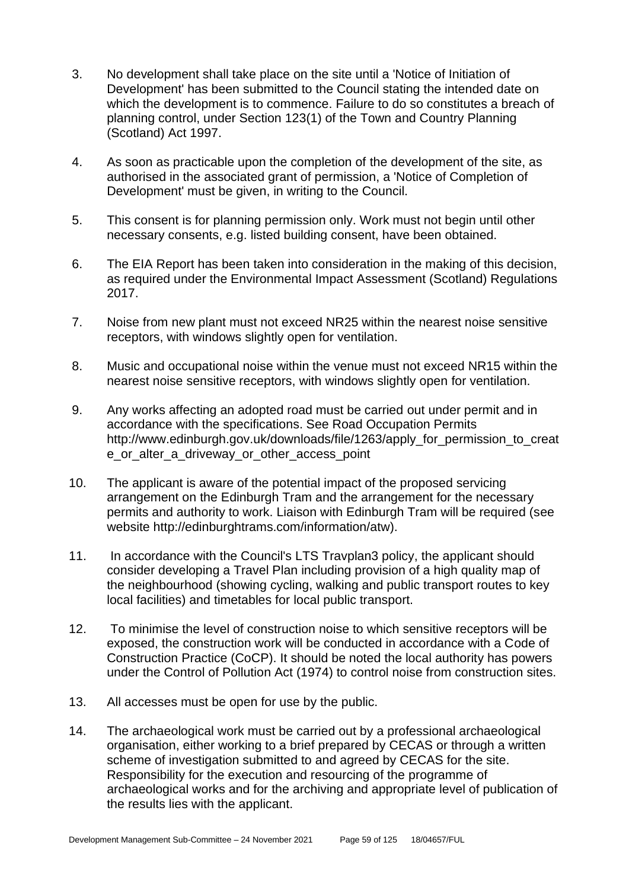3. No development shall take place on the site until a 'Notice of Initiation of Development' has been submitted to the Council stating the intended date on which the development is to commence. Failure to do so constitutes a breach of planning control, under Section 123(1) of the Town and Country Planning (Scotland) Act 1997.

4. As soon as practicable upon the completion of the development of the site, as authorised in the associated grant of permission, a 'Notice of Completion of Development' must be given, in writing to the Council.

5. This consent is for planning permission only. Work must not begin until other necessary consents, e.g. listed building consent, have been obtained.

6. The EIA Report has been taken into consideration in the making of this decision, as required under the Environmental Impact Assessment (Scotland) Regulations 2017.

7. Noise from new plant must not exceed NR25 within the nearest noise sensitive receptors, with windows slightly open for ventilation.

8. Music and occupational noise within the venue must not exceed NR15 within the nearest noise sensitive receptors, with windows slightly open for ventilation.

9. Any works affecting an adopted road must be carried out under permit and in accordance with the specifications. See Road Occupation Permits http://www.edinburgh.gov.uk/downloads/file/1263/apply_for_permission_to_create_or_alter_a_driveway_or_other_access_point

10. The applicant is aware of the potential impact of the proposed servicing arrangement on the Edinburgh Tram and the arrangement for the necessary permits and authority to work. Liaison with Edinburgh Tram will be required (see website http://edinburghtrams.com/information/atw).

11. In accordance with the Council's LTS Travplan3 policy, the applicant should consider developing a Travel Plan including provision of a high quality map of the neighbourhood (showing cycling, walking and public transport routes to key local facilities) and timetables for local public transport.

12. To minimise the level of construction noise to which sensitive receptors will be exposed, the construction work will be conducted in accordance with a Code of Construction Practice (CoCP). It should be noted the local authority has powers under the Control of Pollution Act (1974) to control noise from construction sites.

13. All accesses must be open for use by the public.

14. The archaeological work must be carried out by a professional archaeological organisation, either working to a brief prepared by CECAS or through a written scheme of investigation submitted to and agreed by CECAS for the site. Responsibility for the execution and resourcing of the programme of archaeological works and for the archiving and appropriate level of publication of the results lies with the applicant.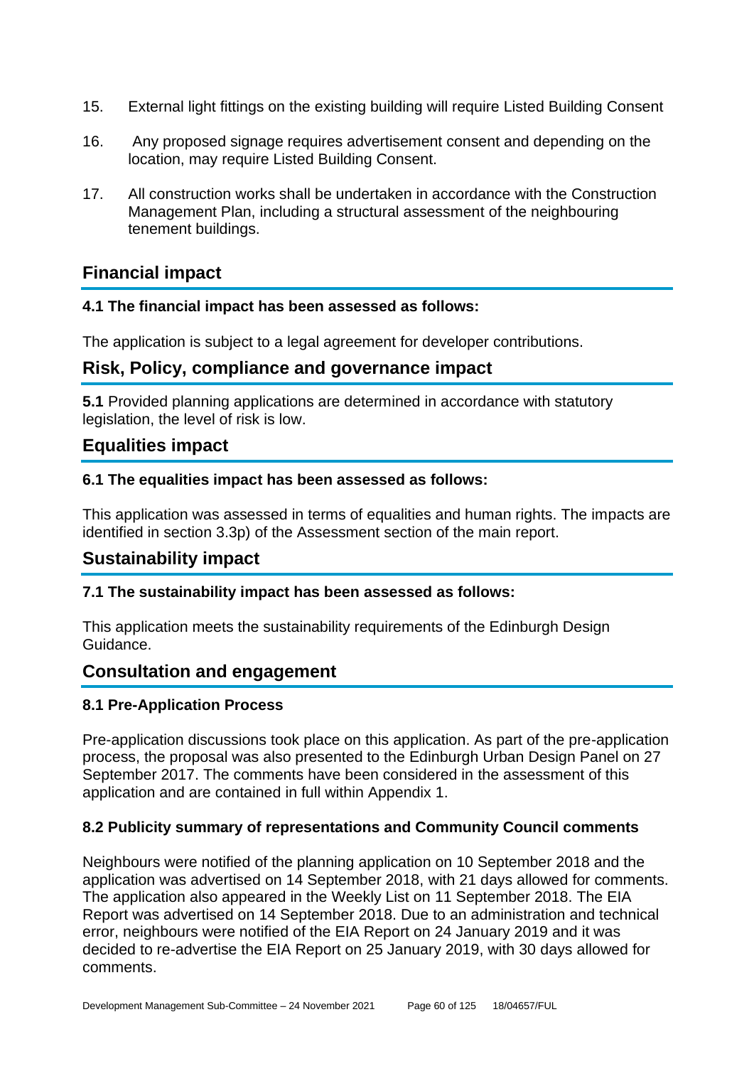15. External light fittings on the existing building will require Listed Building Consent

16. Any proposed signage requires advertisement consent and depending on the location, may require Listed Building Consent.

17. All construction works shall be undertaken in accordance with the Construction Management Plan, including a structural assessment of the neighbouring tenement buildings.

## Financial impact

**4.1 The financial impact has been assessed as follows:**

The application is subject to a legal agreement for developer contributions.

## Risk, Policy, compliance and governance impact

**5.1** Provided planning applications are determined in accordance with statutory legislation, the level of risk is low.

## Equalities impact

**6.1 The equalities impact has been assessed as follows:**

This application was assessed in terms of equalities and human rights. The impacts are identified in section 3.3p) of the Assessment section of the main report.

## Sustainability impact

**7.1 The sustainability impact has been assessed as follows:**

This application meets the sustainability requirements of the Edinburgh Design Guidance.

## Consultation and engagement

**8.1 Pre-Application Process**

Pre-application discussions took place on this application. As part of the pre-application process, the proposal was also presented to the Edinburgh Urban Design Panel on 27 September 2017. The comments have been considered in the assessment of this application and are contained in full within Appendix 1.

**8.2 Publicity summary of representations and Community Council comments**

Neighbours were notified of the planning application on 10 September 2018 and the application was advertised on 14 September 2018, with 21 days allowed for comments. The application also appeared in the Weekly List on 11 September 2018. The EIA Report was advertised on 14 September 2018. Due to an administration and technical error, neighbours were notified of the EIA Report on 24 January 2019 and it was decided to re-advertise the EIA Report on 25 January 2019, with 30 days allowed for comments.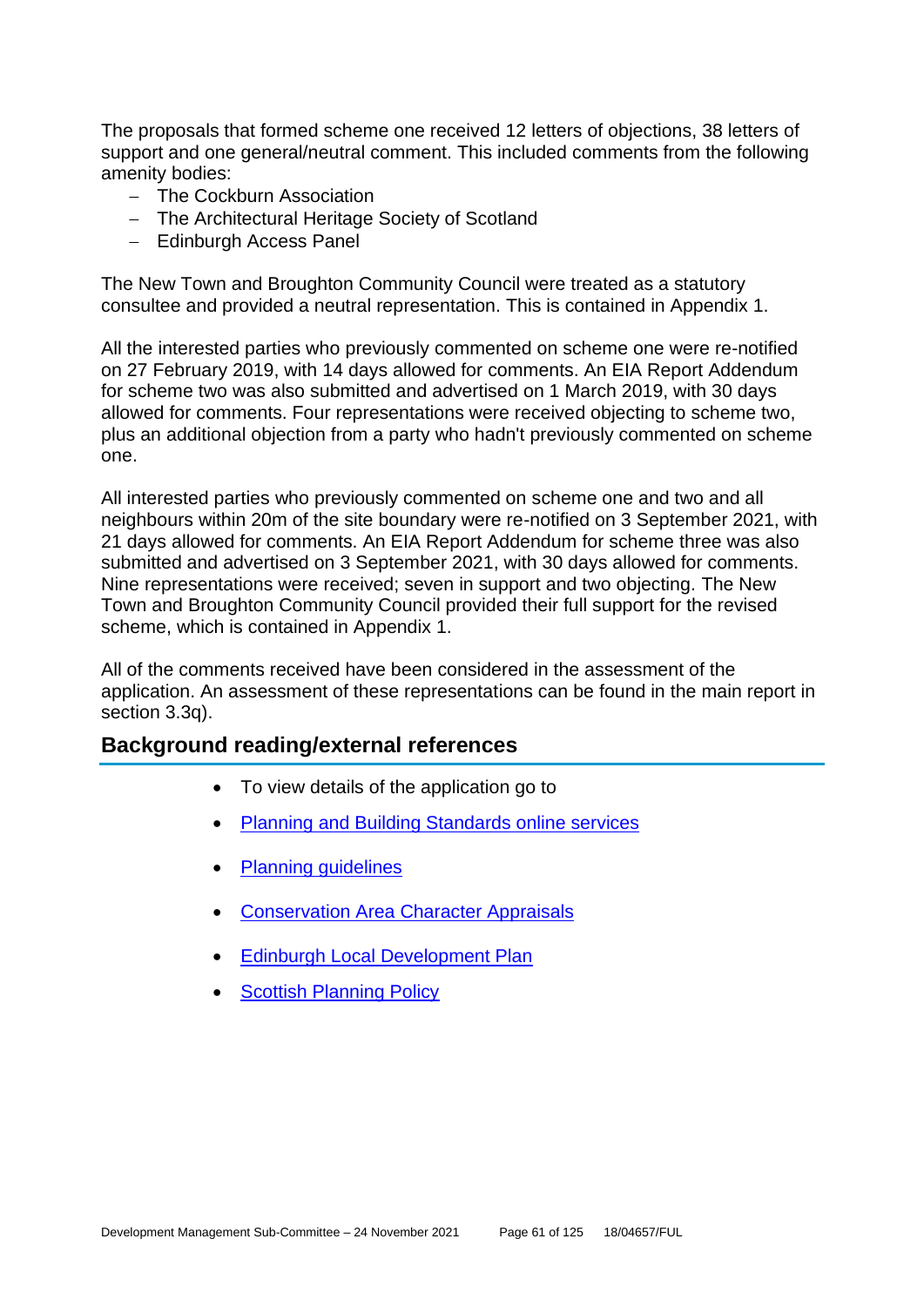The proposals that formed scheme one received 12 letters of objections, 38 letters of support and one general/neutral comment. This included comments from the following amenity bodies:

- The Cockburn Association
- The Architectural Heritage Society of Scotland
- Edinburgh Access Panel

The New Town and Broughton Community Council were treated as a statutory consultee and provided a neutral representation. This is contained in Appendix 1.

All the interested parties who previously commented on scheme one were re-notified on 27 February 2019, with 14 days allowed for comments. An EIA Report Addendum for scheme two was also submitted and advertised on 1 March 2019, with 30 days allowed for comments. Four representations were received objecting to scheme two, plus an additional objection from a party who hadn't previously commented on scheme one.

All interested parties who previously commented on scheme one and two and all neighbours within 20m of the site boundary were re-notified on 3 September 2021, with 21 days allowed for comments. An EIA Report Addendum for scheme three was also submitted and advertised on 3 September 2021, with 30 days allowed for comments. Nine representations were received; seven in support and two objecting. The New Town and Broughton Community Council provided their full support for the revised scheme, which is contained in Appendix 1.

All of the comments received have been considered in the assessment of the application. An assessment of these representations can be found in the main report in section 3.3q).

## Background reading/external references

- To view details of the application go to
- Planning and Building Standards online services
- Planning guidelines
- Conservation Area Character Appraisals
- Edinburgh Local Development Plan
- Scottish Planning Policy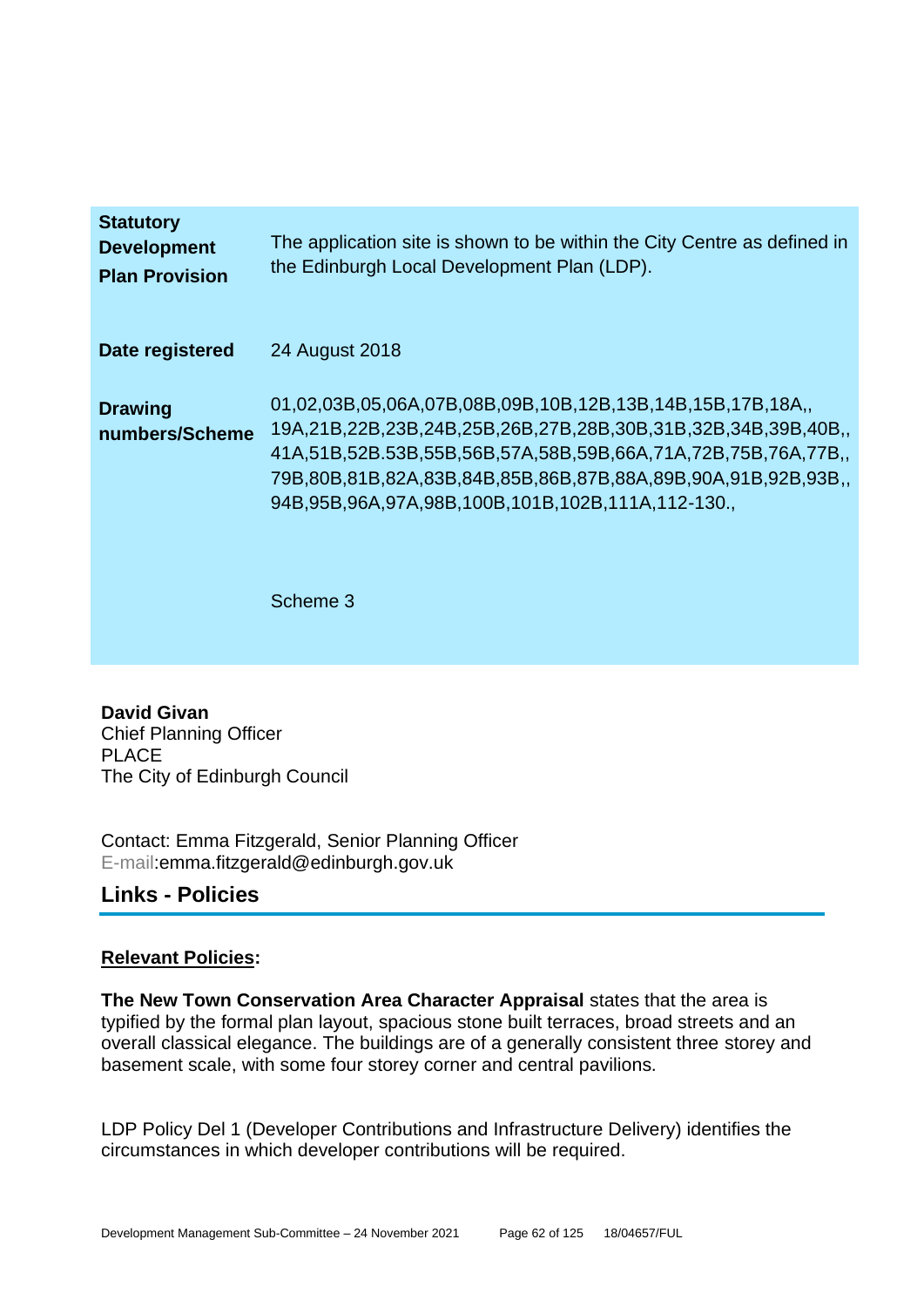| | |
|---|---|
| **Statutory Development Plan Provision** | The application site is shown to be within the City Centre as defined in the Edinburgh Local Development Plan (LDP). |
| **Date registered** | 24 August 2018 |
| **Drawing numbers/Scheme** | 01,02,03B,05,06A,07B,08B,09B,10B,12B,13B,14B,15B,17B,18A,, 19A,21B,22B,23B,24B,25B,26B,27B,28B,30B,31B,32B,34B,39B,40B,, 41A,51B,52B.53B,55B,56B,57A,58B,59B,66A,71A,72B,75B,76A,77B,, 79B,80B,81B,82A,83B,84B,85B,86B,87B,88A,89B,90A,91B,92B,93B,, 94B,95B,96A,97A,98B,100B,101B,102B,111A,112-130.,<br><br>Scheme 3 |

**David Givan**
Chief Planning Officer
PLACE
The City of Edinburgh Council

Contact: Emma Fitzgerald, Senior Planning Officer
E-mail:emma.fitzgerald@edinburgh.gov.uk

## Links - Policies

**Relevant Policies:**

**The New Town Conservation Area Character Appraisal** states that the area is typified by the formal plan layout, spacious stone built terraces, broad streets and an overall classical elegance. The buildings are of a generally consistent three storey and basement scale, with some four storey corner and central pavilions.

LDP Policy Del 1 (Developer Contributions and Infrastructure Delivery) identifies the circumstances in which developer contributions will be required.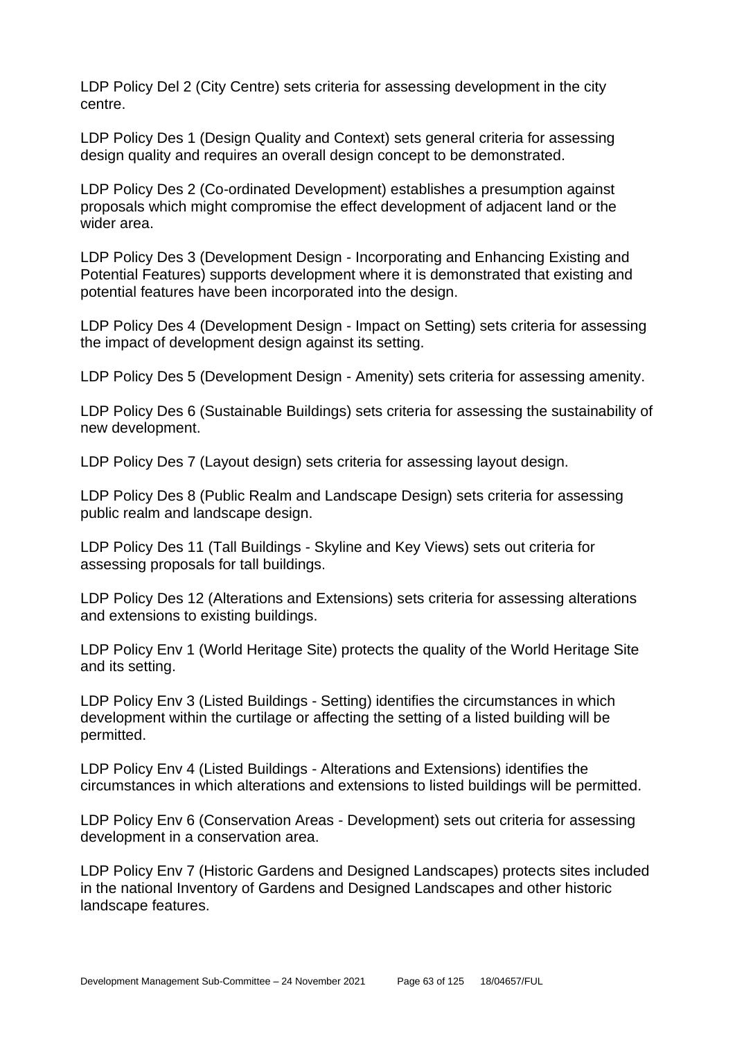LDP Policy Del 2 (City Centre) sets criteria for assessing development in the city centre.

LDP Policy Des 1 (Design Quality and Context) sets general criteria for assessing design quality and requires an overall design concept to be demonstrated.

LDP Policy Des 2 (Co-ordinated Development) establishes a presumption against proposals which might compromise the effect development of adjacent land or the wider area.

LDP Policy Des 3 (Development Design - Incorporating and Enhancing Existing and Potential Features) supports development where it is demonstrated that existing and potential features have been incorporated into the design.

LDP Policy Des 4 (Development Design - Impact on Setting) sets criteria for assessing the impact of development design against its setting.

LDP Policy Des 5 (Development Design - Amenity) sets criteria for assessing amenity.

LDP Policy Des 6 (Sustainable Buildings) sets criteria for assessing the sustainability of new development.

LDP Policy Des 7 (Layout design) sets criteria for assessing layout design.

LDP Policy Des 8 (Public Realm and Landscape Design) sets criteria for assessing public realm and landscape design.

LDP Policy Des 11 (Tall Buildings - Skyline and Key Views) sets out criteria for assessing proposals for tall buildings.

LDP Policy Des 12 (Alterations and Extensions) sets criteria for assessing alterations and extensions to existing buildings.

LDP Policy Env 1 (World Heritage Site) protects the quality of the World Heritage Site and its setting.

LDP Policy Env 3 (Listed Buildings - Setting) identifies the circumstances in which development within the curtilage or affecting the setting of a listed building will be permitted.

LDP Policy Env 4 (Listed Buildings - Alterations and Extensions) identifies the circumstances in which alterations and extensions to listed buildings will be permitted.

LDP Policy Env 6 (Conservation Areas - Development) sets out criteria for assessing development in a conservation area.

LDP Policy Env 7 (Historic Gardens and Designed Landscapes) protects sites included in the national Inventory of Gardens and Designed Landscapes and other historic landscape features.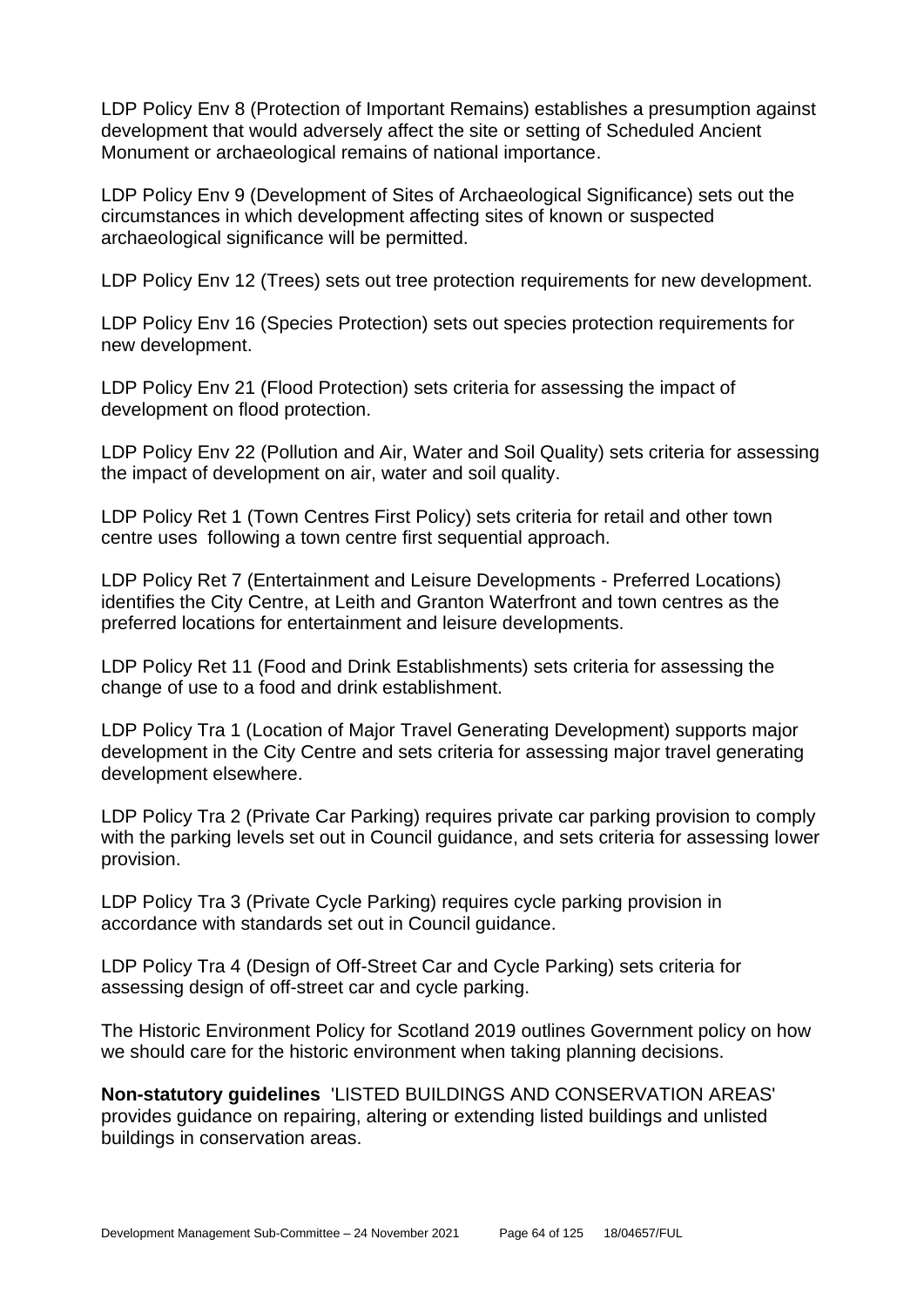LDP Policy Env 8 (Protection of Important Remains) establishes a presumption against development that would adversely affect the site or setting of Scheduled Ancient Monument or archaeological remains of national importance.

LDP Policy Env 9 (Development of Sites of Archaeological Significance) sets out the circumstances in which development affecting sites of known or suspected archaeological significance will be permitted.

LDP Policy Env 12 (Trees) sets out tree protection requirements for new development.

LDP Policy Env 16 (Species Protection) sets out species protection requirements for new development.

LDP Policy Env 21 (Flood Protection) sets criteria for assessing the impact of development on flood protection.

LDP Policy Env 22 (Pollution and Air, Water and Soil Quality) sets criteria for assessing the impact of development on air, water and soil quality.

LDP Policy Ret 1 (Town Centres First Policy) sets criteria for retail and other town centre uses following a town centre first sequential approach.

LDP Policy Ret 7 (Entertainment and Leisure Developments - Preferred Locations) identifies the City Centre, at Leith and Granton Waterfront and town centres as the preferred locations for entertainment and leisure developments.

LDP Policy Ret 11 (Food and Drink Establishments) sets criteria for assessing the change of use to a food and drink establishment.

LDP Policy Tra 1 (Location of Major Travel Generating Development) supports major development in the City Centre and sets criteria for assessing major travel generating development elsewhere.

LDP Policy Tra 2 (Private Car Parking) requires private car parking provision to comply with the parking levels set out in Council guidance, and sets criteria for assessing lower provision.

LDP Policy Tra 3 (Private Cycle Parking) requires cycle parking provision in accordance with standards set out in Council guidance.

LDP Policy Tra 4 (Design of Off-Street Car and Cycle Parking) sets criteria for assessing design of off-street car and cycle parking.

The Historic Environment Policy for Scotland 2019 outlines Government policy on how we should care for the historic environment when taking planning decisions.

**Non-statutory guidelines** 'LISTED BUILDINGS AND CONSERVATION AREAS' provides guidance on repairing, altering or extending listed buildings and unlisted buildings in conservation areas.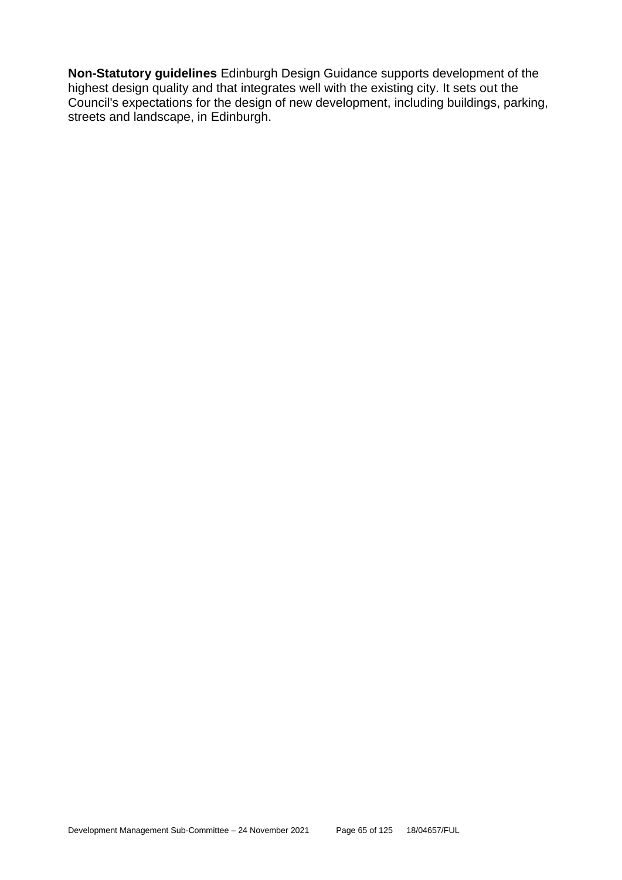**Non-Statutory guidelines** Edinburgh Design Guidance supports development of the highest design quality and that integrates well with the existing city. It sets out the Council's expectations for the design of new development, including buildings, parking, streets and landscape, in Edinburgh.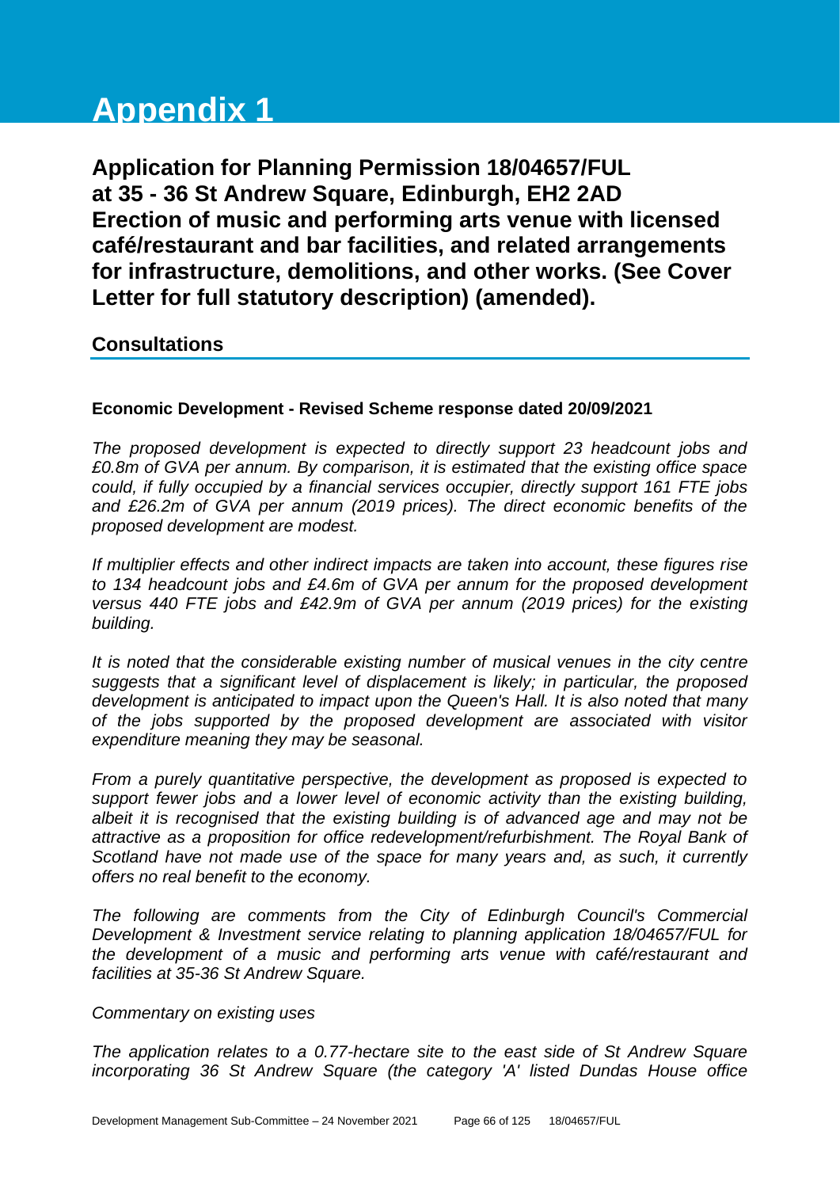# Appendix 1

## Application for Planning Permission 18/04657/FUL at 35 - 36 St Andrew Square, Edinburgh, EH2 2AD Erection of music and performing arts venue with licensed café/restaurant and bar facilities, and related arrangements for infrastructure, demolitions, and other works. (See Cover Letter for full statutory description) (amended).

### Consultations

**Economic Development - Revised Scheme response dated 20/09/2021**

*The proposed development is expected to directly support 23 headcount jobs and £0.8m of GVA per annum. By comparison, it is estimated that the existing office space could, if fully occupied by a financial services occupier, directly support 161 FTE jobs and £26.2m of GVA per annum (2019 prices). The direct economic benefits of the proposed development are modest.*

*If multiplier effects and other indirect impacts are taken into account, these figures rise to 134 headcount jobs and £4.6m of GVA per annum for the proposed development versus 440 FTE jobs and £42.9m of GVA per annum (2019 prices) for the existing building.*

*It is noted that the considerable existing number of musical venues in the city centre suggests that a significant level of displacement is likely; in particular, the proposed development is anticipated to impact upon the Queen's Hall. It is also noted that many of the jobs supported by the proposed development are associated with visitor expenditure meaning they may be seasonal.*

*From a purely quantitative perspective, the development as proposed is expected to support fewer jobs and a lower level of economic activity than the existing building, albeit it is recognised that the existing building is of advanced age and may not be attractive as a proposition for office redevelopment/refurbishment. The Royal Bank of Scotland have not made use of the space for many years and, as such, it currently offers no real benefit to the economy.*

*The following are comments from the City of Edinburgh Council's Commercial Development & Investment service relating to planning application 18/04657/FUL for the development of a music and performing arts venue with café/restaurant and facilities at 35-36 St Andrew Square.*

*Commentary on existing uses*

*The application relates to a 0.77-hectare site to the east side of St Andrew Square incorporating 36 St Andrew Square (the category 'A' listed Dundas House office*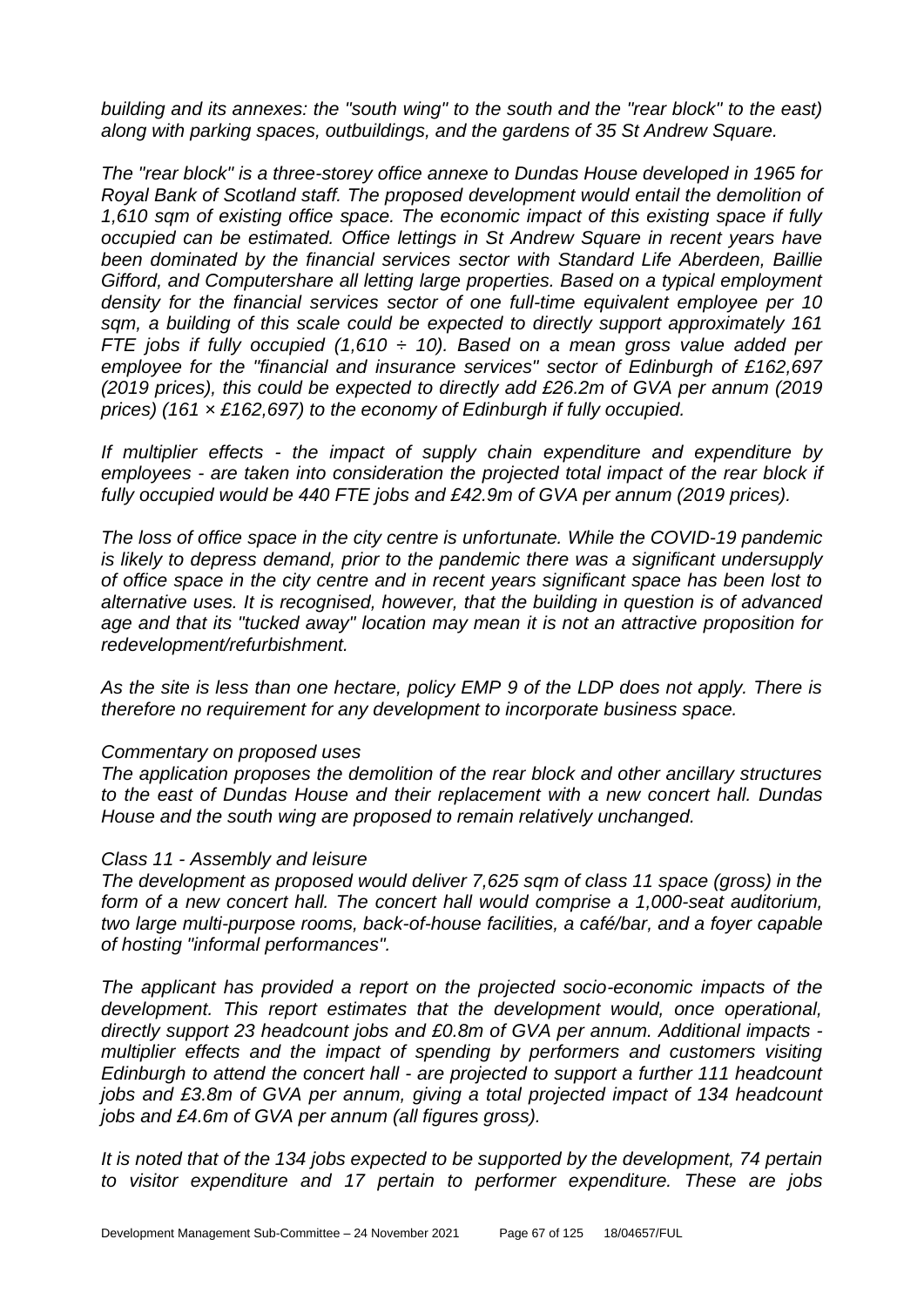*building and its annexes: the "south wing" to the south and the "rear block" to the east) along with parking spaces, outbuildings, and the gardens of 35 St Andrew Square.*

*The "rear block" is a three-storey office annexe to Dundas House developed in 1965 for Royal Bank of Scotland staff. The proposed development would entail the demolition of 1,610 sqm of existing office space. The economic impact of this existing space if fully occupied can be estimated. Office lettings in St Andrew Square in recent years have been dominated by the financial services sector with Standard Life Aberdeen, Baillie Gifford, and Computershare all letting large properties. Based on a typical employment density for the financial services sector of one full-time equivalent employee per 10 sqm, a building of this scale could be expected to directly support approximately 161 FTE jobs if fully occupied (1,610 ÷ 10). Based on a mean gross value added per employee for the "financial and insurance services" sector of Edinburgh of £162,697 (2019 prices), this could be expected to directly add £26.2m of GVA per annum (2019 prices) (161 × £162,697) to the economy of Edinburgh if fully occupied.*

*If multiplier effects - the impact of supply chain expenditure and expenditure by employees - are taken into consideration the projected total impact of the rear block if fully occupied would be 440 FTE jobs and £42.9m of GVA per annum (2019 prices).*

*The loss of office space in the city centre is unfortunate. While the COVID-19 pandemic is likely to depress demand, prior to the pandemic there was a significant undersupply of office space in the city centre and in recent years significant space has been lost to alternative uses. It is recognised, however, that the building in question is of advanced age and that its "tucked away" location may mean it is not an attractive proposition for redevelopment/refurbishment.*

*As the site is less than one hectare, policy EMP 9 of the LDP does not apply. There is therefore no requirement for any development to incorporate business space.*

*Commentary on proposed uses*
*The application proposes the demolition of the rear block and other ancillary structures to the east of Dundas House and their replacement with a new concert hall. Dundas House and the south wing are proposed to remain relatively unchanged.*

*Class 11 - Assembly and leisure*
*The development as proposed would deliver 7,625 sqm of class 11 space (gross) in the form of a new concert hall. The concert hall would comprise a 1,000-seat auditorium, two large multi-purpose rooms, back-of-house facilities, a café/bar, and a foyer capable of hosting "informal performances".*

*The applicant has provided a report on the projected socio-economic impacts of the development. This report estimates that the development would, once operational, directly support 23 headcount jobs and £0.8m of GVA per annum. Additional impacts - multiplier effects and the impact of spending by performers and customers visiting Edinburgh to attend the concert hall - are projected to support a further 111 headcount jobs and £3.8m of GVA per annum, giving a total projected impact of 134 headcount jobs and £4.6m of GVA per annum (all figures gross).*

*It is noted that of the 134 jobs expected to be supported by the development, 74 pertain to visitor expenditure and 17 pertain to performer expenditure. These are jobs*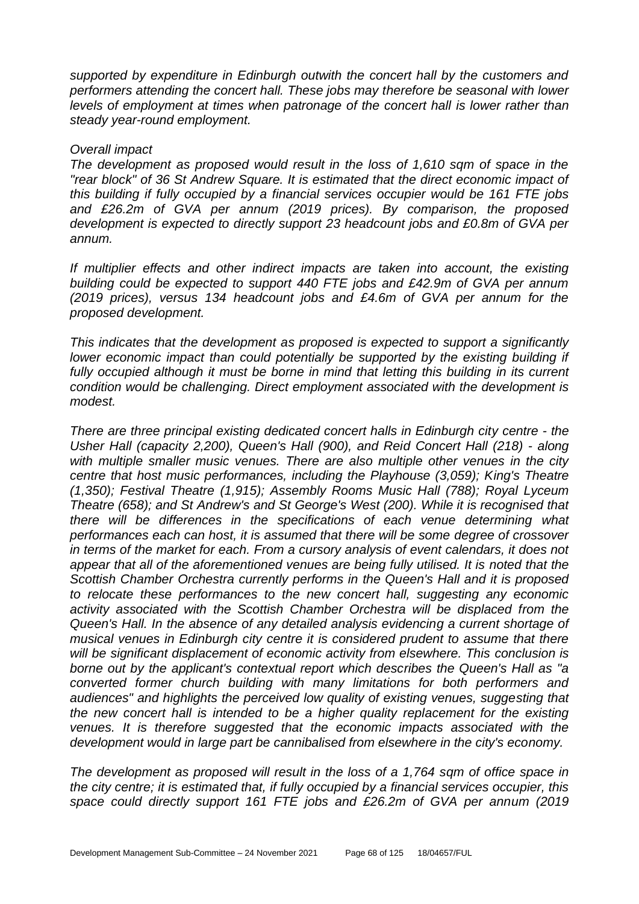*supported by expenditure in Edinburgh outwith the concert hall by the customers and performers attending the concert hall. These jobs may therefore be seasonal with lower levels of employment at times when patronage of the concert hall is lower rather than steady year-round employment.*

*Overall impact*

*The development as proposed would result in the loss of 1,610 sqm of space in the "rear block" of 36 St Andrew Square. It is estimated that the direct economic impact of this building if fully occupied by a financial services occupier would be 161 FTE jobs and £26.2m of GVA per annum (2019 prices). By comparison, the proposed development is expected to directly support 23 headcount jobs and £0.8m of GVA per annum.*

*If multiplier effects and other indirect impacts are taken into account, the existing building could be expected to support 440 FTE jobs and £42.9m of GVA per annum (2019 prices), versus 134 headcount jobs and £4.6m of GVA per annum for the proposed development.*

*This indicates that the development as proposed is expected to support a significantly lower economic impact than could potentially be supported by the existing building if fully occupied although it must be borne in mind that letting this building in its current condition would be challenging. Direct employment associated with the development is modest.*

*There are three principal existing dedicated concert halls in Edinburgh city centre - the Usher Hall (capacity 2,200), Queen's Hall (900), and Reid Concert Hall (218) - along with multiple smaller music venues. There are also multiple other venues in the city centre that host music performances, including the Playhouse (3,059); King's Theatre (1,350); Festival Theatre (1,915); Assembly Rooms Music Hall (788); Royal Lyceum Theatre (658); and St Andrew's and St George's West (200). While it is recognised that there will be differences in the specifications of each venue determining what performances each can host, it is assumed that there will be some degree of crossover in terms of the market for each. From a cursory analysis of event calendars, it does not appear that all of the aforementioned venues are being fully utilised. It is noted that the Scottish Chamber Orchestra currently performs in the Queen's Hall and it is proposed to relocate these performances to the new concert hall, suggesting any economic activity associated with the Scottish Chamber Orchestra will be displaced from the Queen's Hall. In the absence of any detailed analysis evidencing a current shortage of musical venues in Edinburgh city centre it is considered prudent to assume that there will be significant displacement of economic activity from elsewhere. This conclusion is borne out by the applicant's contextual report which describes the Queen's Hall as "a converted former church building with many limitations for both performers and audiences" and highlights the perceived low quality of existing venues, suggesting that the new concert hall is intended to be a higher quality replacement for the existing venues. It is therefore suggested that the economic impacts associated with the development would in large part be cannibalised from elsewhere in the city's economy.*

*The development as proposed will result in the loss of a 1,764 sqm of office space in the city centre; it is estimated that, if fully occupied by a financial services occupier, this space could directly support 161 FTE jobs and £26.2m of GVA per annum (2019*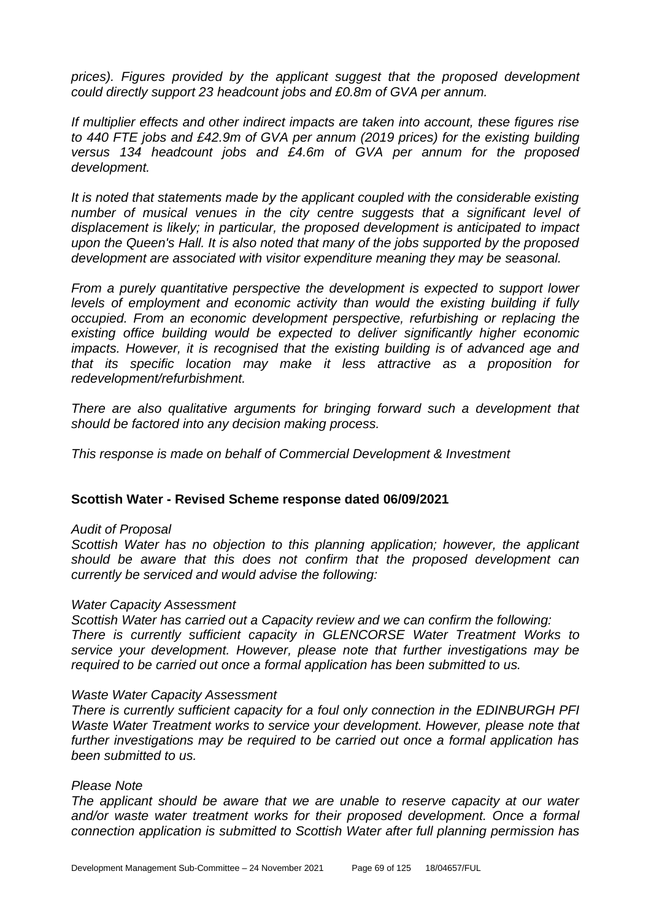*prices). Figures provided by the applicant suggest that the proposed development could directly support 23 headcount jobs and £0.8m of GVA per annum.*

*If multiplier effects and other indirect impacts are taken into account, these figures rise to 440 FTE jobs and £42.9m of GVA per annum (2019 prices) for the existing building versus 134 headcount jobs and £4.6m of GVA per annum for the proposed development.*

*It is noted that statements made by the applicant coupled with the considerable existing number of musical venues in the city centre suggests that a significant level of displacement is likely; in particular, the proposed development is anticipated to impact upon the Queen's Hall. It is also noted that many of the jobs supported by the proposed development are associated with visitor expenditure meaning they may be seasonal.*

*From a purely quantitative perspective the development is expected to support lower levels of employment and economic activity than would the existing building if fully occupied. From an economic development perspective, refurbishing or replacing the existing office building would be expected to deliver significantly higher economic impacts. However, it is recognised that the existing building is of advanced age and that its specific location may make it less attractive as a proposition for redevelopment/refurbishment.*

*There are also qualitative arguments for bringing forward such a development that should be factored into any decision making process.*

*This response is made on behalf of Commercial Development & Investment*

**Scottish Water - Revised Scheme response dated 06/09/2021**

*Audit of Proposal*
*Scottish Water has no objection to this planning application; however, the applicant should be aware that this does not confirm that the proposed development can currently be serviced and would advise the following:*

*Water Capacity Assessment*
*Scottish Water has carried out a Capacity review and we can confirm the following: There is currently sufficient capacity in GLENCORSE Water Treatment Works to service your development. However, please note that further investigations may be required to be carried out once a formal application has been submitted to us.*

*Waste Water Capacity Assessment*
*There is currently sufficient capacity for a foul only connection in the EDINBURGH PFI Waste Water Treatment works to service your development. However, please note that further investigations may be required to be carried out once a formal application has been submitted to us.*

*Please Note*
*The applicant should be aware that we are unable to reserve capacity at our water and/or waste water treatment works for their proposed development. Once a formal connection application is submitted to Scottish Water after full planning permission has*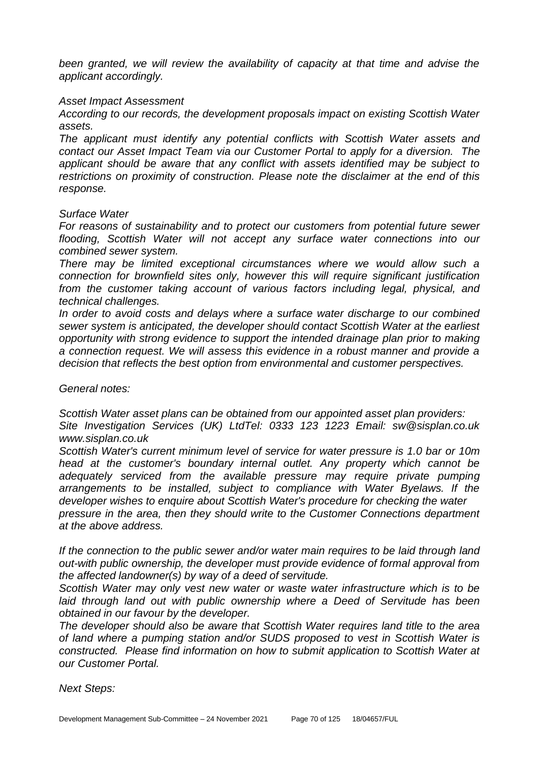*been granted, we will review the availability of capacity at that time and advise the applicant accordingly.*

*Asset Impact Assessment*

*According to our records, the development proposals impact on existing Scottish Water assets.*

*The applicant must identify any potential conflicts with Scottish Water assets and contact our Asset Impact Team via our Customer Portal to apply for a diversion. The applicant should be aware that any conflict with assets identified may be subject to restrictions on proximity of construction. Please note the disclaimer at the end of this response.*

*Surface Water*

*For reasons of sustainability and to protect our customers from potential future sewer flooding, Scottish Water will not accept any surface water connections into our combined sewer system.*

*There may be limited exceptional circumstances where we would allow such a connection for brownfield sites only, however this will require significant justification from the customer taking account of various factors including legal, physical, and technical challenges.*

*In order to avoid costs and delays where a surface water discharge to our combined sewer system is anticipated, the developer should contact Scottish Water at the earliest opportunity with strong evidence to support the intended drainage plan prior to making a connection request. We will assess this evidence in a robust manner and provide a decision that reflects the best option from environmental and customer perspectives.*

*General notes:*

*Scottish Water asset plans can be obtained from our appointed asset plan providers:*
*Site Investigation Services (UK) LtdTel: 0333 123 1223 Email: sw@sisplan.co.uk www.sisplan.co.uk*

*Scottish Water's current minimum level of service for water pressure is 1.0 bar or 10m head at the customer's boundary internal outlet. Any property which cannot be adequately serviced from the available pressure may require private pumping arrangements to be installed, subject to compliance with Water Byelaws. If the developer wishes to enquire about Scottish Water's procedure for checking the water pressure in the area, then they should write to the Customer Connections department at the above address.*

*If the connection to the public sewer and/or water main requires to be laid through land out-with public ownership, the developer must provide evidence of formal approval from the affected landowner(s) by way of a deed of servitude.*

*Scottish Water may only vest new water or waste water infrastructure which is to be laid through land out with public ownership where a Deed of Servitude has been obtained in our favour by the developer.*

*The developer should also be aware that Scottish Water requires land title to the area of land where a pumping station and/or SUDS proposed to vest in Scottish Water is constructed. Please find information on how to submit application to Scottish Water at our Customer Portal.*

*Next Steps:*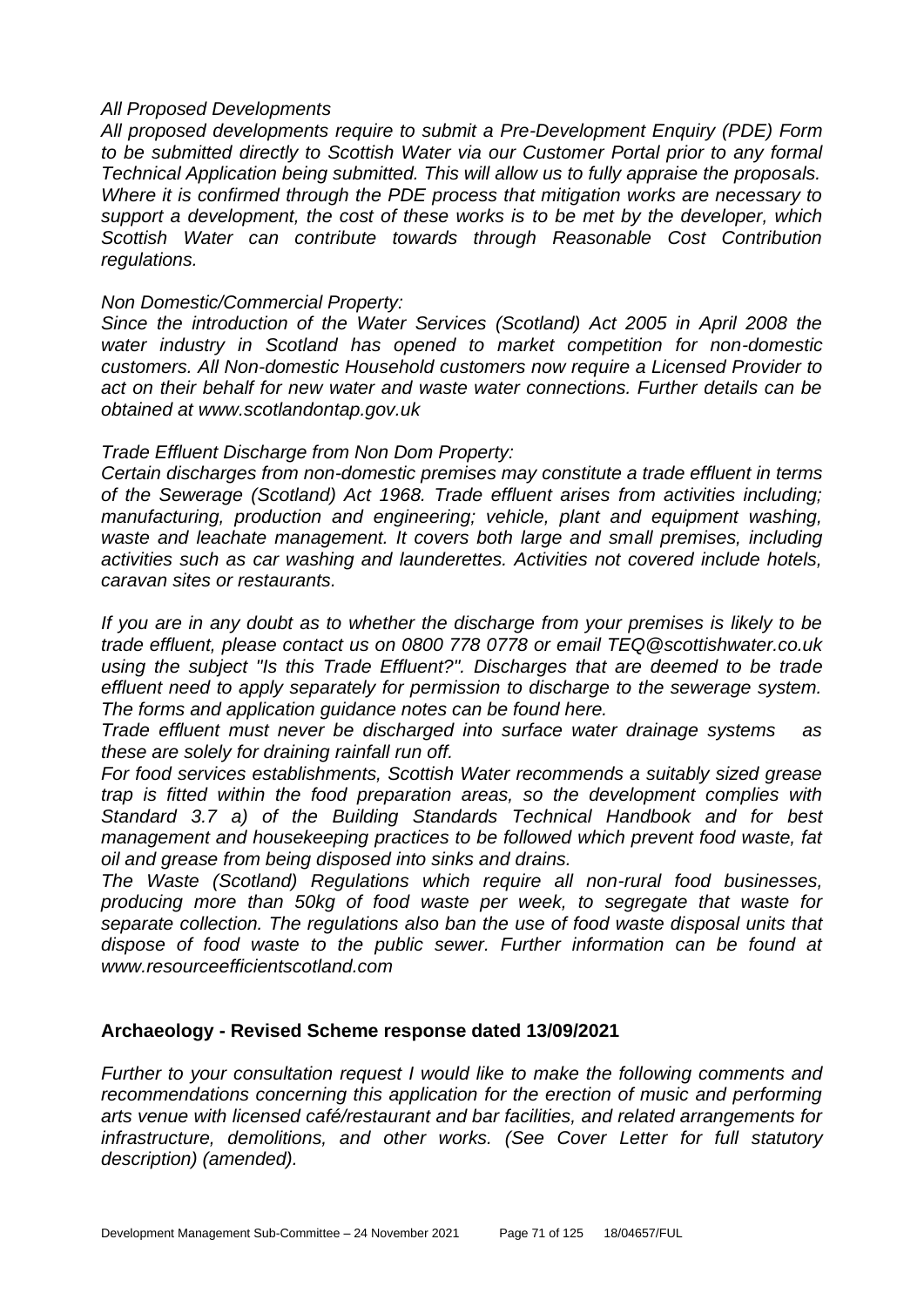*All Proposed Developments*

*All proposed developments require to submit a Pre-Development Enquiry (PDE) Form to be submitted directly to Scottish Water via our Customer Portal prior to any formal Technical Application being submitted. This will allow us to fully appraise the proposals. Where it is confirmed through the PDE process that mitigation works are necessary to support a development, the cost of these works is to be met by the developer, which Scottish Water can contribute towards through Reasonable Cost Contribution regulations.*

*Non Domestic/Commercial Property:*

*Since the introduction of the Water Services (Scotland) Act 2005 in April 2008 the water industry in Scotland has opened to market competition for non-domestic customers. All Non-domestic Household customers now require a Licensed Provider to act on their behalf for new water and waste water connections. Further details can be obtained at www.scotlandontap.gov.uk*

*Trade Effluent Discharge from Non Dom Property:*

*Certain discharges from non-domestic premises may constitute a trade effluent in terms of the Sewerage (Scotland) Act 1968. Trade effluent arises from activities including; manufacturing, production and engineering; vehicle, plant and equipment washing, waste and leachate management. It covers both large and small premises, including activities such as car washing and launderettes. Activities not covered include hotels, caravan sites or restaurants.*

*If you are in any doubt as to whether the discharge from your premises is likely to be trade effluent, please contact us on 0800 778 0778 or email TEQ@scottishwater.co.uk using the subject "Is this Trade Effluent?". Discharges that are deemed to be trade effluent need to apply separately for permission to discharge to the sewerage system. The forms and application guidance notes can be found here.*

*Trade effluent must never be discharged into surface water drainage systems as these are solely for draining rainfall run off.*

*For food services establishments, Scottish Water recommends a suitably sized grease trap is fitted within the food preparation areas, so the development complies with Standard 3.7 a) of the Building Standards Technical Handbook and for best management and housekeeping practices to be followed which prevent food waste, fat oil and grease from being disposed into sinks and drains.*

*The Waste (Scotland) Regulations which require all non-rural food businesses, producing more than 50kg of food waste per week, to segregate that waste for separate collection. The regulations also ban the use of food waste disposal units that dispose of food waste to the public sewer. Further information can be found at www.resourceefficientscotland.com*

**Archaeology - Revised Scheme response dated 13/09/2021**

*Further to your consultation request I would like to make the following comments and recommendations concerning this application for the erection of music and performing arts venue with licensed café/restaurant and bar facilities, and related arrangements for infrastructure, demolitions, and other works. (See Cover Letter for full statutory description) (amended).*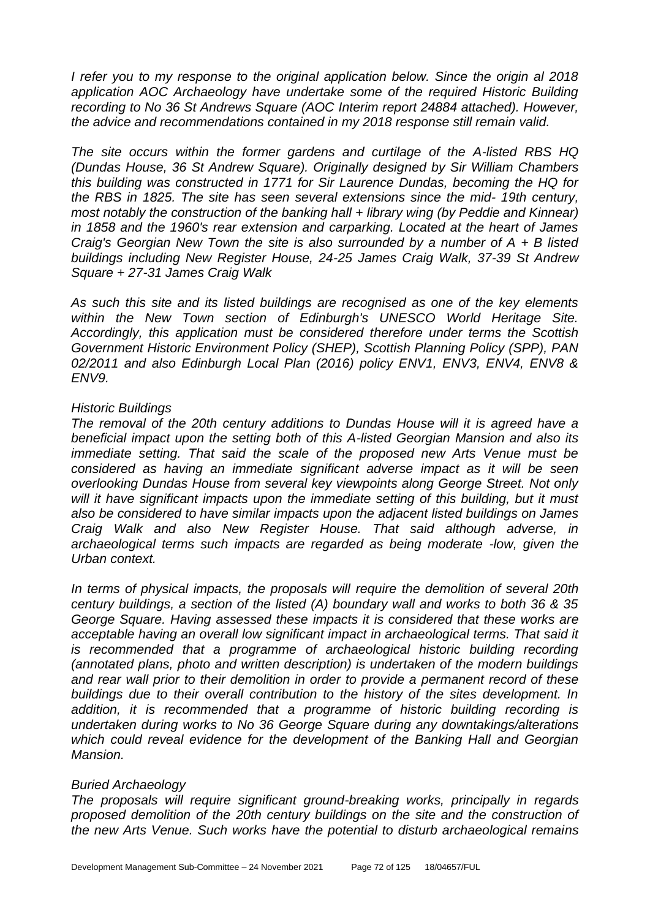*I refer you to my response to the original application below. Since the origin al 2018 application AOC Archaeology have undertake some of the required Historic Building recording to No 36 St Andrews Square (AOC Interim report 24884 attached). However, the advice and recommendations contained in my 2018 response still remain valid.*

*The site occurs within the former gardens and curtilage of the A-listed RBS HQ (Dundas House, 36 St Andrew Square). Originally designed by Sir William Chambers this building was constructed in 1771 for Sir Laurence Dundas, becoming the HQ for the RBS in 1825. The site has seen several extensions since the mid- 19th century, most notably the construction of the banking hall + library wing (by Peddie and Kinnear) in 1858 and the 1960's rear extension and carparking. Located at the heart of James Craig's Georgian New Town the site is also surrounded by a number of A + B listed buildings including New Register House, 24-25 James Craig Walk, 37-39 St Andrew Square + 27-31 James Craig Walk*

*As such this site and its listed buildings are recognised as one of the key elements within the New Town section of Edinburgh's UNESCO World Heritage Site. Accordingly, this application must be considered therefore under terms the Scottish Government Historic Environment Policy (SHEP), Scottish Planning Policy (SPP), PAN 02/2011 and also Edinburgh Local Plan (2016) policy ENV1, ENV3, ENV4, ENV8 & ENV9.*

*Historic Buildings*
*The removal of the 20th century additions to Dundas House will it is agreed have a beneficial impact upon the setting both of this A-listed Georgian Mansion and also its immediate setting. That said the scale of the proposed new Arts Venue must be considered as having an immediate significant adverse impact as it will be seen overlooking Dundas House from several key viewpoints along George Street. Not only will it have significant impacts upon the immediate setting of this building, but it must also be considered to have similar impacts upon the adjacent listed buildings on James Craig Walk and also New Register House. That said although adverse, in archaeological terms such impacts are regarded as being moderate -low, given the Urban context.*

*In terms of physical impacts, the proposals will require the demolition of several 20th century buildings, a section of the listed (A) boundary wall and works to both 36 & 35 George Square. Having assessed these impacts it is considered that these works are acceptable having an overall low significant impact in archaeological terms. That said it is recommended that a programme of archaeological historic building recording (annotated plans, photo and written description) is undertaken of the modern buildings and rear wall prior to their demolition in order to provide a permanent record of these buildings due to their overall contribution to the history of the sites development. In addition, it is recommended that a programme of historic building recording is undertaken during works to No 36 George Square during any downtakings/alterations which could reveal evidence for the development of the Banking Hall and Georgian Mansion.*

*Buried Archaeology*
*The proposals will require significant ground-breaking works, principally in regards proposed demolition of the 20th century buildings on the site and the construction of the new Arts Venue. Such works have the potential to disturb archaeological remains*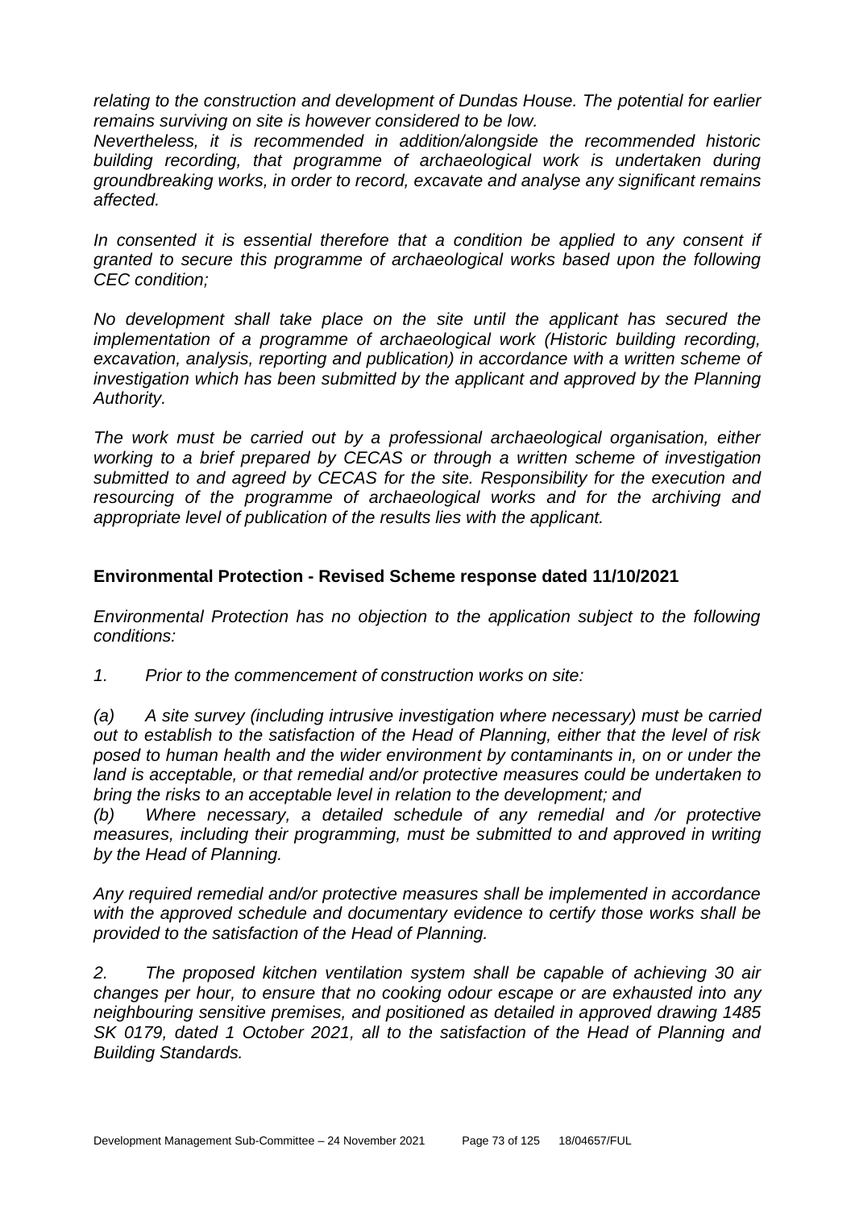*relating to the construction and development of Dundas House. The potential for earlier remains surviving on site is however considered to be low.*
*Nevertheless, it is recommended in addition/alongside the recommended historic building recording, that programme of archaeological work is undertaken during groundbreaking works, in order to record, excavate and analyse any significant remains affected.*

*In consented it is essential therefore that a condition be applied to any consent if granted to secure this programme of archaeological works based upon the following CEC condition;*

*No development shall take place on the site until the applicant has secured the implementation of a programme of archaeological work (Historic building recording, excavation, analysis, reporting and publication) in accordance with a written scheme of investigation which has been submitted by the applicant and approved by the Planning Authority.*

*The work must be carried out by a professional archaeological organisation, either working to a brief prepared by CECAS or through a written scheme of investigation submitted to and agreed by CECAS for the site. Responsibility for the execution and resourcing of the programme of archaeological works and for the archiving and appropriate level of publication of the results lies with the applicant.*

### Environmental Protection - Revised Scheme response dated 11/10/2021

*Environmental Protection has no objection to the application subject to the following conditions:*

*1. Prior to the commencement of construction works on site:*

*(a) A site survey (including intrusive investigation where necessary) must be carried out to establish to the satisfaction of the Head of Planning, either that the level of risk posed to human health and the wider environment by contaminants in, on or under the land is acceptable, or that remedial and/or protective measures could be undertaken to bring the risks to an acceptable level in relation to the development; and*
*(b) Where necessary, a detailed schedule of any remedial and /or protective measures, including their programming, must be submitted to and approved in writing by the Head of Planning.*

*Any required remedial and/or protective measures shall be implemented in accordance with the approved schedule and documentary evidence to certify those works shall be provided to the satisfaction of the Head of Planning.*

*2. The proposed kitchen ventilation system shall be capable of achieving 30 air changes per hour, to ensure that no cooking odour escape or are exhausted into any neighbouring sensitive premises, and positioned as detailed in approved drawing 1485 SK 0179, dated 1 October 2021, all to the satisfaction of the Head of Planning and Building Standards.*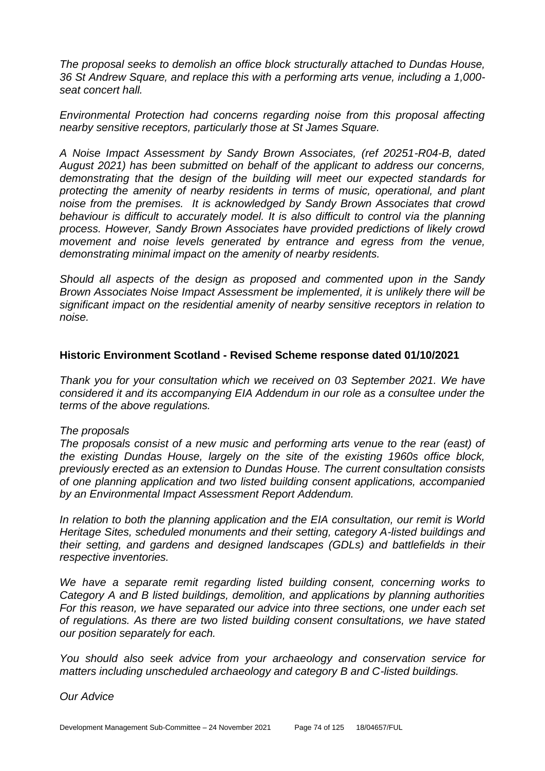*The proposal seeks to demolish an office block structurally attached to Dundas House, 36 St Andrew Square, and replace this with a performing arts venue, including a 1,000-seat concert hall.*

*Environmental Protection had concerns regarding noise from this proposal affecting nearby sensitive receptors, particularly those at St James Square.*

*A Noise Impact Assessment by Sandy Brown Associates, (ref 20251-R04-B, dated August 2021) has been submitted on behalf of the applicant to address our concerns, demonstrating that the design of the building will meet our expected standards for protecting the amenity of nearby residents in terms of music, operational, and plant noise from the premises. It is acknowledged by Sandy Brown Associates that crowd behaviour is difficult to accurately model. It is also difficult to control via the planning process. However, Sandy Brown Associates have provided predictions of likely crowd movement and noise levels generated by entrance and egress from the venue, demonstrating minimal impact on the amenity of nearby residents.*

*Should all aspects of the design as proposed and commented upon in the Sandy Brown Associates Noise Impact Assessment be implemented, it is unlikely there will be significant impact on the residential amenity of nearby sensitive receptors in relation to noise.*

### Historic Environment Scotland - Revised Scheme response dated 01/10/2021

*Thank you for your consultation which we received on 03 September 2021. We have considered it and its accompanying EIA Addendum in our role as a consultee under the terms of the above regulations.*

*The proposals*

*The proposals consist of a new music and performing arts venue to the rear (east) of the existing Dundas House, largely on the site of the existing 1960s office block, previously erected as an extension to Dundas House. The current consultation consists of one planning application and two listed building consent applications, accompanied by an Environmental Impact Assessment Report Addendum.*

*In relation to both the planning application and the EIA consultation, our remit is World Heritage Sites, scheduled monuments and their setting, category A-listed buildings and their setting, and gardens and designed landscapes (GDLs) and battlefields in their respective inventories.*

*We have a separate remit regarding listed building consent, concerning works to Category A and B listed buildings, demolition, and applications by planning authorities For this reason, we have separated our advice into three sections, one under each set of regulations. As there are two listed building consent consultations, we have stated our position separately for each.*

*You should also seek advice from your archaeology and conservation service for matters including unscheduled archaeology and category B and C-listed buildings.*

*Our Advice*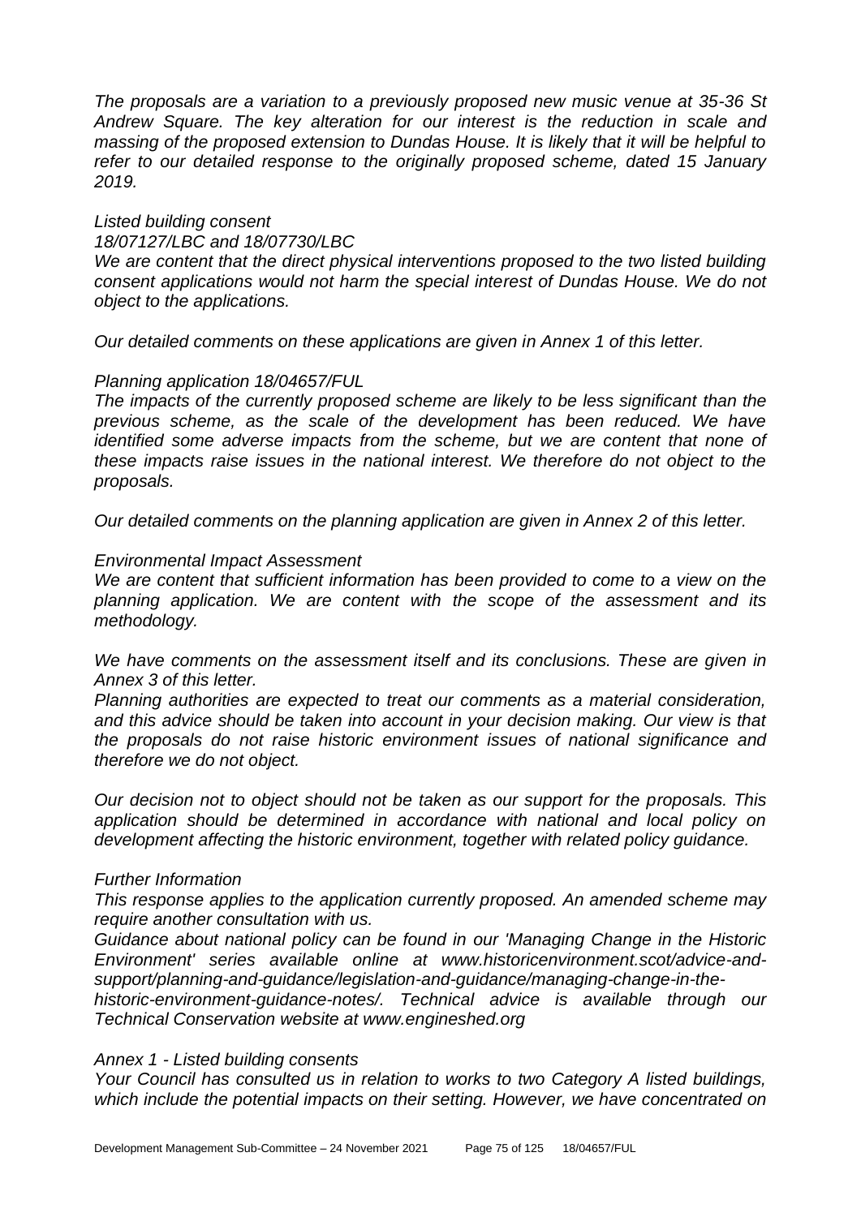*The proposals are a variation to a previously proposed new music venue at 35-36 St Andrew Square. The key alteration for our interest is the reduction in scale and massing of the proposed extension to Dundas House. It is likely that it will be helpful to refer to our detailed response to the originally proposed scheme, dated 15 January 2019.*

*Listed building consent*

*18/07127/LBC and 18/07730/LBC*

*We are content that the direct physical interventions proposed to the two listed building consent applications would not harm the special interest of Dundas House. We do not object to the applications.*

*Our detailed comments on these applications are given in Annex 1 of this letter.*

*Planning application 18/04657/FUL*

*The impacts of the currently proposed scheme are likely to be less significant than the previous scheme, as the scale of the development has been reduced. We have identified some adverse impacts from the scheme, but we are content that none of these impacts raise issues in the national interest. We therefore do not object to the proposals.*

*Our detailed comments on the planning application are given in Annex 2 of this letter.*

*Environmental Impact Assessment*

*We are content that sufficient information has been provided to come to a view on the planning application. We are content with the scope of the assessment and its methodology.*

*We have comments on the assessment itself and its conclusions. These are given in Annex 3 of this letter.*

*Planning authorities are expected to treat our comments as a material consideration, and this advice should be taken into account in your decision making. Our view is that the proposals do not raise historic environment issues of national significance and therefore we do not object.*

*Our decision not to object should not be taken as our support for the proposals. This application should be determined in accordance with national and local policy on development affecting the historic environment, together with related policy guidance.*

*Further Information*

*This response applies to the application currently proposed. An amended scheme may require another consultation with us.*

*Guidance about national policy can be found in our 'Managing Change in the Historic Environment' series available online at www.historicenvironment.scot/advice-and-support/planning-and-guidance/legislation-and-guidance/managing-change-in-the-historic-environment-guidance-notes/. Technical advice is available through our Technical Conservation website at www.engineshed.org*

*Annex 1 - Listed building consents*

*Your Council has consulted us in relation to works to two Category A listed buildings, which include the potential impacts on their setting. However, we have concentrated on*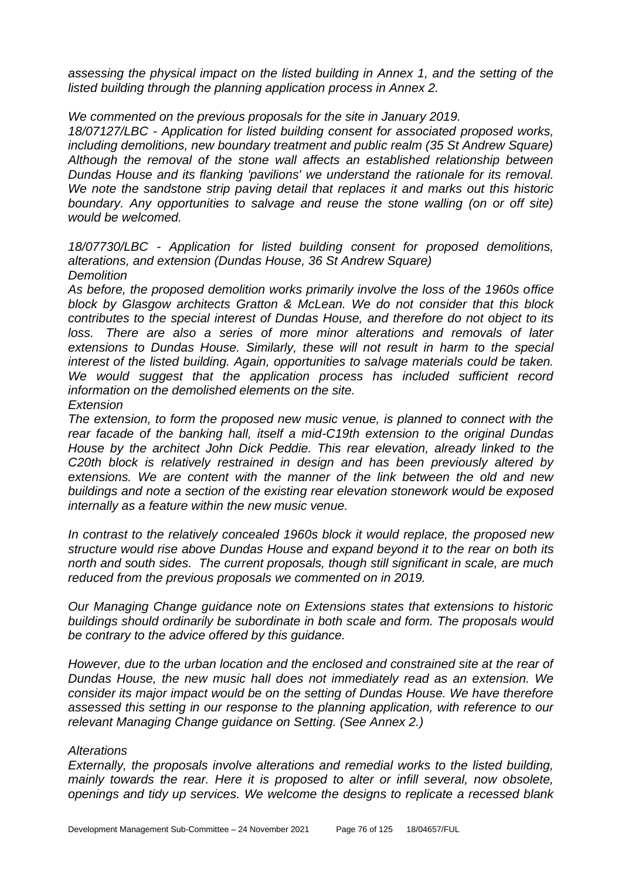*assessing the physical impact on the listed building in Annex 1, and the setting of the listed building through the planning application process in Annex 2.*

*We commented on the previous proposals for the site in January 2019.*

*18/07127/LBC - Application for listed building consent for associated proposed works, including demolitions, new boundary treatment and public realm (35 St Andrew Square) Although the removal of the stone wall affects an established relationship between Dundas House and its flanking 'pavilions' we understand the rationale for its removal. We note the sandstone strip paving detail that replaces it and marks out this historic boundary. Any opportunities to salvage and reuse the stone walling (on or off site) would be welcomed.*

*18/07730/LBC - Application for listed building consent for proposed demolitions, alterations, and extension (Dundas House, 36 St Andrew Square)*

*Demolition*

*As before, the proposed demolition works primarily involve the loss of the 1960s office block by Glasgow architects Gratton & McLean. We do not consider that this block contributes to the special interest of Dundas House, and therefore do not object to its loss. There are also a series of more minor alterations and removals of later extensions to Dundas House. Similarly, these will not result in harm to the special interest of the listed building. Again, opportunities to salvage materials could be taken. We would suggest that the application process has included sufficient record information on the demolished elements on the site.*

*Extension*

*The extension, to form the proposed new music venue, is planned to connect with the rear facade of the banking hall, itself a mid-C19th extension to the original Dundas House by the architect John Dick Peddie. This rear elevation, already linked to the C20th block is relatively restrained in design and has been previously altered by extensions. We are content with the manner of the link between the old and new buildings and note a section of the existing rear elevation stonework would be exposed internally as a feature within the new music venue.*

*In contrast to the relatively concealed 1960s block it would replace, the proposed new structure would rise above Dundas House and expand beyond it to the rear on both its north and south sides. The current proposals, though still significant in scale, are much reduced from the previous proposals we commented on in 2019.*

*Our Managing Change guidance note on Extensions states that extensions to historic buildings should ordinarily be subordinate in both scale and form. The proposals would be contrary to the advice offered by this guidance.*

*However, due to the urban location and the enclosed and constrained site at the rear of Dundas House, the new music hall does not immediately read as an extension. We consider its major impact would be on the setting of Dundas House. We have therefore assessed this setting in our response to the planning application, with reference to our relevant Managing Change guidance on Setting. (See Annex 2.)*

*Alterations*

*Externally, the proposals involve alterations and remedial works to the listed building, mainly towards the rear. Here it is proposed to alter or infill several, now obsolete, openings and tidy up services. We welcome the designs to replicate a recessed blank*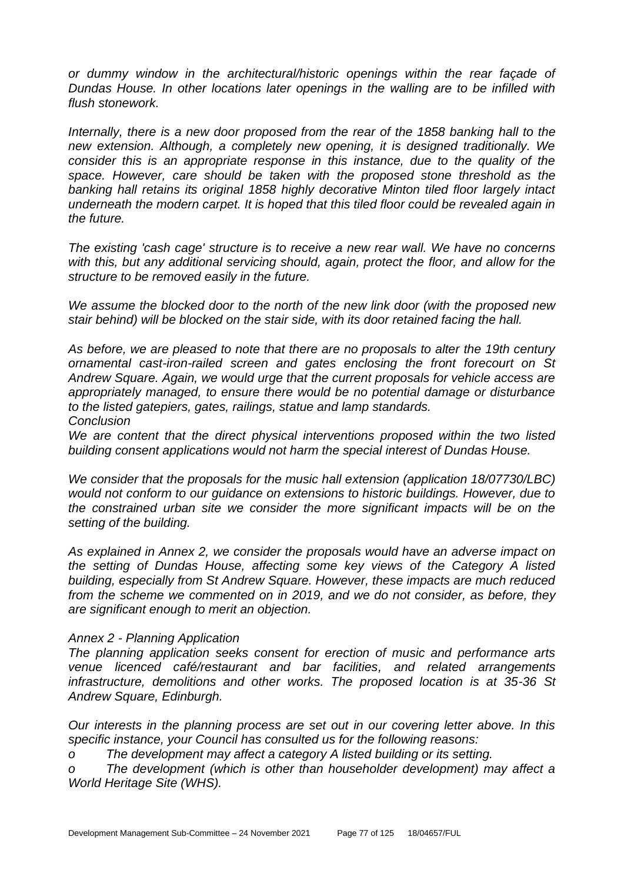*or dummy window in the architectural/historic openings within the rear façade of Dundas House. In other locations later openings in the walling are to be infilled with flush stonework.*

*Internally, there is a new door proposed from the rear of the 1858 banking hall to the new extension. Although, a completely new opening, it is designed traditionally. We consider this is an appropriate response in this instance, due to the quality of the space. However, care should be taken with the proposed stone threshold as the banking hall retains its original 1858 highly decorative Minton tiled floor largely intact underneath the modern carpet. It is hoped that this tiled floor could be revealed again in the future.*

*The existing 'cash cage' structure is to receive a new rear wall. We have no concerns with this, but any additional servicing should, again, protect the floor, and allow for the structure to be removed easily in the future.*

*We assume the blocked door to the north of the new link door (with the proposed new stair behind) will be blocked on the stair side, with its door retained facing the hall.*

*As before, we are pleased to note that there are no proposals to alter the 19th century ornamental cast-iron-railed screen and gates enclosing the front forecourt on St Andrew Square. Again, we would urge that the current proposals for vehicle access are appropriately managed, to ensure there would be no potential damage or disturbance to the listed gatepiers, gates, railings, statue and lamp standards.*

*Conclusion*

*We are content that the direct physical interventions proposed within the two listed building consent applications would not harm the special interest of Dundas House.*

*We consider that the proposals for the music hall extension (application 18/07730/LBC) would not conform to our guidance on extensions to historic buildings. However, due to the constrained urban site we consider the more significant impacts will be on the setting of the building.*

*As explained in Annex 2, we consider the proposals would have an adverse impact on the setting of Dundas House, affecting some key views of the Category A listed building, especially from St Andrew Square. However, these impacts are much reduced from the scheme we commented on in 2019, and we do not consider, as before, they are significant enough to merit an objection.*

*Annex 2 - Planning Application*

*The planning application seeks consent for erection of music and performance arts venue licenced café/restaurant and bar facilities, and related arrangements infrastructure, demolitions and other works. The proposed location is at 35-36 St Andrew Square, Edinburgh.*

*Our interests in the planning process are set out in our covering letter above. In this specific instance, your Council has consulted us for the following reasons:*

- *The development may affect a category A listed building or its setting.*
- *The development (which is other than householder development) may affect a World Heritage Site (WHS).*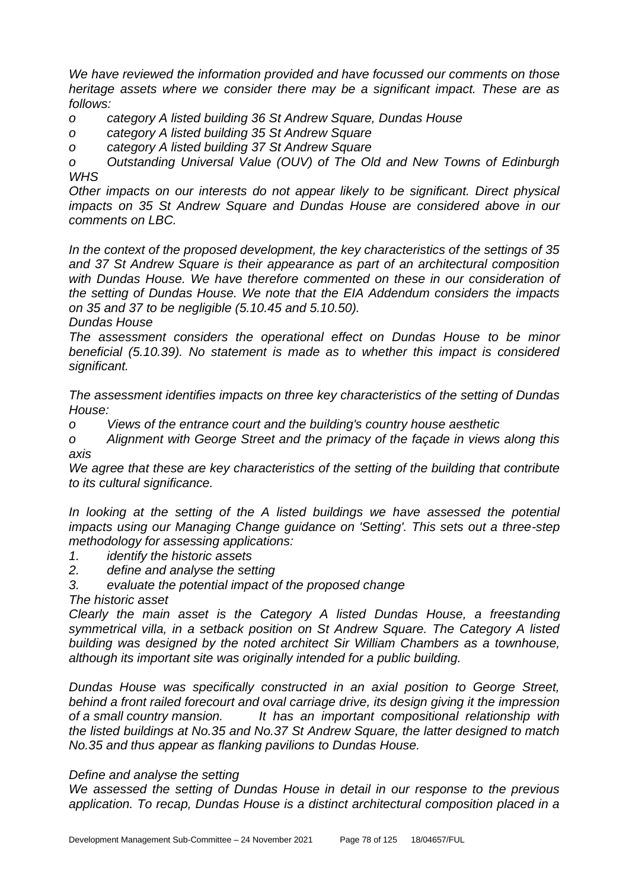*We have reviewed the information provided and have focussed our comments on those heritage assets where we consider there may be a significant impact. These are as follows:*

*o category A listed building 36 St Andrew Square, Dundas House*

*o category A listed building 35 St Andrew Square*

*o category A listed building 37 St Andrew Square*

*o Outstanding Universal Value (OUV) of The Old and New Towns of Edinburgh WHS*

*Other impacts on our interests do not appear likely to be significant. Direct physical impacts on 35 St Andrew Square and Dundas House are considered above in our comments on LBC.*

*In the context of the proposed development, the key characteristics of the settings of 35 and 37 St Andrew Square is their appearance as part of an architectural composition with Dundas House. We have therefore commented on these in our consideration of the setting of Dundas House. We note that the EIA Addendum considers the impacts on 35 and 37 to be negligible (5.10.45 and 5.10.50).*

*Dundas House*

*The assessment considers the operational effect on Dundas House to be minor beneficial (5.10.39). No statement is made as to whether this impact is considered significant.*

*The assessment identifies impacts on three key characteristics of the setting of Dundas House:*

*o Views of the entrance court and the building's country house aesthetic*

*o Alignment with George Street and the primacy of the façade in views along this axis*

*We agree that these are key characteristics of the setting of the building that contribute to its cultural significance.*

*In looking at the setting of the A listed buildings we have assessed the potential impacts using our Managing Change guidance on 'Setting'. This sets out a three-step methodology for assessing applications:*

*1. identify the historic assets*

*2. define and analyse the setting*

*3. evaluate the potential impact of the proposed change*

*The historic asset*

*Clearly the main asset is the Category A listed Dundas House, a freestanding symmetrical villa, in a setback position on St Andrew Square. The Category A listed building was designed by the noted architect Sir William Chambers as a townhouse, although its important site was originally intended for a public building.*

*Dundas House was specifically constructed in an axial position to George Street, behind a front railed forecourt and oval carriage drive, its design giving it the impression of a small country mansion. It has an important compositional relationship with the listed buildings at No.35 and No.37 St Andrew Square, the latter designed to match No.35 and thus appear as flanking pavilions to Dundas House.*

*Define and analyse the setting*

*We assessed the setting of Dundas House in detail in our response to the previous application. To recap, Dundas House is a distinct architectural composition placed in a*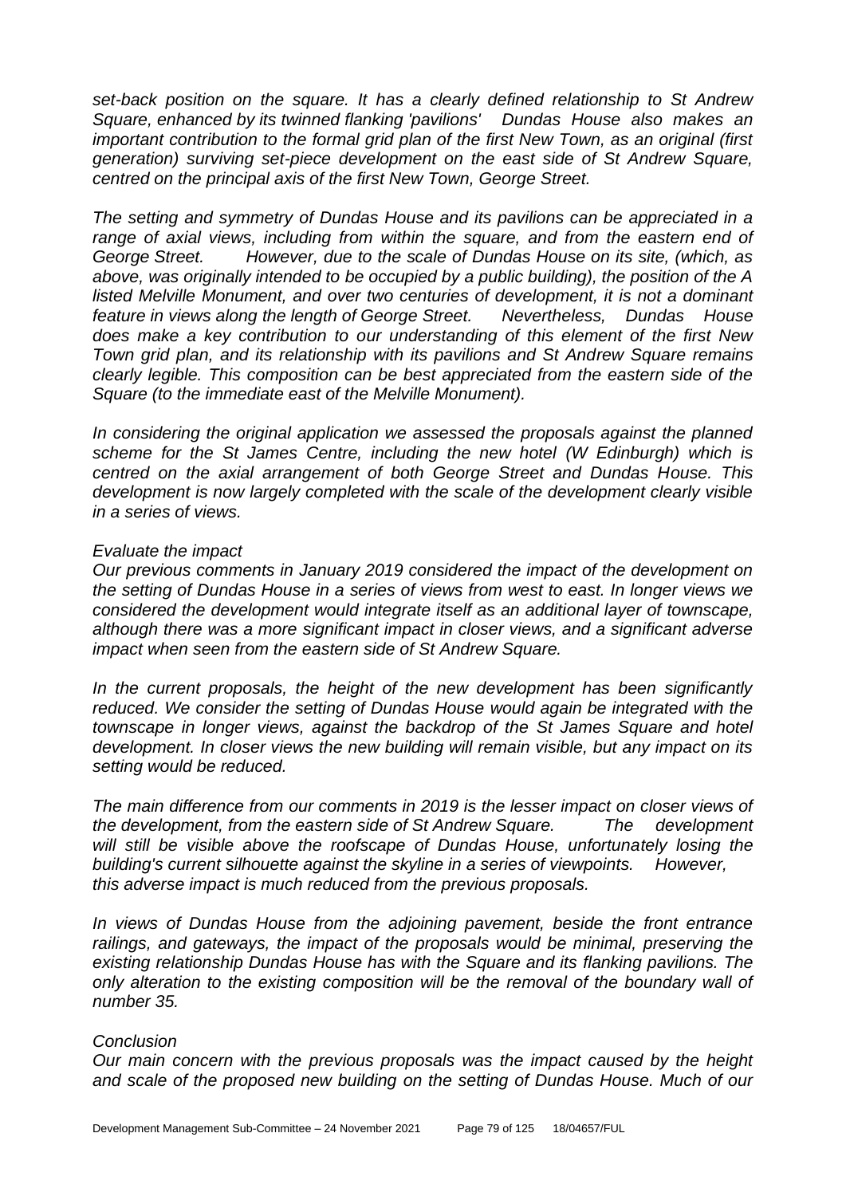*set-back position on the square. It has a clearly defined relationship to St Andrew Square, enhanced by its twinned flanking 'pavilions' Dundas House also makes an important contribution to the formal grid plan of the first New Town, as an original (first generation) surviving set-piece development on the east side of St Andrew Square, centred on the principal axis of the first New Town, George Street.*

*The setting and symmetry of Dundas House and its pavilions can be appreciated in a range of axial views, including from within the square, and from the eastern end of George Street. However, due to the scale of Dundas House on its site, (which, as above, was originally intended to be occupied by a public building), the position of the A listed Melville Monument, and over two centuries of development, it is not a dominant feature in views along the length of George Street. Nevertheless, Dundas House does make a key contribution to our understanding of this element of the first New Town grid plan, and its relationship with its pavilions and St Andrew Square remains clearly legible. This composition can be best appreciated from the eastern side of the Square (to the immediate east of the Melville Monument).*

*In considering the original application we assessed the proposals against the planned scheme for the St James Centre, including the new hotel (W Edinburgh) which is centred on the axial arrangement of both George Street and Dundas House. This development is now largely completed with the scale of the development clearly visible in a series of views.*

*Evaluate the impact*

*Our previous comments in January 2019 considered the impact of the development on the setting of Dundas House in a series of views from west to east. In longer views we considered the development would integrate itself as an additional layer of townscape, although there was a more significant impact in closer views, and a significant adverse impact when seen from the eastern side of St Andrew Square.*

*In the current proposals, the height of the new development has been significantly reduced. We consider the setting of Dundas House would again be integrated with the townscape in longer views, against the backdrop of the St James Square and hotel development. In closer views the new building will remain visible, but any impact on its setting would be reduced.*

*The main difference from our comments in 2019 is the lesser impact on closer views of the development, from the eastern side of St Andrew Square. The development will still be visible above the roofscape of Dundas House, unfortunately losing the building's current silhouette against the skyline in a series of viewpoints. However, this adverse impact is much reduced from the previous proposals.*

*In views of Dundas House from the adjoining pavement, beside the front entrance railings, and gateways, the impact of the proposals would be minimal, preserving the existing relationship Dundas House has with the Square and its flanking pavilions. The only alteration to the existing composition will be the removal of the boundary wall of number 35.*

*Conclusion*

*Our main concern with the previous proposals was the impact caused by the height and scale of the proposed new building on the setting of Dundas House. Much of our*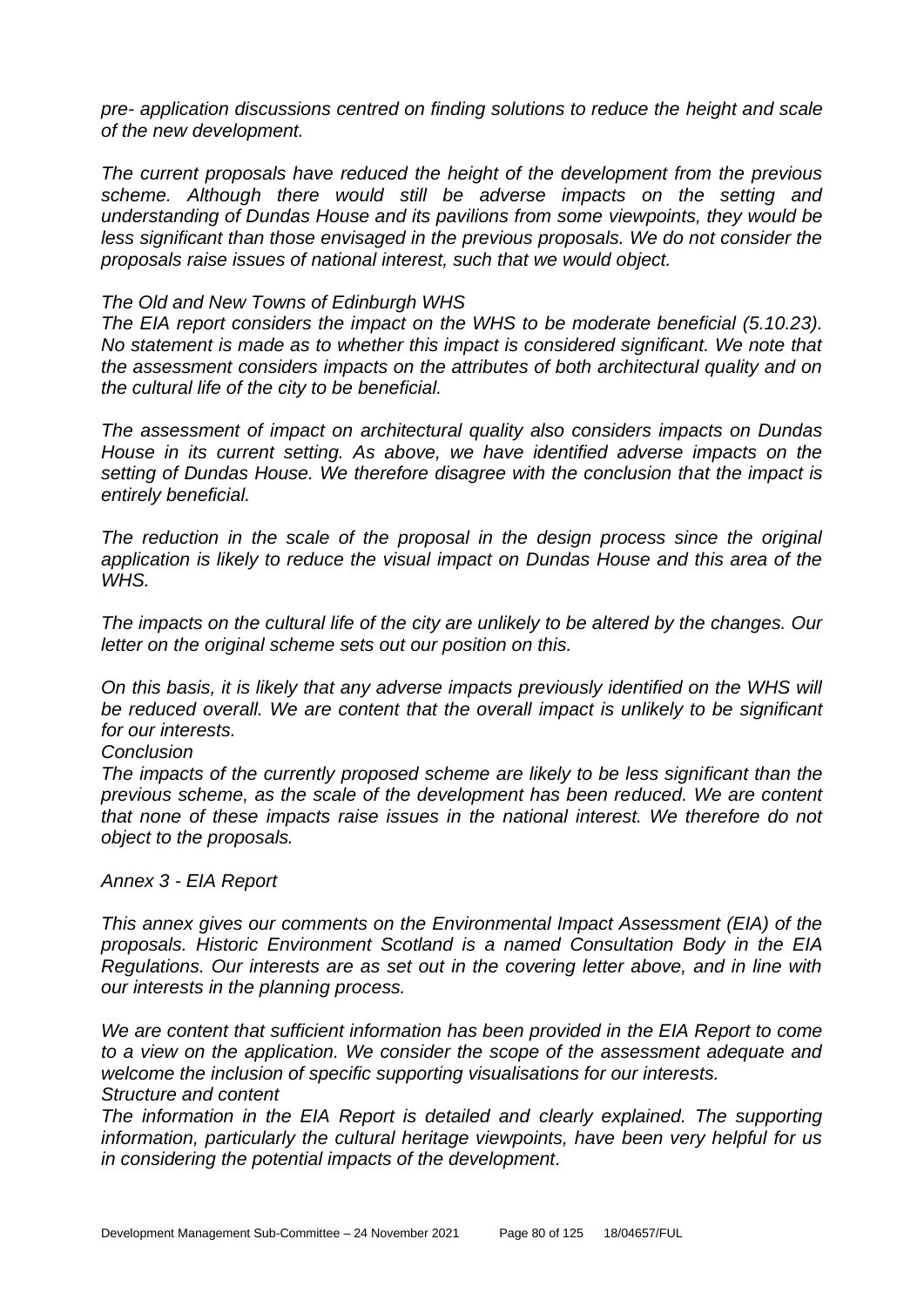*pre- application discussions centred on finding solutions to reduce the height and scale of the new development.*

*The current proposals have reduced the height of the development from the previous scheme. Although there would still be adverse impacts on the setting and understanding of Dundas House and its pavilions from some viewpoints, they would be less significant than those envisaged in the previous proposals. We do not consider the proposals raise issues of national interest, such that we would object.*

*The Old and New Towns of Edinburgh WHS*

*The EIA report considers the impact on the WHS to be moderate beneficial (5.10.23). No statement is made as to whether this impact is considered significant. We note that the assessment considers impacts on the attributes of both architectural quality and on the cultural life of the city to be beneficial.*

*The assessment of impact on architectural quality also considers impacts on Dundas House in its current setting. As above, we have identified adverse impacts on the setting of Dundas House. We therefore disagree with the conclusion that the impact is entirely beneficial.*

*The reduction in the scale of the proposal in the design process since the original application is likely to reduce the visual impact on Dundas House and this area of the WHS.*

*The impacts on the cultural life of the city are unlikely to be altered by the changes. Our letter on the original scheme sets out our position on this.*

*On this basis, it is likely that any adverse impacts previously identified on the WHS will be reduced overall. We are content that the overall impact is unlikely to be significant for our interests.*

*Conclusion*

*The impacts of the currently proposed scheme are likely to be less significant than the previous scheme, as the scale of the development has been reduced. We are content that none of these impacts raise issues in the national interest. We therefore do not object to the proposals.*

*Annex 3 - EIA Report*

*This annex gives our comments on the Environmental Impact Assessment (EIA) of the proposals. Historic Environment Scotland is a named Consultation Body in the EIA Regulations. Our interests are as set out in the covering letter above, and in line with our interests in the planning process.*

*We are content that sufficient information has been provided in the EIA Report to come to a view on the application. We consider the scope of the assessment adequate and welcome the inclusion of specific supporting visualisations for our interests.*

*Structure and content*

*The information in the EIA Report is detailed and clearly explained. The supporting information, particularly the cultural heritage viewpoints, have been very helpful for us in considering the potential impacts of the development.*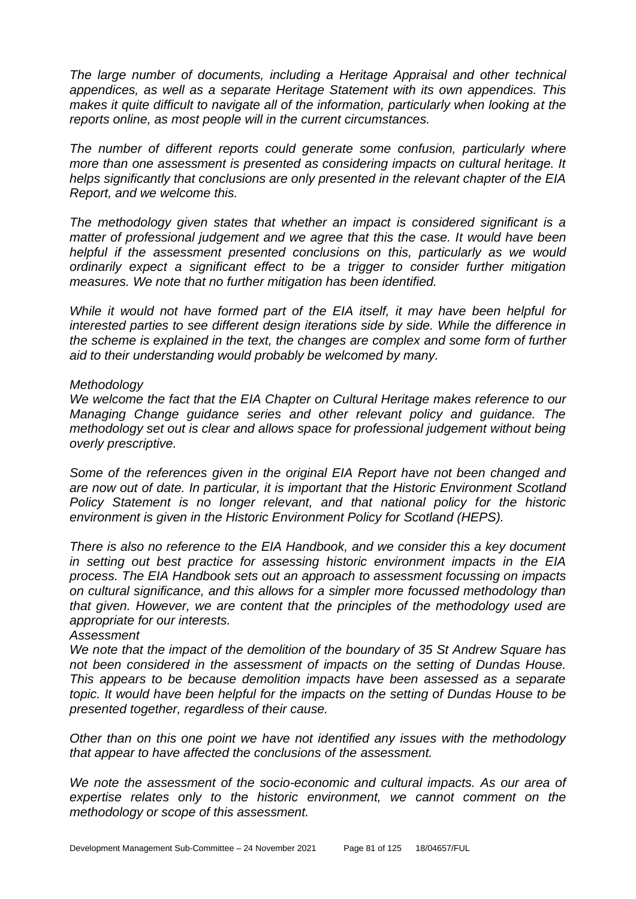*The large number of documents, including a Heritage Appraisal and other technical appendices, as well as a separate Heritage Statement with its own appendices. This makes it quite difficult to navigate all of the information, particularly when looking at the reports online, as most people will in the current circumstances.*

*The number of different reports could generate some confusion, particularly where more than one assessment is presented as considering impacts on cultural heritage. It helps significantly that conclusions are only presented in the relevant chapter of the EIA Report, and we welcome this.*

*The methodology given states that whether an impact is considered significant is a matter of professional judgement and we agree that this the case. It would have been helpful if the assessment presented conclusions on this, particularly as we would ordinarily expect a significant effect to be a trigger to consider further mitigation measures. We note that no further mitigation has been identified.*

*While it would not have formed part of the EIA itself, it may have been helpful for interested parties to see different design iterations side by side. While the difference in the scheme is explained in the text, the changes are complex and some form of further aid to their understanding would probably be welcomed by many.*

*Methodology*

*We welcome the fact that the EIA Chapter on Cultural Heritage makes reference to our Managing Change guidance series and other relevant policy and guidance. The methodology set out is clear and allows space for professional judgement without being overly prescriptive.*

*Some of the references given in the original EIA Report have not been changed and are now out of date. In particular, it is important that the Historic Environment Scotland Policy Statement is no longer relevant, and that national policy for the historic environment is given in the Historic Environment Policy for Scotland (HEPS).*

*There is also no reference to the EIA Handbook, and we consider this a key document in setting out best practice for assessing historic environment impacts in the EIA process. The EIA Handbook sets out an approach to assessment focussing on impacts on cultural significance, and this allows for a simpler more focussed methodology than that given. However, we are content that the principles of the methodology used are appropriate for our interests.*

*Assessment*

*We note that the impact of the demolition of the boundary of 35 St Andrew Square has not been considered in the assessment of impacts on the setting of Dundas House. This appears to be because demolition impacts have been assessed as a separate topic. It would have been helpful for the impacts on the setting of Dundas House to be presented together, regardless of their cause.*

*Other than on this one point we have not identified any issues with the methodology that appear to have affected the conclusions of the assessment.*

*We note the assessment of the socio-economic and cultural impacts. As our area of expertise relates only to the historic environment, we cannot comment on the methodology or scope of this assessment.*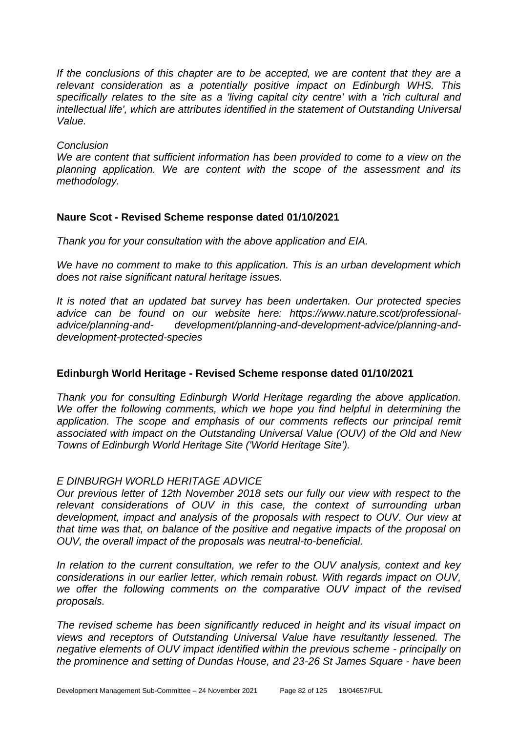*If the conclusions of this chapter are to be accepted, we are content that they are a relevant consideration as a potentially positive impact on Edinburgh WHS. This specifically relates to the site as a 'living capital city centre' with a 'rich cultural and intellectual life', which are attributes identified in the statement of Outstanding Universal Value.*

*Conclusion*

*We are content that sufficient information has been provided to come to a view on the planning application. We are content with the scope of the assessment and its methodology.*

**Naure Scot - Revised Scheme response dated 01/10/2021**

*Thank you for your consultation with the above application and EIA.*

*We have no comment to make to this application. This is an urban development which does not raise significant natural heritage issues.*

*It is noted that an updated bat survey has been undertaken. Our protected species advice can be found on our website here: https://www.nature.scot/professional-advice/planning-and- development/planning-and-development-advice/planning-and-development-protected-species*

**Edinburgh World Heritage - Revised Scheme response dated 01/10/2021**

*Thank you for consulting Edinburgh World Heritage regarding the above application. We offer the following comments, which we hope you find helpful in determining the application. The scope and emphasis of our comments reflects our principal remit associated with impact on the Outstanding Universal Value (OUV) of the Old and New Towns of Edinburgh World Heritage Site ('World Heritage Site').*

*E DINBURGH WORLD HERITAGE ADVICE*

*Our previous letter of 12th November 2018 sets our fully our view with respect to the relevant considerations of OUV in this case, the context of surrounding urban development, impact and analysis of the proposals with respect to OUV. Our view at that time was that, on balance of the positive and negative impacts of the proposal on OUV, the overall impact of the proposals was neutral-to-beneficial.*

*In relation to the current consultation, we refer to the OUV analysis, context and key considerations in our earlier letter, which remain robust. With regards impact on OUV, we offer the following comments on the comparative OUV impact of the revised proposals.*

*The revised scheme has been significantly reduced in height and its visual impact on views and receptors of Outstanding Universal Value have resultantly lessened. The negative elements of OUV impact identified within the previous scheme - principally on the prominence and setting of Dundas House, and 23-26 St James Square - have been*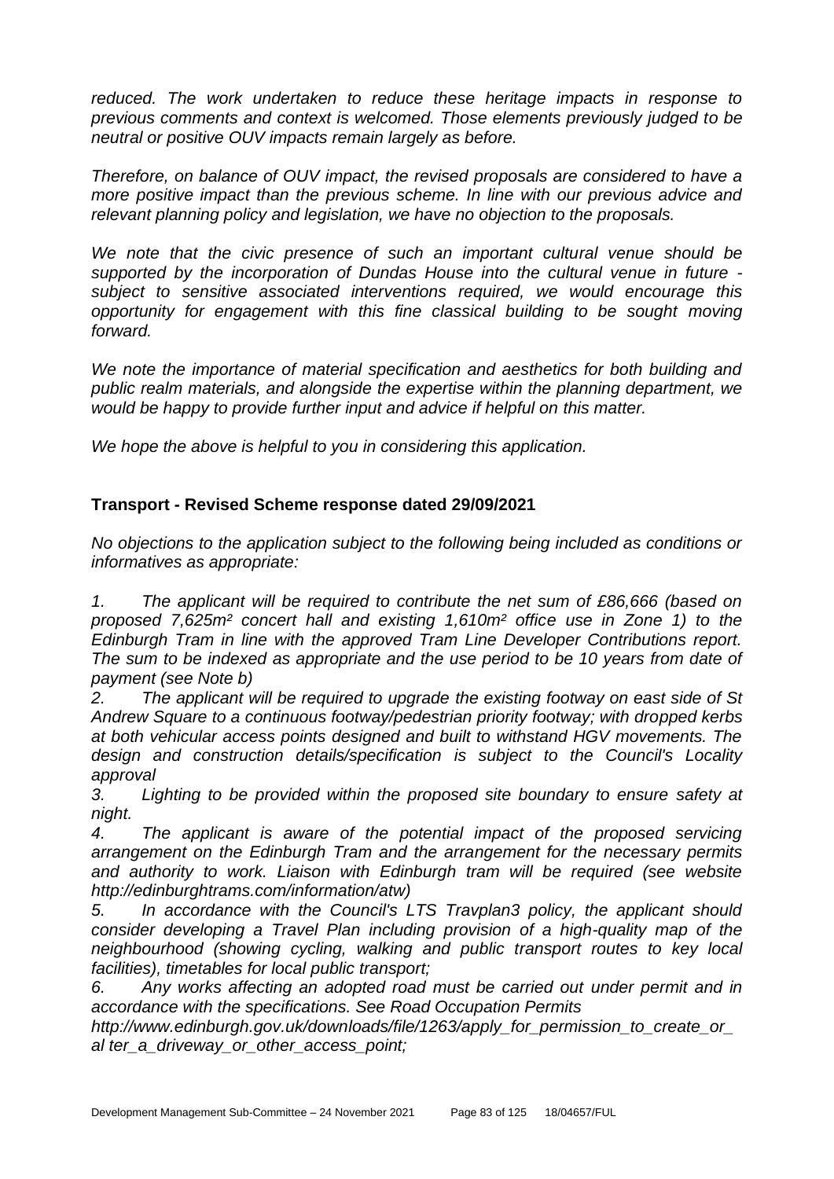*reduced. The work undertaken to reduce these heritage impacts in response to previous comments and context is welcomed. Those elements previously judged to be neutral or positive OUV impacts remain largely as before.*

*Therefore, on balance of OUV impact, the revised proposals are considered to have a more positive impact than the previous scheme. In line with our previous advice and relevant planning policy and legislation, we have no objection to the proposals.*

*We note that the civic presence of such an important cultural venue should be supported by the incorporation of Dundas House into the cultural venue in future - subject to sensitive associated interventions required, we would encourage this opportunity for engagement with this fine classical building to be sought moving forward.*

*We note the importance of material specification and aesthetics for both building and public realm materials, and alongside the expertise within the planning department, we would be happy to provide further input and advice if helpful on this matter.*

*We hope the above is helpful to you in considering this application.*

**Transport - Revised Scheme response dated 29/09/2021**

*No objections to the application subject to the following being included as conditions or informatives as appropriate:*

*1. The applicant will be required to contribute the net sum of £86,666 (based on proposed 7,625m² concert hall and existing 1,610m² office use in Zone 1) to the Edinburgh Tram in line with the approved Tram Line Developer Contributions report. The sum to be indexed as appropriate and the use period to be 10 years from date of payment (see Note b)*

*2. The applicant will be required to upgrade the existing footway on east side of St Andrew Square to a continuous footway/pedestrian priority footway; with dropped kerbs at both vehicular access points designed and built to withstand HGV movements. The design and construction details/specification is subject to the Council's Locality approval*

*3. Lighting to be provided within the proposed site boundary to ensure safety at night.*

*4. The applicant is aware of the potential impact of the proposed servicing arrangement on the Edinburgh Tram and the arrangement for the necessary permits and authority to work. Liaison with Edinburgh tram will be required (see website http://edinburghtrams.com/information/atw)*

*5. In accordance with the Council's LTS Travplan3 policy, the applicant should consider developing a Travel Plan including provision of a high-quality map of the neighbourhood (showing cycling, walking and public transport routes to key local facilities), timetables for local public transport;*

*6. Any works affecting an adopted road must be carried out under permit and in accordance with the specifications. See Road Occupation Permits http://www.edinburgh.gov.uk/downloads/file/1263/apply_for_permission_to_create_or_al ter_a_driveway_or_other_access_point;*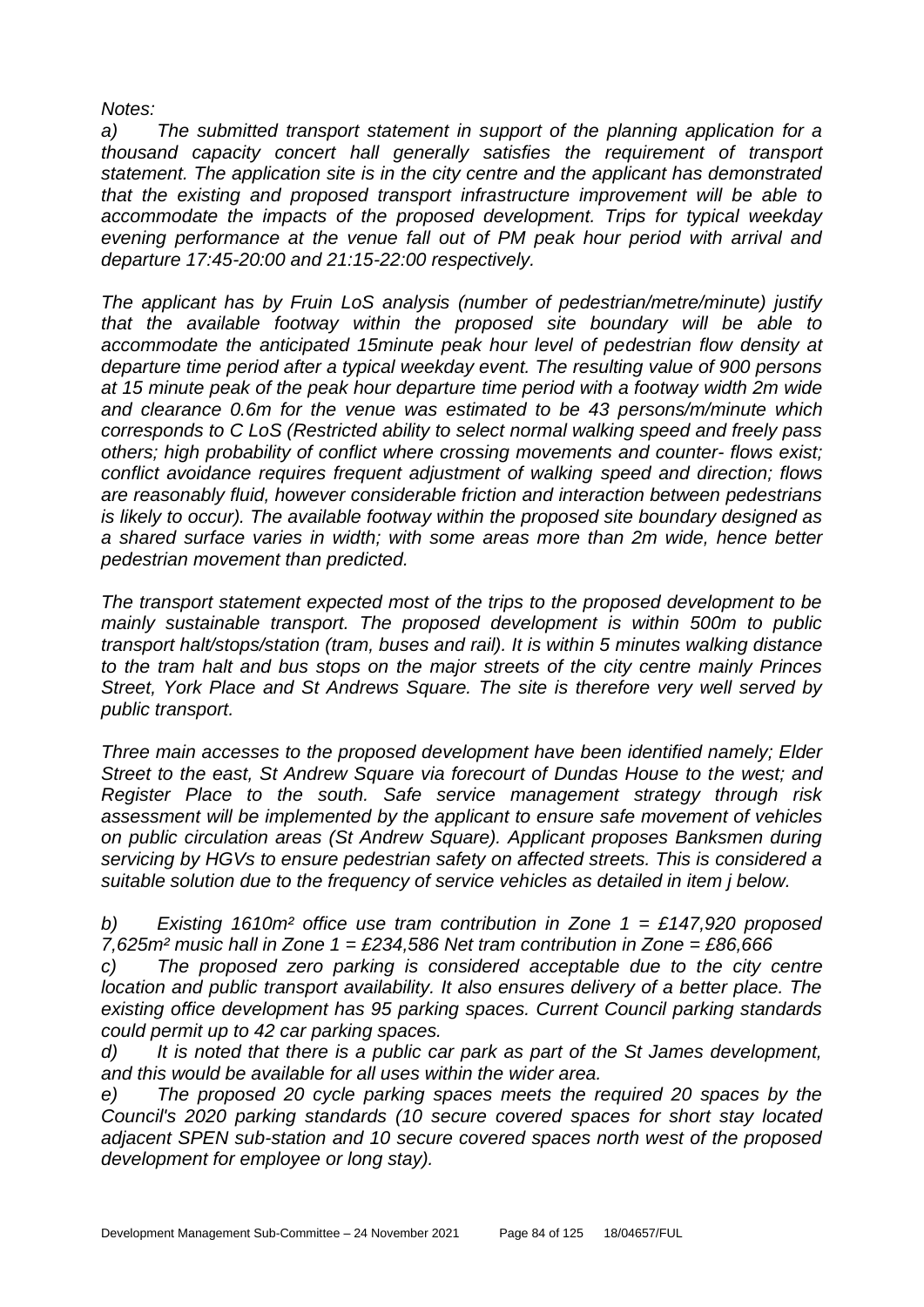*Notes:*

*a) The submitted transport statement in support of the planning application for a thousand capacity concert hall generally satisfies the requirement of transport statement. The application site is in the city centre and the applicant has demonstrated that the existing and proposed transport infrastructure improvement will be able to accommodate the impacts of the proposed development. Trips for typical weekday evening performance at the venue fall out of PM peak hour period with arrival and departure 17:45-20:00 and 21:15-22:00 respectively.*

*The applicant has by Fruin LoS analysis (number of pedestrian/metre/minute) justify that the available footway within the proposed site boundary will be able to accommodate the anticipated 15minute peak hour level of pedestrian flow density at departure time period after a typical weekday event. The resulting value of 900 persons at 15 minute peak of the peak hour departure time period with a footway width 2m wide and clearance 0.6m for the venue was estimated to be 43 persons/m/minute which corresponds to C LoS (Restricted ability to select normal walking speed and freely pass others; high probability of conflict where crossing movements and counter- flows exist; conflict avoidance requires frequent adjustment of walking speed and direction; flows are reasonably fluid, however considerable friction and interaction between pedestrians is likely to occur). The available footway within the proposed site boundary designed as a shared surface varies in width; with some areas more than 2m wide, hence better pedestrian movement than predicted.*

*The transport statement expected most of the trips to the proposed development to be mainly sustainable transport. The proposed development is within 500m to public transport halt/stops/station (tram, buses and rail). It is within 5 minutes walking distance to the tram halt and bus stops on the major streets of the city centre mainly Princes Street, York Place and St Andrews Square. The site is therefore very well served by public transport.*

*Three main accesses to the proposed development have been identified namely; Elder Street to the east, St Andrew Square via forecourt of Dundas House to the west; and Register Place to the south. Safe service management strategy through risk assessment will be implemented by the applicant to ensure safe movement of vehicles on public circulation areas (St Andrew Square). Applicant proposes Banksmen during servicing by HGVs to ensure pedestrian safety on affected streets. This is considered a suitable solution due to the frequency of service vehicles as detailed in item j below.*

*b) Existing 1610m² office use tram contribution in Zone 1 = £147,920 proposed 7,625m² music hall in Zone 1 = £234,586 Net tram contribution in Zone = £86,666*

*c) The proposed zero parking is considered acceptable due to the city centre location and public transport availability. It also ensures delivery of a better place. The existing office development has 95 parking spaces. Current Council parking standards could permit up to 42 car parking spaces.*

*d) It is noted that there is a public car park as part of the St James development, and this would be available for all uses within the wider area.*

*e) The proposed 20 cycle parking spaces meets the required 20 spaces by the Council's 2020 parking standards (10 secure covered spaces for short stay located adjacent SPEN sub-station and 10 secure covered spaces north west of the proposed development for employee or long stay).*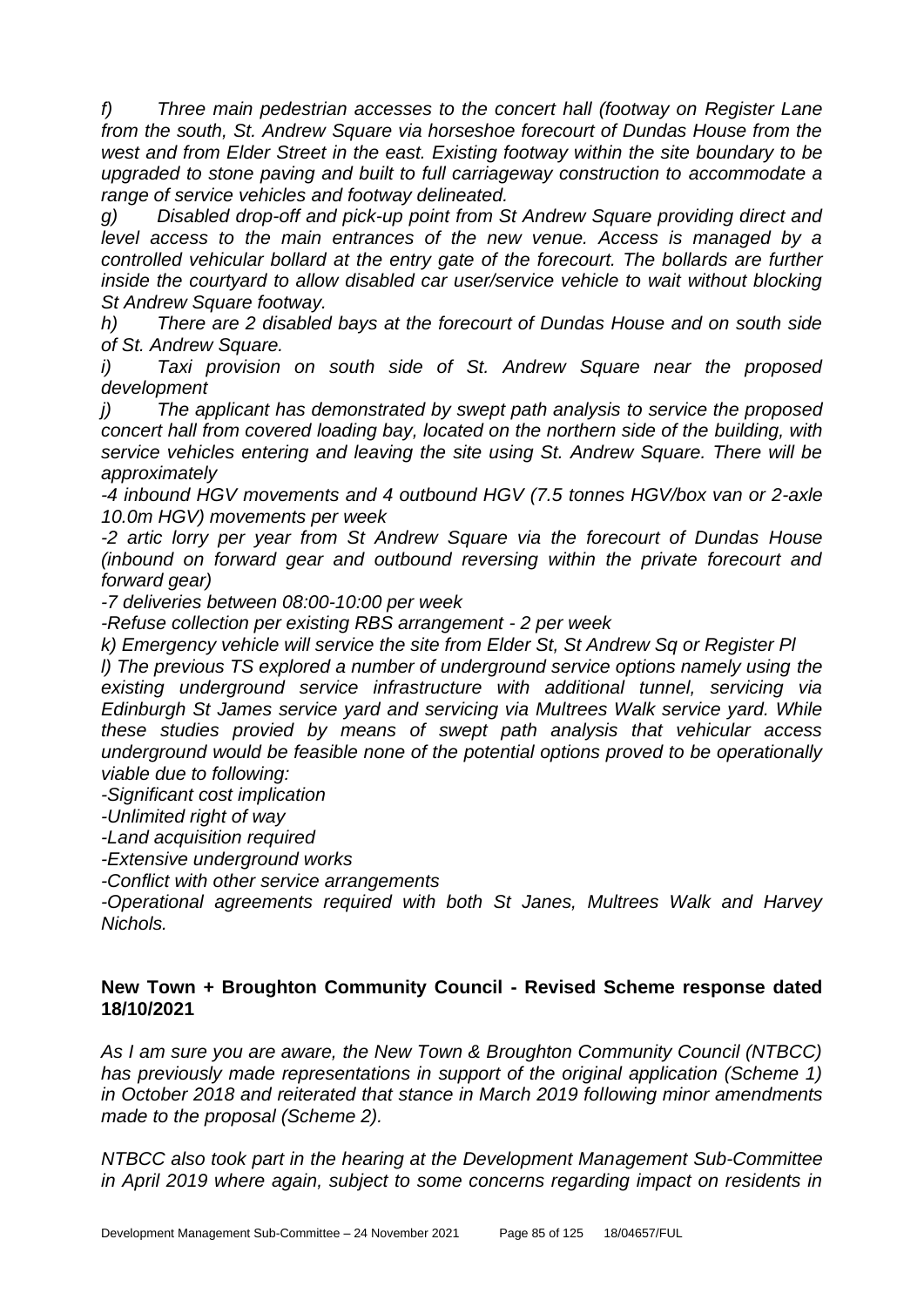*f) Three main pedestrian accesses to the concert hall (footway on Register Lane from the south, St. Andrew Square via horseshoe forecourt of Dundas House from the west and from Elder Street in the east. Existing footway within the site boundary to be upgraded to stone paving and built to full carriageway construction to accommodate a range of service vehicles and footway delineated.*

*g) Disabled drop-off and pick-up point from St Andrew Square providing direct and level access to the main entrances of the new venue. Access is managed by a controlled vehicular bollard at the entry gate of the forecourt. The bollards are further inside the courtyard to allow disabled car user/service vehicle to wait without blocking St Andrew Square footway.*

*h) There are 2 disabled bays at the forecourt of Dundas House and on south side of St. Andrew Square.*

*i) Taxi provision on south side of St. Andrew Square near the proposed development*

*j) The applicant has demonstrated by swept path analysis to service the proposed concert hall from covered loading bay, located on the northern side of the building, with service vehicles entering and leaving the site using St. Andrew Square. There will be approximately*

*-4 inbound HGV movements and 4 outbound HGV (7.5 tonnes HGV/box van or 2-axle 10.0m HGV) movements per week*

*-2 artic lorry per year from St Andrew Square via the forecourt of Dundas House (inbound on forward gear and outbound reversing within the private forecourt and forward gear)*

*-7 deliveries between 08:00-10:00 per week*

*-Refuse collection per existing RBS arrangement - 2 per week*

*k) Emergency vehicle will service the site from Elder St, St Andrew Sq or Register Pl*

*l) The previous TS explored a number of underground service options namely using the existing underground service infrastructure with additional tunnel, servicing via Edinburgh St James service yard and servicing via Multrees Walk service yard. While these studies provied by means of swept path analysis that vehicular access underground would be feasible none of the potential options proved to be operationally viable due to following:*

*-Significant cost implication*

*-Unlimited right of way*

*-Land acquisition required*

*-Extensive underground works*

*-Conflict with other service arrangements*

*-Operational agreements required with both St Janes, Multrees Walk and Harvey Nichols.*

**New Town + Broughton Community Council - Revised Scheme response dated 18/10/2021**

*As I am sure you are aware, the New Town & Broughton Community Council (NTBCC) has previously made representations in support of the original application (Scheme 1) in October 2018 and reiterated that stance in March 2019 following minor amendments made to the proposal (Scheme 2).*

*NTBCC also took part in the hearing at the Development Management Sub-Committee in April 2019 where again, subject to some concerns regarding impact on residents in*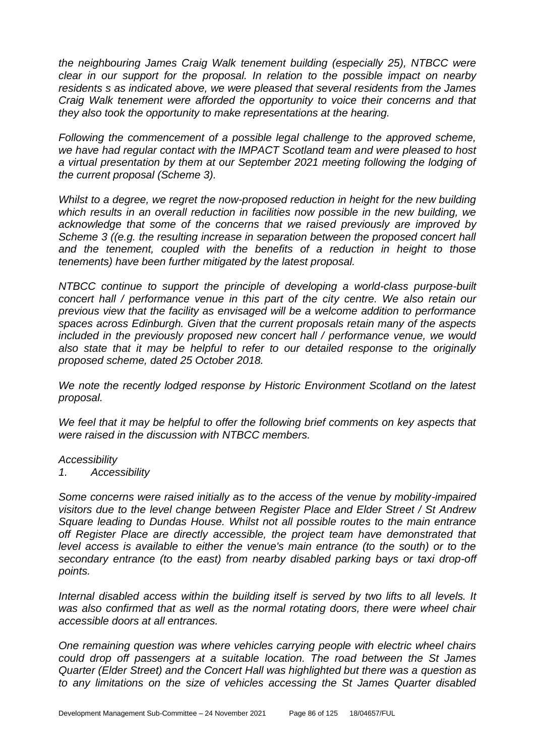*the neighbouring James Craig Walk tenement building (especially 25), NTBCC were clear in our support for the proposal. In relation to the possible impact on nearby residents s as indicated above, we were pleased that several residents from the James Craig Walk tenement were afforded the opportunity to voice their concerns and that they also took the opportunity to make representations at the hearing.*

*Following the commencement of a possible legal challenge to the approved scheme, we have had regular contact with the IMPACT Scotland team and were pleased to host a virtual presentation by them at our September 2021 meeting following the lodging of the current proposal (Scheme 3).*

*Whilst to a degree, we regret the now-proposed reduction in height for the new building which results in an overall reduction in facilities now possible in the new building, we acknowledge that some of the concerns that we raised previously are improved by Scheme 3 ((e.g. the resulting increase in separation between the proposed concert hall and the tenement, coupled with the benefits of a reduction in height to those tenements) have been further mitigated by the latest proposal.*

*NTBCC continue to support the principle of developing a world-class purpose-built concert hall / performance venue in this part of the city centre. We also retain our previous view that the facility as envisaged will be a welcome addition to performance spaces across Edinburgh. Given that the current proposals retain many of the aspects included in the previously proposed new concert hall / performance venue, we would also state that it may be helpful to refer to our detailed response to the originally proposed scheme, dated 25 October 2018.*

*We note the recently lodged response by Historic Environment Scotland on the latest proposal.*

*We feel that it may be helpful to offer the following brief comments on key aspects that were raised in the discussion with NTBCC members.*

*Accessibility*

*1. Accessibility*

*Some concerns were raised initially as to the access of the venue by mobility-impaired visitors due to the level change between Register Place and Elder Street / St Andrew Square leading to Dundas House. Whilst not all possible routes to the main entrance off Register Place are directly accessible, the project team have demonstrated that level access is available to either the venue's main entrance (to the south) or to the secondary entrance (to the east) from nearby disabled parking bays or taxi drop-off points.*

*Internal disabled access within the building itself is served by two lifts to all levels. It was also confirmed that as well as the normal rotating doors, there were wheel chair accessible doors at all entrances.*

*One remaining question was where vehicles carrying people with electric wheel chairs could drop off passengers at a suitable location. The road between the St James Quarter (Elder Street) and the Concert Hall was highlighted but there was a question as to any limitations on the size of vehicles accessing the St James Quarter disabled*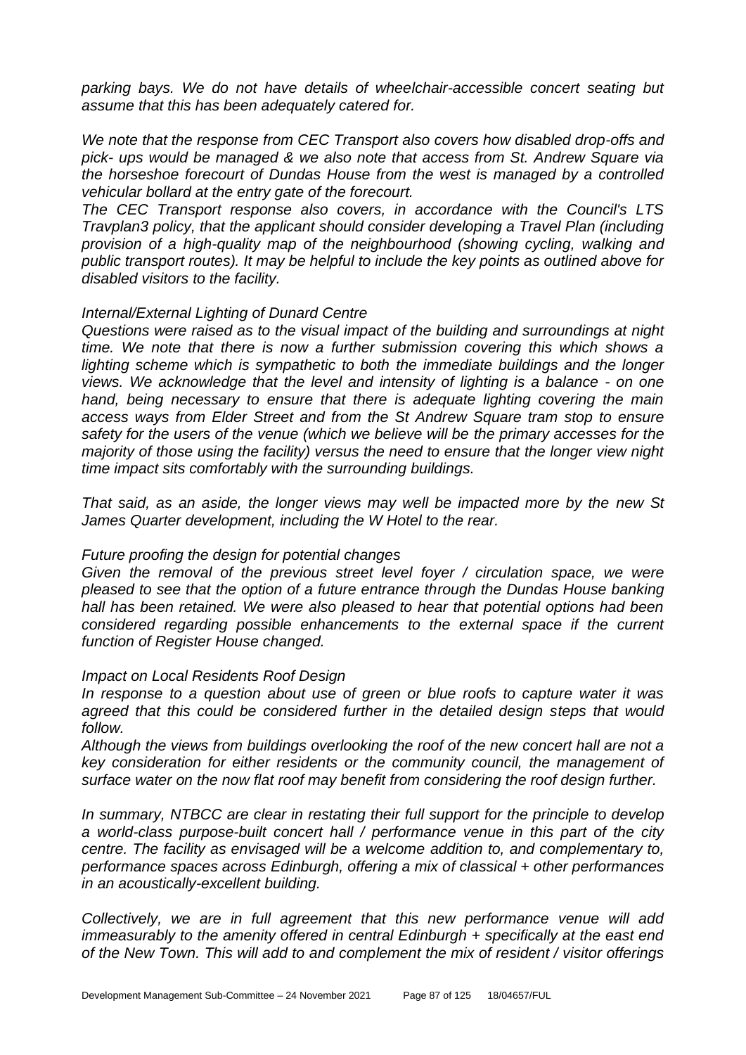*parking bays. We do not have details of wheelchair-accessible concert seating but assume that this has been adequately catered for.*

*We note that the response from CEC Transport also covers how disabled drop-offs and pick- ups would be managed & we also note that access from St. Andrew Square via the horseshoe forecourt of Dundas House from the west is managed by a controlled vehicular bollard at the entry gate of the forecourt.*

*The CEC Transport response also covers, in accordance with the Council's LTS Travplan3 policy, that the applicant should consider developing a Travel Plan (including provision of a high-quality map of the neighbourhood (showing cycling, walking and public transport routes). It may be helpful to include the key points as outlined above for disabled visitors to the facility.*

*Internal/External Lighting of Dunard Centre*

*Questions were raised as to the visual impact of the building and surroundings at night time. We note that there is now a further submission covering this which shows a lighting scheme which is sympathetic to both the immediate buildings and the longer views. We acknowledge that the level and intensity of lighting is a balance - on one hand, being necessary to ensure that there is adequate lighting covering the main access ways from Elder Street and from the St Andrew Square tram stop to ensure safety for the users of the venue (which we believe will be the primary accesses for the majority of those using the facility) versus the need to ensure that the longer view night time impact sits comfortably with the surrounding buildings.*

*That said, as an aside, the longer views may well be impacted more by the new St James Quarter development, including the W Hotel to the rear.*

*Future proofing the design for potential changes*

*Given the removal of the previous street level foyer / circulation space, we were pleased to see that the option of a future entrance through the Dundas House banking hall has been retained. We were also pleased to hear that potential options had been considered regarding possible enhancements to the external space if the current function of Register House changed.*

*Impact on Local Residents Roof Design*

*In response to a question about use of green or blue roofs to capture water it was agreed that this could be considered further in the detailed design steps that would follow.*

*Although the views from buildings overlooking the roof of the new concert hall are not a key consideration for either residents or the community council, the management of surface water on the now flat roof may benefit from considering the roof design further.*

*In summary, NTBCC are clear in restating their full support for the principle to develop a world-class purpose-built concert hall / performance venue in this part of the city centre. The facility as envisaged will be a welcome addition to, and complementary to, performance spaces across Edinburgh, offering a mix of classical + other performances in an acoustically-excellent building.*

*Collectively, we are in full agreement that this new performance venue will add immeasurably to the amenity offered in central Edinburgh + specifically at the east end of the New Town. This will add to and complement the mix of resident / visitor offerings*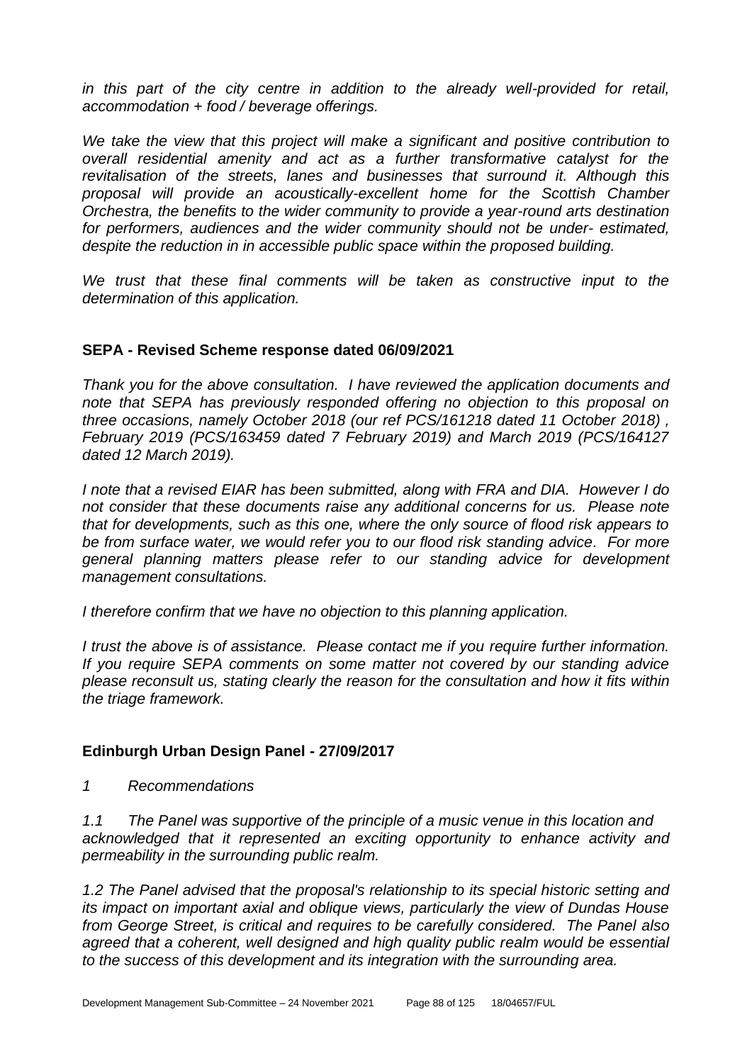*in this part of the city centre in addition to the already well-provided for retail, accommodation + food / beverage offerings.*

*We take the view that this project will make a significant and positive contribution to overall residential amenity and act as a further transformative catalyst for the revitalisation of the streets, lanes and businesses that surround it. Although this proposal will provide an acoustically-excellent home for the Scottish Chamber Orchestra, the benefits to the wider community to provide a year-round arts destination for performers, audiences and the wider community should not be under- estimated, despite the reduction in in accessible public space within the proposed building.*

*We trust that these final comments will be taken as constructive input to the determination of this application.*

## SEPA - Revised Scheme response dated 06/09/2021

*Thank you for the above consultation. I have reviewed the application documents and note that SEPA has previously responded offering no objection to this proposal on three occasions, namely October 2018 (our ref PCS/161218 dated 11 October 2018) , February 2019 (PCS/163459 dated 7 February 2019) and March 2019 (PCS/164127 dated 12 March 2019).*

*I note that a revised EIAR has been submitted, along with FRA and DIA. However I do not consider that these documents raise any additional concerns for us. Please note that for developments, such as this one, where the only source of flood risk appears to be from surface water, we would refer you to our flood risk standing advice. For more general planning matters please refer to our standing advice for development management consultations.*

*I therefore confirm that we have no objection to this planning application.*

*I trust the above is of assistance. Please contact me if you require further information. If you require SEPA comments on some matter not covered by our standing advice please reconsult us, stating clearly the reason for the consultation and how it fits within the triage framework.*

## Edinburgh Urban Design Panel - 27/09/2017

*1 Recommendations*

*1.1 The Panel was supportive of the principle of a music venue in this location and acknowledged that it represented an exciting opportunity to enhance activity and permeability in the surrounding public realm.*

*1.2 The Panel advised that the proposal's relationship to its special historic setting and its impact on important axial and oblique views, particularly the view of Dundas House from George Street, is critical and requires to be carefully considered. The Panel also agreed that a coherent, well designed and high quality public realm would be essential to the success of this development and its integration with the surrounding area.*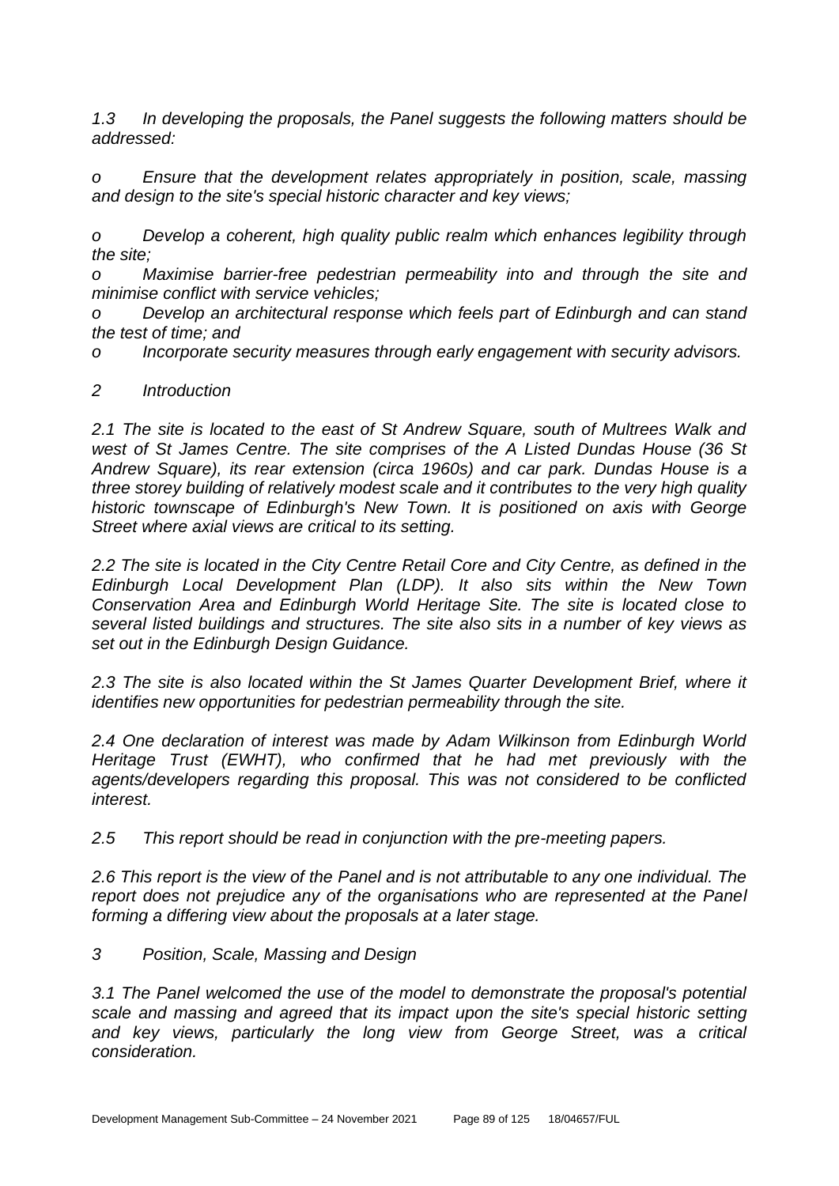*1.3 In developing the proposals, the Panel suggests the following matters should be addressed:*

*o Ensure that the development relates appropriately in position, scale, massing and design to the site's special historic character and key views;*

*o Develop a coherent, high quality public realm which enhances legibility through the site;*

*o Maximise barrier-free pedestrian permeability into and through the site and minimise conflict with service vehicles;*

*o Develop an architectural response which feels part of Edinburgh and can stand the test of time; and*

*o Incorporate security measures through early engagement with security advisors.*

*2 Introduction*

*2.1 The site is located to the east of St Andrew Square, south of Multrees Walk and west of St James Centre. The site comprises of the A Listed Dundas House (36 St Andrew Square), its rear extension (circa 1960s) and car park. Dundas House is a three storey building of relatively modest scale and it contributes to the very high quality historic townscape of Edinburgh's New Town. It is positioned on axis with George Street where axial views are critical to its setting.*

*2.2 The site is located in the City Centre Retail Core and City Centre, as defined in the Edinburgh Local Development Plan (LDP). It also sits within the New Town Conservation Area and Edinburgh World Heritage Site. The site is located close to several listed buildings and structures. The site also sits in a number of key views as set out in the Edinburgh Design Guidance.*

*2.3 The site is also located within the St James Quarter Development Brief, where it identifies new opportunities for pedestrian permeability through the site.*

*2.4 One declaration of interest was made by Adam Wilkinson from Edinburgh World Heritage Trust (EWHT), who confirmed that he had met previously with the agents/developers regarding this proposal. This was not considered to be conflicted interest.*

*2.5 This report should be read in conjunction with the pre-meeting papers.*

*2.6 This report is the view of the Panel and is not attributable to any one individual. The report does not prejudice any of the organisations who are represented at the Panel forming a differing view about the proposals at a later stage.*

*3 Position, Scale, Massing and Design*

*3.1 The Panel welcomed the use of the model to demonstrate the proposal's potential scale and massing and agreed that its impact upon the site's special historic setting and key views, particularly the long view from George Street, was a critical consideration.*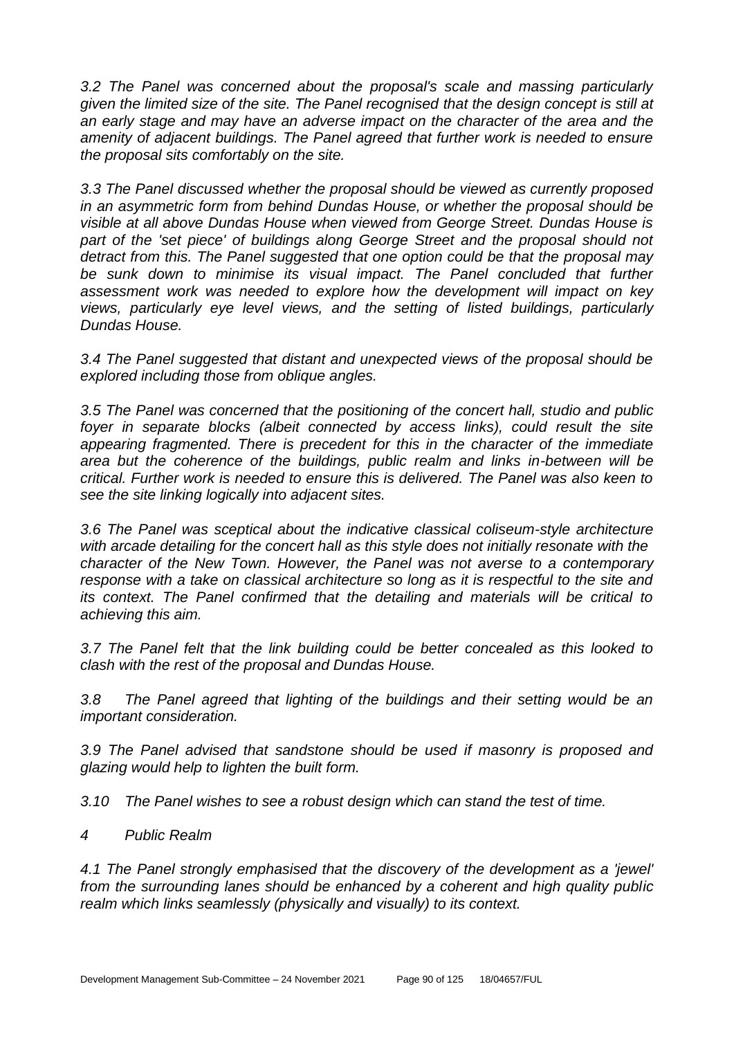*3.2 The Panel was concerned about the proposal's scale and massing particularly given the limited size of the site. The Panel recognised that the design concept is still at an early stage and may have an adverse impact on the character of the area and the amenity of adjacent buildings. The Panel agreed that further work is needed to ensure the proposal sits comfortably on the site.*

*3.3 The Panel discussed whether the proposal should be viewed as currently proposed in an asymmetric form from behind Dundas House, or whether the proposal should be visible at all above Dundas House when viewed from George Street. Dundas House is part of the 'set piece' of buildings along George Street and the proposal should not detract from this. The Panel suggested that one option could be that the proposal may be sunk down to minimise its visual impact. The Panel concluded that further assessment work was needed to explore how the development will impact on key views, particularly eye level views, and the setting of listed buildings, particularly Dundas House.*

*3.4 The Panel suggested that distant and unexpected views of the proposal should be explored including those from oblique angles.*

*3.5 The Panel was concerned that the positioning of the concert hall, studio and public foyer in separate blocks (albeit connected by access links), could result the site appearing fragmented. There is precedent for this in the character of the immediate area but the coherence of the buildings, public realm and links in-between will be critical. Further work is needed to ensure this is delivered. The Panel was also keen to see the site linking logically into adjacent sites.*

*3.6 The Panel was sceptical about the indicative classical coliseum-style architecture with arcade detailing for the concert hall as this style does not initially resonate with the character of the New Town. However, the Panel was not averse to a contemporary response with a take on classical architecture so long as it is respectful to the site and its context. The Panel confirmed that the detailing and materials will be critical to achieving this aim.*

*3.7 The Panel felt that the link building could be better concealed as this looked to clash with the rest of the proposal and Dundas House.*

*3.8 The Panel agreed that lighting of the buildings and their setting would be an important consideration.*

*3.9 The Panel advised that sandstone should be used if masonry is proposed and glazing would help to lighten the built form.*

*3.10 The Panel wishes to see a robust design which can stand the test of time.*

*4 Public Realm*

*4.1 The Panel strongly emphasised that the discovery of the development as a 'jewel' from the surrounding lanes should be enhanced by a coherent and high quality public realm which links seamlessly (physically and visually) to its context.*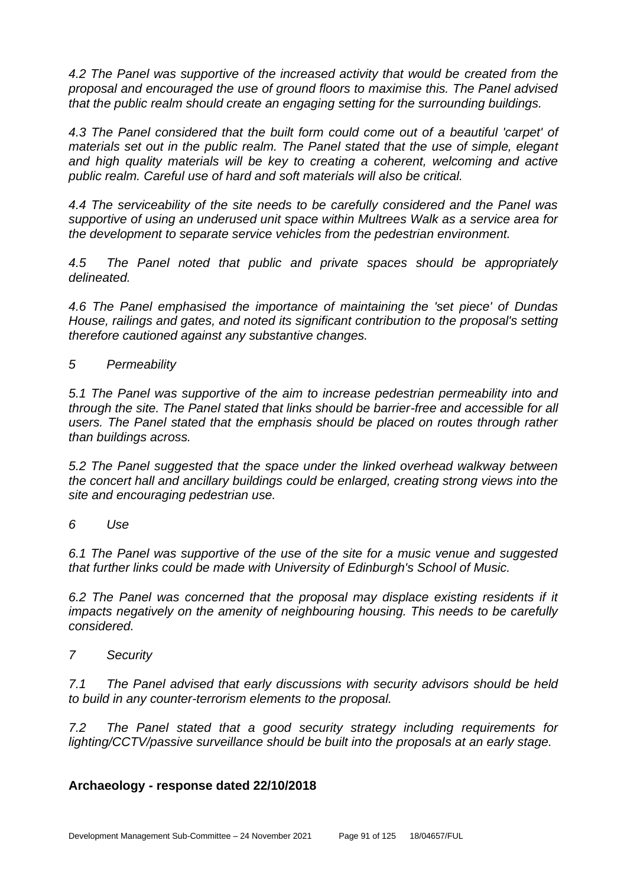*4.2 The Panel was supportive of the increased activity that would be created from the proposal and encouraged the use of ground floors to maximise this. The Panel advised that the public realm should create an engaging setting for the surrounding buildings.*

*4.3 The Panel considered that the built form could come out of a beautiful 'carpet' of materials set out in the public realm. The Panel stated that the use of simple, elegant and high quality materials will be key to creating a coherent, welcoming and active public realm. Careful use of hard and soft materials will also be critical.*

*4.4 The serviceability of the site needs to be carefully considered and the Panel was supportive of using an underused unit space within Multrees Walk as a service area for the development to separate service vehicles from the pedestrian environment.*

*4.5 The Panel noted that public and private spaces should be appropriately delineated.*

*4.6 The Panel emphasised the importance of maintaining the 'set piece' of Dundas House, railings and gates, and noted its significant contribution to the proposal's setting therefore cautioned against any substantive changes.*

*5 Permeability*

*5.1 The Panel was supportive of the aim to increase pedestrian permeability into and through the site. The Panel stated that links should be barrier-free and accessible for all users. The Panel stated that the emphasis should be placed on routes through rather than buildings across.*

*5.2 The Panel suggested that the space under the linked overhead walkway between the concert hall and ancillary buildings could be enlarged, creating strong views into the site and encouraging pedestrian use.*

*6 Use*

*6.1 The Panel was supportive of the use of the site for a music venue and suggested that further links could be made with University of Edinburgh's School of Music.*

*6.2 The Panel was concerned that the proposal may displace existing residents if it impacts negatively on the amenity of neighbouring housing. This needs to be carefully considered.*

*7 Security*

*7.1 The Panel advised that early discussions with security advisors should be held to build in any counter-terrorism elements to the proposal.*

*7.2 The Panel stated that a good security strategy including requirements for lighting/CCTV/passive surveillance should be built into the proposals at an early stage.*

**Archaeology - response dated 22/10/2018**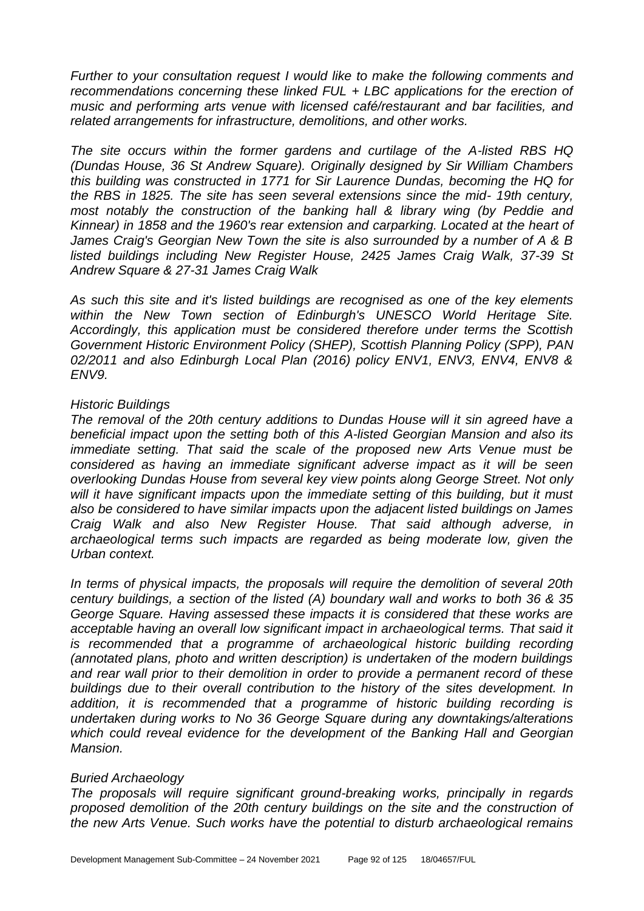*Further to your consultation request I would like to make the following comments and recommendations concerning these linked FUL + LBC applications for the erection of music and performing arts venue with licensed café/restaurant and bar facilities, and related arrangements for infrastructure, demolitions, and other works.*

*The site occurs within the former gardens and curtilage of the A-listed RBS HQ (Dundas House, 36 St Andrew Square). Originally designed by Sir William Chambers this building was constructed in 1771 for Sir Laurence Dundas, becoming the HQ for the RBS in 1825. The site has seen several extensions since the mid- 19th century, most notably the construction of the banking hall & library wing (by Peddie and Kinnear) in 1858 and the 1960's rear extension and carparking. Located at the heart of James Craig's Georgian New Town the site is also surrounded by a number of A & B listed buildings including New Register House, 2425 James Craig Walk, 37-39 St Andrew Square & 27-31 James Craig Walk*

*As such this site and it's listed buildings are recognised as one of the key elements within the New Town section of Edinburgh's UNESCO World Heritage Site. Accordingly, this application must be considered therefore under terms the Scottish Government Historic Environment Policy (SHEP), Scottish Planning Policy (SPP), PAN 02/2011 and also Edinburgh Local Plan (2016) policy ENV1, ENV3, ENV4, ENV8 & ENV9.*

*Historic Buildings*

*The removal of the 20th century additions to Dundas House will it sin agreed have a beneficial impact upon the setting both of this A-listed Georgian Mansion and also its immediate setting. That said the scale of the proposed new Arts Venue must be considered as having an immediate significant adverse impact as it will be seen overlooking Dundas House from several key view points along George Street. Not only will it have significant impacts upon the immediate setting of this building, but it must also be considered to have similar impacts upon the adjacent listed buildings on James Craig Walk and also New Register House. That said although adverse, in archaeological terms such impacts are regarded as being moderate low, given the Urban context.*

*In terms of physical impacts, the proposals will require the demolition of several 20th century buildings, a section of the listed (A) boundary wall and works to both 36 & 35 George Square. Having assessed these impacts it is considered that these works are acceptable having an overall low significant impact in archaeological terms. That said it is recommended that a programme of archaeological historic building recording (annotated plans, photo and written description) is undertaken of the modern buildings and rear wall prior to their demolition in order to provide a permanent record of these buildings due to their overall contribution to the history of the sites development. In addition, it is recommended that a programme of historic building recording is undertaken during works to No 36 George Square during any downtakings/alterations which could reveal evidence for the development of the Banking Hall and Georgian Mansion.*

*Buried Archaeology*

*The proposals will require significant ground-breaking works, principally in regards proposed demolition of the 20th century buildings on the site and the construction of the new Arts Venue. Such works have the potential to disturb archaeological remains*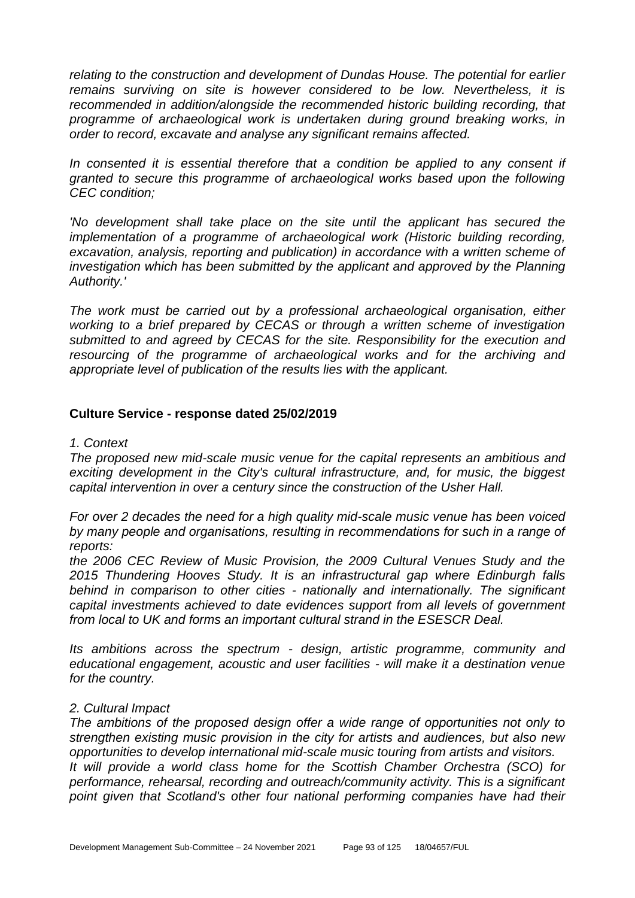*relating to the construction and development of Dundas House. The potential for earlier remains surviving on site is however considered to be low. Nevertheless, it is recommended in addition/alongside the recommended historic building recording, that programme of archaeological work is undertaken during ground breaking works, in order to record, excavate and analyse any significant remains affected.*

*In consented it is essential therefore that a condition be applied to any consent if granted to secure this programme of archaeological works based upon the following CEC condition;*

*'No development shall take place on the site until the applicant has secured the implementation of a programme of archaeological work (Historic building recording, excavation, analysis, reporting and publication) in accordance with a written scheme of investigation which has been submitted by the applicant and approved by the Planning Authority.'*

*The work must be carried out by a professional archaeological organisation, either working to a brief prepared by CECAS or through a written scheme of investigation submitted to and agreed by CECAS for the site. Responsibility for the execution and resourcing of the programme of archaeological works and for the archiving and appropriate level of publication of the results lies with the applicant.*

## Culture Service - response dated 25/02/2019

*1. Context*

*The proposed new mid-scale music venue for the capital represents an ambitious and exciting development in the City's cultural infrastructure, and, for music, the biggest capital intervention in over a century since the construction of the Usher Hall.*

*For over 2 decades the need for a high quality mid-scale music venue has been voiced by many people and organisations, resulting in recommendations for such in a range of reports:*

*the 2006 CEC Review of Music Provision, the 2009 Cultural Venues Study and the 2015 Thundering Hooves Study. It is an infrastructural gap where Edinburgh falls behind in comparison to other cities - nationally and internationally. The significant capital investments achieved to date evidences support from all levels of government from local to UK and forms an important cultural strand in the ESESCR Deal.*

*Its ambitions across the spectrum - design, artistic programme, community and educational engagement, acoustic and user facilities - will make it a destination venue for the country.*

*2. Cultural Impact*

*The ambitions of the proposed design offer a wide range of opportunities not only to strengthen existing music provision in the city for artists and audiences, but also new opportunities to develop international mid-scale music touring from artists and visitors.*
*It will provide a world class home for the Scottish Chamber Orchestra (SCO) for performance, rehearsal, recording and outreach/community activity. This is a significant point given that Scotland's other four national performing companies have had their*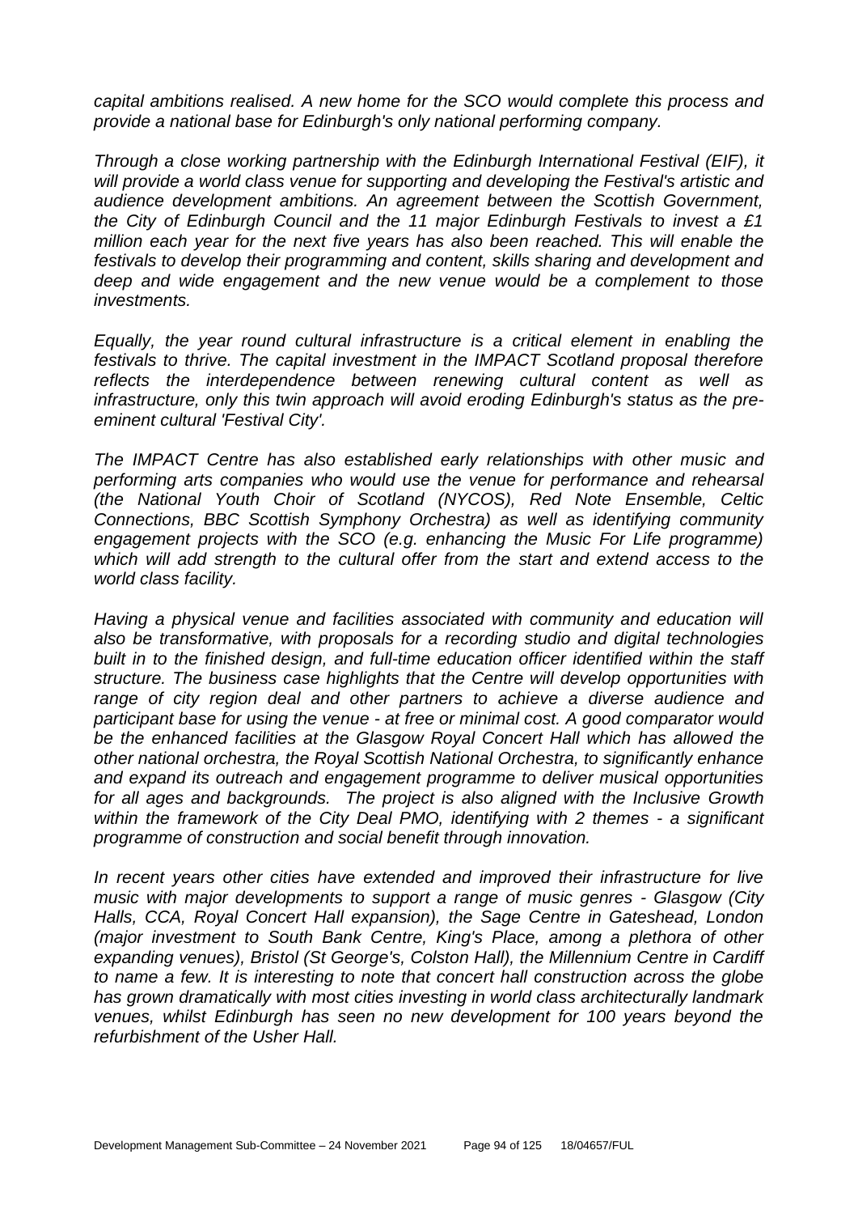*capital ambitions realised. A new home for the SCO would complete this process and provide a national base for Edinburgh's only national performing company.*

*Through a close working partnership with the Edinburgh International Festival (EIF), it will provide a world class venue for supporting and developing the Festival's artistic and audience development ambitions. An agreement between the Scottish Government, the City of Edinburgh Council and the 11 major Edinburgh Festivals to invest a £1 million each year for the next five years has also been reached. This will enable the festivals to develop their programming and content, skills sharing and development and deep and wide engagement and the new venue would be a complement to those investments.*

*Equally, the year round cultural infrastructure is a critical element in enabling the festivals to thrive. The capital investment in the IMPACT Scotland proposal therefore reflects the interdependence between renewing cultural content as well as infrastructure, only this twin approach will avoid eroding Edinburgh's status as the pre-eminent cultural 'Festival City'.*

*The IMPACT Centre has also established early relationships with other music and performing arts companies who would use the venue for performance and rehearsal (the National Youth Choir of Scotland (NYCOS), Red Note Ensemble, Celtic Connections, BBC Scottish Symphony Orchestra) as well as identifying community engagement projects with the SCO (e.g. enhancing the Music For Life programme) which will add strength to the cultural offer from the start and extend access to the world class facility.*

*Having a physical venue and facilities associated with community and education will also be transformative, with proposals for a recording studio and digital technologies built in to the finished design, and full-time education officer identified within the staff structure. The business case highlights that the Centre will develop opportunities with range of city region deal and other partners to achieve a diverse audience and participant base for using the venue - at free or minimal cost. A good comparator would be the enhanced facilities at the Glasgow Royal Concert Hall which has allowed the other national orchestra, the Royal Scottish National Orchestra, to significantly enhance and expand its outreach and engagement programme to deliver musical opportunities for all ages and backgrounds. The project is also aligned with the Inclusive Growth within the framework of the City Deal PMO, identifying with 2 themes - a significant programme of construction and social benefit through innovation.*

*In recent years other cities have extended and improved their infrastructure for live music with major developments to support a range of music genres - Glasgow (City Halls, CCA, Royal Concert Hall expansion), the Sage Centre in Gateshead, London (major investment to South Bank Centre, King's Place, among a plethora of other expanding venues), Bristol (St George's, Colston Hall), the Millennium Centre in Cardiff to name a few. It is interesting to note that concert hall construction across the globe has grown dramatically with most cities investing in world class architecturally landmark venues, whilst Edinburgh has seen no new development for 100 years beyond the refurbishment of the Usher Hall.*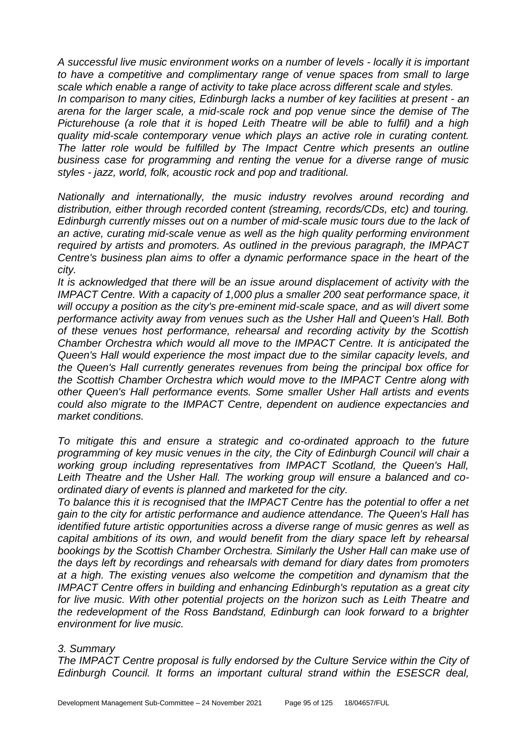*A successful live music environment works on a number of levels - locally it is important to have a competitive and complimentary range of venue spaces from small to large scale which enable a range of activity to take place across different scale and styles.*
*In comparison to many cities, Edinburgh lacks a number of key facilities at present - an arena for the larger scale, a mid-scale rock and pop venue since the demise of The Picturehouse (a role that it is hoped Leith Theatre will be able to fulfil) and a high quality mid-scale contemporary venue which plays an active role in curating content. The latter role would be fulfilled by The Impact Centre which presents an outline business case for programming and renting the venue for a diverse range of music styles - jazz, world, folk, acoustic rock and pop and traditional.*

*Nationally and internationally, the music industry revolves around recording and distribution, either through recorded content (streaming, records/CDs, etc) and touring. Edinburgh currently misses out on a number of mid-scale music tours due to the lack of an active, curating mid-scale venue as well as the high quality performing environment required by artists and promoters. As outlined in the previous paragraph, the IMPACT Centre's business plan aims to offer a dynamic performance space in the heart of the city.*
*It is acknowledged that there will be an issue around displacement of activity with the IMPACT Centre. With a capacity of 1,000 plus a smaller 200 seat performance space, it will occupy a position as the city's pre-eminent mid-scale space, and as will divert some performance activity away from venues such as the Usher Hall and Queen's Hall. Both of these venues host performance, rehearsal and recording activity by the Scottish Chamber Orchestra which would all move to the IMPACT Centre. It is anticipated the Queen's Hall would experience the most impact due to the similar capacity levels, and the Queen's Hall currently generates revenues from being the principal box office for the Scottish Chamber Orchestra which would move to the IMPACT Centre along with other Queen's Hall performance events. Some smaller Usher Hall artists and events could also migrate to the IMPACT Centre, dependent on audience expectancies and market conditions.*

*To mitigate this and ensure a strategic and co-ordinated approach to the future programming of key music venues in the city, the City of Edinburgh Council will chair a working group including representatives from IMPACT Scotland, the Queen's Hall, Leith Theatre and the Usher Hall. The working group will ensure a balanced and co-ordinated diary of events is planned and marketed for the city.*
*To balance this it is recognised that the IMPACT Centre has the potential to offer a net gain to the city for artistic performance and audience attendance. The Queen's Hall has identified future artistic opportunities across a diverse range of music genres as well as capital ambitions of its own, and would benefit from the diary space left by rehearsal bookings by the Scottish Chamber Orchestra. Similarly the Usher Hall can make use of the days left by recordings and rehearsals with demand for diary dates from promoters at a high. The existing venues also welcome the competition and dynamism that the IMPACT Centre offers in building and enhancing Edinburgh's reputation as a great city for live music. With other potential projects on the horizon such as Leith Theatre and the redevelopment of the Ross Bandstand, Edinburgh can look forward to a brighter environment for live music.*

*3. Summary*
*The IMPACT Centre proposal is fully endorsed by the Culture Service within the City of Edinburgh Council. It forms an important cultural strand within the ESESCR deal,*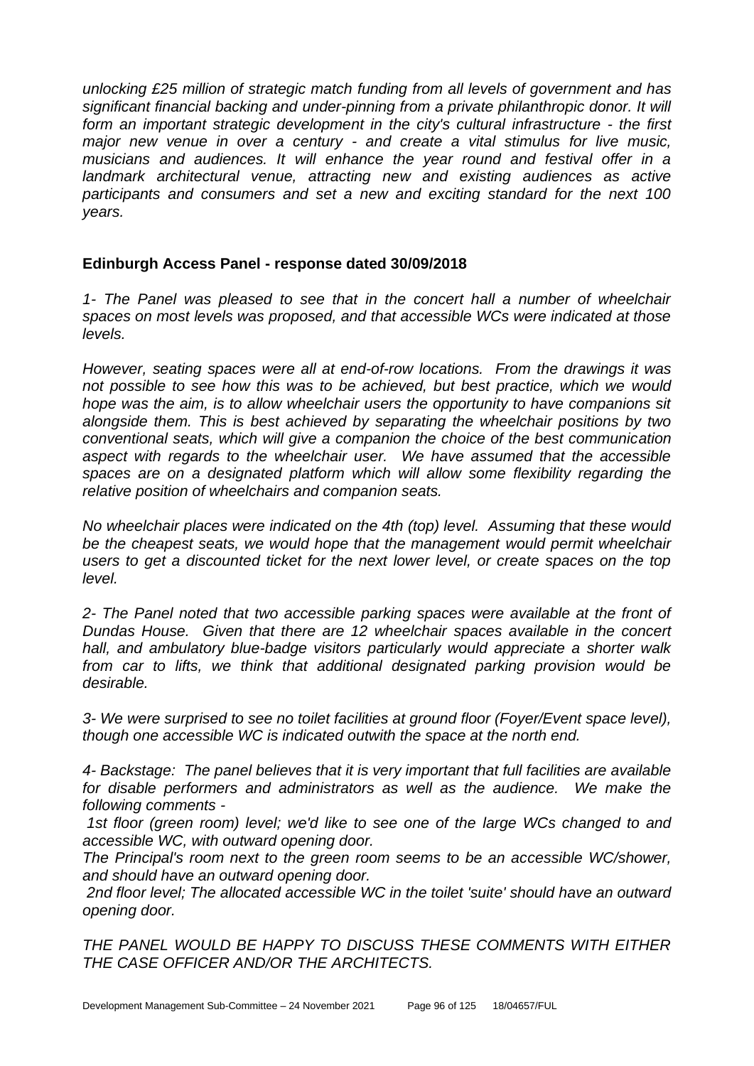*unlocking £25 million of strategic match funding from all levels of government and has significant financial backing and under-pinning from a private philanthropic donor. It will form an important strategic development in the city's cultural infrastructure - the first major new venue in over a century - and create a vital stimulus for live music, musicians and audiences. It will enhance the year round and festival offer in a landmark architectural venue, attracting new and existing audiences as active participants and consumers and set a new and exciting standard for the next 100 years.*

**Edinburgh Access Panel - response dated 30/09/2018**

*1- The Panel was pleased to see that in the concert hall a number of wheelchair spaces on most levels was proposed, and that accessible WCs were indicated at those levels.*

*However, seating spaces were all at end-of-row locations. From the drawings it was not possible to see how this was to be achieved, but best practice, which we would hope was the aim, is to allow wheelchair users the opportunity to have companions sit alongside them. This is best achieved by separating the wheelchair positions by two conventional seats, which will give a companion the choice of the best communication aspect with regards to the wheelchair user. We have assumed that the accessible spaces are on a designated platform which will allow some flexibility regarding the relative position of wheelchairs and companion seats.*

*No wheelchair places were indicated on the 4th (top) level. Assuming that these would be the cheapest seats, we would hope that the management would permit wheelchair users to get a discounted ticket for the next lower level, or create spaces on the top level.*

*2- The Panel noted that two accessible parking spaces were available at the front of Dundas House. Given that there are 12 wheelchair spaces available in the concert hall, and ambulatory blue-badge visitors particularly would appreciate a shorter walk from car to lifts, we think that additional designated parking provision would be desirable.*

*3- We were surprised to see no toilet facilities at ground floor (Foyer/Event space level), though one accessible WC is indicated outwith the space at the north end.*

*4- Backstage: The panel believes that it is very important that full facilities are available for disable performers and administrators as well as the audience. We make the following comments -*

*1st floor (green room) level; we'd like to see one of the large WCs changed to and accessible WC, with outward opening door.*

*The Principal's room next to the green room seems to be an accessible WC/shower, and should have an outward opening door.*

*2nd floor level; The allocated accessible WC in the toilet 'suite' should have an outward opening door.*

*THE PANEL WOULD BE HAPPY TO DISCUSS THESE COMMENTS WITH EITHER THE CASE OFFICER AND/OR THE ARCHITECTS.*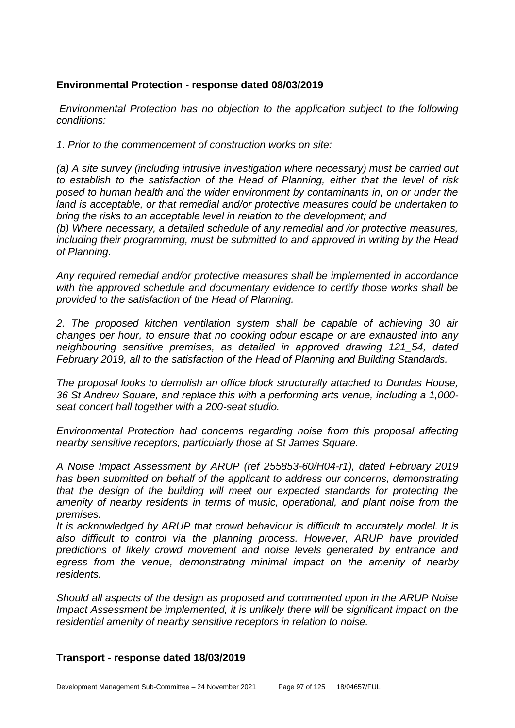**Environmental Protection - response dated 08/03/2019**

*Environmental Protection has no objection to the application subject to the following conditions:*

*1. Prior to the commencement of construction works on site:*

*(a) A site survey (including intrusive investigation where necessary) must be carried out to establish to the satisfaction of the Head of Planning, either that the level of risk posed to human health and the wider environment by contaminants in, on or under the land is acceptable, or that remedial and/or protective measures could be undertaken to bring the risks to an acceptable level in relation to the development; and*

*(b) Where necessary, a detailed schedule of any remedial and /or protective measures, including their programming, must be submitted to and approved in writing by the Head of Planning.*

*Any required remedial and/or protective measures shall be implemented in accordance with the approved schedule and documentary evidence to certify those works shall be provided to the satisfaction of the Head of Planning.*

*2. The proposed kitchen ventilation system shall be capable of achieving 30 air changes per hour, to ensure that no cooking odour escape or are exhausted into any neighbouring sensitive premises, as detailed in approved drawing 121_54, dated February 2019, all to the satisfaction of the Head of Planning and Building Standards.*

*The proposal looks to demolish an office block structurally attached to Dundas House, 36 St Andrew Square, and replace this with a performing arts venue, including a 1,000-seat concert hall together with a 200-seat studio.*

*Environmental Protection had concerns regarding noise from this proposal affecting nearby sensitive receptors, particularly those at St James Square.*

*A Noise Impact Assessment by ARUP (ref 255853-60/H04-r1), dated February 2019 has been submitted on behalf of the applicant to address our concerns, demonstrating that the design of the building will meet our expected standards for protecting the amenity of nearby residents in terms of music, operational, and plant noise from the premises.*

*It is acknowledged by ARUP that crowd behaviour is difficult to accurately model. It is also difficult to control via the planning process. However, ARUP have provided predictions of likely crowd movement and noise levels generated by entrance and egress from the venue, demonstrating minimal impact on the amenity of nearby residents.*

*Should all aspects of the design as proposed and commented upon in the ARUP Noise Impact Assessment be implemented, it is unlikely there will be significant impact on the residential amenity of nearby sensitive receptors in relation to noise.*

**Transport - response dated 18/03/2019**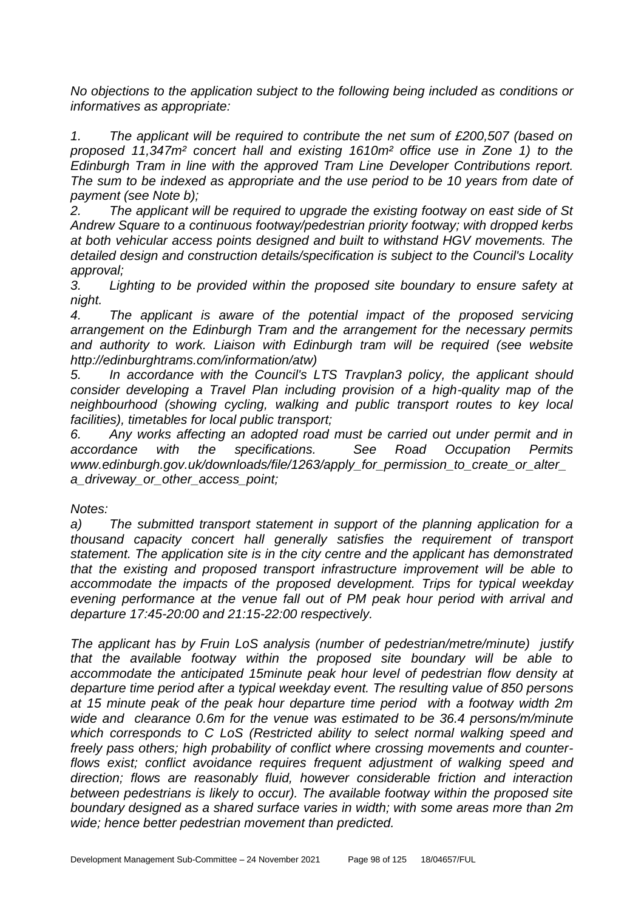*No objections to the application subject to the following being included as conditions or informatives as appropriate:*

*1. The applicant will be required to contribute the net sum of £200,507 (based on proposed 11,347m² concert hall and existing 1610m² office use in Zone 1) to the Edinburgh Tram in line with the approved Tram Line Developer Contributions report. The sum to be indexed as appropriate and the use period to be 10 years from date of payment (see Note b);*

*2. The applicant will be required to upgrade the existing footway on east side of St Andrew Square to a continuous footway/pedestrian priority footway; with dropped kerbs at both vehicular access points designed and built to withstand HGV movements. The detailed design and construction details/specification is subject to the Council's Locality approval;*

*3. Lighting to be provided within the proposed site boundary to ensure safety at night.*

*4. The applicant is aware of the potential impact of the proposed servicing arrangement on the Edinburgh Tram and the arrangement for the necessary permits and authority to work. Liaison with Edinburgh tram will be required (see website http://edinburghtrams.com/information/atw)*

*5. In accordance with the Council's LTS Travplan3 policy, the applicant should consider developing a Travel Plan including provision of a high-quality map of the neighbourhood (showing cycling, walking and public transport routes to key local facilities), timetables for local public transport;*

*6. Any works affecting an adopted road must be carried out under permit and in accordance with the specifications. See Road Occupation Permits www.edinburgh.gov.uk/downloads/file/1263/apply_for_permission_to_create_or_alter_a_driveway_or_other_access_point;*

*Notes:*

*a) The submitted transport statement in support of the planning application for a thousand capacity concert hall generally satisfies the requirement of transport statement. The application site is in the city centre and the applicant has demonstrated that the existing and proposed transport infrastructure improvement will be able to accommodate the impacts of the proposed development. Trips for typical weekday evening performance at the venue fall out of PM peak hour period with arrival and departure 17:45-20:00 and 21:15-22:00 respectively.*

*The applicant has by Fruin LoS analysis (number of pedestrian/metre/minute) justify that the available footway within the proposed site boundary will be able to accommodate the anticipated 15minute peak hour level of pedestrian flow density at departure time period after a typical weekday event. The resulting value of 850 persons at 15 minute peak of the peak hour departure time period with a footway width 2m wide and clearance 0.6m for the venue was estimated to be 36.4 persons/m/minute which corresponds to C LoS (Restricted ability to select normal walking speed and freely pass others; high probability of conflict where crossing movements and counter-flows exist; conflict avoidance requires frequent adjustment of walking speed and direction; flows are reasonably fluid, however considerable friction and interaction between pedestrians is likely to occur). The available footway within the proposed site boundary designed as a shared surface varies in width; with some areas more than 2m wide; hence better pedestrian movement than predicted.*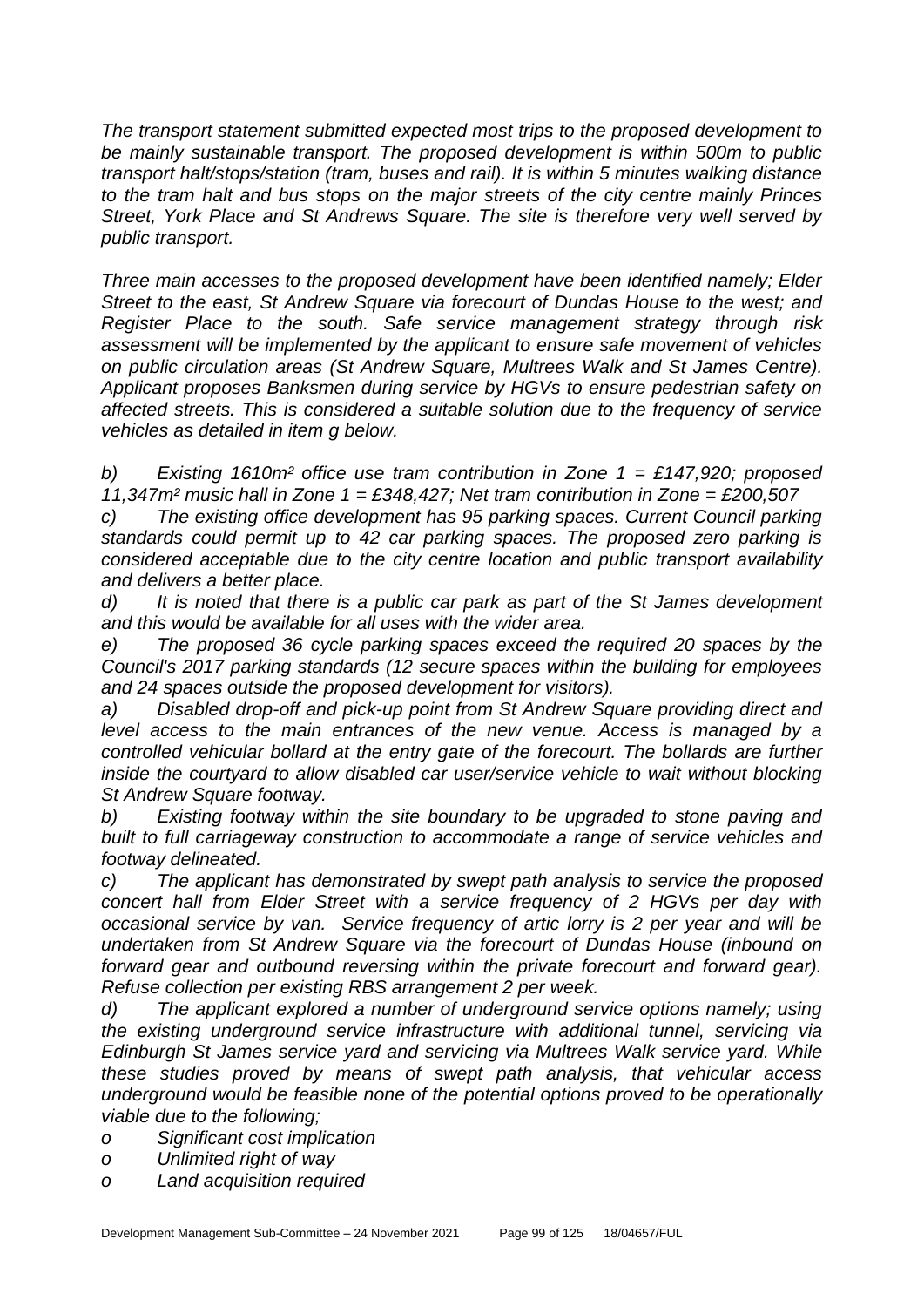*The transport statement submitted expected most trips to the proposed development to be mainly sustainable transport. The proposed development is within 500m to public transport halt/stops/station (tram, buses and rail). It is within 5 minutes walking distance to the tram halt and bus stops on the major streets of the city centre mainly Princes Street, York Place and St Andrews Square. The site is therefore very well served by public transport.*

*Three main accesses to the proposed development have been identified namely; Elder Street to the east, St Andrew Square via forecourt of Dundas House to the west; and Register Place to the south. Safe service management strategy through risk assessment will be implemented by the applicant to ensure safe movement of vehicles on public circulation areas (St Andrew Square, Multrees Walk and St James Centre). Applicant proposes Banksmen during service by HGVs to ensure pedestrian safety on affected streets. This is considered a suitable solution due to the frequency of service vehicles as detailed in item g below.*

*b) Existing 1610m² office use tram contribution in Zone 1 = £147,920; proposed 11,347m² music hall in Zone 1 = £348,427; Net tram contribution in Zone = £200,507*

*c) The existing office development has 95 parking spaces. Current Council parking standards could permit up to 42 car parking spaces. The proposed zero parking is considered acceptable due to the city centre location and public transport availability and delivers a better place.*

*d) It is noted that there is a public car park as part of the St James development and this would be available for all uses with the wider area.*

*e) The proposed 36 cycle parking spaces exceed the required 20 spaces by the Council's 2017 parking standards (12 secure spaces within the building for employees and 24 spaces outside the proposed development for visitors).*

*a) Disabled drop-off and pick-up point from St Andrew Square providing direct and level access to the main entrances of the new venue. Access is managed by a controlled vehicular bollard at the entry gate of the forecourt. The bollards are further inside the courtyard to allow disabled car user/service vehicle to wait without blocking St Andrew Square footway.*

*b) Existing footway within the site boundary to be upgraded to stone paving and built to full carriageway construction to accommodate a range of service vehicles and footway delineated.*

*c) The applicant has demonstrated by swept path analysis to service the proposed concert hall from Elder Street with a service frequency of 2 HGVs per day with occasional service by van. Service frequency of artic lorry is 2 per year and will be undertaken from St Andrew Square via the forecourt of Dundas House (inbound on forward gear and outbound reversing within the private forecourt and forward gear). Refuse collection per existing RBS arrangement 2 per week.*

*d) The applicant explored a number of underground service options namely; using the existing underground service infrastructure with additional tunnel, servicing via Edinburgh St James service yard and servicing via Multrees Walk service yard. While these studies proved by means of swept path analysis, that vehicular access underground would be feasible none of the potential options proved to be operationally viable due to the following;*

- *Significant cost implication*
- *Unlimited right of way*
- *Land acquisition required*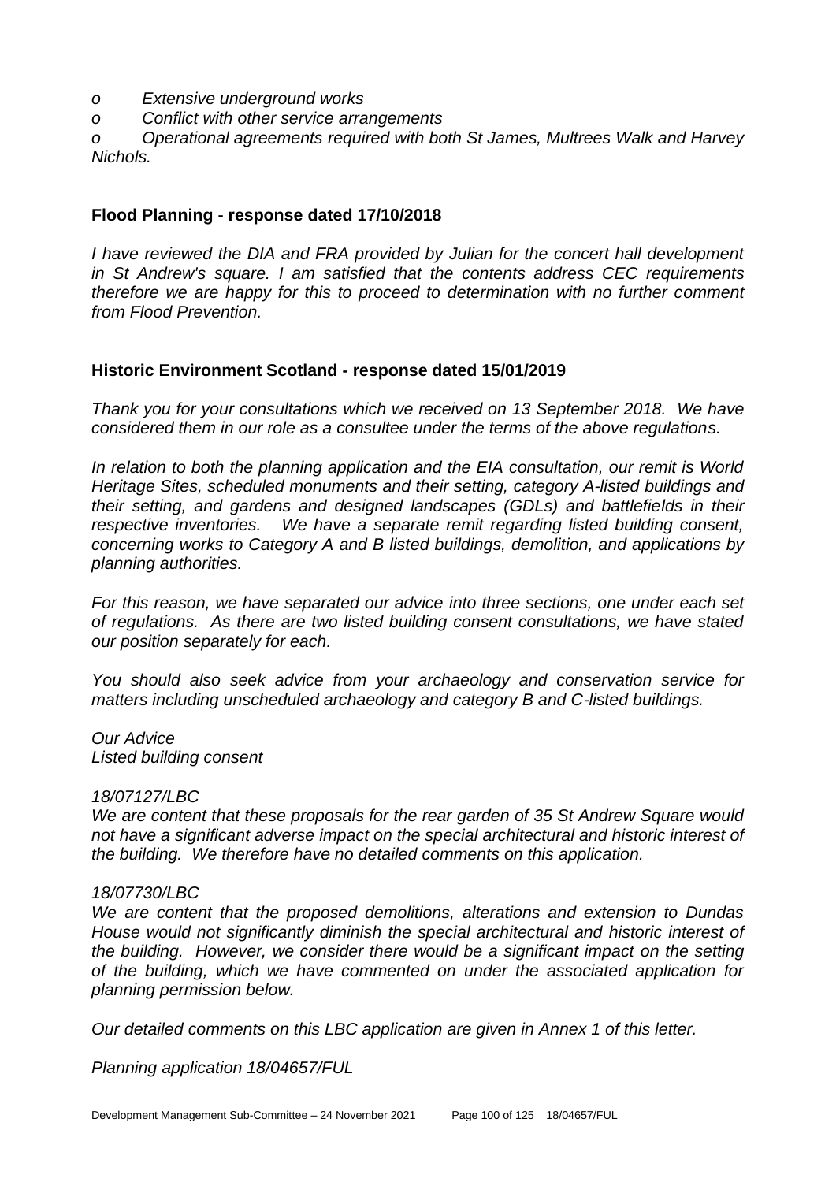- *Extensive underground works*
- *Conflict with other service arrangements*
- *Operational agreements required with both St James, Multrees Walk and Harvey Nichols.*

**Flood Planning - response dated 17/10/2018**

*I have reviewed the DIA and FRA provided by Julian for the concert hall development in St Andrew's square. I am satisfied that the contents address CEC requirements therefore we are happy for this to proceed to determination with no further comment from Flood Prevention.*

**Historic Environment Scotland - response dated 15/01/2019**

*Thank you for your consultations which we received on 13 September 2018. We have considered them in our role as a consultee under the terms of the above regulations.*

*In relation to both the planning application and the EIA consultation, our remit is World Heritage Sites, scheduled monuments and their setting, category A-listed buildings and their setting, and gardens and designed landscapes (GDLs) and battlefields in their respective inventories. We have a separate remit regarding listed building consent, concerning works to Category A and B listed buildings, demolition, and applications by planning authorities.*

*For this reason, we have separated our advice into three sections, one under each set of regulations. As there are two listed building consent consultations, we have stated our position separately for each.*

*You should also seek advice from your archaeology and conservation service for matters including unscheduled archaeology and category B and C-listed buildings.*

*Our Advice*
*Listed building consent*

*18/07127/LBC*
*We are content that these proposals for the rear garden of 35 St Andrew Square would not have a significant adverse impact on the special architectural and historic interest of the building. We therefore have no detailed comments on this application.*

*18/07730/LBC*
*We are content that the proposed demolitions, alterations and extension to Dundas House would not significantly diminish the special architectural and historic interest of the building. However, we consider there would be a significant impact on the setting of the building, which we have commented on under the associated application for planning permission below.*

*Our detailed comments on this LBC application are given in Annex 1 of this letter.*

*Planning application 18/04657/FUL*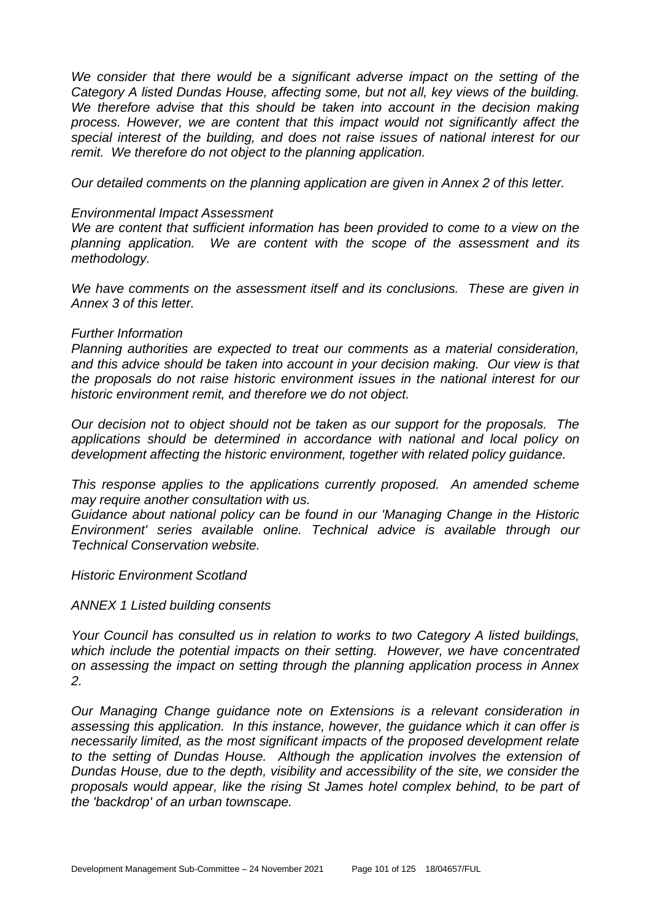*We consider that there would be a significant adverse impact on the setting of the Category A listed Dundas House, affecting some, but not all, key views of the building. We therefore advise that this should be taken into account in the decision making process. However, we are content that this impact would not significantly affect the special interest of the building, and does not raise issues of national interest for our remit. We therefore do not object to the planning application.*

*Our detailed comments on the planning application are given in Annex 2 of this letter.*

*Environmental Impact Assessment*

*We are content that sufficient information has been provided to come to a view on the planning application. We are content with the scope of the assessment and its methodology.*

*We have comments on the assessment itself and its conclusions. These are given in Annex 3 of this letter.*

*Further Information*

*Planning authorities are expected to treat our comments as a material consideration, and this advice should be taken into account in your decision making. Our view is that the proposals do not raise historic environment issues in the national interest for our historic environment remit, and therefore we do not object.*

*Our decision not to object should not be taken as our support for the proposals. The applications should be determined in accordance with national and local policy on development affecting the historic environment, together with related policy guidance.*

*This response applies to the applications currently proposed. An amended scheme may require another consultation with us.*

*Guidance about national policy can be found in our 'Managing Change in the Historic Environment' series available online. Technical advice is available through our Technical Conservation website.*

*Historic Environment Scotland*

*ANNEX 1 Listed building consents*

*Your Council has consulted us in relation to works to two Category A listed buildings, which include the potential impacts on their setting. However, we have concentrated on assessing the impact on setting through the planning application process in Annex 2.*

*Our Managing Change guidance note on Extensions is a relevant consideration in assessing this application. In this instance, however, the guidance which it can offer is necessarily limited, as the most significant impacts of the proposed development relate to the setting of Dundas House. Although the application involves the extension of Dundas House, due to the depth, visibility and accessibility of the site, we consider the proposals would appear, like the rising St James hotel complex behind, to be part of the 'backdrop' of an urban townscape.*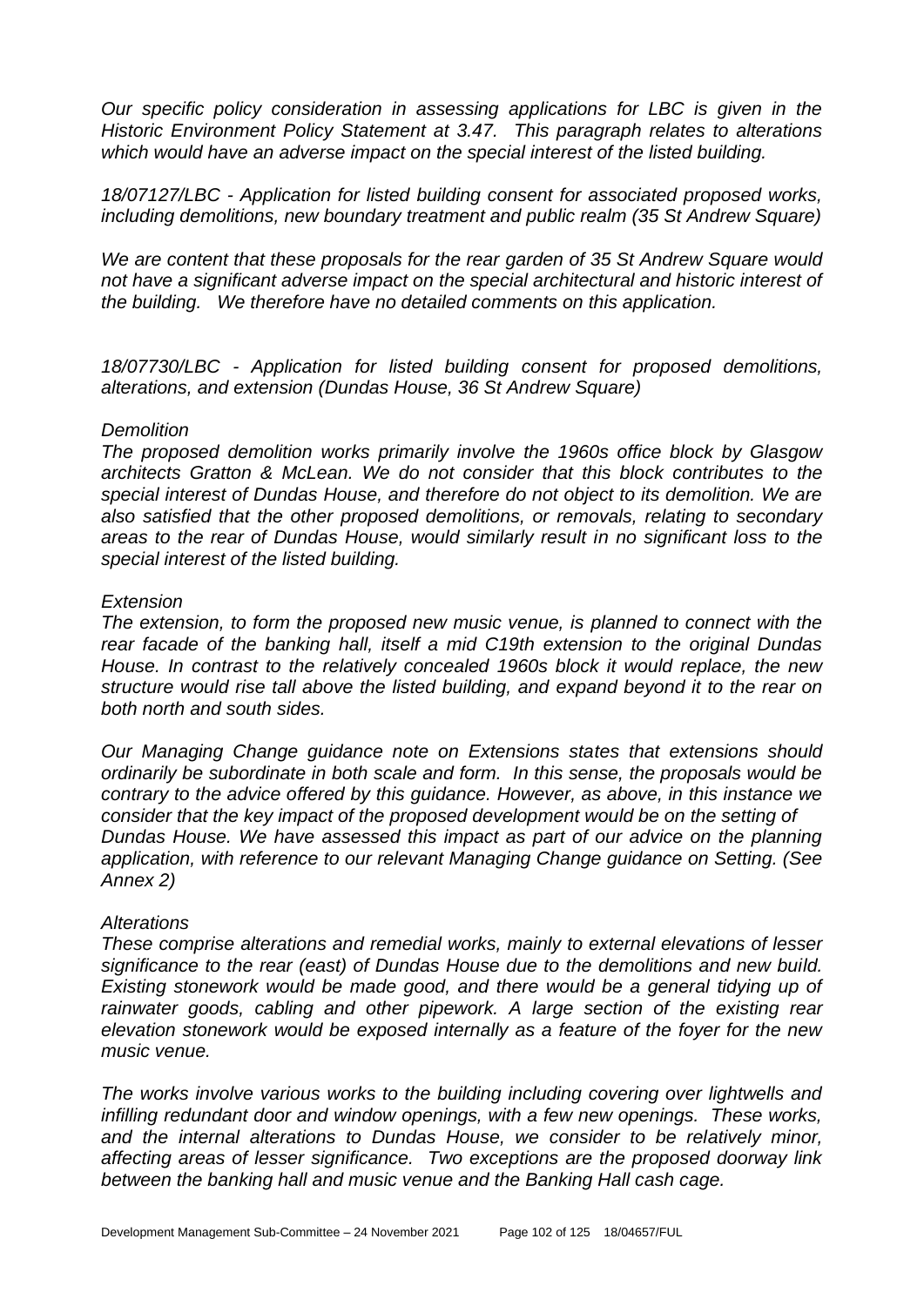*Our specific policy consideration in assessing applications for LBC is given in the Historic Environment Policy Statement at 3.47. This paragraph relates to alterations which would have an adverse impact on the special interest of the listed building.*

*18/07127/LBC - Application for listed building consent for associated proposed works, including demolitions, new boundary treatment and public realm (35 St Andrew Square)*

*We are content that these proposals for the rear garden of 35 St Andrew Square would not have a significant adverse impact on the special architectural and historic interest of the building. We therefore have no detailed comments on this application.*

*18/07730/LBC - Application for listed building consent for proposed demolitions, alterations, and extension (Dundas House, 36 St Andrew Square)*

*Demolition*

*The proposed demolition works primarily involve the 1960s office block by Glasgow architects Gratton & McLean. We do not consider that this block contributes to the special interest of Dundas House, and therefore do not object to its demolition. We are also satisfied that the other proposed demolitions, or removals, relating to secondary areas to the rear of Dundas House, would similarly result in no significant loss to the special interest of the listed building.*

*Extension*

*The extension, to form the proposed new music venue, is planned to connect with the rear facade of the banking hall, itself a mid C19th extension to the original Dundas House. In contrast to the relatively concealed 1960s block it would replace, the new structure would rise tall above the listed building, and expand beyond it to the rear on both north and south sides.*

*Our Managing Change guidance note on Extensions states that extensions should ordinarily be subordinate in both scale and form. In this sense, the proposals would be contrary to the advice offered by this guidance. However, as above, in this instance we consider that the key impact of the proposed development would be on the setting of Dundas House. We have assessed this impact as part of our advice on the planning application, with reference to our relevant Managing Change guidance on Setting. (See Annex 2)*

*Alterations*

*These comprise alterations and remedial works, mainly to external elevations of lesser significance to the rear (east) of Dundas House due to the demolitions and new build. Existing stonework would be made good, and there would be a general tidying up of rainwater goods, cabling and other pipework. A large section of the existing rear elevation stonework would be exposed internally as a feature of the foyer for the new music venue.*

*The works involve various works to the building including covering over lightwells and infilling redundant door and window openings, with a few new openings. These works, and the internal alterations to Dundas House, we consider to be relatively minor, affecting areas of lesser significance. Two exceptions are the proposed doorway link between the banking hall and music venue and the Banking Hall cash cage.*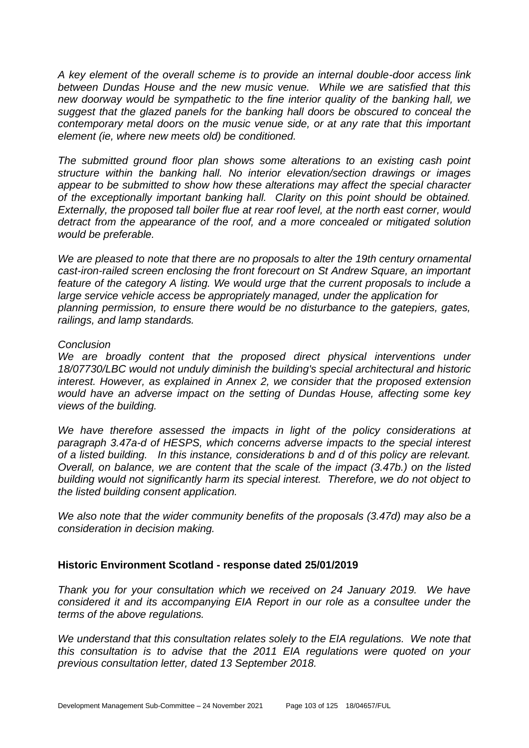*A key element of the overall scheme is to provide an internal double-door access link between Dundas House and the new music venue. While we are satisfied that this new doorway would be sympathetic to the fine interior quality of the banking hall, we suggest that the glazed panels for the banking hall doors be obscured to conceal the contemporary metal doors on the music venue side, or at any rate that this important element (ie, where new meets old) be conditioned.*

*The submitted ground floor plan shows some alterations to an existing cash point structure within the banking hall. No interior elevation/section drawings or images appear to be submitted to show how these alterations may affect the special character of the exceptionally important banking hall. Clarity on this point should be obtained. Externally, the proposed tall boiler flue at rear roof level, at the north east corner, would detract from the appearance of the roof, and a more concealed or mitigated solution would be preferable.*

*We are pleased to note that there are no proposals to alter the 19th century ornamental cast-iron-railed screen enclosing the front forecourt on St Andrew Square, an important feature of the category A listing. We would urge that the current proposals to include a large service vehicle access be appropriately managed, under the application for planning permission, to ensure there would be no disturbance to the gatepiers, gates, railings, and lamp standards.*

*Conclusion*

*We are broadly content that the proposed direct physical interventions under 18/07730/LBC would not unduly diminish the building's special architectural and historic interest. However, as explained in Annex 2, we consider that the proposed extension would have an adverse impact on the setting of Dundas House, affecting some key views of the building.*

*We have therefore assessed the impacts in light of the policy considerations at paragraph 3.47a-d of HESPS, which concerns adverse impacts to the special interest of a listed building. In this instance, considerations b and d of this policy are relevant. Overall, on balance, we are content that the scale of the impact (3.47b.) on the listed building would not significantly harm its special interest. Therefore, we do not object to the listed building consent application.*

*We also note that the wider community benefits of the proposals (3.47d) may also be a consideration in decision making.*

## Historic Environment Scotland - response dated 25/01/2019

*Thank you for your consultation which we received on 24 January 2019. We have considered it and its accompanying EIA Report in our role as a consultee under the terms of the above regulations.*

*We understand that this consultation relates solely to the EIA regulations. We note that this consultation is to advise that the 2011 EIA regulations were quoted on your previous consultation letter, dated 13 September 2018.*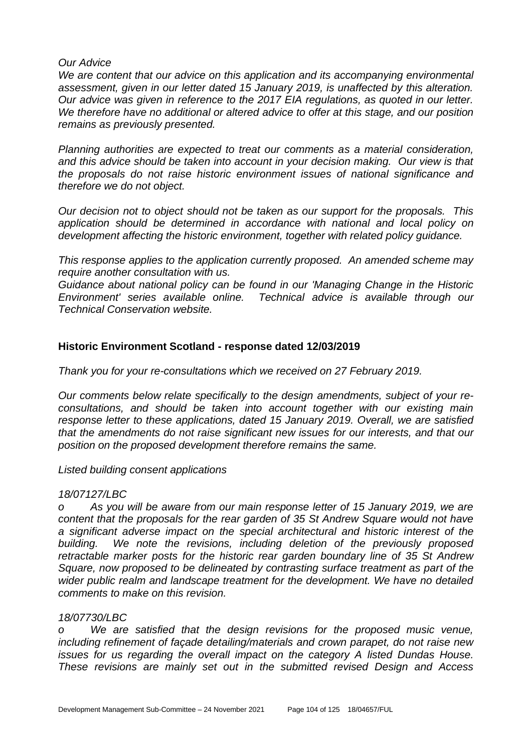*Our Advice*

*We are content that our advice on this application and its accompanying environmental assessment, given in our letter dated 15 January 2019, is unaffected by this alteration. Our advice was given in reference to the 2017 EIA regulations, as quoted in our letter. We therefore have no additional or altered advice to offer at this stage, and our position remains as previously presented.*

*Planning authorities are expected to treat our comments as a material consideration, and this advice should be taken into account in your decision making. Our view is that the proposals do not raise historic environment issues of national significance and therefore we do not object.*

*Our decision not to object should not be taken as our support for the proposals. This application should be determined in accordance with national and local policy on development affecting the historic environment, together with related policy guidance.*

*This response applies to the application currently proposed. An amended scheme may require another consultation with us.*

*Guidance about national policy can be found in our 'Managing Change in the Historic Environment' series available online. Technical advice is available through our Technical Conservation website.*

### Historic Environment Scotland - response dated 12/03/2019

*Thank you for your re-consultations which we received on 27 February 2019.*

*Our comments below relate specifically to the design amendments, subject of your re-consultations, and should be taken into account together with our existing main response letter to these applications, dated 15 January 2019. Overall, we are satisfied that the amendments do not raise significant new issues for our interests, and that our position on the proposed development therefore remains the same.*

*Listed building consent applications*

*18/07127/LBC*

*o As you will be aware from our main response letter of 15 January 2019, we are content that the proposals for the rear garden of 35 St Andrew Square would not have a significant adverse impact on the special architectural and historic interest of the building. We note the revisions, including deletion of the previously proposed retractable marker posts for the historic rear garden boundary line of 35 St Andrew Square, now proposed to be delineated by contrasting surface treatment as part of the wider public realm and landscape treatment for the development. We have no detailed comments to make on this revision.*

*18/07730/LBC*

*o We are satisfied that the design revisions for the proposed music venue, including refinement of façade detailing/materials and crown parapet, do not raise new issues for us regarding the overall impact on the category A listed Dundas House. These revisions are mainly set out in the submitted revised Design and Access*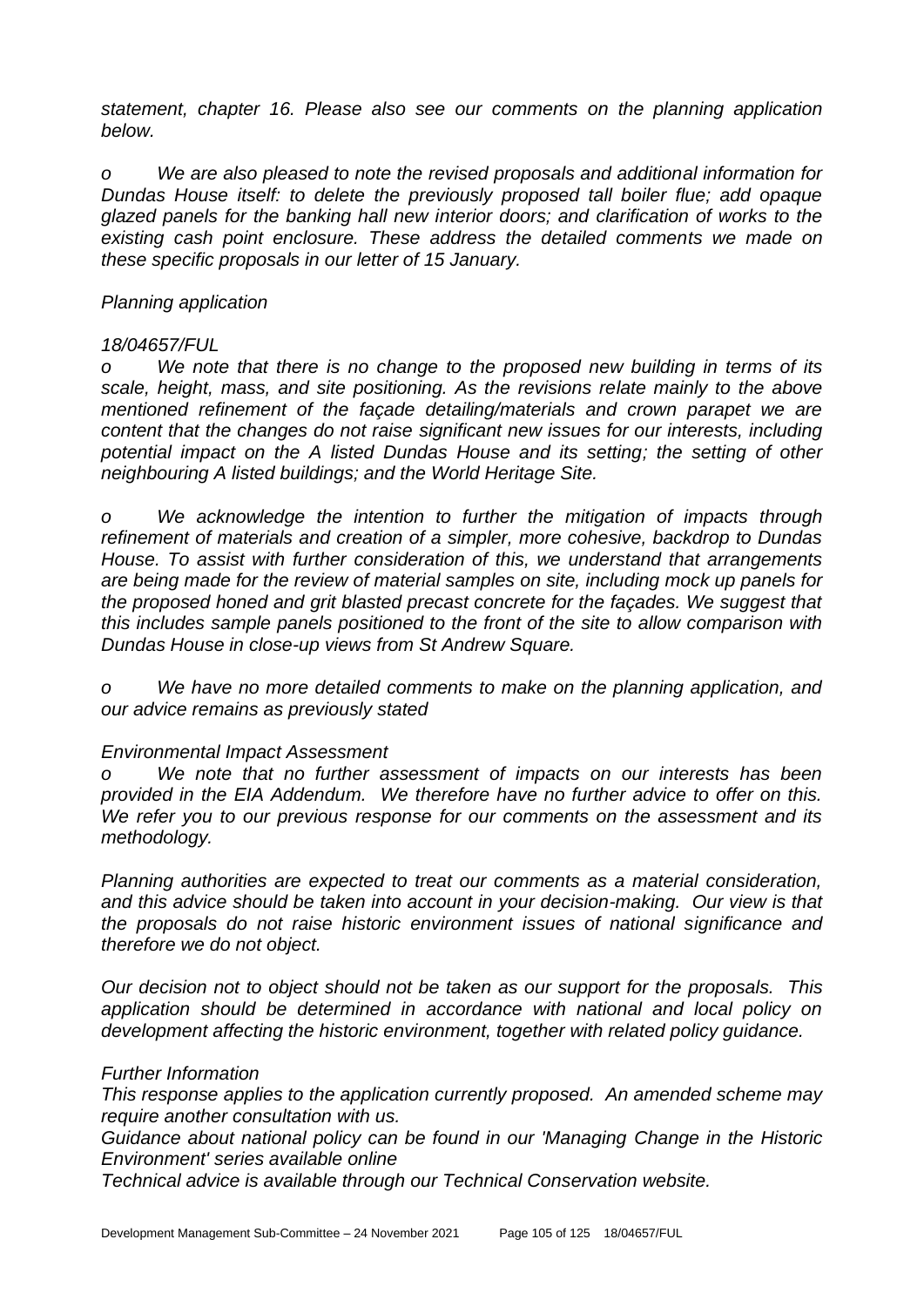*statement, chapter 16. Please also see our comments on the planning application below.*

*o We are also pleased to note the revised proposals and additional information for Dundas House itself: to delete the previously proposed tall boiler flue; add opaque glazed panels for the banking hall new interior doors; and clarification of works to the existing cash point enclosure. These address the detailed comments we made on these specific proposals in our letter of 15 January.*

*Planning application*

*18/04657/FUL*

*o We note that there is no change to the proposed new building in terms of its scale, height, mass, and site positioning. As the revisions relate mainly to the above mentioned refinement of the façade detailing/materials and crown parapet we are content that the changes do not raise significant new issues for our interests, including potential impact on the A listed Dundas House and its setting; the setting of other neighbouring A listed buildings; and the World Heritage Site.*

*o We acknowledge the intention to further the mitigation of impacts through refinement of materials and creation of a simpler, more cohesive, backdrop to Dundas House. To assist with further consideration of this, we understand that arrangements are being made for the review of material samples on site, including mock up panels for the proposed honed and grit blasted precast concrete for the façades. We suggest that this includes sample panels positioned to the front of the site to allow comparison with Dundas House in close-up views from St Andrew Square.*

*o We have no more detailed comments to make on the planning application, and our advice remains as previously stated*

*Environmental Impact Assessment*

*o We note that no further assessment of impacts on our interests has been provided in the EIA Addendum. We therefore have no further advice to offer on this. We refer you to our previous response for our comments on the assessment and its methodology.*

*Planning authorities are expected to treat our comments as a material consideration, and this advice should be taken into account in your decision-making. Our view is that the proposals do not raise historic environment issues of national significance and therefore we do not object.*

*Our decision not to object should not be taken as our support for the proposals. This application should be determined in accordance with national and local policy on development affecting the historic environment, together with related policy guidance.*

*Further Information*

*This response applies to the application currently proposed. An amended scheme may require another consultation with us.*

*Guidance about national policy can be found in our 'Managing Change in the Historic Environment' series available online*

*Technical advice is available through our Technical Conservation website.*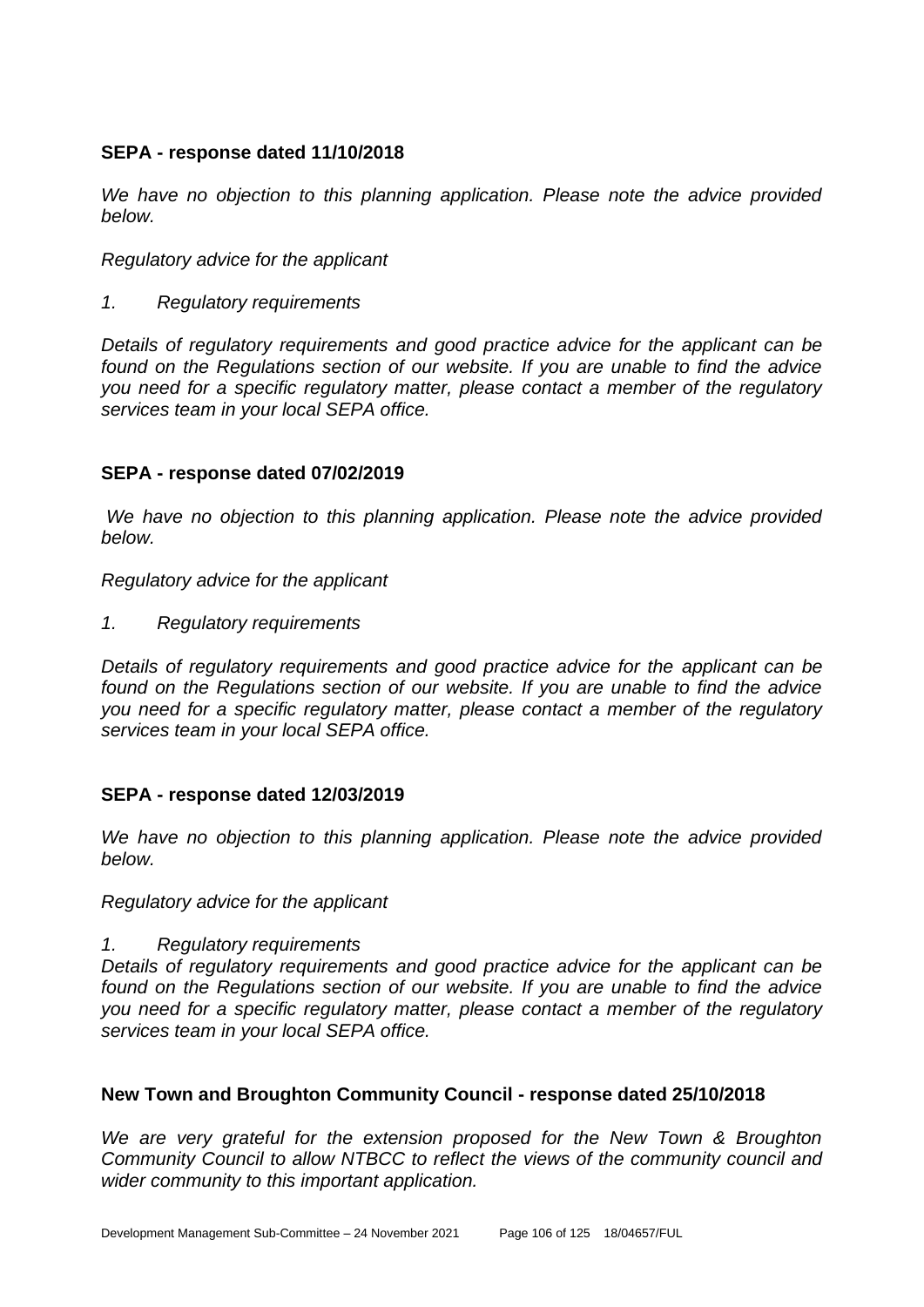**SEPA - response dated 11/10/2018**

*We have no objection to this planning application. Please note the advice provided below.*

*Regulatory advice for the applicant*

*1. Regulatory requirements*

*Details of regulatory requirements and good practice advice for the applicant can be found on the Regulations section of our website. If you are unable to find the advice you need for a specific regulatory matter, please contact a member of the regulatory services team in your local SEPA office.*

**SEPA - response dated 07/02/2019**

*We have no objection to this planning application. Please note the advice provided below.*

*Regulatory advice for the applicant*

*1. Regulatory requirements*

*Details of regulatory requirements and good practice advice for the applicant can be found on the Regulations section of our website. If you are unable to find the advice you need for a specific regulatory matter, please contact a member of the regulatory services team in your local SEPA office.*

**SEPA - response dated 12/03/2019**

*We have no objection to this planning application. Please note the advice provided below.*

*Regulatory advice for the applicant*

*1. Regulatory requirements*
*Details of regulatory requirements and good practice advice for the applicant can be found on the Regulations section of our website. If you are unable to find the advice you need for a specific regulatory matter, please contact a member of the regulatory services team in your local SEPA office.*

**New Town and Broughton Community Council - response dated 25/10/2018**

*We are very grateful for the extension proposed for the New Town & Broughton Community Council to allow NTBCC to reflect the views of the community council and wider community to this important application.*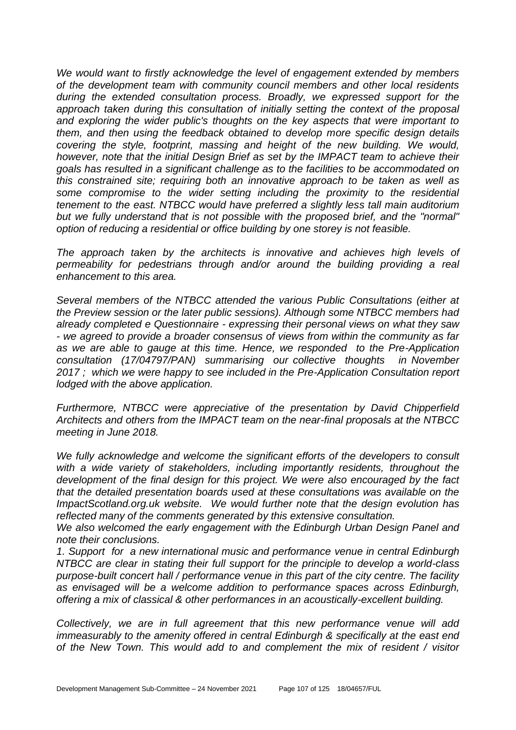*We would want to firstly acknowledge the level of engagement extended by members of the development team with community council members and other local residents during the extended consultation process. Broadly, we expressed support for the approach taken during this consultation of initially setting the context of the proposal and exploring the wider public's thoughts on the key aspects that were important to them, and then using the feedback obtained to develop more specific design details covering the style, footprint, massing and height of the new building. We would, however, note that the initial Design Brief as set by the IMPACT team to achieve their goals has resulted in a significant challenge as to the facilities to be accommodated on this constrained site; requiring both an innovative approach to be taken as well as some compromise to the wider setting including the proximity to the residential tenement to the east. NTBCC would have preferred a slightly less tall main auditorium but we fully understand that is not possible with the proposed brief, and the "normal" option of reducing a residential or office building by one storey is not feasible.*

*The approach taken by the architects is innovative and achieves high levels of permeability for pedestrians through and/or around the building providing a real enhancement to this area.*

*Several members of the NTBCC attended the various Public Consultations (either at the Preview session or the later public sessions). Although some NTBCC members had already completed e Questionnaire - expressing their personal views on what they saw - we agreed to provide a broader consensus of views from within the community as far as we are able to gauge at this time. Hence, we responded to the Pre-Application consultation (17/04797/PAN) summarising our collective thoughts in November 2017 ; which we were happy to see included in the Pre-Application Consultation report lodged with the above application.*

*Furthermore, NTBCC were appreciative of the presentation by David Chipperfield Architects and others from the IMPACT team on the near-final proposals at the NTBCC meeting in June 2018.*

*We fully acknowledge and welcome the significant efforts of the developers to consult with a wide variety of stakeholders, including importantly residents, throughout the development of the final design for this project. We were also encouraged by the fact that the detailed presentation boards used at these consultations was available on the ImpactScotland.org.uk website. We would further note that the design evolution has reflected many of the comments generated by this extensive consultation.*

*We also welcomed the early engagement with the Edinburgh Urban Design Panel and note their conclusions.*

*1. Support for a new international music and performance venue in central Edinburgh*

*NTBCC are clear in stating their full support for the principle to develop a world-class purpose-built concert hall / performance venue in this part of the city centre. The facility as envisaged will be a welcome addition to performance spaces across Edinburgh, offering a mix of classical & other performances in an acoustically-excellent building.*

*Collectively, we are in full agreement that this new performance venue will add immeasurably to the amenity offered in central Edinburgh & specifically at the east end of the New Town. This would add to and complement the mix of resident / visitor*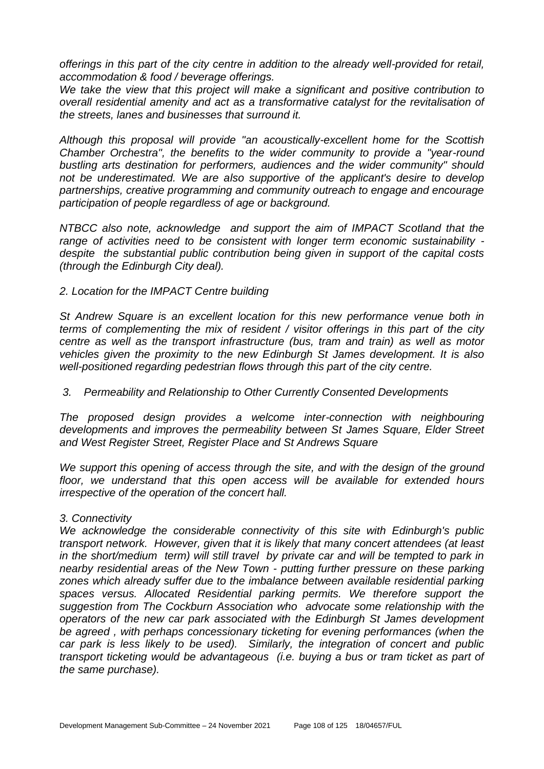*offerings in this part of the city centre in addition to the already well-provided for retail, accommodation & food / beverage offerings.*

*We take the view that this project will make a significant and positive contribution to overall residential amenity and act as a transformative catalyst for the revitalisation of the streets, lanes and businesses that surround it.*

*Although this proposal will provide "an acoustically-excellent home for the Scottish Chamber Orchestra", the benefits to the wider community to provide a "year-round bustling arts destination for performers, audiences and the wider community" should not be underestimated. We are also supportive of the applicant's desire to develop partnerships, creative programming and community outreach to engage and encourage participation of people regardless of age or background.*

*NTBCC also note, acknowledge and support the aim of IMPACT Scotland that the range of activities need to be consistent with longer term economic sustainability - despite the substantial public contribution being given in support of the capital costs (through the Edinburgh City deal).*

*2. Location for the IMPACT Centre building*

*St Andrew Square is an excellent location for this new performance venue both in terms of complementing the mix of resident / visitor offerings in this part of the city centre as well as the transport infrastructure (bus, tram and train) as well as motor vehicles given the proximity to the new Edinburgh St James development. It is also well-positioned regarding pedestrian flows through this part of the city centre.*

*3. Permeability and Relationship to Other Currently Consented Developments*

*The proposed design provides a welcome inter-connection with neighbouring developments and improves the permeability between St James Square, Elder Street and West Register Street, Register Place and St Andrews Square*

*We support this opening of access through the site, and with the design of the ground floor, we understand that this open access will be available for extended hours irrespective of the operation of the concert hall.*

*3. Connectivity*

*We acknowledge the considerable connectivity of this site with Edinburgh's public transport network. However, given that it is likely that many concert attendees (at least in the short/medium term) will still travel by private car and will be tempted to park in nearby residential areas of the New Town - putting further pressure on these parking zones which already suffer due to the imbalance between available residential parking spaces versus. Allocated Residential parking permits. We therefore support the suggestion from The Cockburn Association who advocate some relationship with the operators of the new car park associated with the Edinburgh St James development be agreed , with perhaps concessionary ticketing for evening performances (when the car park is less likely to be used). Similarly, the integration of concert and public transport ticketing would be advantageous (i.e. buying a bus or tram ticket as part of the same purchase).*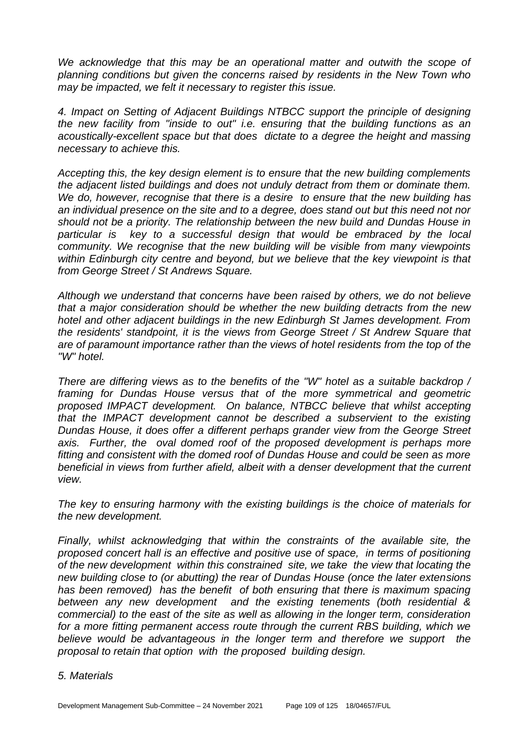*We acknowledge that this may be an operational matter and outwith the scope of planning conditions but given the concerns raised by residents in the New Town who may be impacted, we felt it necessary to register this issue.*

*4. Impact on Setting of Adjacent Buildings NTBCC support the principle of designing the new facility from "inside to out" i.e. ensuring that the building functions as an acoustically-excellent space but that does dictate to a degree the height and massing necessary to achieve this.*

*Accepting this, the key design element is to ensure that the new building complements the adjacent listed buildings and does not unduly detract from them or dominate them. We do, however, recognise that there is a desire to ensure that the new building has an individual presence on the site and to a degree, does stand out but this need not nor should not be a priority. The relationship between the new build and Dundas House in particular is key to a successful design that would be embraced by the local community. We recognise that the new building will be visible from many viewpoints within Edinburgh city centre and beyond, but we believe that the key viewpoint is that from George Street / St Andrews Square.*

*Although we understand that concerns have been raised by others, we do not believe that a major consideration should be whether the new building detracts from the new hotel and other adjacent buildings in the new Edinburgh St James development. From the residents' standpoint, it is the views from George Street / St Andrew Square that are of paramount importance rather than the views of hotel residents from the top of the "W" hotel.*

*There are differing views as to the benefits of the "W" hotel as a suitable backdrop / framing for Dundas House versus that of the more symmetrical and geometric proposed IMPACT development. On balance, NTBCC believe that whilst accepting that the IMPACT development cannot be described a subservient to the existing Dundas House, it does offer a different perhaps grander view from the George Street axis. Further, the oval domed roof of the proposed development is perhaps more fitting and consistent with the domed roof of Dundas House and could be seen as more beneficial in views from further afield, albeit with a denser development that the current view.*

*The key to ensuring harmony with the existing buildings is the choice of materials for the new development.*

*Finally, whilst acknowledging that within the constraints of the available site, the proposed concert hall is an effective and positive use of space, in terms of positioning of the new development within this constrained site, we take the view that locating the new building close to (or abutting) the rear of Dundas House (once the later extensions has been removed) has the benefit of both ensuring that there is maximum spacing between any new development and the existing tenements (both residential & commercial) to the east of the site as well as allowing in the longer term, consideration for a more fitting permanent access route through the current RBS building, which we believe would be advantageous in the longer term and therefore we support the proposal to retain that option with the proposed building design.*

*5. Materials*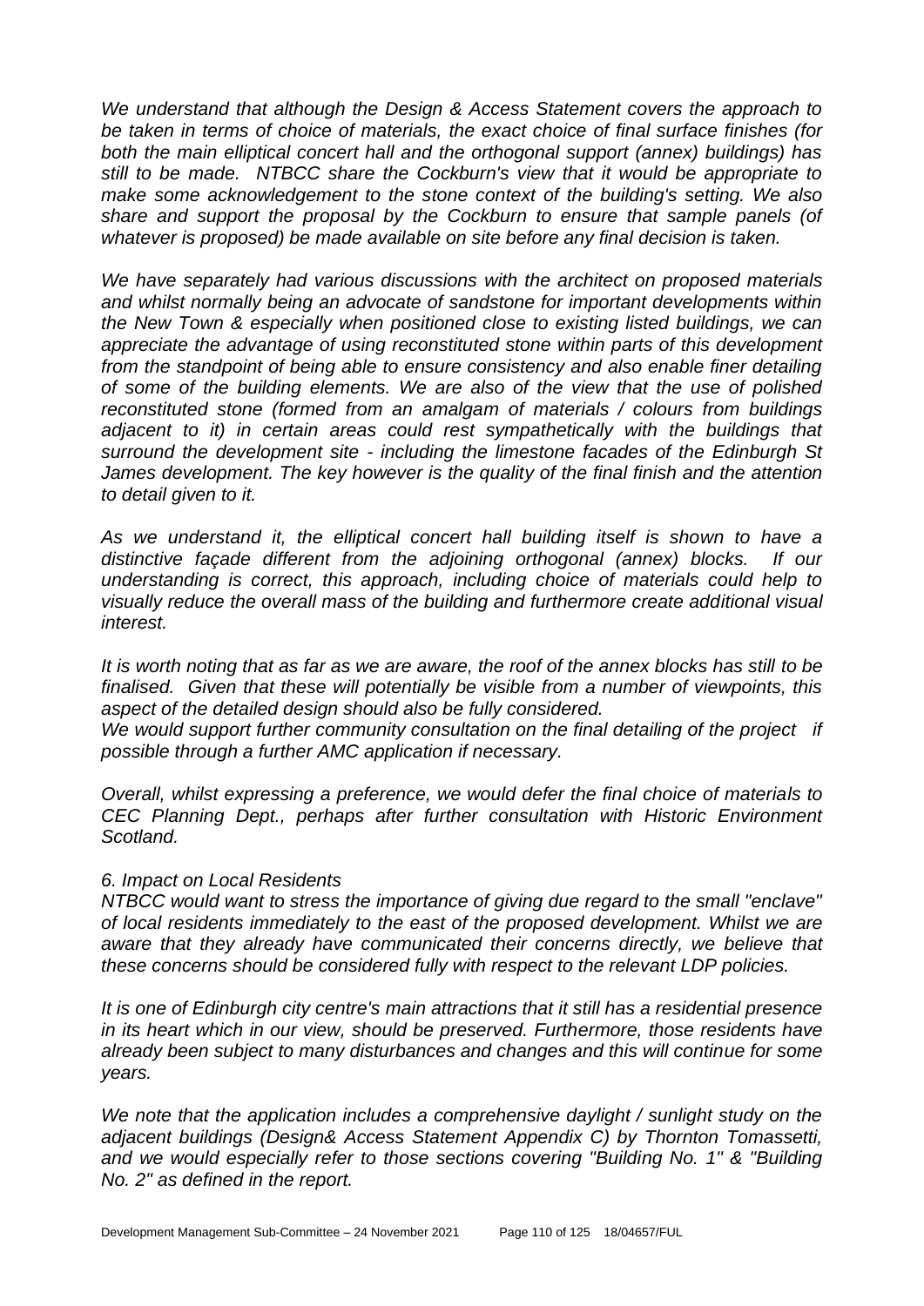*We understand that although the Design & Access Statement covers the approach to be taken in terms of choice of materials, the exact choice of final surface finishes (for both the main elliptical concert hall and the orthogonal support (annex) buildings) has still to be made. NTBCC share the Cockburn's view that it would be appropriate to make some acknowledgement to the stone context of the building's setting. We also share and support the proposal by the Cockburn to ensure that sample panels (of whatever is proposed) be made available on site before any final decision is taken.*

*We have separately had various discussions with the architect on proposed materials and whilst normally being an advocate of sandstone for important developments within the New Town & especially when positioned close to existing listed buildings, we can appreciate the advantage of using reconstituted stone within parts of this development from the standpoint of being able to ensure consistency and also enable finer detailing of some of the building elements. We are also of the view that the use of polished reconstituted stone (formed from an amalgam of materials / colours from buildings adjacent to it) in certain areas could rest sympathetically with the buildings that surround the development site - including the limestone facades of the Edinburgh St James development. The key however is the quality of the final finish and the attention to detail given to it.*

*As we understand it, the elliptical concert hall building itself is shown to have a distinctive façade different from the adjoining orthogonal (annex) blocks. If our understanding is correct, this approach, including choice of materials could help to visually reduce the overall mass of the building and furthermore create additional visual interest.*

*It is worth noting that as far as we are aware, the roof of the annex blocks has still to be finalised. Given that these will potentially be visible from a number of viewpoints, this aspect of the detailed design should also be fully considered.*
*We would support further community consultation on the final detailing of the project if possible through a further AMC application if necessary.*

*Overall, whilst expressing a preference, we would defer the final choice of materials to CEC Planning Dept., perhaps after further consultation with Historic Environment Scotland.*

*6. Impact on Local Residents*
*NTBCC would want to stress the importance of giving due regard to the small "enclave" of local residents immediately to the east of the proposed development. Whilst we are aware that they already have communicated their concerns directly, we believe that these concerns should be considered fully with respect to the relevant LDP policies.*

*It is one of Edinburgh city centre's main attractions that it still has a residential presence in its heart which in our view, should be preserved. Furthermore, those residents have already been subject to many disturbances and changes and this will continue for some years.*

*We note that the application includes a comprehensive daylight / sunlight study on the adjacent buildings (Design& Access Statement Appendix C) by Thornton Tomassetti, and we would especially refer to those sections covering "Building No. 1" & "Building No. 2" as defined in the report.*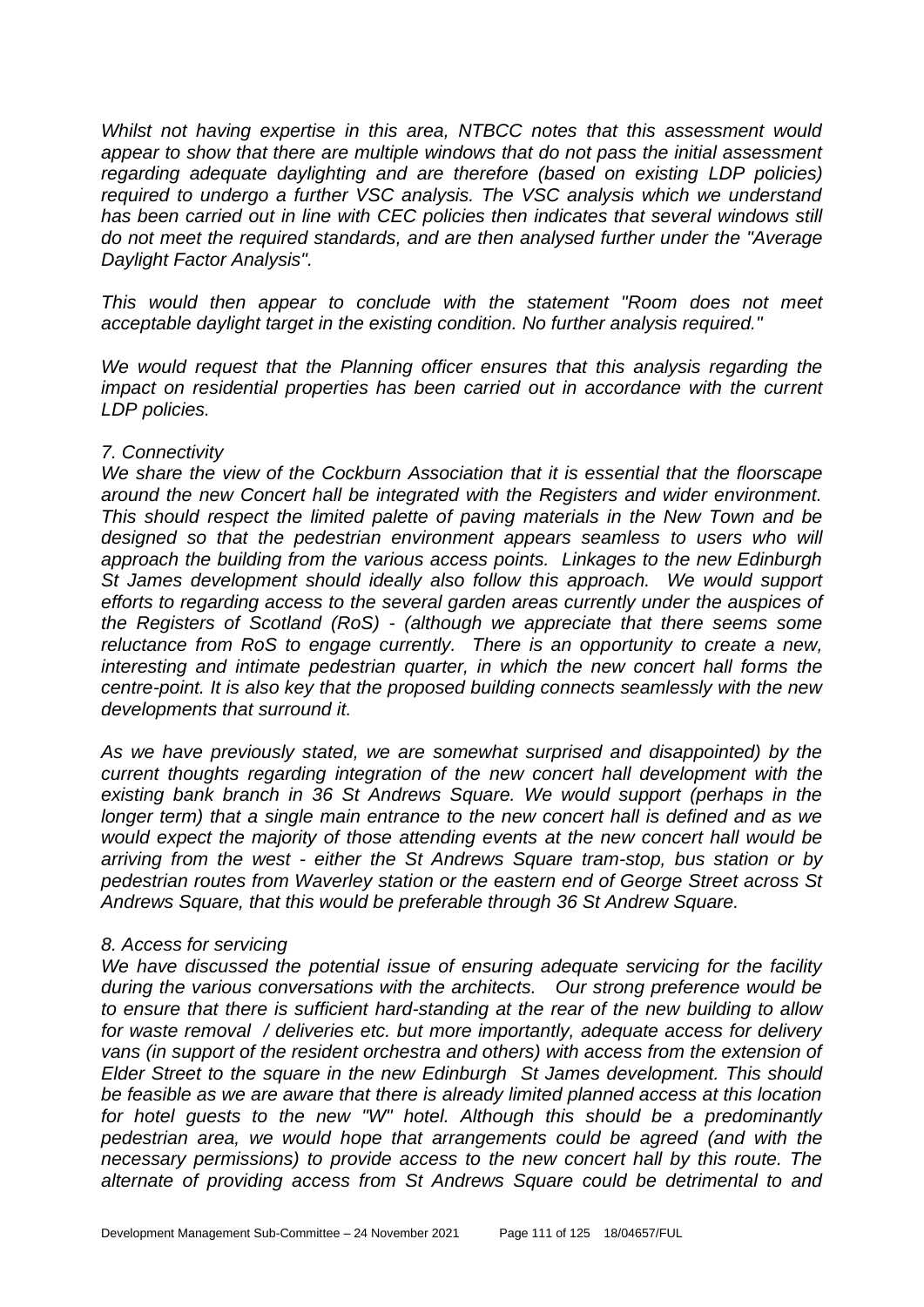*Whilst not having expertise in this area, NTBCC notes that this assessment would appear to show that there are multiple windows that do not pass the initial assessment regarding adequate daylighting and are therefore (based on existing LDP policies) required to undergo a further VSC analysis. The VSC analysis which we understand has been carried out in line with CEC policies then indicates that several windows still do not meet the required standards, and are then analysed further under the "Average Daylight Factor Analysis".*

*This would then appear to conclude with the statement "Room does not meet acceptable daylight target in the existing condition. No further analysis required."*

*We would request that the Planning officer ensures that this analysis regarding the impact on residential properties has been carried out in accordance with the current LDP policies.*

*7. Connectivity*

*We share the view of the Cockburn Association that it is essential that the floorscape around the new Concert hall be integrated with the Registers and wider environment. This should respect the limited palette of paving materials in the New Town and be designed so that the pedestrian environment appears seamless to users who will approach the building from the various access points. Linkages to the new Edinburgh St James development should ideally also follow this approach. We would support efforts to regarding access to the several garden areas currently under the auspices of the Registers of Scotland (RoS) - (although we appreciate that there seems some reluctance from RoS to engage currently. There is an opportunity to create a new, interesting and intimate pedestrian quarter, in which the new concert hall forms the centre-point. It is also key that the proposed building connects seamlessly with the new developments that surround it.*

*As we have previously stated, we are somewhat surprised and disappointed) by the current thoughts regarding integration of the new concert hall development with the existing bank branch in 36 St Andrews Square. We would support (perhaps in the longer term) that a single main entrance to the new concert hall is defined and as we would expect the majority of those attending events at the new concert hall would be arriving from the west - either the St Andrews Square tram-stop, bus station or by pedestrian routes from Waverley station or the eastern end of George Street across St Andrews Square, that this would be preferable through 36 St Andrew Square.*

*8. Access for servicing*

*We have discussed the potential issue of ensuring adequate servicing for the facility during the various conversations with the architects. Our strong preference would be to ensure that there is sufficient hard-standing at the rear of the new building to allow for waste removal / deliveries etc. but more importantly, adequate access for delivery vans (in support of the resident orchestra and others) with access from the extension of Elder Street to the square in the new Edinburgh St James development. This should be feasible as we are aware that there is already limited planned access at this location for hotel guests to the new "W" hotel. Although this should be a predominantly pedestrian area, we would hope that arrangements could be agreed (and with the necessary permissions) to provide access to the new concert hall by this route. The alternate of providing access from St Andrews Square could be detrimental to and*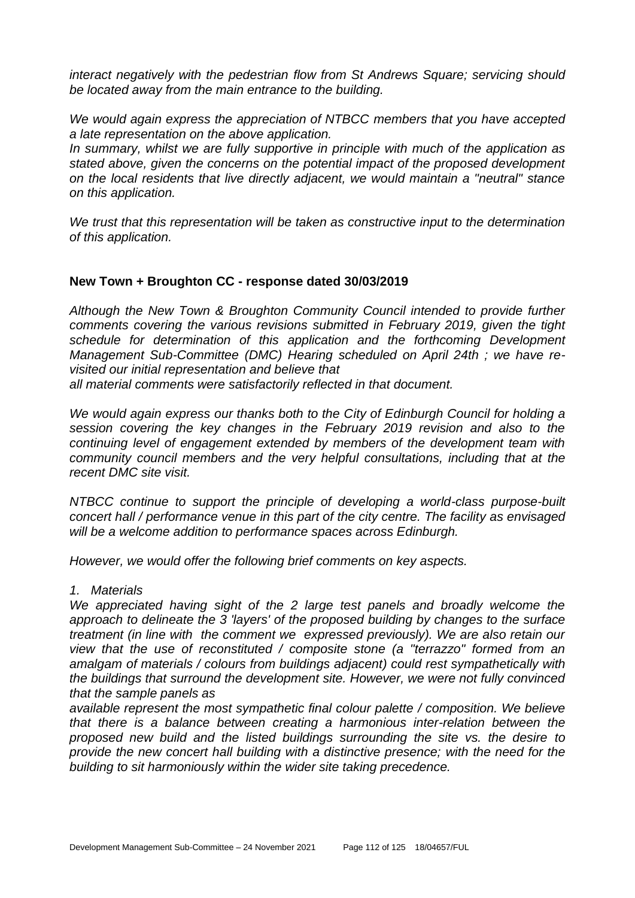*interact negatively with the pedestrian flow from St Andrews Square; servicing should be located away from the main entrance to the building.*

*We would again express the appreciation of NTBCC members that you have accepted a late representation on the above application.*
*In summary, whilst we are fully supportive in principle with much of the application as stated above, given the concerns on the potential impact of the proposed development on the local residents that live directly adjacent, we would maintain a "neutral" stance on this application.*

*We trust that this representation will be taken as constructive input to the determination of this application.*

**New Town + Broughton CC - response dated 30/03/2019**

*Although the New Town & Broughton Community Council intended to provide further comments covering the various revisions submitted in February 2019, given the tight schedule for determination of this application and the forthcoming Development Management Sub-Committee (DMC) Hearing scheduled on April 24th ; we have re-visited our initial representation and believe that*
*all material comments were satisfactorily reflected in that document.*

*We would again express our thanks both to the City of Edinburgh Council for holding a session covering the key changes in the February 2019 revision and also to the continuing level of engagement extended by members of the development team with community council members and the very helpful consultations, including that at the recent DMC site visit.*

*NTBCC continue to support the principle of developing a world-class purpose-built concert hall / performance venue in this part of the city centre. The facility as envisaged will be a welcome addition to performance spaces across Edinburgh.*

*However, we would offer the following brief comments on key aspects.*

*1. Materials*
*We appreciated having sight of the 2 large test panels and broadly welcome the approach to delineate the 3 'layers' of the proposed building by changes to the surface treatment (in line with the comment we expressed previously). We are also retain our view that the use of reconstituted / composite stone (a "terrazzo" formed from an amalgam of materials / colours from buildings adjacent) could rest sympathetically with the buildings that surround the development site. However, we were not fully convinced that the sample panels as*
*available represent the most sympathetic final colour palette / composition. We believe that there is a balance between creating a harmonious inter-relation between the proposed new build and the listed buildings surrounding the site vs. the desire to provide the new concert hall building with a distinctive presence; with the need for the building to sit harmoniously within the wider site taking precedence.*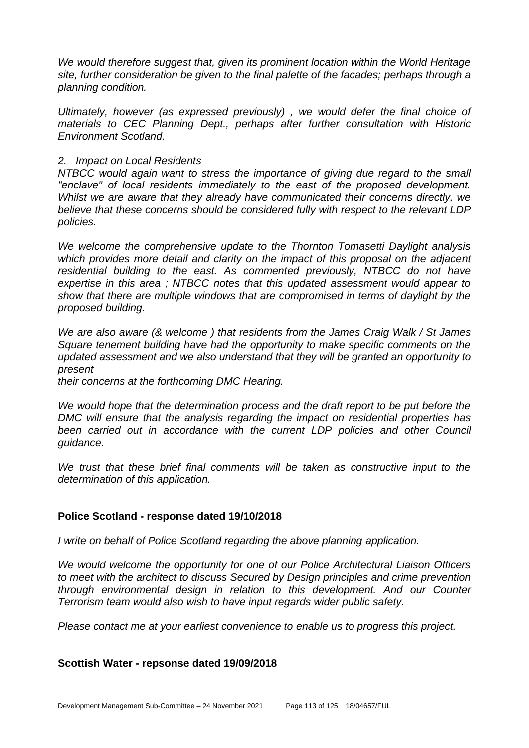*We would therefore suggest that, given its prominent location within the World Heritage site, further consideration be given to the final palette of the facades; perhaps through a planning condition.*

*Ultimately, however (as expressed previously) , we would defer the final choice of materials to CEC Planning Dept., perhaps after further consultation with Historic Environment Scotland.*

*2. Impact on Local Residents*

*NTBCC would again want to stress the importance of giving due regard to the small "enclave" of local residents immediately to the east of the proposed development. Whilst we are aware that they already have communicated their concerns directly, we believe that these concerns should be considered fully with respect to the relevant LDP policies.*

*We welcome the comprehensive update to the Thornton Tomasetti Daylight analysis which provides more detail and clarity on the impact of this proposal on the adjacent residential building to the east. As commented previously, NTBCC do not have expertise in this area ; NTBCC notes that this updated assessment would appear to show that there are multiple windows that are compromised in terms of daylight by the proposed building.*

*We are also aware (& welcome ) that residents from the James Craig Walk / St James Square tenement building have had the opportunity to make specific comments on the updated assessment and we also understand that they will be granted an opportunity to present*

*their concerns at the forthcoming DMC Hearing.*

*We would hope that the determination process and the draft report to be put before the DMC will ensure that the analysis regarding the impact on residential properties has been carried out in accordance with the current LDP policies and other Council guidance.*

*We trust that these brief final comments will be taken as constructive input to the determination of this application.*

**Police Scotland - response dated 19/10/2018**

*I write on behalf of Police Scotland regarding the above planning application.*

*We would welcome the opportunity for one of our Police Architectural Liaison Officers to meet with the architect to discuss Secured by Design principles and crime prevention through environmental design in relation to this development. And our Counter Terrorism team would also wish to have input regards wider public safety.*

*Please contact me at your earliest convenience to enable us to progress this project.*

**Scottish Water - repsonse dated 19/09/2018**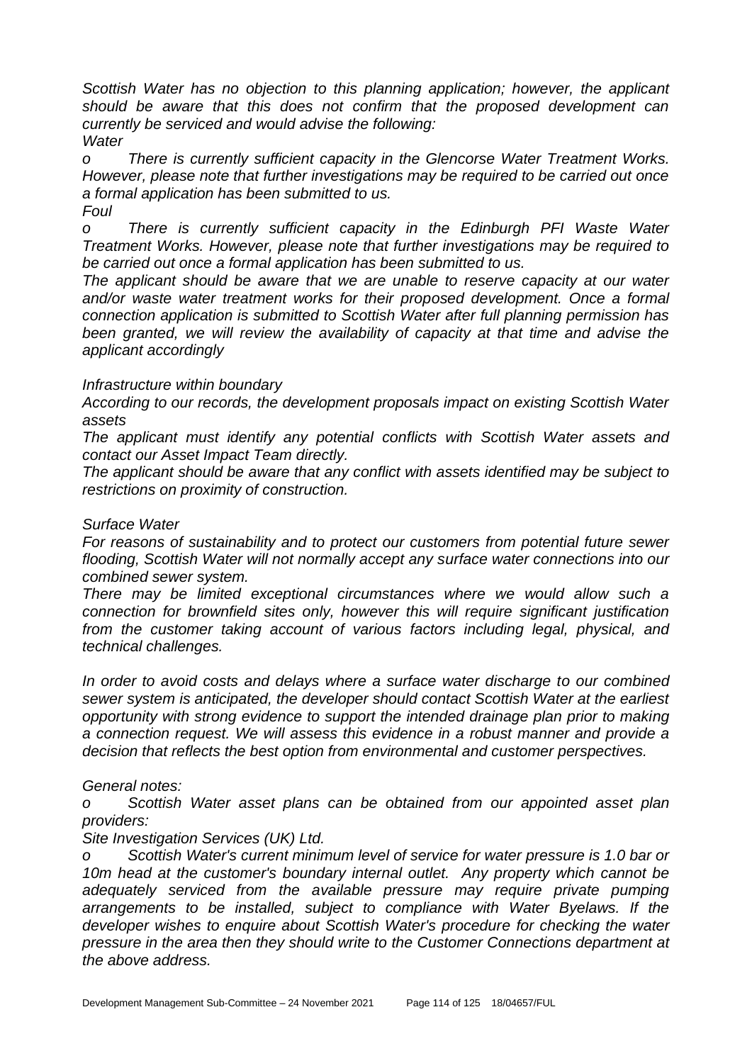*Scottish Water has no objection to this planning application; however, the applicant should be aware that this does not confirm that the proposed development can currently be serviced and would advise the following:*

*Water*

*o There is currently sufficient capacity in the Glencorse Water Treatment Works. However, please note that further investigations may be required to be carried out once a formal application has been submitted to us.*

*Foul*

*o There is currently sufficient capacity in the Edinburgh PFI Waste Water Treatment Works. However, please note that further investigations may be required to be carried out once a formal application has been submitted to us.*

*The applicant should be aware that we are unable to reserve capacity at our water and/or waste water treatment works for their proposed development. Once a formal connection application is submitted to Scottish Water after full planning permission has been granted, we will review the availability of capacity at that time and advise the applicant accordingly*

*Infrastructure within boundary*

*According to our records, the development proposals impact on existing Scottish Water assets*

*The applicant must identify any potential conflicts with Scottish Water assets and contact our Asset Impact Team directly.*

*The applicant should be aware that any conflict with assets identified may be subject to restrictions on proximity of construction.*

*Surface Water*

*For reasons of sustainability and to protect our customers from potential future sewer flooding, Scottish Water will not normally accept any surface water connections into our combined sewer system.*

*There may be limited exceptional circumstances where we would allow such a connection for brownfield sites only, however this will require significant justification from the customer taking account of various factors including legal, physical, and technical challenges.*

*In order to avoid costs and delays where a surface water discharge to our combined sewer system is anticipated, the developer should contact Scottish Water at the earliest opportunity with strong evidence to support the intended drainage plan prior to making a connection request. We will assess this evidence in a robust manner and provide a decision that reflects the best option from environmental and customer perspectives.*

*General notes:*

*o Scottish Water asset plans can be obtained from our appointed asset plan providers:*

*Site Investigation Services (UK) Ltd.*

*o Scottish Water's current minimum level of service for water pressure is 1.0 bar or 10m head at the customer's boundary internal outlet. Any property which cannot be adequately serviced from the available pressure may require private pumping arrangements to be installed, subject to compliance with Water Byelaws. If the developer wishes to enquire about Scottish Water's procedure for checking the water pressure in the area then they should write to the Customer Connections department at the above address.*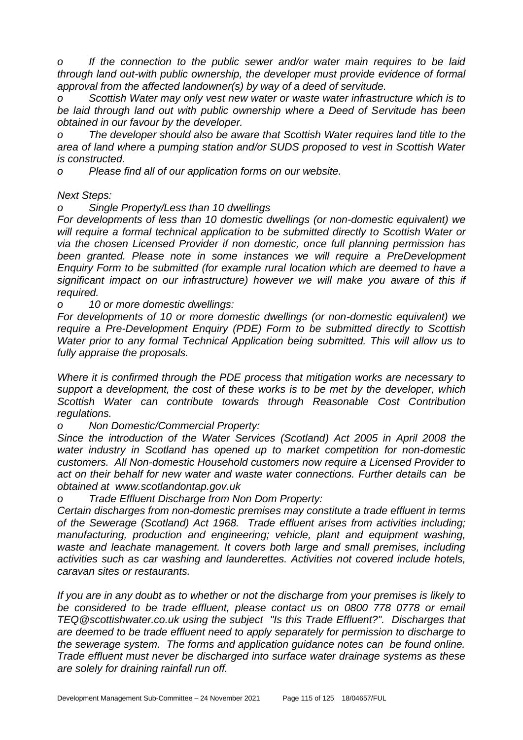*o If the connection to the public sewer and/or water main requires to be laid through land out-with public ownership, the developer must provide evidence of formal approval from the affected landowner(s) by way of a deed of servitude.*

*o Scottish Water may only vest new water or waste water infrastructure which is to be laid through land out with public ownership where a Deed of Servitude has been obtained in our favour by the developer.*

*o The developer should also be aware that Scottish Water requires land title to the area of land where a pumping station and/or SUDS proposed to vest in Scottish Water is constructed.*

*o Please find all of our application forms on our website.*

*Next Steps:*

*o Single Property/Less than 10 dwellings*

*For developments of less than 10 domestic dwellings (or non-domestic equivalent) we will require a formal technical application to be submitted directly to Scottish Water or via the chosen Licensed Provider if non domestic, once full planning permission has been granted. Please note in some instances we will require a PreDevelopment Enquiry Form to be submitted (for example rural location which are deemed to have a significant impact on our infrastructure) however we will make you aware of this if required.*

*o 10 or more domestic dwellings:*

*For developments of 10 or more domestic dwellings (or non-domestic equivalent) we require a Pre-Development Enquiry (PDE) Form to be submitted directly to Scottish Water prior to any formal Technical Application being submitted. This will allow us to fully appraise the proposals.*

*Where it is confirmed through the PDE process that mitigation works are necessary to support a development, the cost of these works is to be met by the developer, which Scottish Water can contribute towards through Reasonable Cost Contribution regulations.*

*o Non Domestic/Commercial Property:*

*Since the introduction of the Water Services (Scotland) Act 2005 in April 2008 the water industry in Scotland has opened up to market competition for non-domestic customers. All Non-domestic Household customers now require a Licensed Provider to act on their behalf for new water and waste water connections. Further details can be obtained at www.scotlandontap.gov.uk*

*o Trade Effluent Discharge from Non Dom Property:*

*Certain discharges from non-domestic premises may constitute a trade effluent in terms of the Sewerage (Scotland) Act 1968. Trade effluent arises from activities including; manufacturing, production and engineering; vehicle, plant and equipment washing, waste and leachate management. It covers both large and small premises, including activities such as car washing and launderettes. Activities not covered include hotels, caravan sites or restaurants.*

*If you are in any doubt as to whether or not the discharge from your premises is likely to be considered to be trade effluent, please contact us on 0800 778 0778 or email TEQ@scottishwater.co.uk using the subject "Is this Trade Effluent?". Discharges that are deemed to be trade effluent need to apply separately for permission to discharge to the sewerage system. The forms and application guidance notes can be found online. Trade effluent must never be discharged into surface water drainage systems as these are solely for draining rainfall run off.*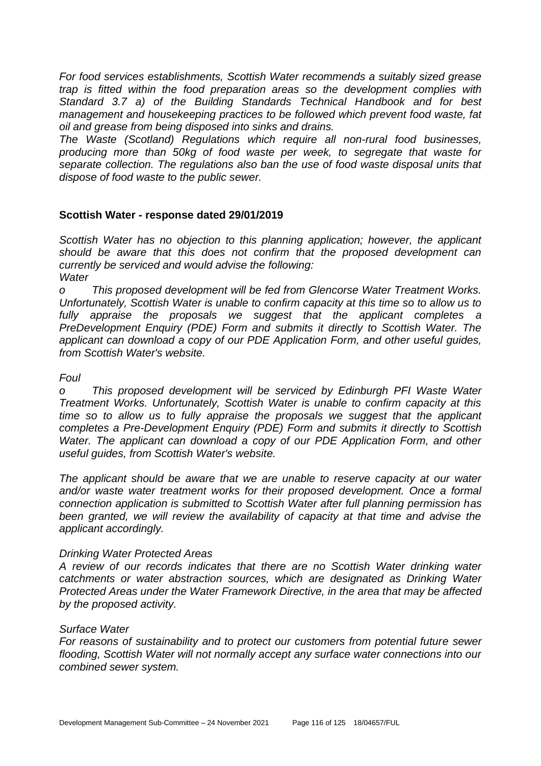*For food services establishments, Scottish Water recommends a suitably sized grease trap is fitted within the food preparation areas so the development complies with Standard 3.7 a) of the Building Standards Technical Handbook and for best management and housekeeping practices to be followed which prevent food waste, fat oil and grease from being disposed into sinks and drains.*

*The Waste (Scotland) Regulations which require all non-rural food businesses, producing more than 50kg of food waste per week, to segregate that waste for separate collection. The regulations also ban the use of food waste disposal units that dispose of food waste to the public sewer.*

**Scottish Water - response dated 29/01/2019**

*Scottish Water has no objection to this planning application; however, the applicant should be aware that this does not confirm that the proposed development can currently be serviced and would advise the following:*

*Water*

*o This proposed development will be fed from Glencorse Water Treatment Works. Unfortunately, Scottish Water is unable to confirm capacity at this time so to allow us to fully appraise the proposals we suggest that the applicant completes a PreDevelopment Enquiry (PDE) Form and submits it directly to Scottish Water. The applicant can download a copy of our PDE Application Form, and other useful guides, from Scottish Water's website.*

*Foul*

*o This proposed development will be serviced by Edinburgh PFI Waste Water Treatment Works. Unfortunately, Scottish Water is unable to confirm capacity at this time so to allow us to fully appraise the proposals we suggest that the applicant completes a Pre-Development Enquiry (PDE) Form and submits it directly to Scottish Water. The applicant can download a copy of our PDE Application Form, and other useful guides, from Scottish Water's website.*

*The applicant should be aware that we are unable to reserve capacity at our water and/or waste water treatment works for their proposed development. Once a formal connection application is submitted to Scottish Water after full planning permission has been granted, we will review the availability of capacity at that time and advise the applicant accordingly.*

*Drinking Water Protected Areas*

*A review of our records indicates that there are no Scottish Water drinking water catchments or water abstraction sources, which are designated as Drinking Water Protected Areas under the Water Framework Directive, in the area that may be affected by the proposed activity.*

*Surface Water*

*For reasons of sustainability and to protect our customers from potential future sewer flooding, Scottish Water will not normally accept any surface water connections into our combined sewer system.*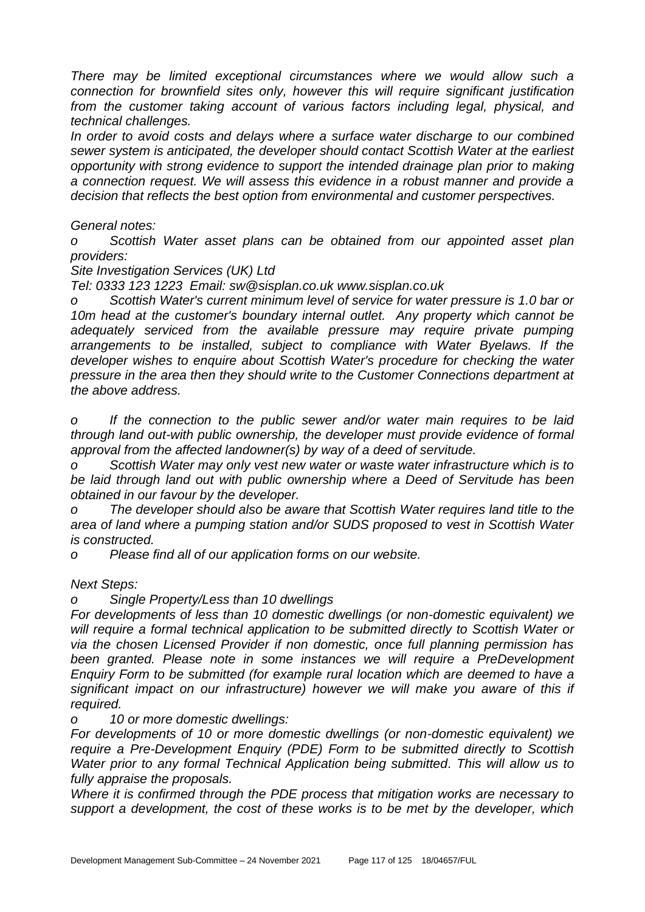*There may be limited exceptional circumstances where we would allow such a connection for brownfield sites only, however this will require significant justification from the customer taking account of various factors including legal, physical, and technical challenges.*

*In order to avoid costs and delays where a surface water discharge to our combined sewer system is anticipated, the developer should contact Scottish Water at the earliest opportunity with strong evidence to support the intended drainage plan prior to making a connection request. We will assess this evidence in a robust manner and provide a decision that reflects the best option from environmental and customer perspectives.*

*General notes:*

*o Scottish Water asset plans can be obtained from our appointed asset plan providers:*

*Site Investigation Services (UK) Ltd*

*Tel: 0333 123 1223 Email: sw@sisplan.co.uk www.sisplan.co.uk*

*o Scottish Water's current minimum level of service for water pressure is 1.0 bar or 10m head at the customer's boundary internal outlet. Any property which cannot be adequately serviced from the available pressure may require private pumping arrangements to be installed, subject to compliance with Water Byelaws. If the developer wishes to enquire about Scottish Water's procedure for checking the water pressure in the area then they should write to the Customer Connections department at the above address.*

*o If the connection to the public sewer and/or water main requires to be laid through land out-with public ownership, the developer must provide evidence of formal approval from the affected landowner(s) by way of a deed of servitude.*

*o Scottish Water may only vest new water or waste water infrastructure which is to be laid through land out with public ownership where a Deed of Servitude has been obtained in our favour by the developer.*

*o The developer should also be aware that Scottish Water requires land title to the area of land where a pumping station and/or SUDS proposed to vest in Scottish Water is constructed.*

*o Please find all of our application forms on our website.*

*Next Steps:*

*o Single Property/Less than 10 dwellings*

*For developments of less than 10 domestic dwellings (or non-domestic equivalent) we will require a formal technical application to be submitted directly to Scottish Water or via the chosen Licensed Provider if non domestic, once full planning permission has been granted. Please note in some instances we will require a PreDevelopment Enquiry Form to be submitted (for example rural location which are deemed to have a significant impact on our infrastructure) however we will make you aware of this if required.*

*o 10 or more domestic dwellings:*

*For developments of 10 or more domestic dwellings (or non-domestic equivalent) we require a Pre-Development Enquiry (PDE) Form to be submitted directly to Scottish Water prior to any formal Technical Application being submitted. This will allow us to fully appraise the proposals.*

*Where it is confirmed through the PDE process that mitigation works are necessary to support a development, the cost of these works is to be met by the developer, which*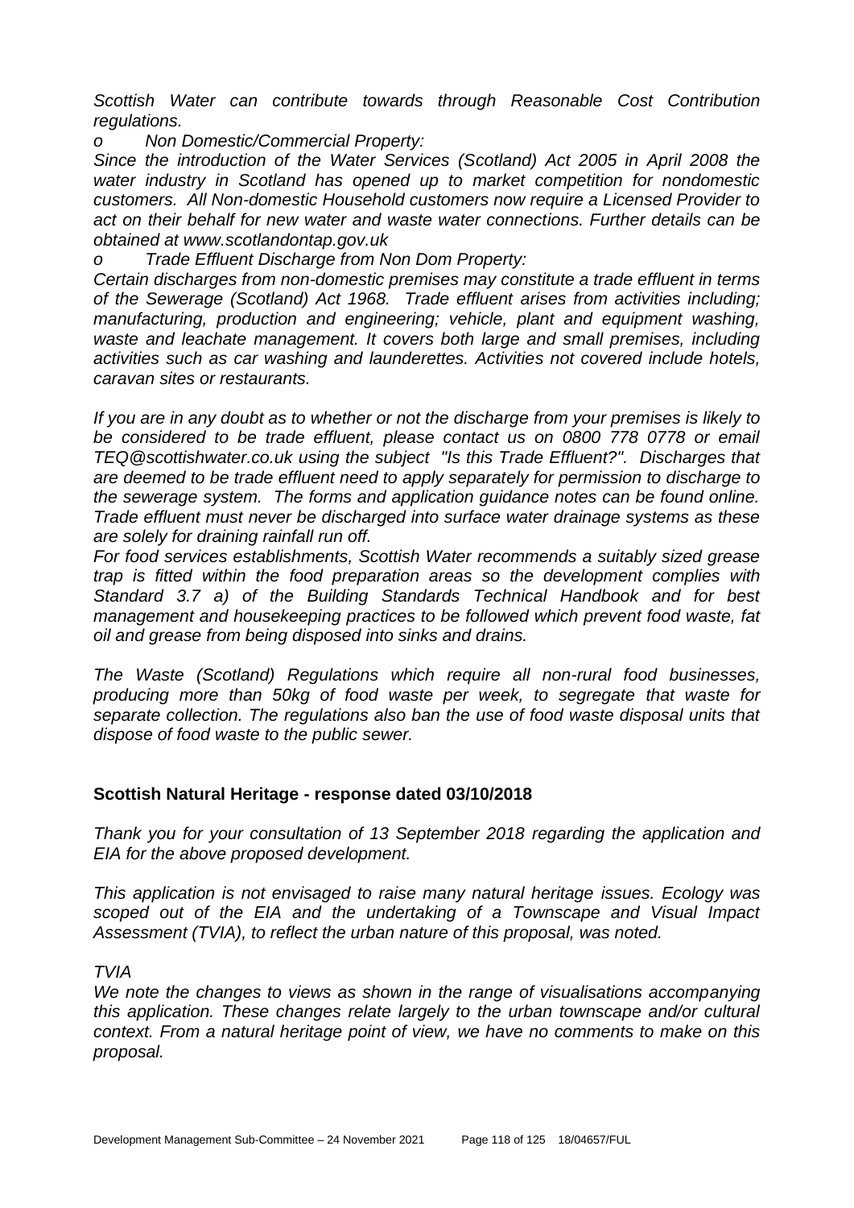*Scottish Water can contribute towards through Reasonable Cost Contribution regulations.*

*o Non Domestic/Commercial Property:*

*Since the introduction of the Water Services (Scotland) Act 2005 in April 2008 the water industry in Scotland has opened up to market competition for nondomestic customers. All Non-domestic Household customers now require a Licensed Provider to act on their behalf for new water and waste water connections. Further details can be obtained at www.scotlandontap.gov.uk*

*o Trade Effluent Discharge from Non Dom Property:*

*Certain discharges from non-domestic premises may constitute a trade effluent in terms of the Sewerage (Scotland) Act 1968. Trade effluent arises from activities including; manufacturing, production and engineering; vehicle, plant and equipment washing, waste and leachate management. It covers both large and small premises, including activities such as car washing and launderettes. Activities not covered include hotels, caravan sites or restaurants.*

*If you are in any doubt as to whether or not the discharge from your premises is likely to be considered to be trade effluent, please contact us on 0800 778 0778 or email TEQ@scottishwater.co.uk using the subject "Is this Trade Effluent?". Discharges that are deemed to be trade effluent need to apply separately for permission to discharge to the sewerage system. The forms and application guidance notes can be found online. Trade effluent must never be discharged into surface water drainage systems as these are solely for draining rainfall run off.*

*For food services establishments, Scottish Water recommends a suitably sized grease trap is fitted within the food preparation areas so the development complies with Standard 3.7 a) of the Building Standards Technical Handbook and for best management and housekeeping practices to be followed which prevent food waste, fat oil and grease from being disposed into sinks and drains.*

*The Waste (Scotland) Regulations which require all non-rural food businesses, producing more than 50kg of food waste per week, to segregate that waste for separate collection. The regulations also ban the use of food waste disposal units that dispose of food waste to the public sewer.*

**Scottish Natural Heritage - response dated 03/10/2018**

*Thank you for your consultation of 13 September 2018 regarding the application and EIA for the above proposed development.*

*This application is not envisaged to raise many natural heritage issues. Ecology was scoped out of the EIA and the undertaking of a Townscape and Visual Impact Assessment (TVIA), to reflect the urban nature of this proposal, was noted.*

*TVIA*

*We note the changes to views as shown in the range of visualisations accompanying this application. These changes relate largely to the urban townscape and/or cultural context. From a natural heritage point of view, we have no comments to make on this proposal.*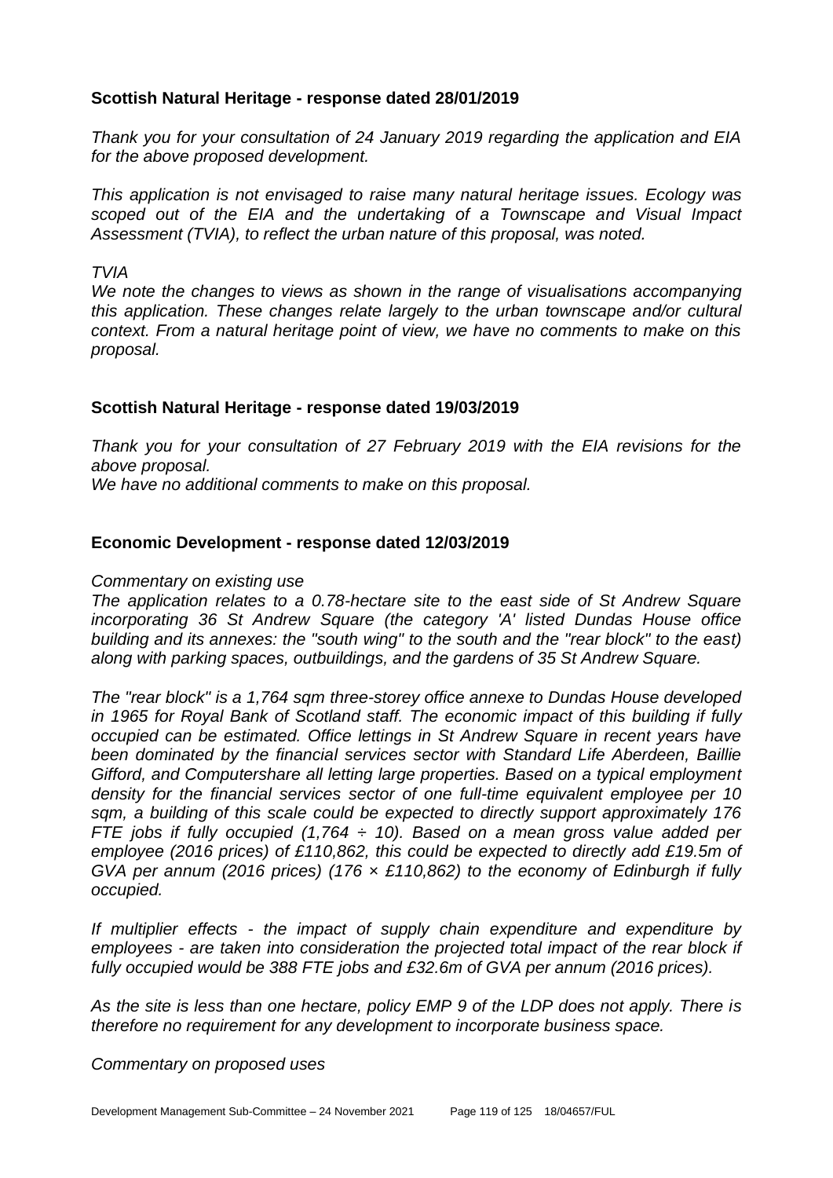**Scottish Natural Heritage - response dated 28/01/2019**

*Thank you for your consultation of 24 January 2019 regarding the application and EIA for the above proposed development.*

*This application is not envisaged to raise many natural heritage issues. Ecology was scoped out of the EIA and the undertaking of a Townscape and Visual Impact Assessment (TVIA), to reflect the urban nature of this proposal, was noted.*

*TVIA*
*We note the changes to views as shown in the range of visualisations accompanying this application. These changes relate largely to the urban townscape and/or cultural context. From a natural heritage point of view, we have no comments to make on this proposal.*

**Scottish Natural Heritage - response dated 19/03/2019**

*Thank you for your consultation of 27 February 2019 with the EIA revisions for the above proposal.*
*We have no additional comments to make on this proposal.*

**Economic Development - response dated 12/03/2019**

*Commentary on existing use*
*The application relates to a 0.78-hectare site to the east side of St Andrew Square incorporating 36 St Andrew Square (the category 'A' listed Dundas House office building and its annexes: the "south wing" to the south and the "rear block" to the east) along with parking spaces, outbuildings, and the gardens of 35 St Andrew Square.*

*The "rear block" is a 1,764 sqm three-storey office annexe to Dundas House developed in 1965 for Royal Bank of Scotland staff. The economic impact of this building if fully occupied can be estimated. Office lettings in St Andrew Square in recent years have been dominated by the financial services sector with Standard Life Aberdeen, Baillie Gifford, and Computershare all letting large properties. Based on a typical employment density for the financial services sector of one full-time equivalent employee per 10 sqm, a building of this scale could be expected to directly support approximately 176 FTE jobs if fully occupied (1,764 ÷ 10). Based on a mean gross value added per employee (2016 prices) of £110,862, this could be expected to directly add £19.5m of GVA per annum (2016 prices) (176 × £110,862) to the economy of Edinburgh if fully occupied.*

*If multiplier effects - the impact of supply chain expenditure and expenditure by employees - are taken into consideration the projected total impact of the rear block if fully occupied would be 388 FTE jobs and £32.6m of GVA per annum (2016 prices).*

*As the site is less than one hectare, policy EMP 9 of the LDP does not apply. There is therefore no requirement for any development to incorporate business space.*

*Commentary on proposed uses*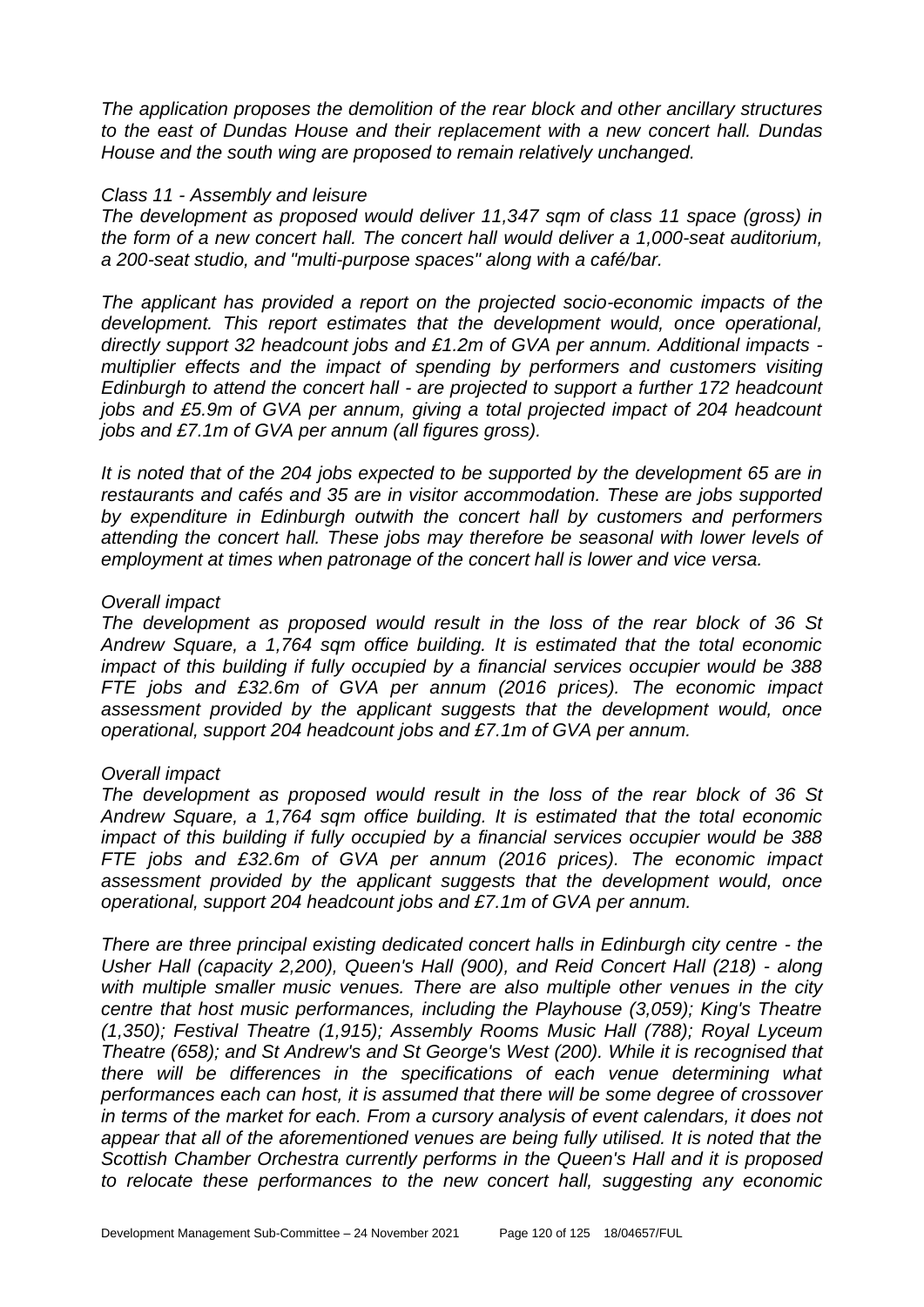*The application proposes the demolition of the rear block and other ancillary structures to the east of Dundas House and their replacement with a new concert hall. Dundas House and the south wing are proposed to remain relatively unchanged.*

*Class 11 - Assembly and leisure*

*The development as proposed would deliver 11,347 sqm of class 11 space (gross) in the form of a new concert hall. The concert hall would deliver a 1,000-seat auditorium, a 200-seat studio, and "multi-purpose spaces" along with a café/bar.*

*The applicant has provided a report on the projected socio-economic impacts of the development. This report estimates that the development would, once operational, directly support 32 headcount jobs and £1.2m of GVA per annum. Additional impacts - multiplier effects and the impact of spending by performers and customers visiting Edinburgh to attend the concert hall - are projected to support a further 172 headcount jobs and £5.9m of GVA per annum, giving a total projected impact of 204 headcount jobs and £7.1m of GVA per annum (all figures gross).*

*It is noted that of the 204 jobs expected to be supported by the development 65 are in restaurants and cafés and 35 are in visitor accommodation. These are jobs supported by expenditure in Edinburgh outwith the concert hall by customers and performers attending the concert hall. These jobs may therefore be seasonal with lower levels of employment at times when patronage of the concert hall is lower and vice versa.*

*Overall impact*

*The development as proposed would result in the loss of the rear block of 36 St Andrew Square, a 1,764 sqm office building. It is estimated that the total economic impact of this building if fully occupied by a financial services occupier would be 388 FTE jobs and £32.6m of GVA per annum (2016 prices). The economic impact assessment provided by the applicant suggests that the development would, once operational, support 204 headcount jobs and £7.1m of GVA per annum.*

*Overall impact*

*The development as proposed would result in the loss of the rear block of 36 St Andrew Square, a 1,764 sqm office building. It is estimated that the total economic impact of this building if fully occupied by a financial services occupier would be 388 FTE jobs and £32.6m of GVA per annum (2016 prices). The economic impact assessment provided by the applicant suggests that the development would, once operational, support 204 headcount jobs and £7.1m of GVA per annum.*

*There are three principal existing dedicated concert halls in Edinburgh city centre - the Usher Hall (capacity 2,200), Queen's Hall (900), and Reid Concert Hall (218) - along with multiple smaller music venues. There are also multiple other venues in the city centre that host music performances, including the Playhouse (3,059); King's Theatre (1,350); Festival Theatre (1,915); Assembly Rooms Music Hall (788); Royal Lyceum Theatre (658); and St Andrew's and St George's West (200). While it is recognised that there will be differences in the specifications of each venue determining what performances each can host, it is assumed that there will be some degree of crossover in terms of the market for each. From a cursory analysis of event calendars, it does not appear that all of the aforementioned venues are being fully utilised. It is noted that the Scottish Chamber Orchestra currently performs in the Queen's Hall and it is proposed to relocate these performances to the new concert hall, suggesting any economic*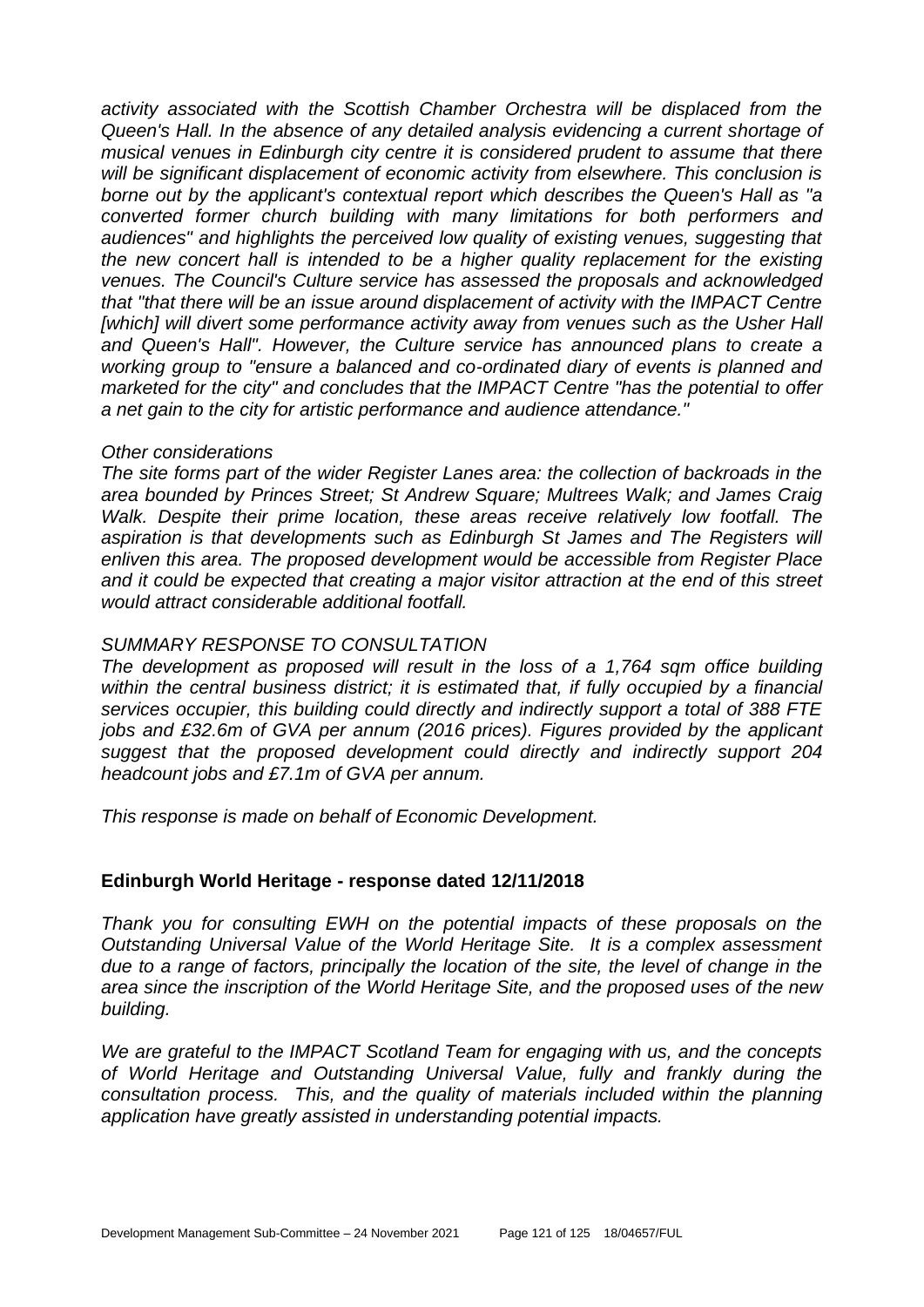*activity associated with the Scottish Chamber Orchestra will be displaced from the Queen's Hall. In the absence of any detailed analysis evidencing a current shortage of musical venues in Edinburgh city centre it is considered prudent to assume that there will be significant displacement of economic activity from elsewhere. This conclusion is borne out by the applicant's contextual report which describes the Queen's Hall as "a converted former church building with many limitations for both performers and audiences" and highlights the perceived low quality of existing venues, suggesting that the new concert hall is intended to be a higher quality replacement for the existing venues. The Council's Culture service has assessed the proposals and acknowledged that "that there will be an issue around displacement of activity with the IMPACT Centre [which] will divert some performance activity away from venues such as the Usher Hall and Queen's Hall". However, the Culture service has announced plans to create a working group to "ensure a balanced and co-ordinated diary of events is planned and marketed for the city" and concludes that the IMPACT Centre "has the potential to offer a net gain to the city for artistic performance and audience attendance."*

*Other considerations*

*The site forms part of the wider Register Lanes area: the collection of backroads in the area bounded by Princes Street; St Andrew Square; Multrees Walk; and James Craig Walk. Despite their prime location, these areas receive relatively low footfall. The aspiration is that developments such as Edinburgh St James and The Registers will enliven this area. The proposed development would be accessible from Register Place and it could be expected that creating a major visitor attraction at the end of this street would attract considerable additional footfall.*

*SUMMARY RESPONSE TO CONSULTATION*

*The development as proposed will result in the loss of a 1,764 sqm office building within the central business district; it is estimated that, if fully occupied by a financial services occupier, this building could directly and indirectly support a total of 388 FTE jobs and £32.6m of GVA per annum (2016 prices). Figures provided by the applicant suggest that the proposed development could directly and indirectly support 204 headcount jobs and £7.1m of GVA per annum.*

*This response is made on behalf of Economic Development.*

**Edinburgh World Heritage - response dated 12/11/2018**

*Thank you for consulting EWH on the potential impacts of these proposals on the Outstanding Universal Value of the World Heritage Site. It is a complex assessment due to a range of factors, principally the location of the site, the level of change in the area since the inscription of the World Heritage Site, and the proposed uses of the new building.*

*We are grateful to the IMPACT Scotland Team for engaging with us, and the concepts of World Heritage and Outstanding Universal Value, fully and frankly during the consultation process. This, and the quality of materials included within the planning application have greatly assisted in understanding potential impacts.*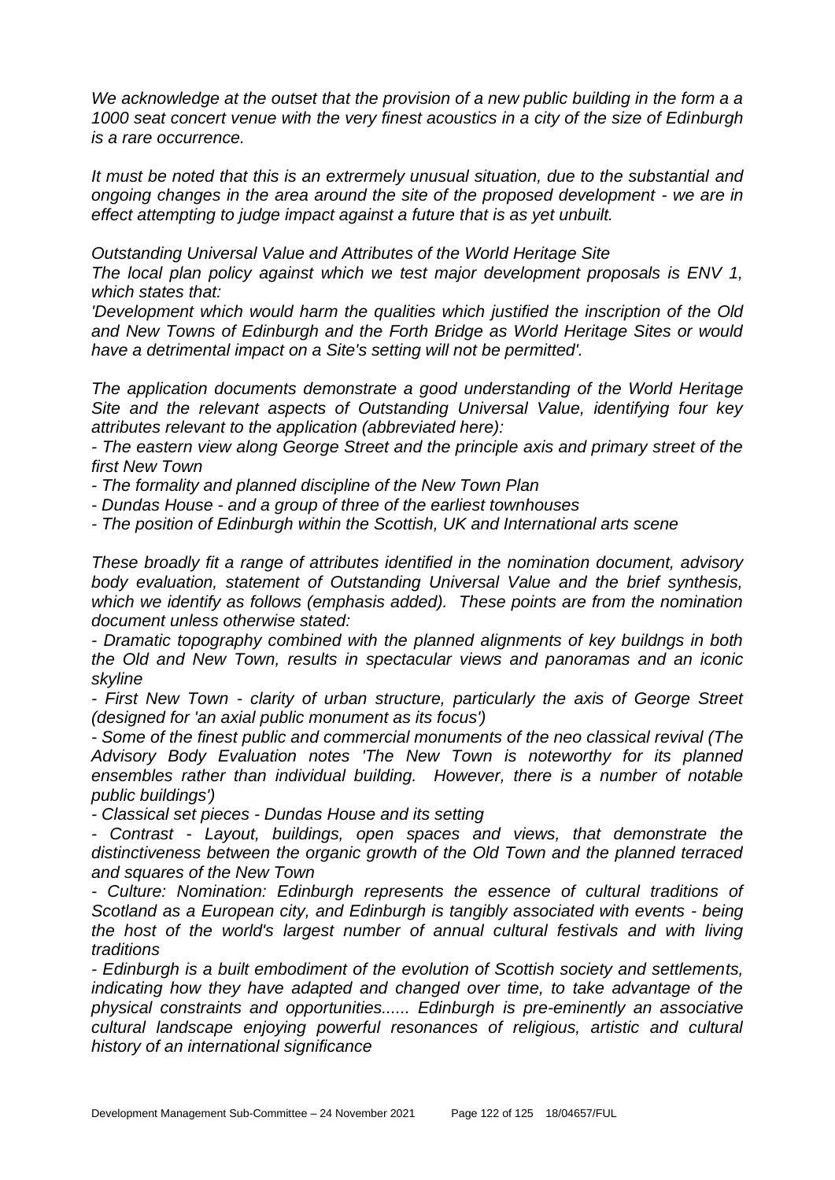*We acknowledge at the outset that the provision of a new public building in the form a a 1000 seat concert venue with the very finest acoustics in a city of the size of Edinburgh is a rare occurrence.*

*It must be noted that this is an extrermely unusual situation, due to the substantial and ongoing changes in the area around the site of the proposed development - we are in effect attempting to judge impact against a future that is as yet unbuilt.*

*Outstanding Universal Value and Attributes of the World Heritage Site*

*The local plan policy against which we test major development proposals is ENV 1, which states that:*

*'Development which would harm the qualities which justified the inscription of the Old and New Towns of Edinburgh and the Forth Bridge as World Heritage Sites or would have a detrimental impact on a Site's setting will not be permitted'.*

*The application documents demonstrate a good understanding of the World Heritage Site and the relevant aspects of Outstanding Universal Value, identifying four key attributes relevant to the application (abbreviated here):*

*- The eastern view along George Street and the principle axis and primary street of the first New Town*

*- The formality and planned discipline of the New Town Plan*

*- Dundas House - and a group of three of the earliest townhouses*

*- The position of Edinburgh within the Scottish, UK and International arts scene*

*These broadly fit a range of attributes identified in the nomination document, advisory body evaluation, statement of Outstanding Universal Value and the brief synthesis, which we identify as follows (emphasis added). These points are from the nomination document unless otherwise stated:*

*- Dramatic topography combined with the planned alignments of key buildngs in both the Old and New Town, results in spectacular views and panoramas and an iconic skyline*

*- First New Town - clarity of urban structure, particularly the axis of George Street (designed for 'an axial public monument as its focus')*

*- Some of the finest public and commercial monuments of the neo classical revival (The Advisory Body Evaluation notes 'The New Town is noteworthy for its planned ensembles rather than individual building. However, there is a number of notable public buildings')*

*- Classical set pieces - Dundas House and its setting*

*- Contrast - Layout, buildings, open spaces and views, that demonstrate the distinctiveness between the organic growth of the Old Town and the planned terraced and squares of the New Town*

*- Culture: Nomination: Edinburgh represents the essence of cultural traditions of Scotland as a European city, and Edinburgh is tangibly associated with events - being the host of the world's largest number of annual cultural festivals and with living traditions*

*- Edinburgh is a built embodiment of the evolution of Scottish society and settlements, indicating how they have adapted and changed over time, to take advantage of the physical constraints and opportunities...... Edinburgh is pre-eminently an associative cultural landscape enjoying powerful resonances of religious, artistic and cultural history of an international significance*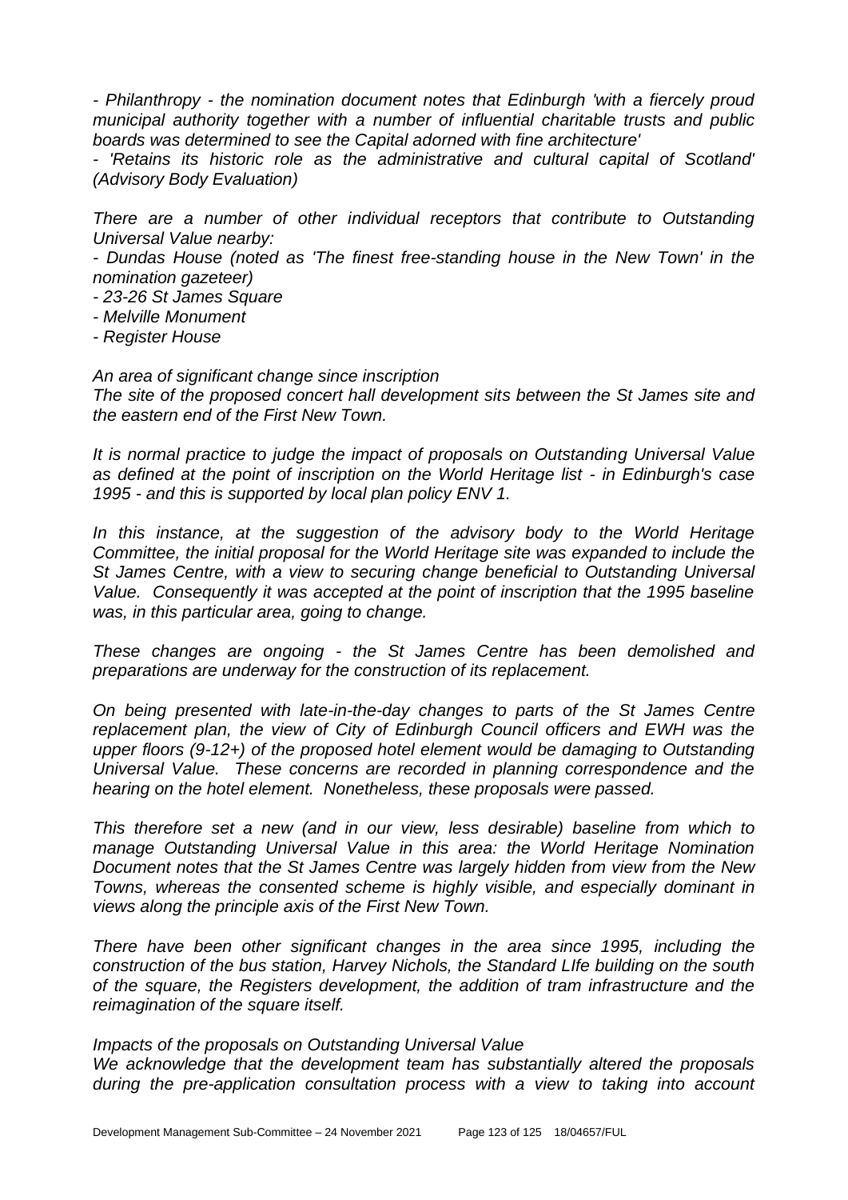*- Philanthropy - the nomination document notes that Edinburgh 'with a fiercely proud municipal authority together with a number of influential charitable trusts and public boards was determined to see the Capital adorned with fine architecture'*

*- 'Retains its historic role as the administrative and cultural capital of Scotland' (Advisory Body Evaluation)*

*There are a number of other individual receptors that contribute to Outstanding Universal Value nearby:*

*- Dundas House (noted as 'The finest free-standing house in the New Town' in the nomination gazeteer)*

*- 23-26 St James Square*

*- Melville Monument*

*- Register House*

*An area of significant change since inscription*

*The site of the proposed concert hall development sits between the St James site and the eastern end of the First New Town.*

*It is normal practice to judge the impact of proposals on Outstanding Universal Value as defined at the point of inscription on the World Heritage list - in Edinburgh's case 1995 - and this is supported by local plan policy ENV 1.*

*In this instance, at the suggestion of the advisory body to the World Heritage Committee, the initial proposal for the World Heritage site was expanded to include the St James Centre, with a view to securing change beneficial to Outstanding Universal Value. Consequently it was accepted at the point of inscription that the 1995 baseline was, in this particular area, going to change.*

*These changes are ongoing - the St James Centre has been demolished and preparations are underway for the construction of its replacement.*

*On being presented with late-in-the-day changes to parts of the St James Centre replacement plan, the view of City of Edinburgh Council officers and EWH was the upper floors (9-12+) of the proposed hotel element would be damaging to Outstanding Universal Value. These concerns are recorded in planning correspondence and the hearing on the hotel element. Nonetheless, these proposals were passed.*

*This therefore set a new (and in our view, less desirable) baseline from which to manage Outstanding Universal Value in this area: the World Heritage Nomination Document notes that the St James Centre was largely hidden from view from the New Towns, whereas the consented scheme is highly visible, and especially dominant in views along the principle axis of the First New Town.*

*There have been other significant changes in the area since 1995, including the construction of the bus station, Harvey Nichols, the Standard LIfe building on the south of the square, the Registers development, the addition of tram infrastructure and the reimagination of the square itself.*

*Impacts of the proposals on Outstanding Universal Value*

*We acknowledge that the development team has substantially altered the proposals during the pre-application consultation process with a view to taking into account*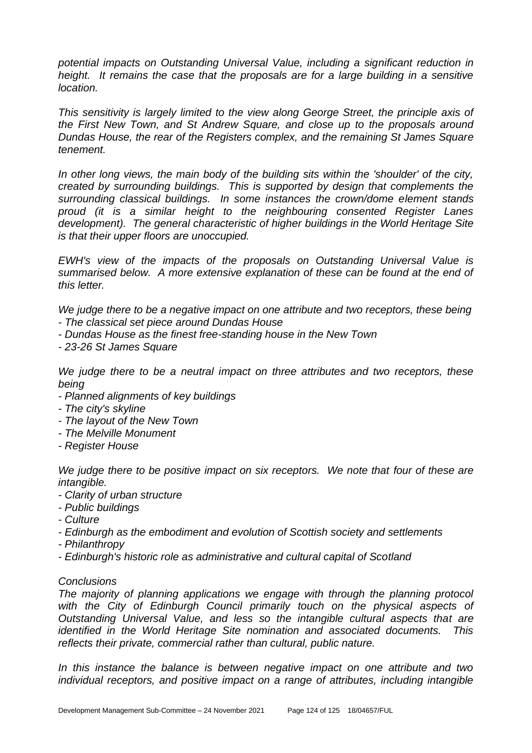*potential impacts on Outstanding Universal Value, including a significant reduction in height. It remains the case that the proposals are for a large building in a sensitive location.*

*This sensitivity is largely limited to the view along George Street, the principle axis of the First New Town, and St Andrew Square, and close up to the proposals around Dundas House, the rear of the Registers complex, and the remaining St James Square tenement.*

*In other long views, the main body of the building sits within the 'shoulder' of the city, created by surrounding buildings. This is supported by design that complements the surrounding classical buildings. In some instances the crown/dome element stands proud (it is a similar height to the neighbouring consented Register Lanes development). The general characteristic of higher buildings in the World Heritage Site is that their upper floors are unoccupied.*

*EWH's view of the impacts of the proposals on Outstanding Universal Value is summarised below. A more extensive explanation of these can be found at the end of this letter.*

*We judge there to be a negative impact on one attribute and two receptors, these being*
- *The classical set piece around Dundas House*
- *Dundas House as the finest free-standing house in the New Town*
- *23-26 St James Square*

*We judge there to be a neutral impact on three attributes and two receptors, these being*
- *Planned alignments of key buildings*
- *The city's skyline*
- *The layout of the New Town*
- *The Melville Monument*
- *Register House*

*We judge there to be positive impact on six receptors. We note that four of these are intangible.*
- *Clarity of urban structure*
- *Public buildings*
- *Culture*
- *Edinburgh as the embodiment and evolution of Scottish society and settlements*
- *Philanthropy*
- *Edinburgh's historic role as administrative and cultural capital of Scotland*

*Conclusions*

*The majority of planning applications we engage with through the planning protocol with the City of Edinburgh Council primarily touch on the physical aspects of Outstanding Universal Value, and less so the intangible cultural aspects that are identified in the World Heritage Site nomination and associated documents. This reflects their private, commercial rather than cultural, public nature.*

*In this instance the balance is between negative impact on one attribute and two individual receptors, and positive impact on a range of attributes, including intangible*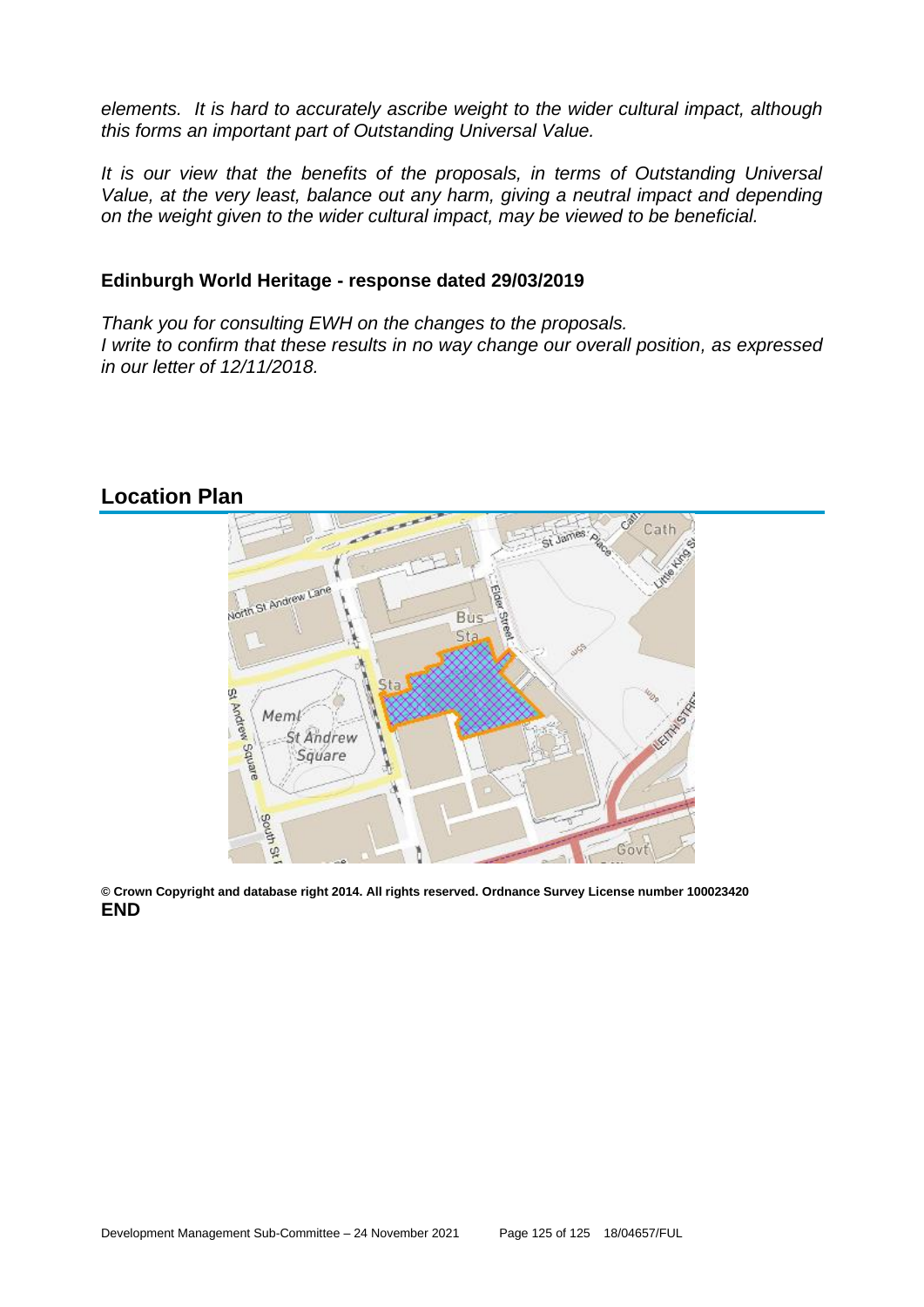*elements. It is hard to accurately ascribe weight to the wider cultural impact, although this forms an important part of Outstanding Universal Value.*

*It is our view that the benefits of the proposals, in terms of Outstanding Universal Value, at the very least, balance out any harm, giving a neutral impact and depending on the weight given to the wider cultural impact, may be viewed to be beneficial.*

**Edinburgh World Heritage - response dated 29/03/2019**

*Thank you for consulting EWH on the changes to the proposals.*
*I write to confirm that these results in no way change our overall position, as expressed in our letter of 12/11/2018.*

## Location Plan

St James Place
Cath
Little King St
North St Andrew Lane
Bus Sta
Elder Street
Sta
Meml
St Andrew Square
St Andrew Square
South St
LEITH STREET
Govt

**© Crown Copyright and database right 2014. All rights reserved. Ordnance Survey License number 100023420**

**END**